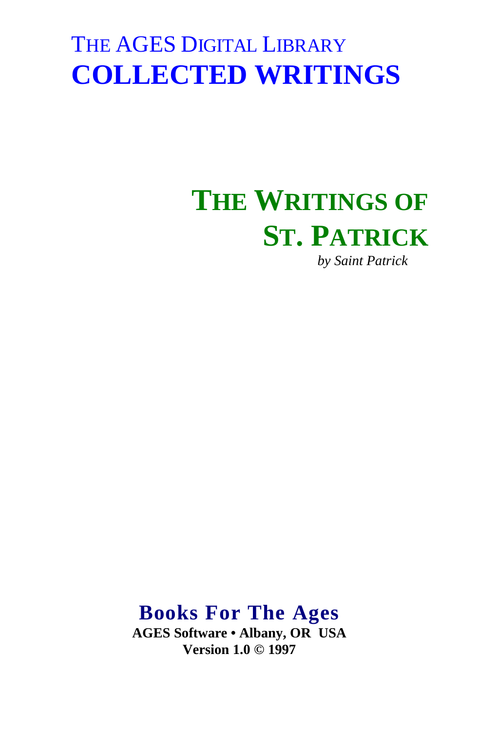THE AGES DIGITAL LIBRARY

# COLLECTED WRITINGS

# THE WRITINGS OF ST. PATRICK

*by Saint Patrick*

**Books For The Ages**

**AGES Software • Albany, OR USA**

**Version 1.0 © 1997**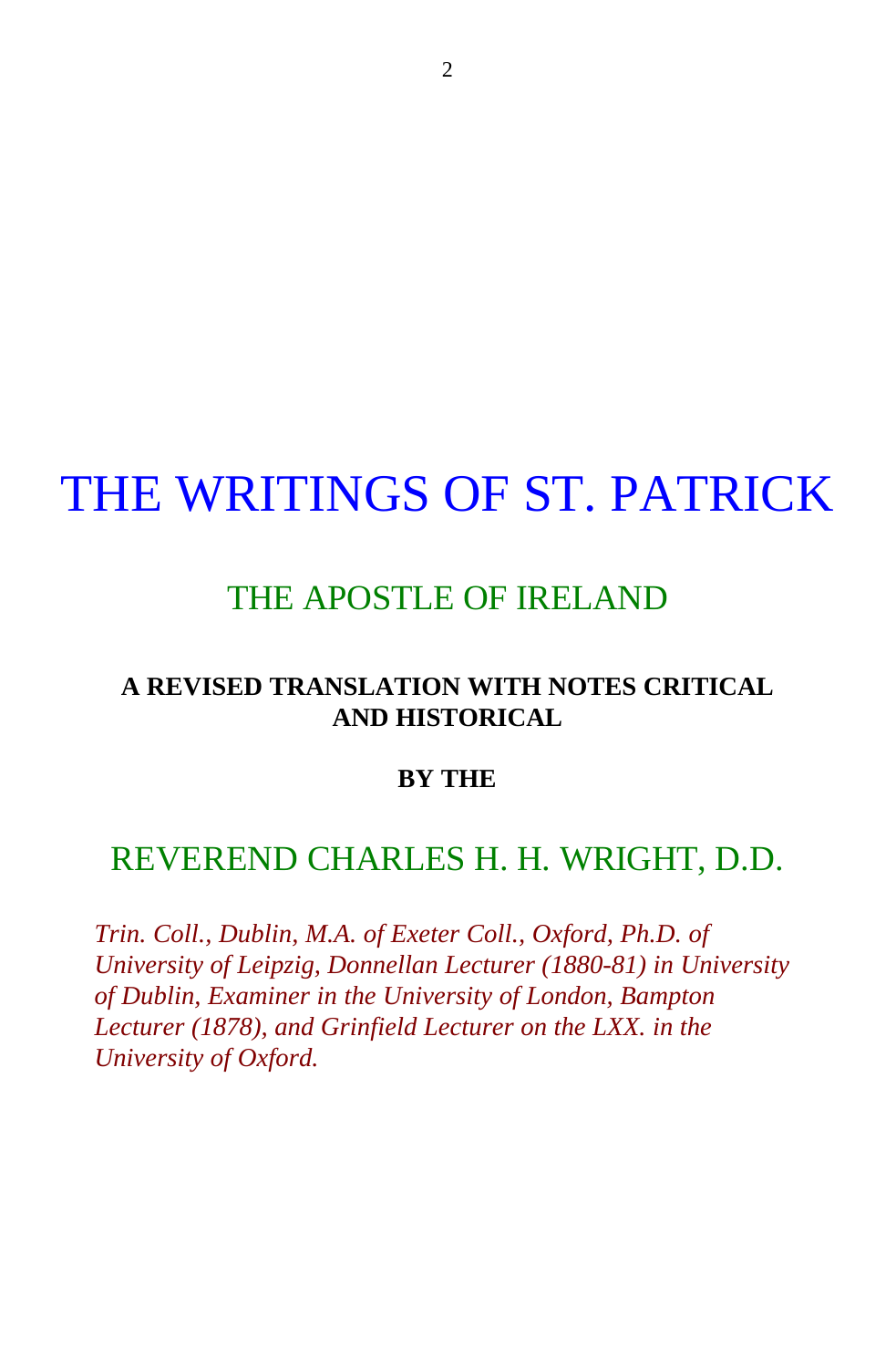# THE WRITINGS OF ST. PATRICK

## THE APOSTLE OF IRELAND

**A REVISED TRANSLATION WITH NOTES CRITICAL AND HISTORICAL**

**BY THE**

## REVEREND CHARLES H. H. WRIGHT, D.D.

*Trin. Coll., Dublin, M.A. of Exeter Coll., Oxford, Ph.D. of University of Leipzig, Donnellan Lecturer (1880-81) in University of Dublin, Examiner in the University of London, Bampton Lecturer (1878), and Grinfield Lecturer on the LXX. in the University of Oxford.*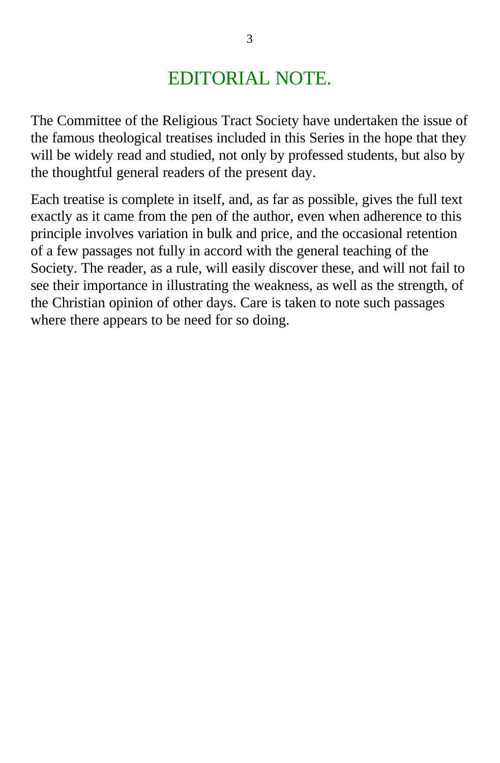# EDITORIAL NOTE.

The Committee of the Religious Tract Society have undertaken the issue of the famous theological treatises included in this Series in the hope that they will be widely read and studied, not only by professed students, but also by the thoughtful general readers of the present day.

Each treatise is complete in itself, and, as far as possible, gives the full text exactly as it came from the pen of the author, even when adherence to this principle involves variation in bulk and price, and the occasional retention of a few passages not fully in accord with the general teaching of the Society. The reader, as a rule, will easily discover these, and will not fail to see their importance in illustrating the weakness, as well as the strength, of the Christian opinion of other days. Care is taken to note such passages where there appears to be need for so doing.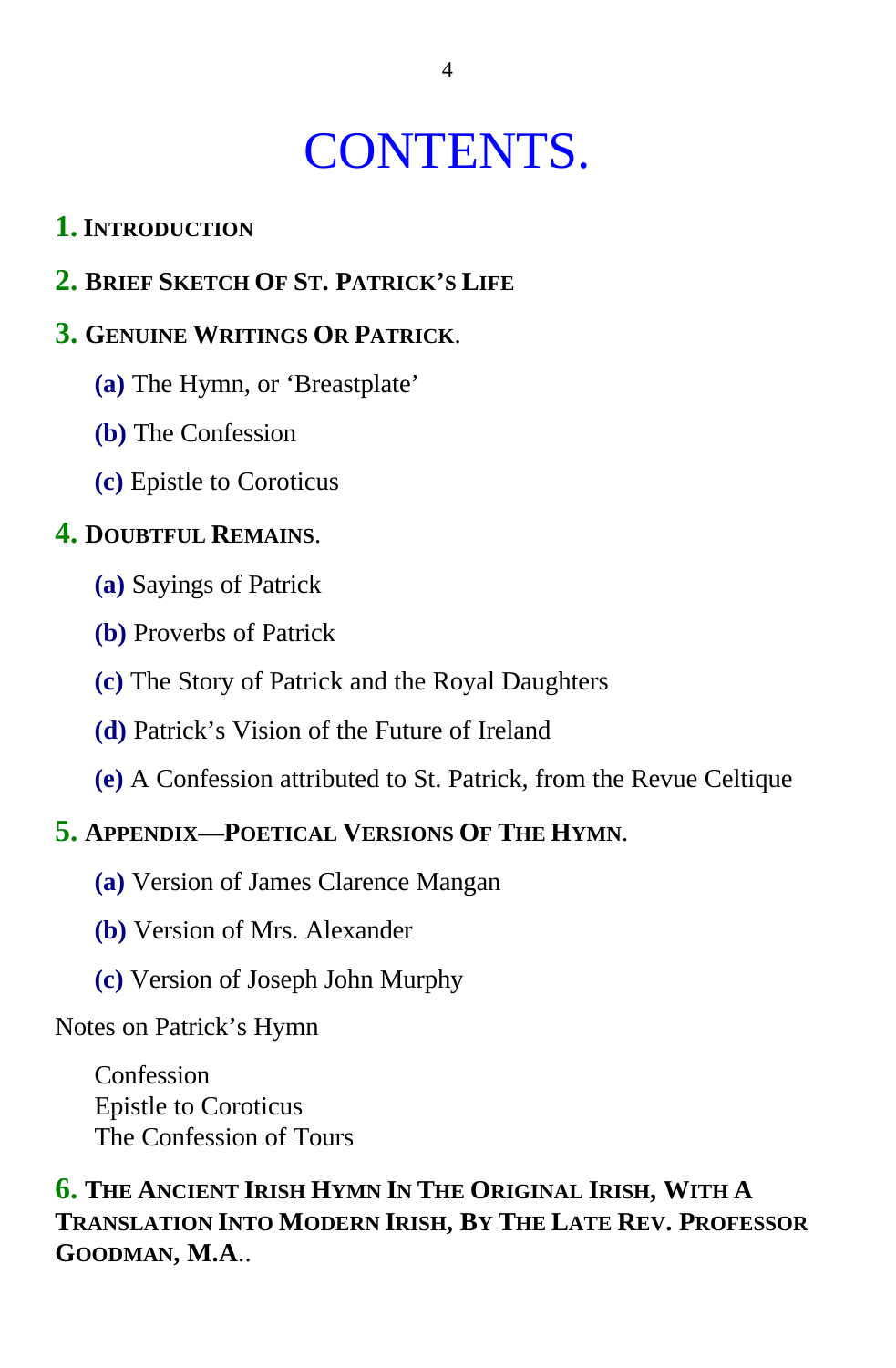# CONTENTS.

**1. Introduction**

**2. Brief Sketch Of St. Patrick’s Life**

**3. Genuine Writings Or Patrick.**

- **(a)** The Hymn, or ‘Breastplate’
- **(b)** The Confession
- **(c)** Epistle to Coroticus

**4. Doubtful Remains.**

- **(a)** Sayings of Patrick
- **(b)** Proverbs of Patrick
- **(c)** The Story of Patrick and the Royal Daughters
- **(d)** Patrick’s Vision of the Future of Ireland
- **(e)** A Confession attributed to St. Patrick, from the Revue Celtique

**5. Appendix—Poetical Versions Of The Hymn.**

- **(a)** Version of James Clarence Mangan
- **(b)** Version of Mrs. Alexander
- **(c)** Version of Joseph John Murphy

Notes on Patrick’s Hymn

Confession  
Epistle to Coroticus  
The Confession of Tours

**6. The Ancient Irish Hymn In The Original Irish, With A Translation Into Modern Irish, By The Late Rev. Professor Goodman, M.A..**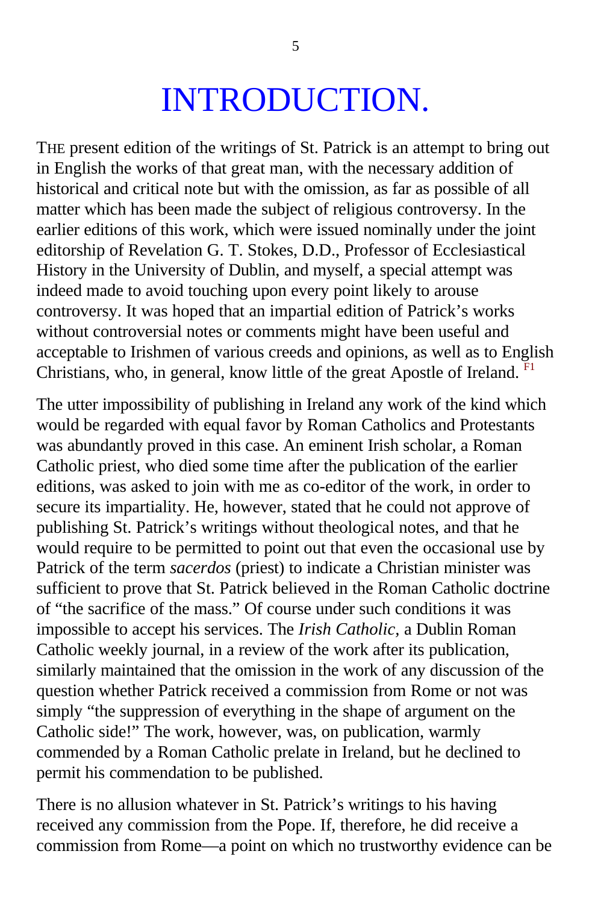# INTRODUCTION.

THE present edition of the writings of St. Patrick is an attempt to bring out in English the works of that great man, with the necessary addition of historical and critical note but with the omission, as far as possible of all matter which has been made the subject of religious controversy. In the earlier editions of this work, which were issued nominally under the joint editorship of Revelation G. T. Stokes, D.D., Professor of Ecclesiastical History in the University of Dublin, and myself, a special attempt was indeed made to avoid touching upon every point likely to arouse controversy. It was hoped that an impartial edition of Patrick's works without controversial notes or comments might have been useful and acceptable to Irishmen of various creeds and opinions, as well as to English Christians, who, in general, know little of the great Apostle of Ireland. [F1]

The utter impossibility of publishing in Ireland any work of the kind which would be regarded with equal favor by Roman Catholics and Protestants was abundantly proved in this case. An eminent Irish scholar, a Roman Catholic priest, who died some time after the publication of the earlier editions, was asked to join with me as co-editor of the work, in order to secure its impartiality. He, however, stated that he could not approve of publishing St. Patrick's writings without theological notes, and that he would require to be permitted to point out that even the occasional use by Patrick of the term *sacerdos* (priest) to indicate a Christian minister was sufficient to prove that St. Patrick believed in the Roman Catholic doctrine of "the sacrifice of the mass." Of course under such conditions it was impossible to accept his services. The *Irish Catholic*, a Dublin Roman Catholic weekly journal, in a review of the work after its publication, similarly maintained that the omission in the work of any discussion of the question whether Patrick received a commission from Rome or not was simply "the suppression of everything in the shape of argument on the Catholic side!" The work, however, was, on publication, warmly commended by a Roman Catholic prelate in Ireland, but he declined to permit his commendation to be published.

There is no allusion whatever in St. Patrick's writings to his having received any commission from the Pope. If, therefore, he did receive a commission from Rome—a point on which no trustworthy evidence can be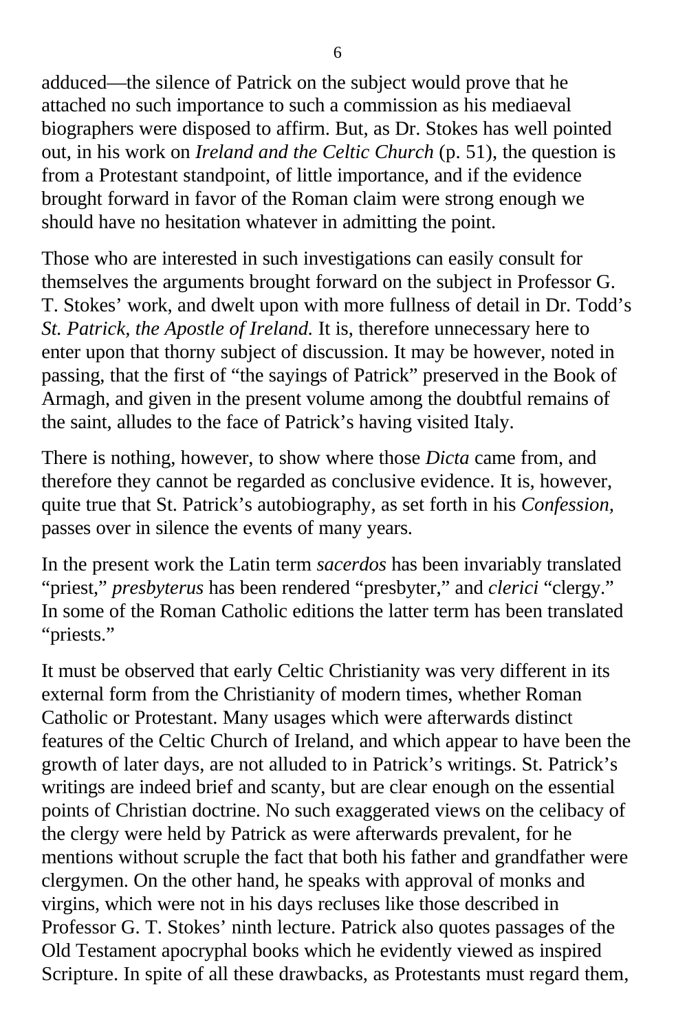adduced—the silence of Patrick on the subject would prove that he attached no such importance to such a commission as his mediaeval biographers were disposed to affirm. But, as Dr. Stokes has well pointed out, in his work on *Ireland and the Celtic Church* (p. 51), the question is from a Protestant standpoint, of little importance, and if the evidence brought forward in favor of the Roman claim were strong enough we should have no hesitation whatever in admitting the point.

Those who are interested in such investigations can easily consult for themselves the arguments brought forward on the subject in Professor G. T. Stokes' work, and dwelt upon with more fullness of detail in Dr. Todd's *St. Patrick, the Apostle of Ireland*. It is, therefore unnecessary here to enter upon that thorny subject of discussion. It may be however, noted in passing, that the first of "the sayings of Patrick" preserved in the Book of Armagh, and given in the present volume among the doubtful remains of the saint, alludes to the face of Patrick's having visited Italy.

There is nothing, however, to show where those *Dicta* came from, and therefore they cannot be regarded as conclusive evidence. It is, however, quite true that St. Patrick's autobiography, as set forth in his *Confession,* passes over in silence the events of many years.

In the present work the Latin term *sacerdos* has been invariably translated "priest," *presbyterus* has been rendered "presbyter," and *clerici* "clergy." In some of the Roman Catholic editions the latter term has been translated "priests."

It must be observed that early Celtic Christianity was very different in its external form from the Christianity of modern times, whether Roman Catholic or Protestant. Many usages which were afterwards distinct features of the Celtic Church of Ireland, and which appear to have been the growth of later days, are not alluded to in Patrick's writings. St. Patrick's writings are indeed brief and scanty, but are clear enough on the essential points of Christian doctrine. No such exaggerated views on the celibacy of the clergy were held by Patrick as were afterwards prevalent, for he mentions without scruple the fact that both his father and grandfather were clergymen. On the other hand, he speaks with approval of monks and virgins, which were not in his days recluses like those described in Professor G. T. Stokes' ninth lecture. Patrick also quotes passages of the Old Testament apocryphal books which he evidently viewed as inspired Scripture. In spite of all these drawbacks, as Protestants must regard them,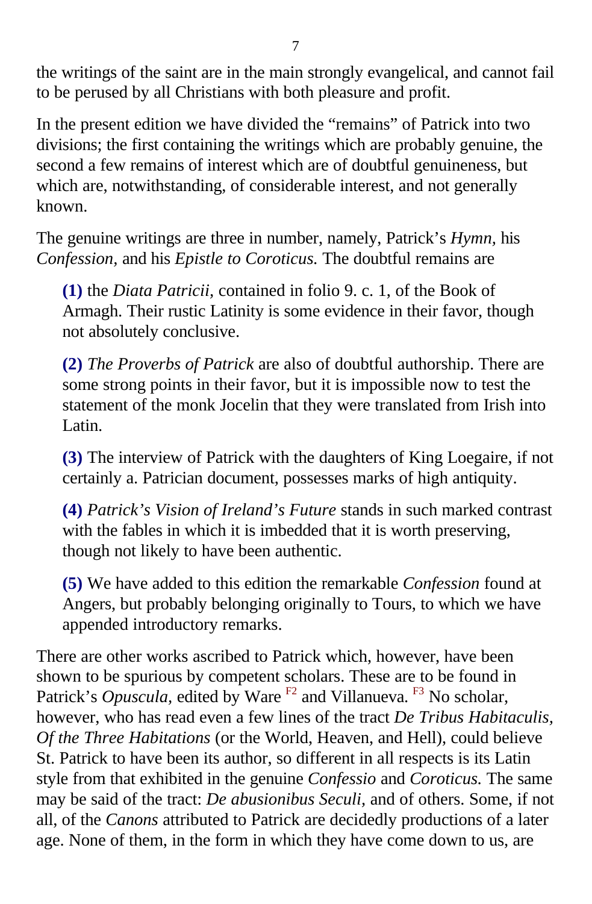the writings of the saint are in the main strongly evangelical, and cannot fail to be perused by all Christians with both pleasure and profit.

In the present edition we have divided the "remains" of Patrick into two divisions; the first containing the writings which are probably genuine, the second a few remains of interest which are of doubtful genuineness, but which are, notwithstanding, of considerable interest, and not generally known.

The genuine writings are three in number, namely, Patrick's *Hymn,* his *Confession,* and his *Epistle to Coroticus.* The doubtful remains are

> **(1)** the *Diata Patricii,* contained in folio 9. c. 1, of the Book of Armagh. Their rustic Latinity is some evidence in their favor, though not absolutely conclusive.
>
> **(2)** *The Proverbs of Patrick* are also of doubtful authorship. There are some strong points in their favor, but it is impossible now to test the statement of the monk Jocelin that they were translated from Irish into Latin.
>
> **(3)** The interview of Patrick with the daughters of King Loegaire, if not certainly a. Patrician document, possesses marks of high antiquity.
>
> **(4)** *Patrick's Vision of Ireland's Future* stands in such marked contrast with the fables in which it is imbedded that it is worth preserving, though not likely to have been authentic.
>
> **(5)** We have added to this edition the remarkable *Confession* found at Angers, but probably belonging originally to Tours, to which we have appended introductory remarks.

There are other works ascribed to Patrick which, however, have been shown to be spurious by competent scholars. These are to be found in Patrick's *Opuscula,* edited by Ware [F2] and Villanueva. [F3] No scholar, however, who has read even a few lines of the tract *De Tribus Habitaculis, Of the Three Habitations* (or the World, Heaven, and Hell), could believe St. Patrick to have been its author, so different in all respects is its Latin style from that exhibited in the genuine *Confessio* and *Coroticus.* The same may be said of the tract: *De abusionibus Seculi,* and of others. Some, if not all, of the *Canons* attributed to Patrick are decidedly productions of a later age. None of them, in the form in which they have come down to us, are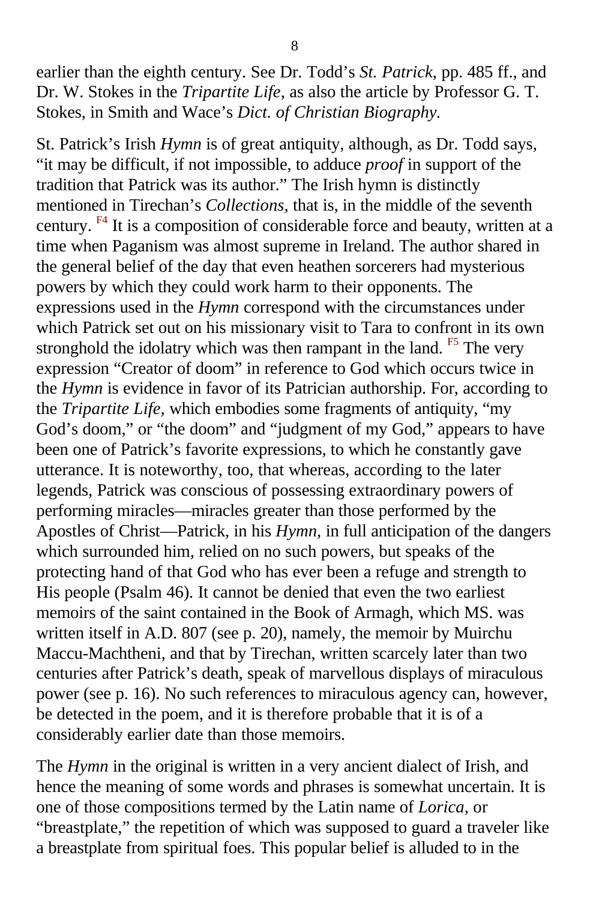earlier than the eighth century. See Dr. Todd's *St. Patrick,* pp. 485 ff., and Dr. W. Stokes in the *Tripartite Life,* as also the article by Professor G. T. Stokes, in Smith and Wace's *Dict. of Christian Biography.*

St. Patrick's Irish *Hymn* is of great antiquity, although, as Dr. Todd says, "it may be difficult, if not impossible, to adduce *proof* in support of the tradition that Patrick was its author." The Irish hymn is distinctly mentioned in Tirechan's *Collections,* that is, in the middle of the seventh century. [F4] It is a composition of considerable force and beauty, written at a time when Paganism was almost supreme in Ireland. The author shared in the general belief of the day that even heathen sorcerers had mysterious powers by which they could work harm to their opponents. The expressions used in the *Hymn* correspond with the circumstances under which Patrick set out on his missionary visit to Tara to confront in its own stronghold the idolatry which was then rampant in the land. [F5] The very expression "Creator of doom" in reference to God which occurs twice in the *Hymn* is evidence in favor of its Patrician authorship. For, according to the *Tripartite Life,* which embodies some fragments of antiquity, "my God's doom," or "the doom" and "judgment of my God," appears to have been one of Patrick's favorite expressions, to which he constantly gave utterance. It is noteworthy, too, that whereas, according to the later legends, Patrick was conscious of possessing extraordinary powers of performing miracles—miracles greater than those performed by the Apostles of Christ—Patrick, in his *Hymn,* in full anticipation of the dangers which surrounded him, relied on no such powers, but speaks of the protecting hand of that God who has ever been a refuge and strength to His people (Psalm 46). It cannot be denied that even the two earliest memoirs of the saint contained in the Book of Armagh, which MS. was written itself in A.D. 807 (see p. 20), namely, the memoir by Muirchu Maccu-Machtheni, and that by Tirechan, written scarcely later than two centuries after Patrick's death, speak of marvellous displays of miraculous power (see p. 16). No such references to miraculous agency can, however, be detected in the poem, and it is therefore probable that it is of a considerably earlier date than those memoirs.

The *Hymn* in the original is written in a very ancient dialect of Irish, and hence the meaning of some words and phrases is somewhat uncertain. It is one of those compositions termed by the Latin name of *Lorica,* or "breastplate," the repetition of which was supposed to guard a traveler like a breastplate from spiritual foes. This popular belief is alluded to in the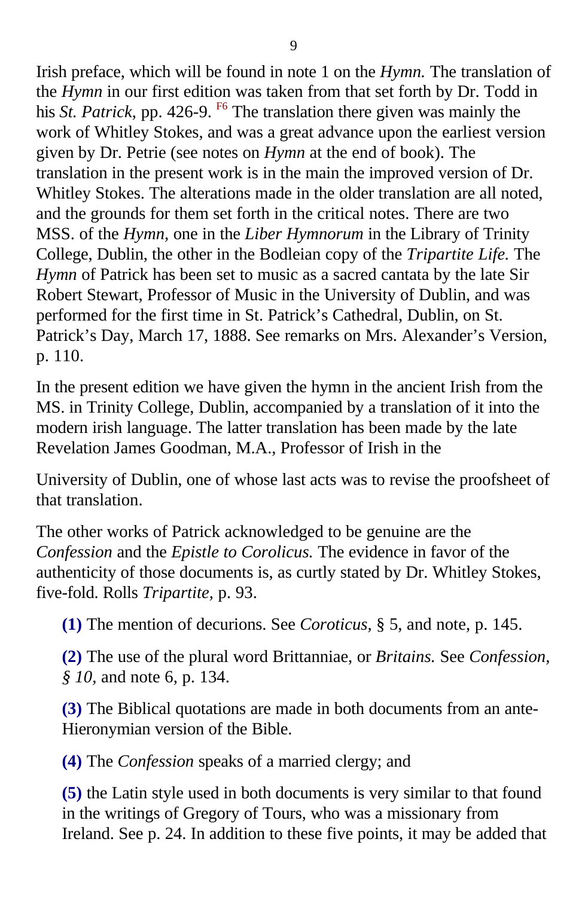Irish preface, which will be found in note 1 on the *Hymn.* The translation of the *Hymn* in our first edition was taken from that set forth by Dr. Todd in his *St. Patrick,* pp. 426-9. [F6] The translation there given was mainly the work of Whitley Stokes, and was a great advance upon the earliest version given by Dr. Petrie (see notes on *Hymn* at the end of book). The translation in the present work is in the main the improved version of Dr. Whitley Stokes. The alterations made in the older translation are all noted, and the grounds for them set forth in the critical notes. There are two MSS. of the *Hymn,* one in the *Liber Hymnorum* in the Library of Trinity College, Dublin, the other in the Bodleian copy of the *Tripartite Life.* The *Hymn* of Patrick has been set to music as a sacred cantata by the late Sir Robert Stewart, Professor of Music in the University of Dublin, and was performed for the first time in St. Patrick's Cathedral, Dublin, on St. Patrick's Day, March 17, 1888. See remarks on Mrs. Alexander's Version, p. 110.

In the present edition we have given the hymn in the ancient Irish from the MS. in Trinity College, Dublin, accompanied by a translation of it into the modern irish language. The latter translation has been made by the late Revelation James Goodman, M.A., Professor of Irish in the University of Dublin, one of whose last acts was to revise the proofsheet of that translation.

The other works of Patrick acknowledged to be genuine are the *Confession* and the *Epistle to Corolicus.* The evidence in favor of the authenticity of those documents is, as curtly stated by Dr. Whitley Stokes, five-fold. Rolls *Tripartite,* p. 93.

**(1)** The mention of decurions. See *Coroticus,* § 5, and note, p. 145.

**(2)** The use of the plural word Brittanniae, or *Britains.* See *Confession, § 10,* and note 6, p. 134.

**(3)** The Biblical quotations are made in both documents from an ante-Hieronymian version of the Bible.

**(4)** The *Confession* speaks of a married clergy; and

**(5)** the Latin style used in both documents is very similar to that found in the writings of Gregory of Tours, who was a missionary from Ireland. See p. 24. In addition to these five points, it may be added that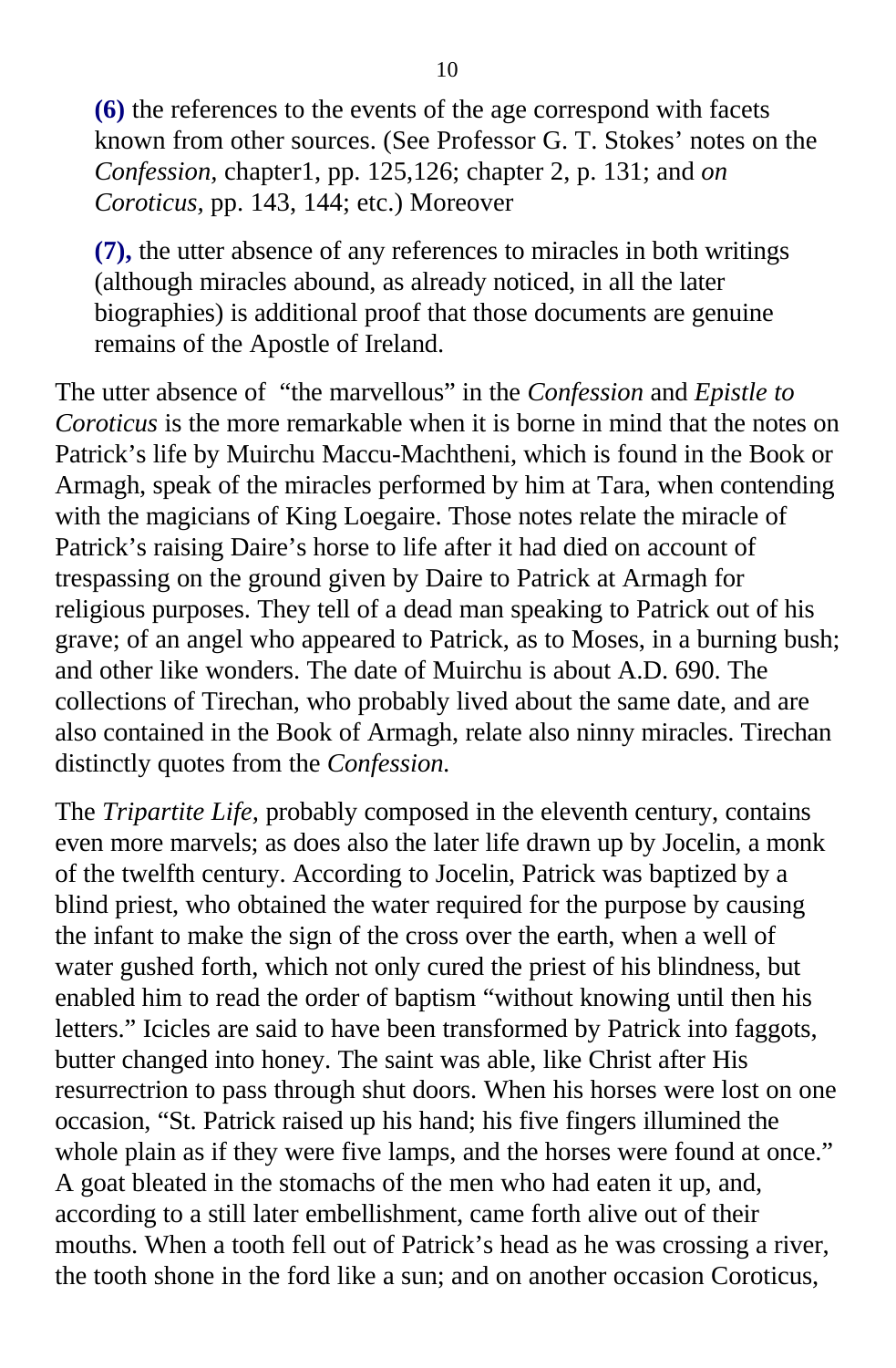**(6)** the references to the events of the age correspond with facets known from other sources. (See Professor G. T. Stokes' notes on the *Confession,* chapter1, pp. 125,126; chapter 2, p. 131; and *on Coroticus,* pp. 143, 144; etc.) Moreover

**(7),** the utter absence of any references to miracles in both writings (although miracles abound, as already noticed, in all the later biographies) is additional proof that those documents are genuine remains of the Apostle of Ireland.

The utter absence of "the marvellous" in the *Confession* and *Epistle to Coroticus* is the more remarkable when it is borne in mind that the notes on Patrick's life by Muirchu Maccu-Machtheni, which is found in the Book or Armagh, speak of the miracles performed by him at Tara, when contending with the magicians of King Loegaire. Those notes relate the miracle of Patrick's raising Daire's horse to life after it had died on account of trespassing on the ground given by Daire to Patrick at Armagh for religious purposes. They tell of a dead man speaking to Patrick out of his grave; of an angel who appeared to Patrick, as to Moses, in a burning bush; and other like wonders. The date of Muirchu is about A.D. 690. The collections of Tirechan, who probably lived about the same date, and are also contained in the Book of Armagh, relate also ninny miracles. Tirechan distinctly quotes from the *Confession.*

The *Tripartite Life,* probably composed in the eleventh century, contains even more marvels; as does also the later life drawn up by Jocelin, a monk of the twelfth century. According to Jocelin, Patrick was baptized by a blind priest, who obtained the water required for the purpose by causing the infant to make the sign of the cross over the earth, when a well of water gushed forth, which not only cured the priest of his blindness, but enabled him to read the order of baptism "without knowing until then his letters." Icicles are said to have been transformed by Patrick into faggots, butter changed into honey. The saint was able, like Christ after His resurrectrion to pass through shut doors. When his horses were lost on one occasion, "St. Patrick raised up his hand; his five fingers illumined the whole plain as if they were five lamps, and the horses were found at once." A goat bleated in the stomachs of the men who had eaten it up, and, according to a still later embellishment, came forth alive out of their mouths. When a tooth fell out of Patrick's head as he was crossing a river, the tooth shone in the ford like a sun; and on another occasion Coroticus,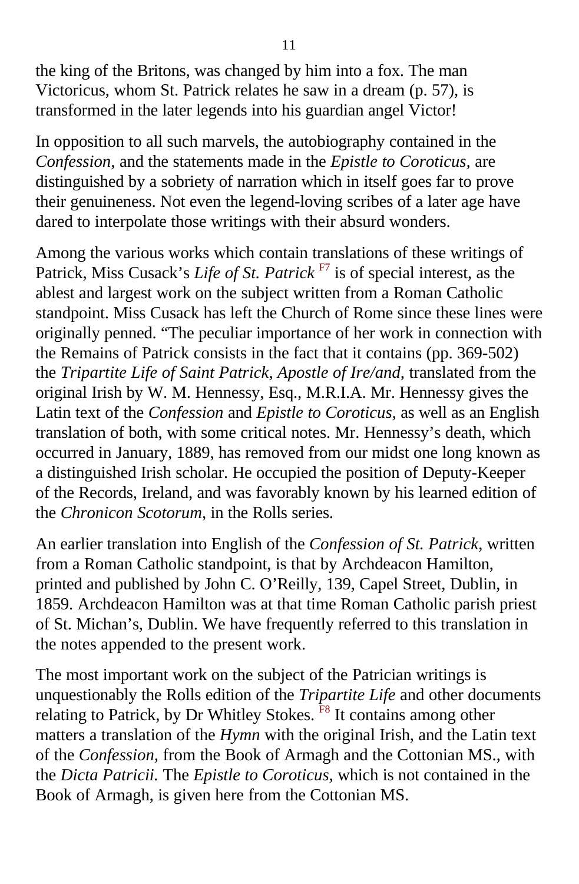the king of the Britons, was changed by him into a fox. The man Victoricus, whom St. Patrick relates he saw in a dream (p. 57), is transformed in the later legends into his guardian angel Victor!

In opposition to all such marvels, the autobiography contained in the *Confession,* and the statements made in the *Epistle to Coroticus,* are distinguished by a sobriety of narration which in itself goes far to prove their genuineness. Not even the legend-loving scribes of a later age have dared to interpolate those writings with their absurd wonders.

Among the various works which contain translations of these writings of Patrick, Miss Cusack's *Life of St. Patrick* [F7] is of special interest, as the ablest and largest work on the subject written from a Roman Catholic standpoint. Miss Cusack has left the Church of Rome since these lines were originally penned. "The peculiar importance of her work in connection with the Remains of Patrick consists in the fact that it contains (pp. 369-502) the *Tripartite Life of Saint Patrick, Apostle of Ire/and,* translated from the original Irish by W. M. Hennessy, Esq., M.R.I.A. Mr. Hennessy gives the Latin text of the *Confession* and *Epistle to Coroticus,* as well as an English translation of both, with some critical notes. Mr. Hennessy's death, which occurred in January, 1889, has removed from our midst one long known as a distinguished Irish scholar. He occupied the position of Deputy-Keeper of the Records, Ireland, and was favorably known by his learned edition of the *Chronicon Scotorum,* in the Rolls series.

An earlier translation into English of the *Confession of St. Patrick,* written from a Roman Catholic standpoint, is that by Archdeacon Hamilton, printed and published by John C. O'Reilly, 139, Capel Street, Dublin, in 1859. Archdeacon Hamilton was at that time Roman Catholic parish priest of St. Michan's, Dublin. We have frequently referred to this translation in the notes appended to the present work.

The most important work on the subject of the Patrician writings is unquestionably the Rolls edition of the *Tripartite Life* and other documents relating to Patrick, by Dr Whitley Stokes. [F8] It contains among other matters a translation of the *Hymn* with the original Irish, and the Latin text of the *Confession,* from the Book of Armagh and the Cottonian MS., with the *Dicta Patricii.* The *Epistle to Coroticus,* which is not contained in the Book of Armagh, is given here from the Cottonian MS.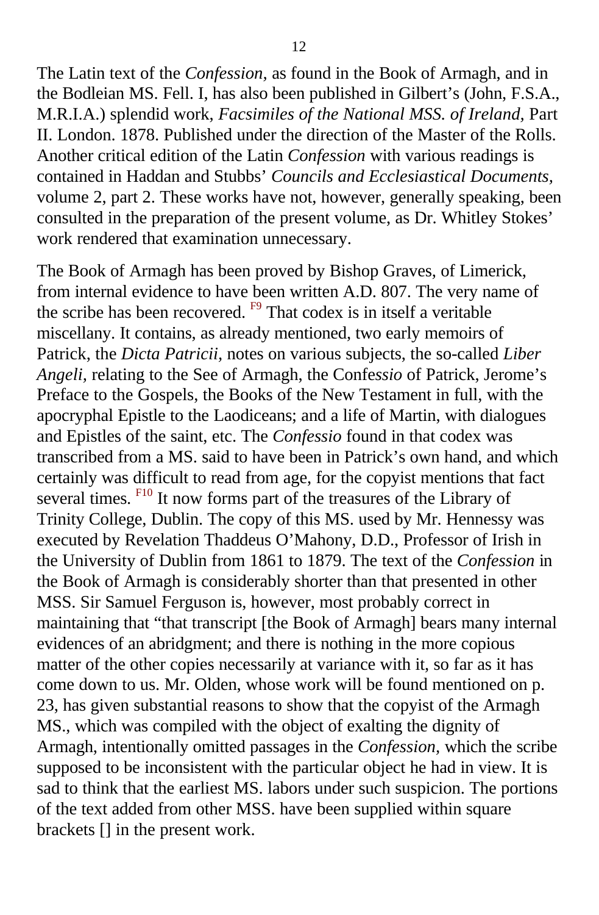The Latin text of the *Confession*, as found in the Book of Armagh, and in the Bodleian MS. Fell. I, has also been published in Gilbert's (John, F.S.A., M.R.I.A.) splendid work, *Facsimiles of the National MSS. of Ireland*, Part II. London. 1878. Published under the direction of the Master of the Rolls. Another critical edition of the Latin *Confession* with various readings is contained in Haddan and Stubbs' *Councils and Ecclesiastical Documents*, volume 2, part 2. These works have not, however, generally speaking, been consulted in the preparation of the present volume, as Dr. Whitley Stokes' work rendered that examination unnecessary.

The Book of Armagh has been proved by Bishop Graves, of Limerick, from internal evidence to have been written A.D. 807. The very name of the scribe has been recovered. [F9] That codex is in itself a veritable miscellany. It contains, as already mentioned, two early memoirs of Patrick, the *Dicta Patricii*, notes on various subjects, the so-called *Liber Angeli*, relating to the See of Armagh, the Confe*ssio* of Patrick, Jerome's Preface to the Gospels, the Books of the New Testament in full, with the apocryphal Epistle to the Laodiceans; and a life of Martin, with dialogues and Epistles of the saint, etc. The *Confessio* found in that codex was transcribed from a MS. said to have been in Patrick's own hand, and which certainly was difficult to read from age, for the copyist mentions that fact several times. [F10] It now forms part of the treasures of the Library of Trinity College, Dublin. The copy of this MS. used by Mr. Hennessy was executed by Revelation Thaddeus O'Mahony, D.D., Professor of Irish in the University of Dublin from 1861 to 1879. The text of the *Confession* in the Book of Armagh is considerably shorter than that presented in other MSS. Sir Samuel Ferguson is, however, most probably correct in maintaining that "that transcript [the Book of Armagh] bears many internal evidences of an abridgment; and there is nothing in the more copious matter of the other copies necessarily at variance with it, so far as it has come down to us. Mr. Olden, whose work will be found mentioned on p. 23, has given substantial reasons to show that the copyist of the Armagh MS., which was compiled with the object of exalting the dignity of Armagh, intentionally omitted passages in the *Confession*, which the scribe supposed to be inconsistent with the particular object he had in view. It is sad to think that the earliest MS. labors under such suspicion. The portions of the text added from other MSS. have been supplied within square brackets [] in the present work.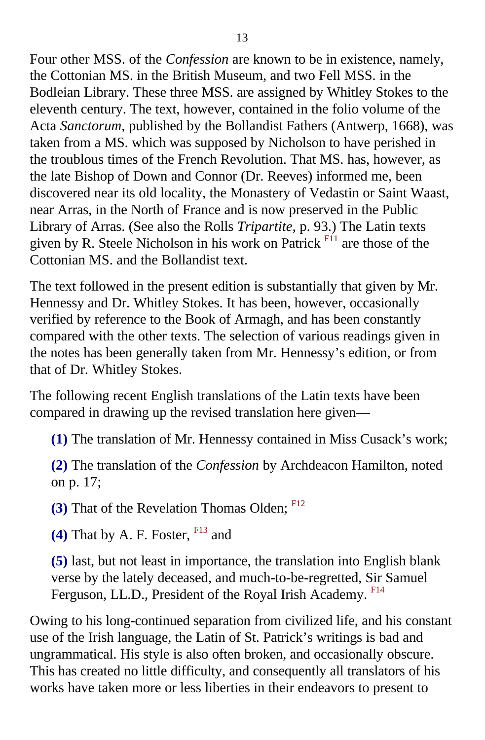Four other MSS. of the *Confession* are known to be in existence, namely, the Cottonian MS. in the British Museum, and two Fell MSS. in the Bodleian Library. These three MSS. are assigned by Whitley Stokes to the eleventh century. The text, however, contained in the folio volume of the Acta *Sanctorum,* published by the Bollandist Fathers (Antwerp, 1668), was taken from a MS. which was supposed by Nicholson to have perished in the troublous times of the French Revolution. That MS. has, however, as the late Bishop of Down and Connor (Dr. Reeves) informed me, been discovered near its old locality, the Monastery of Vedastin or Saint Waast, near Arras, in the North of France and is now preserved in the Public Library of Arras. (See also the Rolls *Tripartite,* p. 93.) The Latin texts given by R. Steele Nicholson in his work on Patrick [F11] are those of the Cottonian MS. and the Bollandist text.

The text followed in the present edition is substantially that given by Mr. Hennessy and Dr. Whitley Stokes. It has been, however, occasionally verified by reference to the Book of Armagh, and has been constantly compared with the other texts. The selection of various readings given in the notes has been generally taken from Mr. Hennessy's edition, or from that of Dr. Whitley Stokes.

The following recent English translations of the Latin texts have been compared in drawing up the revised translation here given—

**(1)** The translation of Mr. Hennessy contained in Miss Cusack's work;

**(2)** The translation of the *Confession* by Archdeacon Hamilton, noted on p. 17;

**(3)** That of the Revelation Thomas Olden; [F12]

**(4)** That by A. F. Foster, [F13] and

**(5)** last, but not least in importance, the translation into English blank verse by the lately deceased, and much-to-be-regretted, Sir Samuel Ferguson, LL.D., President of the Royal Irish Academy. [F14]

Owing to his long-continued separation from civilized life, and his constant use of the Irish language, the Latin of St. Patrick's writings is bad and ungrammatical. His style is also often broken, and occasionally obscure. This has created no little difficulty, and consequently all translators of his works have taken more or less liberties in their endeavors to present to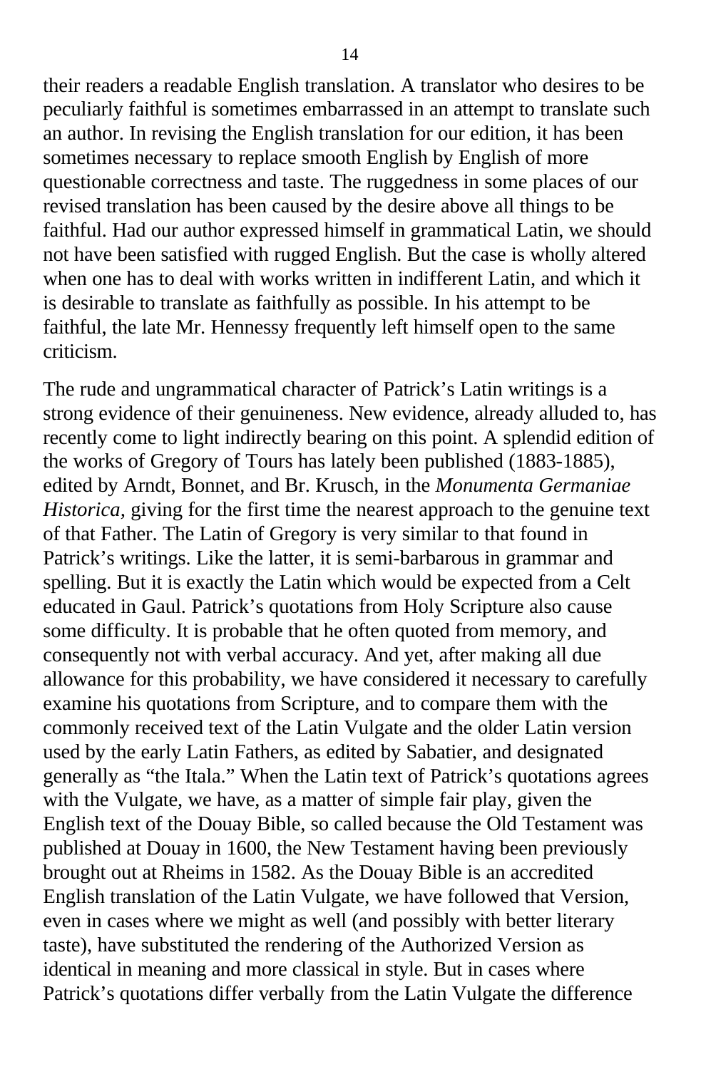their readers a readable English translation. A translator who desires to be peculiarly faithful is sometimes embarrassed in an attempt to translate such an author. In revising the English translation for our edition, it has been sometimes necessary to replace smooth English by English of more questionable correctness and taste. The ruggedness in some places of our revised translation has been caused by the desire above all things to be faithful. Had our author expressed himself in grammatical Latin, we should not have been satisfied with rugged English. But the case is wholly altered when one has to deal with works written in indifferent Latin, and which it is desirable to translate as faithfully as possible. In his attempt to be faithful, the late Mr. Hennessy frequently left himself open to the same criticism.

The rude and ungrammatical character of Patrick's Latin writings is a strong evidence of their genuineness. New evidence, already alluded to, has recently come to light indirectly bearing on this point. A splendid edition of the works of Gregory of Tours has lately been published (1883-1885), edited by Arndt, Bonnet, and Br. Krusch, in the *Monumenta Germaniae Historica*, giving for the first time the nearest approach to the genuine text of that Father. The Latin of Gregory is very similar to that found in Patrick's writings. Like the latter, it is semi-barbarous in grammar and spelling. But it is exactly the Latin which would be expected from a Celt educated in Gaul. Patrick's quotations from Holy Scripture also cause some difficulty. It is probable that he often quoted from memory, and consequently not with verbal accuracy. And yet, after making all due allowance for this probability, we have considered it necessary to carefully examine his quotations from Scripture, and to compare them with the commonly received text of the Latin Vulgate and the older Latin version used by the early Latin Fathers, as edited by Sabatier, and designated generally as "the Itala." When the Latin text of Patrick's quotations agrees with the Vulgate, we have, as a matter of simple fair play, given the English text of the Douay Bible, so called because the Old Testament was published at Douay in 1600, the New Testament having been previously brought out at Rheims in 1582. As the Douay Bible is an accredited English translation of the Latin Vulgate, we have followed that Version, even in cases where we might as well (and possibly with better literary taste), have substituted the rendering of the Authorized Version as identical in meaning and more classical in style. But in cases where Patrick's quotations differ verbally from the Latin Vulgate the difference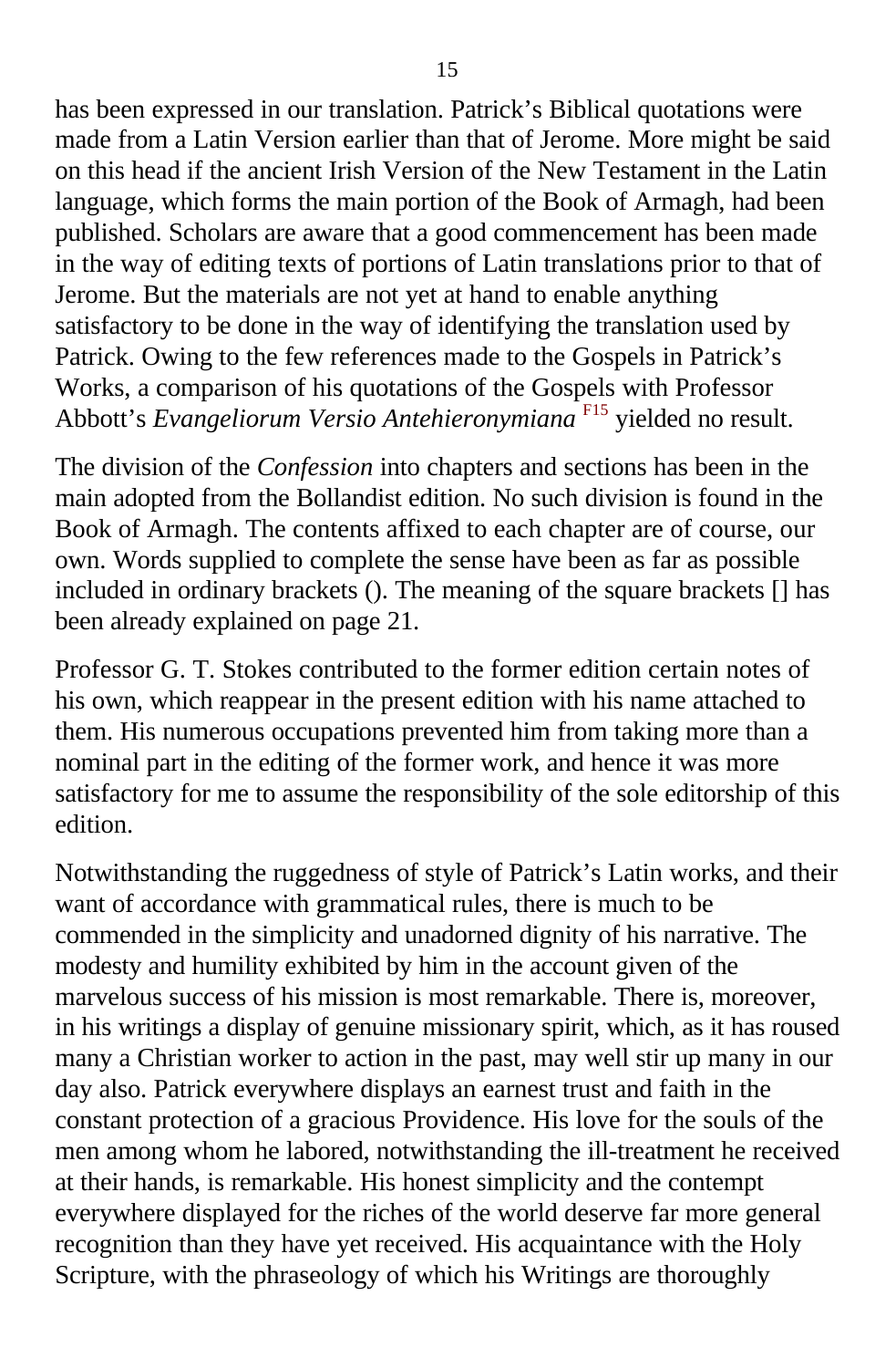has been expressed in our translation. Patrick's Biblical quotations were made from a Latin Version earlier than that of Jerome. More might be said on this head if the ancient Irish Version of the New Testament in the Latin language, which forms the main portion of the Book of Armagh, had been published. Scholars are aware that a good commencement has been made in the way of editing texts of portions of Latin translations prior to that of Jerome. But the materials are not yet at hand to enable anything satisfactory to be done in the way of identifying the translation used by Patrick. Owing to the few references made to the Gospels in Patrick's Works, a comparison of his quotations of the Gospels with Professor Abbott's *Evangeliorum Versio Antehieronymiana* [F15] yielded no result.

The division of the *Confession* into chapters and sections has been in the main adopted from the Bollandist edition. No such division is found in the Book of Armagh. The contents affixed to each chapter are of course, our own. Words supplied to complete the sense have been as far as possible included in ordinary brackets (). The meaning of the square brackets [] has been already explained on page 21.

Professor G. T. Stokes contributed to the former edition certain notes of his own, which reappear in the present edition with his name attached to them. His numerous occupations prevented him from taking more than a nominal part in the editing of the former work, and hence it was more satisfactory for me to assume the responsibility of the sole editorship of this edition.

Notwithstanding the ruggedness of style of Patrick's Latin works, and their want of accordance with grammatical rules, there is much to be commended in the simplicity and unadorned dignity of his narrative. The modesty and humility exhibited by him in the account given of the marvelous success of his mission is most remarkable. There is, moreover, in his writings a display of genuine missionary spirit, which, as it has roused many a Christian worker to action in the past, may well stir up many in our day also. Patrick everywhere displays an earnest trust and faith in the constant protection of a gracious Providence. His love for the souls of the men among whom he labored, notwithstanding the ill-treatment he received at their hands, is remarkable. His honest simplicity and the contempt everywhere displayed for the riches of the world deserve far more general recognition than they have yet received. His acquaintance with the Holy Scripture, with the phraseology of which his Writings are thoroughly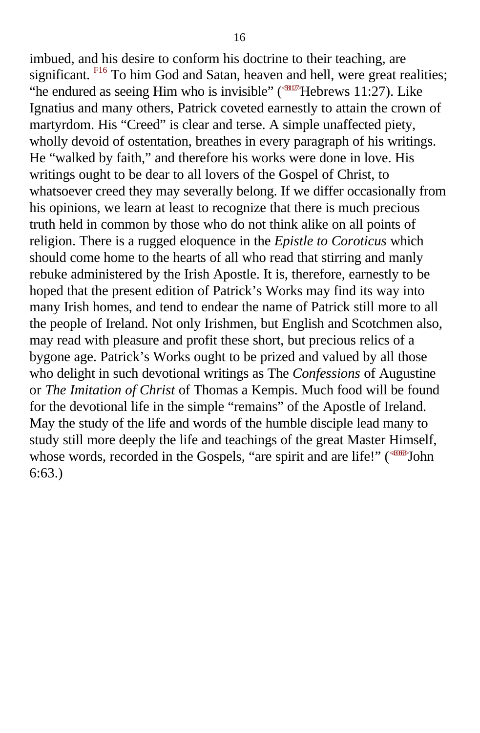imbued, and his desire to conform his doctrine to their teaching, are significant. [F16] To him God and Satan, heaven and hell, were great realities; "he endured as seeing Him who is invisible" (Hebrews 11:27). Like Ignatius and many others, Patrick coveted earnestly to attain the crown of martyrdom. His "Creed" is clear and terse. A simple unaffected piety, wholly devoid of ostentation, breathes in every paragraph of his writings. He "walked by faith," and therefore his works were done in love. His writings ought to be dear to all lovers of the Gospel of Christ, to whatsoever creed they may severally belong. If we differ occasionally from his opinions, we learn at least to recognize that there is much precious truth held in common by those who do not think alike on all points of religion. There is a rugged eloquence in the *Epistle to Coroticus* which should come home to the hearts of all who read that stirring and manly rebuke administered by the Irish Apostle. It is, therefore, earnestly to be hoped that the present edition of Patrick's Works may find its way into many Irish homes, and tend to endear the name of Patrick still more to all the people of Ireland. Not only Irishmen, but English and Scotchmen also, may read with pleasure and profit these short, but precious relics of a bygone age. Patrick's Works ought to be prized and valued by all those who delight in such devotional writings as The *Confessions* of Augustine or *The Imitation of Christ* of Thomas a Kempis. Much food will be found for the devotional life in the simple "remains" of the Apostle of Ireland. May the study of the life and words of the humble disciple lead many to study still more deeply the life and teachings of the great Master Himself, whose words, recorded in the Gospels, "are spirit and are life!" (John 6:63.)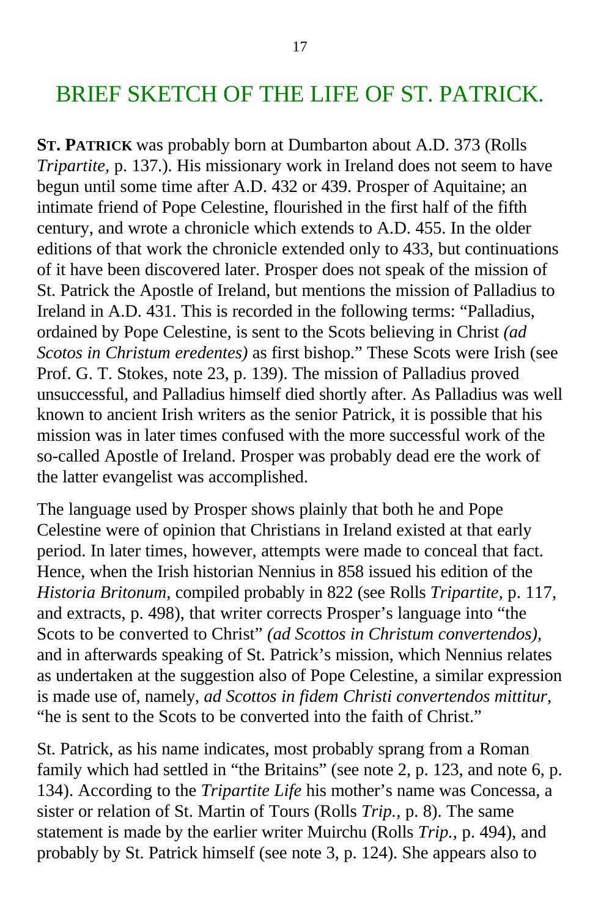# BRIEF SKETCH OF THE LIFE OF ST. PATRICK.

**ST. PATRICK** was probably born at Dumbarton about A.D. 373 (Rolls *Tripartite,* p. 137.). His missionary work in Ireland does not seem to have begun until some time after A.D. 432 or 439. Prosper of Aquitaine; an intimate friend of Pope Celestine, flourished in the first half of the fifth century, and wrote a chronicle which extends to A.D. 455. In the older editions of that work the chronicle extended only to 433, but continuations of it have been discovered later. Prosper does not speak of the mission of St. Patrick the Apostle of Ireland, but mentions the mission of Palladius to Ireland in A.D. 431. This is recorded in the following terms: "Palladius, ordained by Pope Celestine, is sent to the Scots believing in Christ *(ad Scotos in Christum eredentes)* as first bishop." These Scots were Irish (see Prof. G. T. Stokes, note 23, p. 139). The mission of Palladius proved unsuccessful, and Palladius himself died shortly after. As Palladius was well known to ancient Irish writers as the senior Patrick, it is possible that his mission was in later times confused with the more successful work of the so-called Apostle of Ireland. Prosper was probably dead ere the work of the latter evangelist was accomplished.

The language used by Prosper shows plainly that both he and Pope Celestine were of opinion that Christians in Ireland existed at that early period. In later times, however, attempts were made to conceal that fact. Hence, when the Irish historian Nennius in 858 issued his edition of the *Historia Britonum,* compiled probably in 822 (see Rolls *Tripartite,* p. 117, and extracts, p. 498), that writer corrects Prosper's language into "the Scots to be converted to Christ" *(ad Scottos in Christum convertendos),* and in afterwards speaking of St. Patrick's mission, which Nennius relates as undertaken at the suggestion also of Pope Celestine, a similar expression is made use of, namely, *ad Scottos in fidem Christi convertendos mittitur,* "he is sent to the Scots to be converted into the faith of Christ."

St. Patrick, as his name indicates, most probably sprang from a Roman family which had settled in "the Britains" (see note 2, p. 123, and note 6, p. 134). According to the *Tripartite Life* his mother's name was Concessa, a sister or relation of St. Martin of Tours (Rolls *Trip.,* p. 8). The same statement is made by the earlier writer Muirchu (Rolls *Trip.,* p. 494), and probably by St. Patrick himself (see note 3, p. 124). She appears also to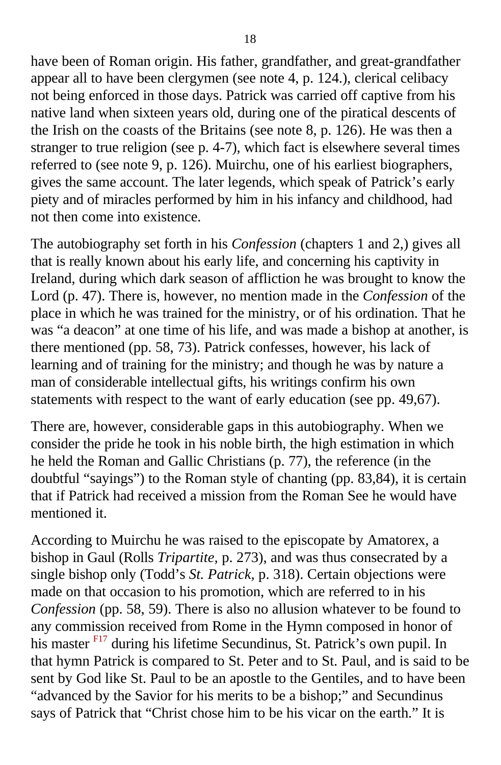have been of Roman origin. His father, grandfather, and great-grandfather appear all to have been clergymen (see note 4, p. 124.), clerical celibacy not being enforced in those days. Patrick was carried off captive from his native land when sixteen years old, during one of the piratical descents of the Irish on the coasts of the Britains (see note 8, p. 126). He was then a stranger to true religion (see p. 4-7), which fact is elsewhere several times referred to (see note 9, p. 126). Muirchu, one of his earliest biographers, gives the same account. The later legends, which speak of Patrick's early piety and of miracles performed by him in his infancy and childhood, had not then come into existence.

The autobiography set forth in his *Confession* (chapters 1 and 2,) gives all that is really known about his early life, and concerning his captivity in Ireland, during which dark season of affliction he was brought to know the Lord (p. 47). There is, however, no mention made in the *Confession* of the place in which he was trained for the ministry, or of his ordination. That he was "a deacon" at one time of his life, and was made a bishop at another, is there mentioned (pp. 58, 73). Patrick confesses, however, his lack of learning and of training for the ministry; and though he was by nature a man of considerable intellectual gifts, his writings confirm his own statements with respect to the want of early education (see pp. 49,67).

There are, however, considerable gaps in this autobiography. When we consider the pride he took in his noble birth, the high estimation in which he held the Roman and Gallic Christians (p. 77), the reference (in the doubtful "sayings") to the Roman style of chanting (pp. 83,84), it is certain that if Patrick had received a mission from the Roman See he would have mentioned it.

According to Muirchu he was raised to the episcopate by Amatorex, a bishop in Gaul (Rolls *Tripartite,* p. 273), and was thus consecrated by a single bishop only (Todd's *St. Patrick,* p. 318). Certain objections were made on that occasion to his promotion, which are referred to in his *Confession* (pp. 58, 59). There is also no allusion whatever to be found to any commission received from Rome in the Hymn composed in honor of his master [F17] during his lifetime Secundinus, St. Patrick's own pupil. In that hymn Patrick is compared to St. Peter and to St. Paul, and is said to be sent by God like St. Paul to be an apostle to the Gentiles, and to have been "advanced by the Savior for his merits to be a bishop;" and Secundinus says of Patrick that "Christ chose him to be his vicar on the earth." It is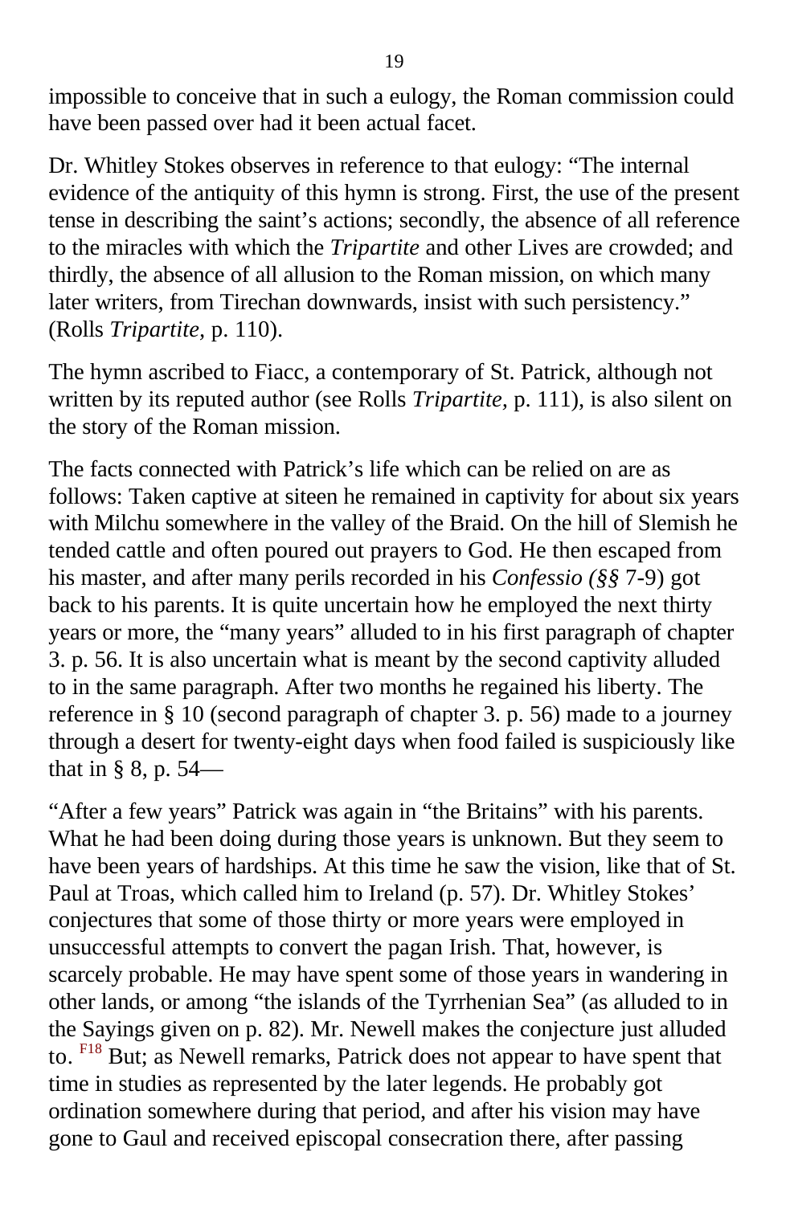impossible to conceive that in such a eulogy, the Roman commission could have been passed over had it been actual facet.

Dr. Whitley Stokes observes in reference to that eulogy: “The internal evidence of the antiquity of this hymn is strong. First, the use of the present tense in describing the saint’s actions; secondly, the absence of all reference to the miracles with which the *Tripartite* and other Lives are crowded; and thirdly, the absence of all allusion to the Roman mission, on which many later writers, from Tirechan downwards, insist with such persistency.” (Rolls *Tripartite,* p. 110).

The hymn ascribed to Fiacc, a contemporary of St. Patrick, although not written by its reputed author (see Rolls *Tripartite,* p. 111), is also silent on the story of the Roman mission.

The facts connected with Patrick’s life which can be relied on are as follows: Taken captive at siteen he remained in captivity for about six years with Milchu somewhere in the valley of the Braid. On the hill of Slemish he tended cattle and often poured out prayers to God. He then escaped from his master, and after many perils recorded in his *Confessio (§§* 7-9) got back to his parents. It is quite uncertain how he employed the next thirty years or more, the “many years” alluded to in his first paragraph of chapter 3. p. 56. It is also uncertain what is meant by the second captivity alluded to in the same paragraph. After two months he regained his liberty. The reference in § 10 (second paragraph of chapter 3. p. 56) made to a journey through a desert for twenty-eight days when food failed is suspiciously like that in § 8, p. 54—

“After a few years” Patrick was again in “the Britains” with his parents. What he had been doing during those years is unknown. But they seem to have been years of hardships. At this time he saw the vision, like that of St. Paul at Troas, which called him to Ireland (p. 57). Dr. Whitley Stokes’ conjectures that some of those thirty or more years were employed in unsuccessful attempts to convert the pagan Irish. That, however, is scarcely probable. He may have spent some of those years in wandering in other lands, or among “the islands of the Tyrrhenian Sea” (as alluded to in the Sayings given on p. 82). Mr. Newell makes the conjecture just alluded to. [F18] But; as Newell remarks, Patrick does not appear to have spent that time in studies as represented by the later legends. He probably got ordination somewhere during that period, and after his vision may have gone to Gaul and received episcopal consecration there, after passing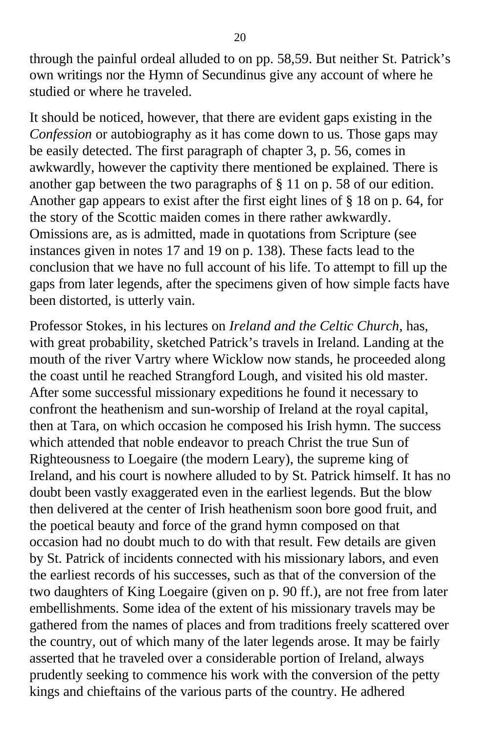through the painful ordeal alluded to on pp. 58,59. But neither St. Patrick's own writings nor the Hymn of Secundinus give any account of where he studied or where he traveled.

It should be noticed, however, that there are evident gaps existing in the *Confession* or autobiography as it has come down to us. Those gaps may be easily detected. The first paragraph of chapter 3, p. 56, comes in awkwardly, however the captivity there mentioned be explained. There is another gap between the two paragraphs of § 11 on p. 58 of our edition. Another gap appears to exist after the first eight lines of § 18 on p. 64, for the story of the Scottic maiden comes in there rather awkwardly. Omissions are, as is admitted, made in quotations from Scripture (see instances given in notes 17 and 19 on p. 138). These facts lead to the conclusion that we have no full account of his life. To attempt to fill up the gaps from later legends, after the specimens given of how simple facts have been distorted, is utterly vain.

Professor Stokes, in his lectures on *Ireland and the Celtic Church,* has, with great probability, sketched Patrick's travels in Ireland. Landing at the mouth of the river Vartry where Wicklow now stands, he proceeded along the coast until he reached Strangford Lough, and visited his old master. After some successful missionary expeditions he found it necessary to confront the heathenism and sun-worship of Ireland at the royal capital, then at Tara, on which occasion he composed his Irish hymn. The success which attended that noble endeavor to preach Christ the true Sun of Righteousness to Loegaire (the modern Leary), the supreme king of Ireland, and his court is nowhere alluded to by St. Patrick himself. It has no doubt been vastly exaggerated even in the earliest legends. But the blow then delivered at the center of Irish heathenism soon bore good fruit, and the poetical beauty and force of the grand hymn composed on that occasion had no doubt much to do with that result. Few details are given by St. Patrick of incidents connected with his missionary labors, and even the earliest records of his successes, such as that of the conversion of the two daughters of King Loegaire (given on p. 90 ff.), are not free from later embellishments. Some idea of the extent of his missionary travels may be gathered from the names of places and from traditions freely scattered over the country, out of which many of the later legends arose. It may be fairly asserted that he traveled over a considerable portion of Ireland, always prudently seeking to commence his work with the conversion of the petty kings and chieftains of the various parts of the country. He adhered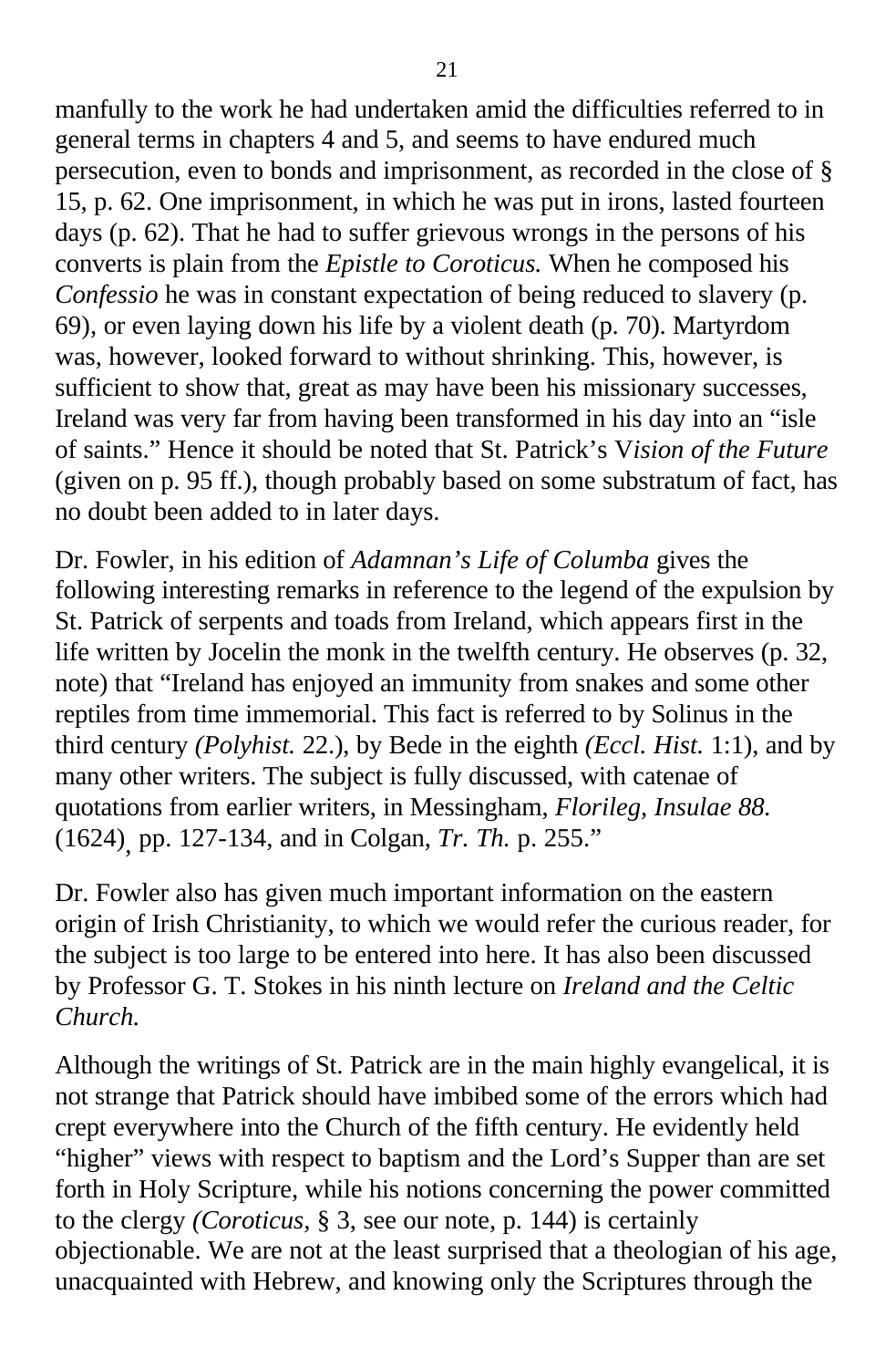manfully to the work he had undertaken amid the difficulties referred to in general terms in chapters 4 and 5, and seems to have endured much persecution, even to bonds and imprisonment, as recorded in the close of § 15, p. 62. One imprisonment, in which he was put in irons, lasted fourteen days (p. 62). That he had to suffer grievous wrongs in the persons of his converts is plain from the *Epistle to Coroticus.* When he composed his *Confessio* he was in constant expectation of being reduced to slavery (p. 69), or even laying down his life by a violent death (p. 70). Martyrdom was, however, looked forward to without shrinking. This, however, is sufficient to show that, great as may have been his missionary successes, Ireland was very far from having been transformed in his day into an "isle of saints." Hence it should be noted that St. Patrick's V*ision of the Future* (given on p. 95 ff.), though probably based on some substratum of fact, has no doubt been added to in later days.

Dr. Fowler, in his edition of *Adamnan's Life of Columba* gives the following interesting remarks in reference to the legend of the expulsion by St. Patrick of serpents and toads from Ireland, which appears first in the life written by Jocelin the monk in the twelfth century. He observes (p. 32, note) that "Ireland has enjoyed an immunity from snakes and some other reptiles from time immemorial. This fact is referred to by Solinus in the third century *(Polyhist.* 22.), by Bede in the eighth *(Eccl. Hist.* 1:1), and by many other writers. The subject is fully discussed, with catenae of quotations from earlier writers, in Messingham, *Florileg, Insulae 88.* (1624), pp. 127-134, and in Colgan, *Tr. Th.* p. 255."

Dr. Fowler also has given much important information on the eastern origin of Irish Christianity, to which we would refer the curious reader, for the subject is too large to be entered into here. It has also been discussed by Professor G. T. Stokes in his ninth lecture on *Ireland and the Celtic Church.*

Although the writings of St. Patrick are in the main highly evangelical, it is not strange that Patrick should have imbibed some of the errors which had crept everywhere into the Church of the fifth century. He evidently held "higher" views with respect to baptism and the Lord's Supper than are set forth in Holy Scripture, while his notions concerning the power committed to the clergy *(Coroticus*, § 3, see our note, p. 144) is certainly objectionable. We are not at the least surprised that a theologian of his age, unacquainted with Hebrew, and knowing only the Scriptures through the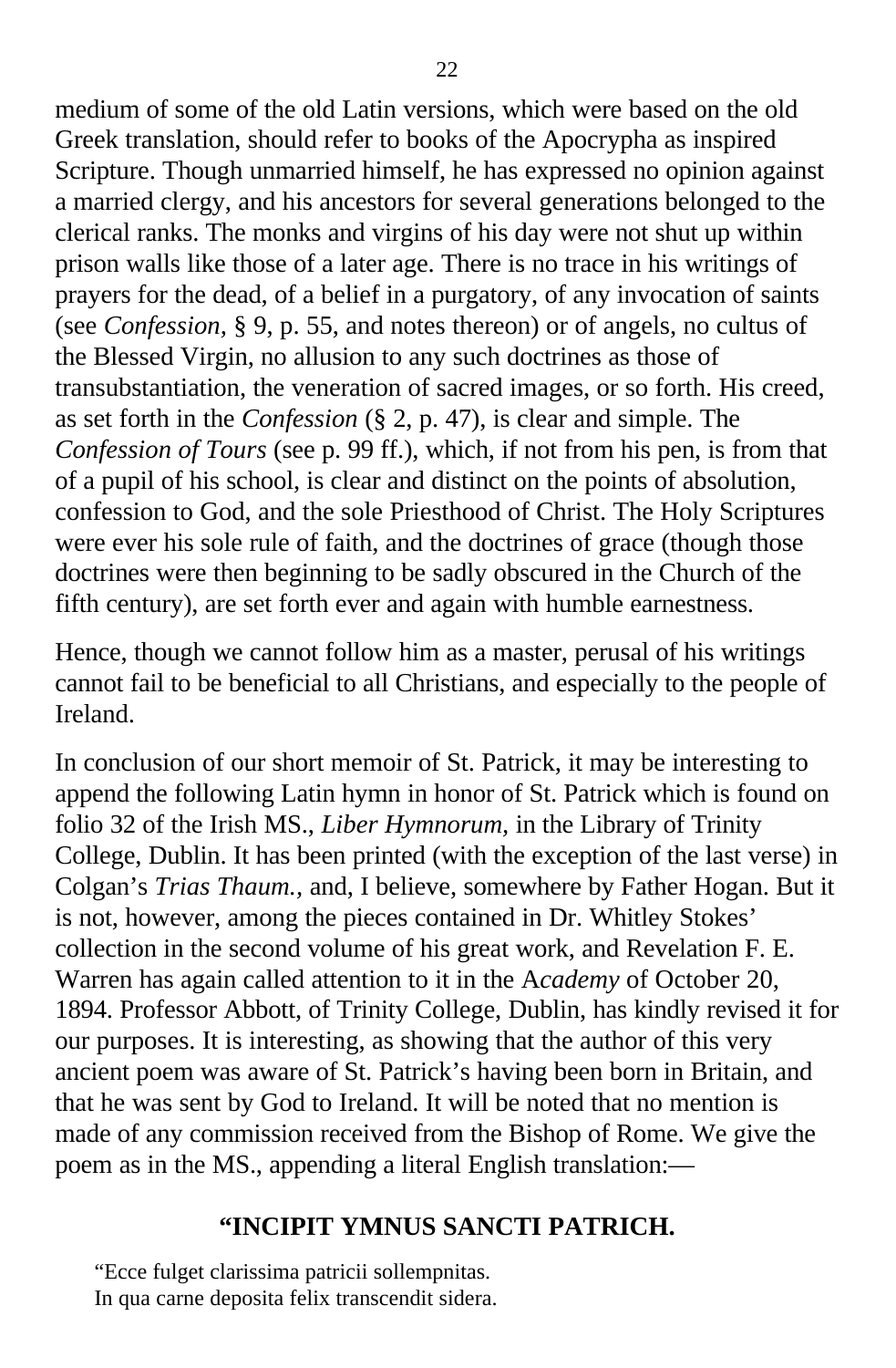medium of some of the old Latin versions, which were based on the old Greek translation, should refer to books of the Apocrypha as inspired Scripture. Though unmarried himself, he has expressed no opinion against a married clergy, and his ancestors for several generations belonged to the clerical ranks. The monks and virgins of his day were not shut up within prison walls like those of a later age. There is no trace in his writings of prayers for the dead, of a belief in a purgatory, of any invocation of saints (see *Confession,* § 9, p. 55, and notes thereon) or of angels, no cultus of the Blessed Virgin, no allusion to any such doctrines as those of transubstantiation, the veneration of sacred images, or so forth. His creed, as set forth in the *Confession* (§ 2, p. 47), is clear and simple. The *Confession of Tours* (see p. 99 ff.), which, if not from his pen, is from that of a pupil of his school, is clear and distinct on the points of absolution, confession to God, and the sole Priesthood of Christ. The Holy Scriptures were ever his sole rule of faith, and the doctrines of grace (though those doctrines were then beginning to be sadly obscured in the Church of the fifth century), are set forth ever and again with humble earnestness.

Hence, though we cannot follow him as a master, perusal of his writings cannot fail to be beneficial to all Christians, and especially to the people of Ireland.

In conclusion of our short memoir of St. Patrick, it may be interesting to append the following Latin hymn in honor of St. Patrick which is found on folio 32 of the Irish MS., *Liber Hymnorum,* in the Library of Trinity College, Dublin. It has been printed (with the exception of the last verse) in Colgan's *Trias Thaum.,* and, I believe, somewhere by Father Hogan. But it is not, however, among the pieces contained in Dr. Whitley Stokes' collection in the second volume of his great work, and Revelation F. E. Warren has again called attention to it in the A*cademy* of October 20, 1894. Professor Abbott, of Trinity College, Dublin, has kindly revised it for our purposes. It is interesting, as showing that the author of this very ancient poem was aware of St. Patrick's having been born in Britain, and that he was sent by God to Ireland. It will be noted that no mention is made of any commission received from the Bishop of Rome. We give the poem as in the MS., appending a literal English translation:—

### "INCIPIT YMNUS SANCTI PATRICH.

"Ecce fulget clarissima patricii sollempnitas.
In qua carne deposita felix transcendit sidera.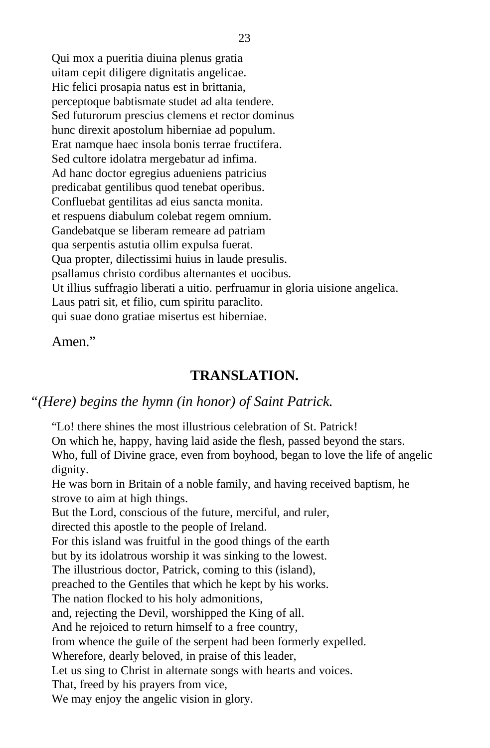Qui mox a pueritia diuina plenus gratia
uitam cepit diligere dignitatis angelicae.
Hic felici prosapia natus est in brittania,
perceptoque babtismate studet ad alta tendere.
Sed futurorum prescius clemens et rector dominus
hunc direxit apostolum hiberniae ad populum.
Erat namque haec insola bonis terrae fructifera.
Sed cultore idolatra mergebatur ad infima.
Ad hanc doctor egregius adueniens patricius
predicabat gentilibus quod tenebat operibus.
Confluebat gentilitas ad eius sancta monita.
et respuens diabulum colebat regem omnium.
Gandebatque se liberam remeare ad patriam
qua serpentis astutia ollim expulsa fuerat.
Qua propter, dilectissimi huius in laude presulis.
psallamus christo cordibus alternantes et uocibus.
Ut illius suffragio liberati a uitio. perfruamur in gloria uisione angelica.
Laus patri sit, et filio, cum spiritu paraclito.
qui suae dono gratiae misertus est hiberniae.

Amen."

## TRANSLATION.

"*(Here) begins the hymn (in honor) of Saint Patrick.*

"Lo! there shines the most illustrious celebration of St. Patrick!
On which he, happy, having laid aside the flesh, passed beyond the stars.
Who, full of Divine grace, even from boyhood, began to love the life of angelic dignity.
He was born in Britain of a noble family, and having received baptism, he strove to aim at high things.
But the Lord, conscious of the future, merciful, and ruler,
directed this apostle to the people of Ireland.
For this island was fruitful in the good things of the earth
but by its idolatrous worship it was sinking to the lowest.
The illustrious doctor, Patrick, coming to this (island),
preached to the Gentiles that which he kept by his works.
The nation flocked to his holy admonitions,
and, rejecting the Devil, worshipped the King of all.
And he rejoiced to return himself to a free country,
from whence the guile of the serpent had been formerly expelled.
Wherefore, dearly beloved, in praise of this leader,
Let us sing to Christ in alternate songs with hearts and voices.
That, freed by his prayers from vice,
We may enjoy the angelic vision in glory.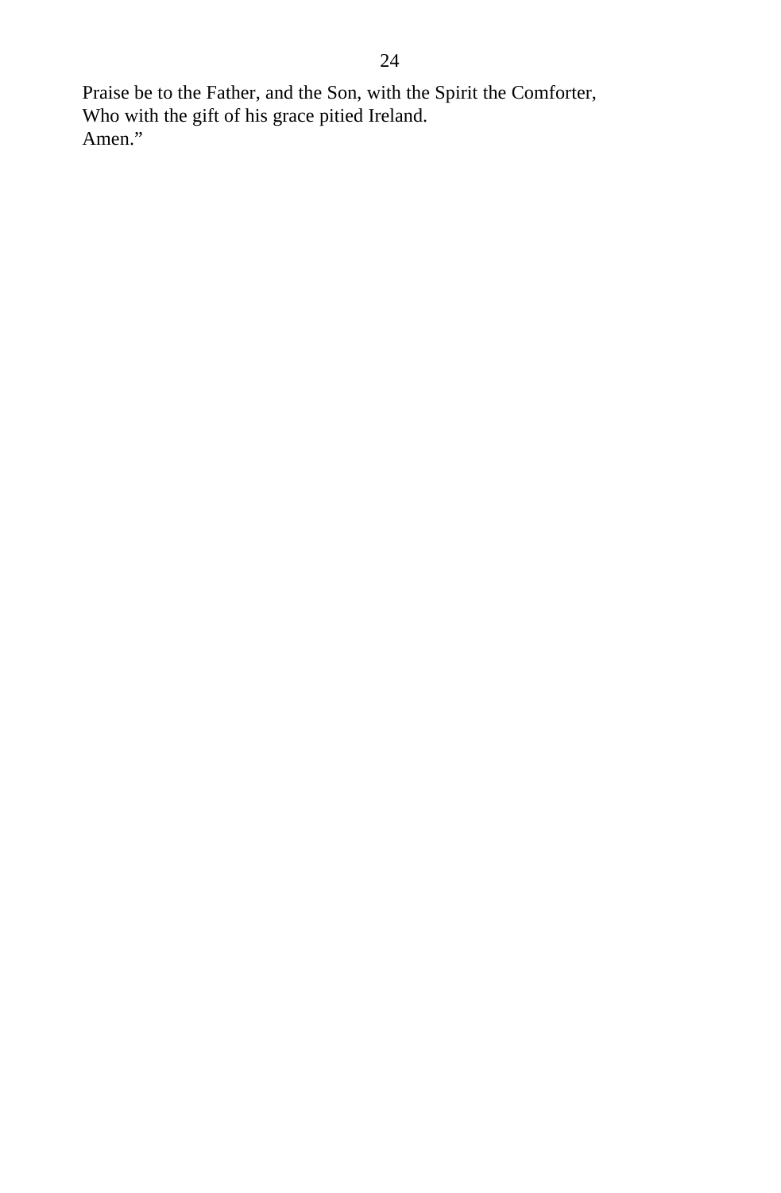Praise be to the Father, and the Son, with the Spirit the Comforter,
Who with the gift of his grace pitied Ireland.
Amen.”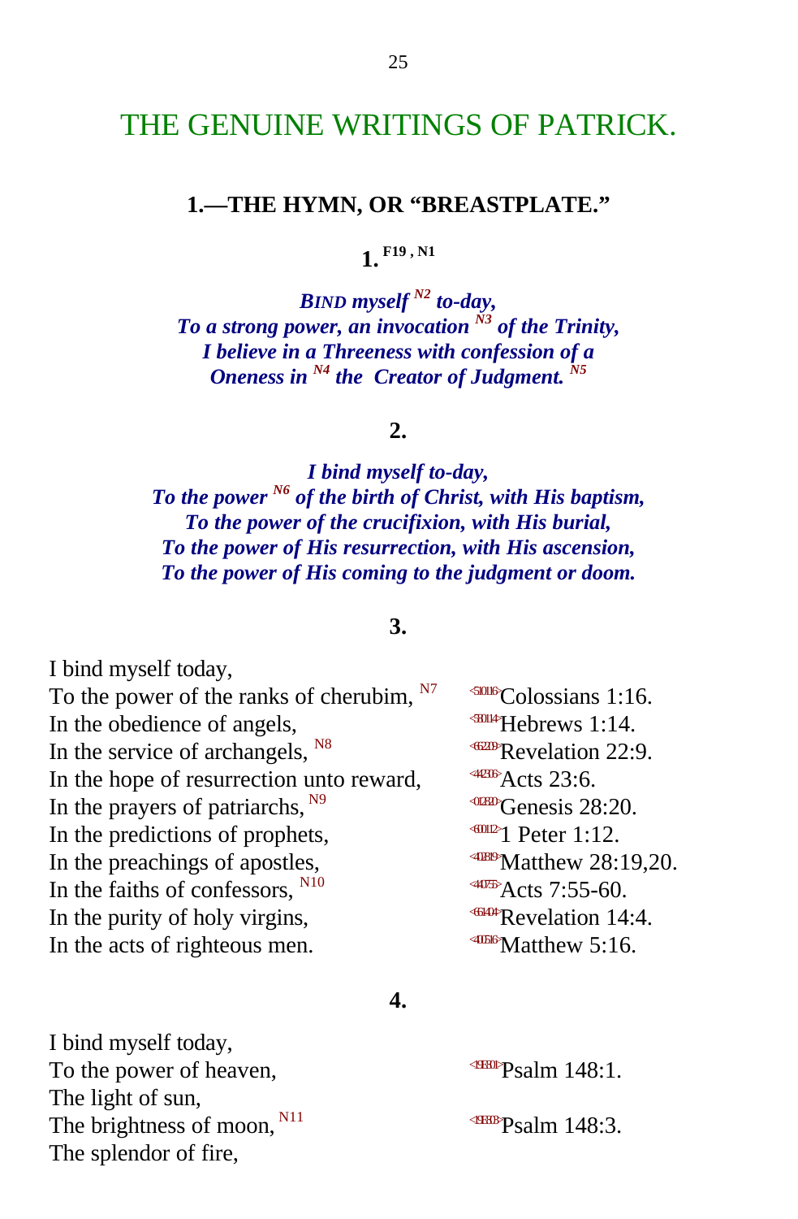# THE GENUINE WRITINGS OF PATRICK.

### 1.—THE HYMN, OR "BREASTPLATE."

**1.** [F19, N1]

***BIND myself*** [N2] ***to-day,***
***To a strong power, an invocation*** [N3] ***of the Trinity,***
***I believe in a Threeness with confession of a***
***Oneness in*** [N4] ***the Creator of Judgment.*** [N5]

**2.**

***I bind myself to-day,***
***To the power*** [N6] ***of the birth of Christ, with His baptism,***
***To the power of the crucifixion, with His burial,***
***To the power of His resurrection, with His ascension,***
***To the power of His coming to the judgment or doom.***

**3.**

I bind myself today,
To the power of the ranks of cherubim, [N7] — <51016>Colossians 1:16.
In the obedience of angels, — <580114>Hebrews 1:14.
In the service of archangels, [N8] — <662209>Revelation 22:9.
In the hope of resurrection unto reward, — <442306>Acts 23:6.
In the prayers of patriarchs, [N9] — <012820>Genesis 28:20.
In the predictions of prophets, — <600112>1 Peter 1:12.
In the preachings of apostles, — <402819>Matthew 28:19,20.
In the faiths of confessors, [N10] — <440755>Acts 7:55-60.
In the purity of holy virgins, — <661404>Revelation 14:4.
In the acts of righteous men. — <400516>Matthew 5:16.

**4.**

I bind myself today,
To the power of heaven, — <19E801>Psalm 148:1.
The light of sun,
The brightness of moon, [N11] — <19E803>Psalm 148:3.
The splendor of fire,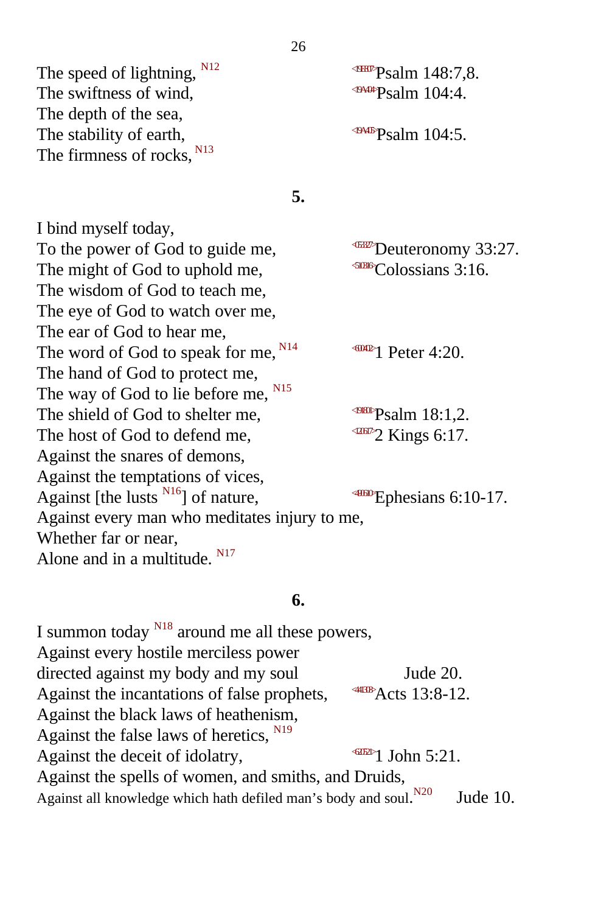The speed of lightning, [N12] Psalm 148:7,8.
The swiftness of wind, Psalm 104:4.
The depth of the sea,
The stability of earth, Psalm 104:5.
The firmness of rocks, [N13]

**5.**

I bind myself today,
To the power of God to guide me, Deuteronomy 33:27.
The might of God to uphold me, Colossians 3:16.
The wisdom of God to teach me,
The eye of God to watch over me,
The ear of God to hear me,
The word of God to speak for me, [N14] 1 Peter 4:20.
The hand of God to protect me,
The way of God to lie before me, [N15]
The shield of God to shelter me, Psalm 18:1,2.
The host of God to defend me, 2 Kings 6:17.
Against the snares of demons,
Against the temptations of vices,
Against [the lusts [N16]] of nature, Ephesians 6:10-17.
Against every man who meditates injury to me,
Whether far or near,
Alone and in a multitude. [N17]

**6.**

I summon today [N18] around me all these powers,
Against every hostile merciless power
directed against my body and my soul Jude 20.
Against the incantations of false prophets, Acts 13:8-12.
Against the black laws of heathenism,
Against the false laws of heretics, [N19]
Against the deceit of idolatry, 1 John 5:21.
Against the spells of women, and smiths, and Druids,
Against all knowledge which hath defiled man's body and soul.[N20] Jude 10.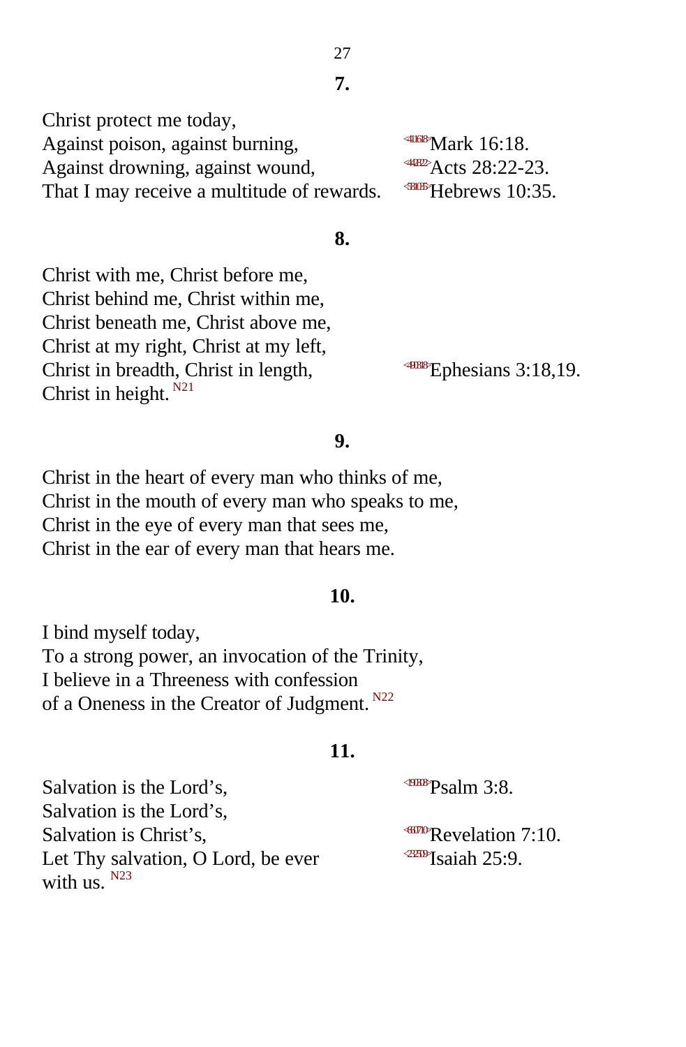### 7.

Christ protect me today,
Against poison, against burning, <41618>Mark 16:18.
Against drowning, against wound, <442822>Acts 28:22-23.
That I may receive a multitude of rewards. <581035>Hebrews 10:35.

### 8.

Christ with me, Christ before me,
Christ behind me, Christ within me,
Christ beneath me, Christ above me,
Christ at my right, Christ at my left,
Christ in breadth, Christ in length, <490318>Ephesians 3:18,19.
Christ in height. N21

### 9.

Christ in the heart of every man who thinks of me,
Christ in the mouth of every man who speaks to me,
Christ in the eye of every man that sees me,
Christ in the ear of every man that hears me.

### 10.

I bind myself today,
To a strong power, an invocation of the Trinity,
I believe in a Threeness with confession
of a Oneness in the Creator of Judgment. N22

### 11.

Salvation is the Lord's, <190308>Psalm 3:8.
Salvation is the Lord's,
Salvation is Christ's, <660710>Revelation 7:10.
Let Thy salvation, O Lord, be ever <232509>Isaiah 25:9.
with us. N23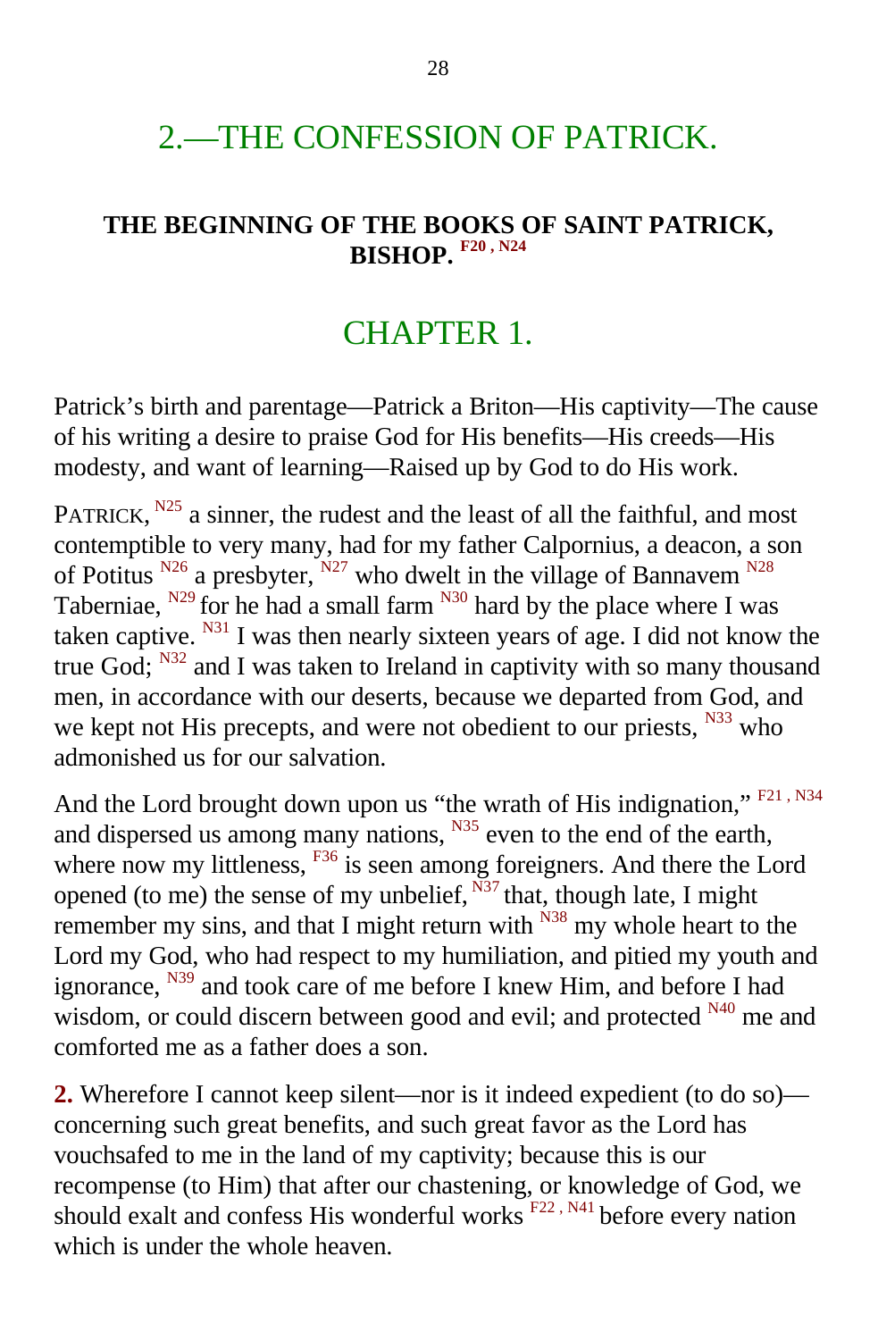# 2.—THE CONFESSION OF PATRICK.

## THE BEGINNING OF THE BOOKS OF SAINT PATRICK, BISHOP. [F20, N24]

# CHAPTER 1.

Patrick's birth and parentage—Patrick a Briton—His captivity—The cause of his writing a desire to praise God for His benefits—His creeds—His modesty, and want of learning—Raised up by God to do His work.

PATRICK, [N25] a sinner, the rudest and the least of all the faithful, and most contemptible to very many, had for my father Calpornius, a deacon, a son of Potitus [N26] a presbyter, [N27] who dwelt in the village of Bannavem [N28] Taberniae, [N29] for he had a small farm [N30] hard by the place where I was taken captive. [N31] I was then nearly sixteen years of age. I did not know the true God; [N32] and I was taken to Ireland in captivity with so many thousand men, in accordance with our deserts, because we departed from God, and we kept not His precepts, and were not obedient to our priests, [N33] who admonished us for our salvation.

And the Lord brought down upon us "the wrath of His indignation," [F21, N34] and dispersed us among many nations, [N35] even to the end of the earth, where now my littleness, [F36] is seen among foreigners. And there the Lord opened (to me) the sense of my unbelief, [N37] that, though late, I might remember my sins, and that I might return with [N38] my whole heart to the Lord my God, who had respect to my humiliation, and pitied my youth and ignorance, [N39] and took care of me before I knew Him, and before I had wisdom, or could discern between good and evil; and protected [N40] me and comforted me as a father does a son.

**2.** Wherefore I cannot keep silent—nor is it indeed expedient (to do so)—concerning such great benefits, and such great favor as the Lord has vouchsafed to me in the land of my captivity; because this is our recompense (to Him) that after our chastening, or knowledge of God, we should exalt and confess His wonderful works [F22, N41] before every nation which is under the whole heaven.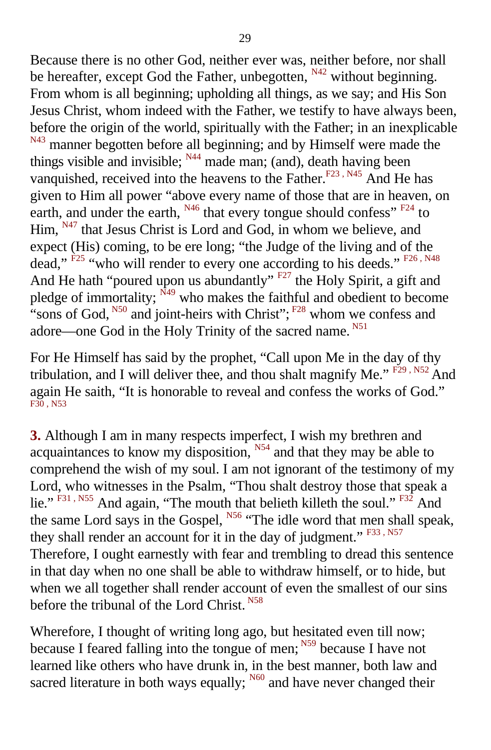Because there is no other God, neither ever was, neither before, nor shall be hereafter, except God the Father, unbegotten, [N42] without beginning. From whom is all beginning; upholding all things, as we say; and His Son Jesus Christ, whom indeed with the Father, we testify to have always been, before the origin of the world, spiritually with the Father; in an inexplicable [N43] manner begotten before all beginning; and by Himself were made the things visible and invisible; [N44] made man; (and), death having been vanquished, received into the heavens to the Father.[F23, N45] And He has given to Him all power "above every name of those that are in heaven, on earth, and under the earth, [N46] that every tongue should confess" [F24] to Him, [N47] that Jesus Christ is Lord and God, in whom we believe, and expect (His) coming, to be ere long; "the Judge of the living and of the dead," [F25] "who will render to every one according to his deeds." [F26, N48] And He hath "poured upon us abundantly" [F27] the Holy Spirit, a gift and pledge of immortality; [N49] who makes the faithful and obedient to become "sons of God, [N50] and joint-heirs with Christ"; [F28] whom we confess and adore—one God in the Holy Trinity of the sacred name. [N51]

For He Himself has said by the prophet, "Call upon Me in the day of thy tribulation, and I will deliver thee, and thou shalt magnify Me." [F29, N52] And again He saith, "It is honorable to reveal and confess the works of God." [F30, N53]

**3.** Although I am in many respects imperfect, I wish my brethren and acquaintances to know my disposition, [N54] and that they may be able to comprehend the wish of my soul. I am not ignorant of the testimony of my Lord, who witnesses in the Psalm, "Thou shalt destroy those that speak a lie." [F31, N55] And again, "The mouth that belieth killeth the soul." [F32] And the same Lord says in the Gospel, [N56] "The idle word that men shall speak, they shall render an account for it in the day of judgment." [F33, N57] Therefore, I ought earnestly with fear and trembling to dread this sentence in that day when no one shall be able to withdraw himself, or to hide, but when we all together shall render account of even the smallest of our sins before the tribunal of the Lord Christ. [N58]

Wherefore, I thought of writing long ago, but hesitated even till now; because I feared falling into the tongue of men; [N59] because I have not learned like others who have drunk in, in the best manner, both law and sacred literature in both ways equally; [N60] and have never changed their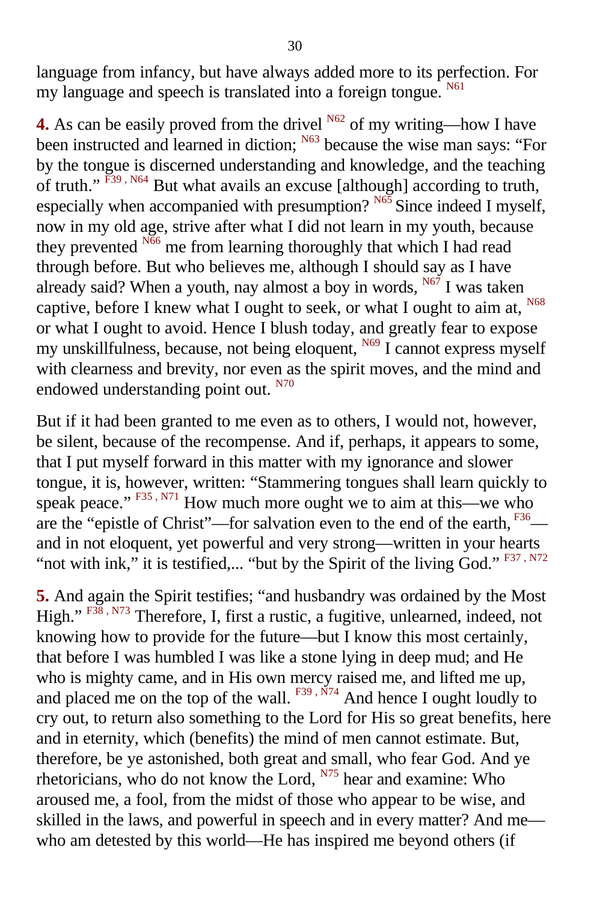language from infancy, but have always added more to its perfection. For my language and speech is translated into a foreign tongue. [N61]

**4.** As can be easily proved from the drivel [N62] of my writing—how I have been instructed and learned in diction; [N63] because the wise man says: "For by the tongue is discerned understanding and knowledge, and the teaching of truth." [F39, N64] But what avails an excuse [although] according to truth, especially when accompanied with presumption? [N65] Since indeed I myself, now in my old age, strive after what I did not learn in my youth, because they prevented [N66] me from learning thoroughly that which I had read through before. But who believes me, although I should say as I have already said? When a youth, nay almost a boy in words, [N67] I was taken captive, before I knew what I ought to seek, or what I ought to aim at, [N68] or what I ought to avoid. Hence I blush today, and greatly fear to expose my unskillfulness, because, not being eloquent, [N69] I cannot express myself with clearness and brevity, nor even as the spirit moves, and the mind and endowed understanding point out. [N70]

But if it had been granted to me even as to others, I would not, however, be silent, because of the recompense. And if, perhaps, it appears to some, that I put myself forward in this matter with my ignorance and slower tongue, it is, however, written: "Stammering tongues shall learn quickly to speak peace." [F35, N71] How much more ought we to aim at this—we who are the "epistle of Christ"—for salvation even to the end of the earth, [F36]—and in not eloquent, yet powerful and very strong—written in your hearts "not with ink," it is testified,... "but by the Spirit of the living God." [F37, N72]

**5.** And again the Spirit testifies; "and husbandry was ordained by the Most High." [F38, N73] Therefore, I, first a rustic, a fugitive, unlearned, indeed, not knowing how to provide for the future—but I know this most certainly, that before I was humbled I was like a stone lying in deep mud; and He who is mighty came, and in His own mercy raised me, and lifted me up, and placed me on the top of the wall. [F39, N74] And hence I ought loudly to cry out, to return also something to the Lord for His so great benefits, here and in eternity, which (benefits) the mind of men cannot estimate. But, therefore, be ye astonished, both great and small, who fear God. And ye rhetoricians, who do not know the Lord, [N75] hear and examine: Who aroused me, a fool, from the midst of those who appear to be wise, and skilled in the laws, and powerful in speech and in every matter? And me—who am detested by this world—He has inspired me beyond others (if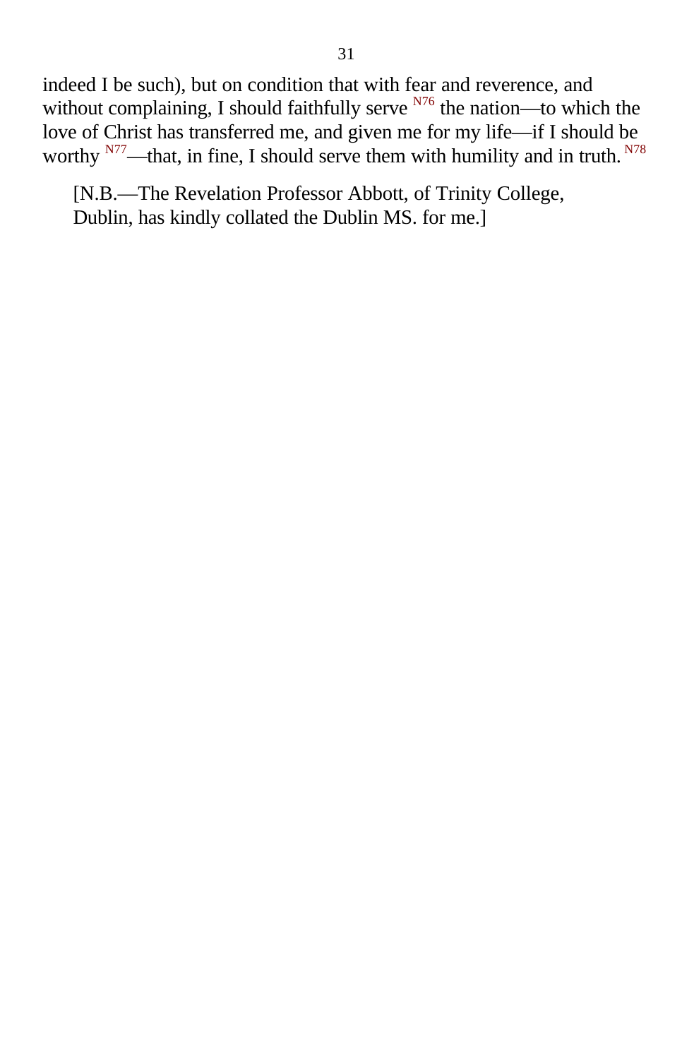indeed I be such), but on condition that with fear and reverence, and without complaining, I should faithfully serve [N76] the nation—to which the love of Christ has transferred me, and given me for my life—if I should be worthy [N77]—that, in fine, I should serve them with humility and in truth.[N78]

[N.B.—The Revelation Professor Abbott, of Trinity College, Dublin, has kindly collated the Dublin MS. for me.]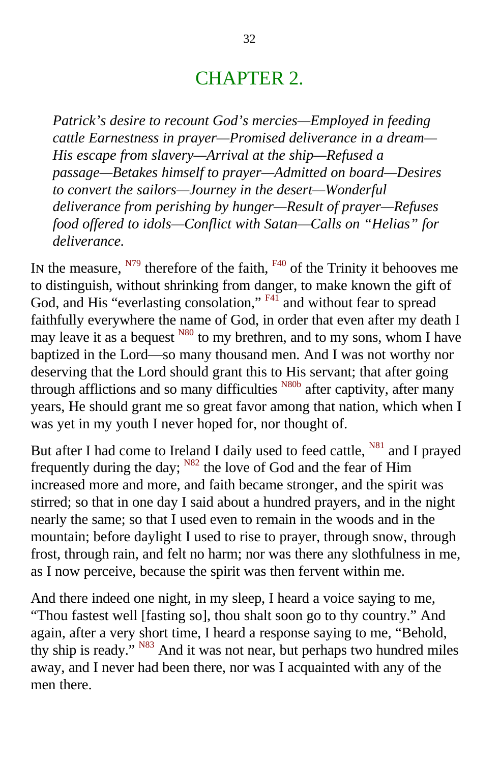# CHAPTER 2.

*Patrick's desire to recount God's mercies—Employed in feeding cattle Earnestness in prayer—Promised deliverance in a dream—His escape from slavery—Arrival at the ship—Refused a passage—Betakes himself to prayer—Admitted on board—Desires to convert the sailors—Journey in the desert—Wonderful deliverance from perishing by hunger—Result of prayer—Refuses food offered to idols—Conflict with Satan—Calls on "Helias" for deliverance.*

IN the measure, [N79] therefore of the faith, [F40] of the Trinity it behooves me to distinguish, without shrinking from danger, to make known the gift of God, and His "everlasting consolation," [F41] and without fear to spread faithfully everywhere the name of God, in order that even after my death I may leave it as a bequest [N80] to my brethren, and to my sons, whom I have baptized in the Lord—so many thousand men. And I was not worthy nor deserving that the Lord should grant this to His servant; that after going through afflictions and so many difficulties [N80b] after captivity, after many years, He should grant me so great favor among that nation, which when I was yet in my youth I never hoped for, nor thought of.

But after I had come to Ireland I daily used to feed cattle, [N81] and I prayed frequently during the day; [N82] the love of God and the fear of Him increased more and more, and faith became stronger, and the spirit was stirred; so that in one day I said about a hundred prayers, and in the night nearly the same; so that I used even to remain in the woods and in the mountain; before daylight I used to rise to prayer, through snow, through frost, through rain, and felt no harm; nor was there any slothfulness in me, as I now perceive, because the spirit was then fervent within me.

And there indeed one night, in my sleep, I heard a voice saying to me, "Thou fastest well [fasting so], thou shalt soon go to thy country." And again, after a very short time, I heard a response saying to me, "Behold, thy ship is ready." [N83] And it was not near, but perhaps two hundred miles away, and I never had been there, nor was I acquainted with any of the men there.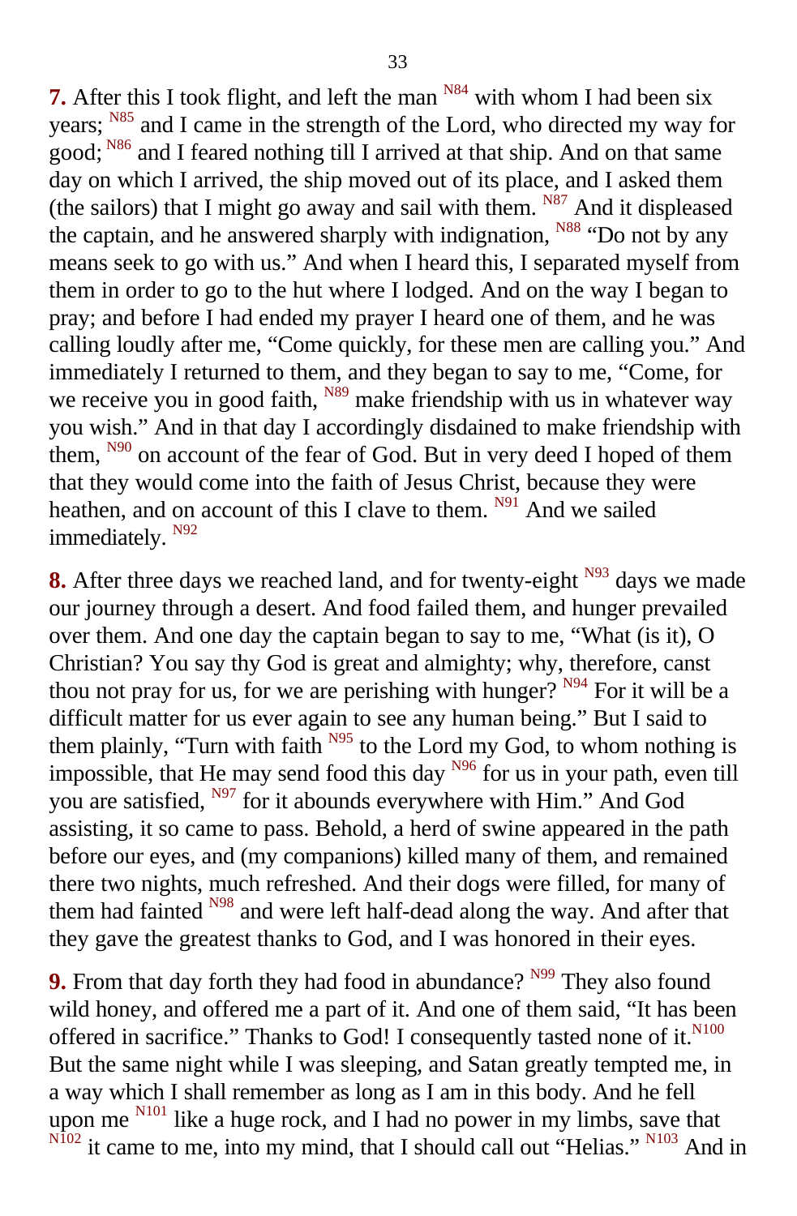**7.** After this I took flight, and left the man [N84] with whom I had been six years; [N85] and I came in the strength of the Lord, who directed my way for good; [N86] and I feared nothing till I arrived at that ship. And on that same day on which I arrived, the ship moved out of its place, and I asked them (the sailors) that I might go away and sail with them. [N87] And it displeased the captain, and he answered sharply with indignation, [N88] "Do not by any means seek to go with us." And when I heard this, I separated myself from them in order to go to the hut where I lodged. And on the way I began to pray; and before I had ended my prayer I heard one of them, and he was calling loudly after me, "Come quickly, for these men are calling you." And immediately I returned to them, and they began to say to me, "Come, for we receive you in good faith, [N89] make friendship with us in whatever way you wish." And in that day I accordingly disdained to make friendship with them, [N90] on account of the fear of God. But in very deed I hoped of them that they would come into the faith of Jesus Christ, because they were heathen, and on account of this I clave to them. [N91] And we sailed immediately. [N92]

**8.** After three days we reached land, and for twenty-eight [N93] days we made our journey through a desert. And food failed them, and hunger prevailed over them. And one day the captain began to say to me, "What (is it), O Christian? You say thy God is great and almighty; why, therefore, canst thou not pray for us, for we are perishing with hunger? [N94] For it will be a difficult matter for us ever again to see any human being." But I said to them plainly, "Turn with faith [N95] to the Lord my God, to whom nothing is impossible, that He may send food this day [N96] for us in your path, even till you are satisfied, [N97] for it abounds everywhere with Him." And God assisting, it so came to pass. Behold, a herd of swine appeared in the path before our eyes, and (my companions) killed many of them, and remained there two nights, much refreshed. And their dogs were filled, for many of them had fainted [N98] and were left half-dead along the way. And after that they gave the greatest thanks to God, and I was honored in their eyes.

**9.** From that day forth they had food in abundance? [N99] They also found wild honey, and offered me a part of it. And one of them said, "It has been offered in sacrifice." Thanks to God! I consequently tasted none of it.[N100] But the same night while I was sleeping, and Satan greatly tempted me, in a way which I shall remember as long as I am in this body. And he fell upon me [N101] like a huge rock, and I had no power in my limbs, save that [N102] it came to me, into my mind, that I should call out "Helias." [N103] And in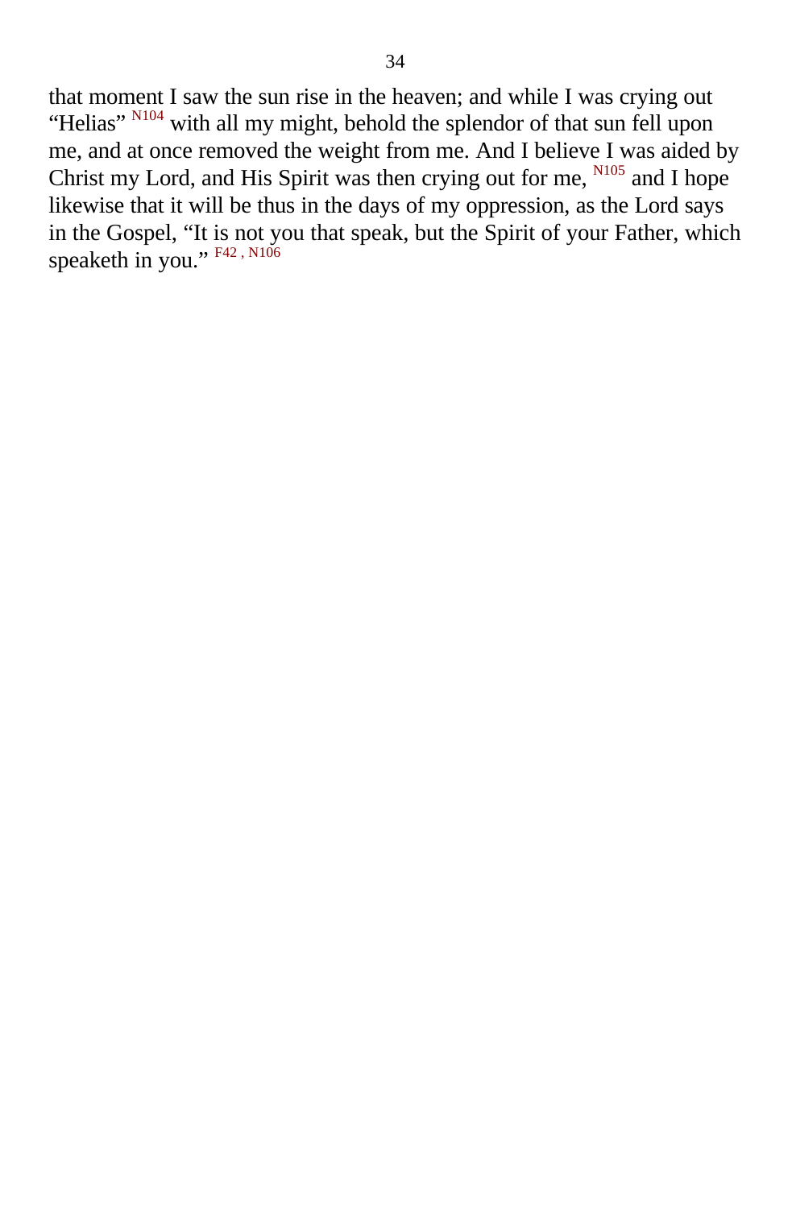that moment I saw the sun rise in the heaven; and while I was crying out “Helias” [N104] with all my might, behold the splendor of that sun fell upon me, and at once removed the weight from me. And I believe I was aided by Christ my Lord, and His Spirit was then crying out for me, [N105] and I hope likewise that it will be thus in the days of my oppression, as the Lord says in the Gospel, “It is not you that speak, but the Spirit of your Father, which speaketh in you.” [F42, N106]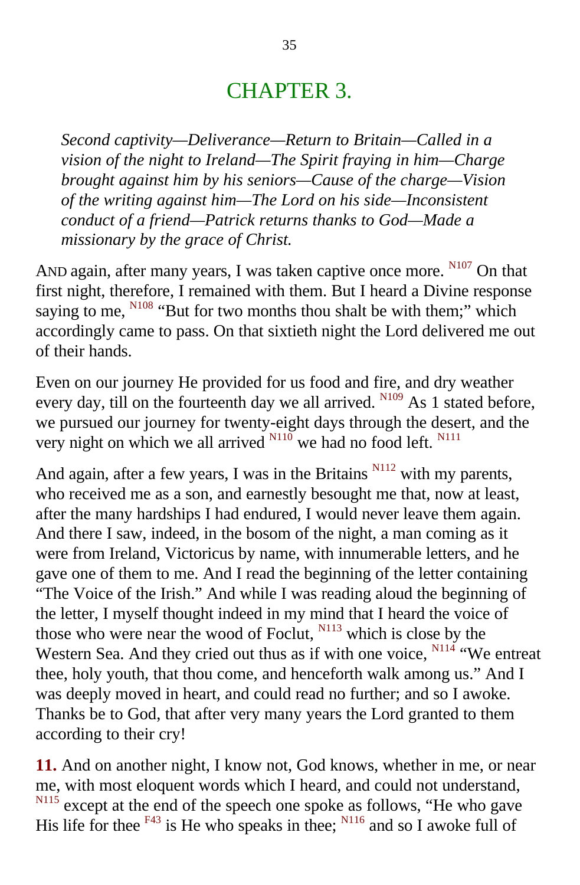# CHAPTER 3.

*Second captivity—Deliverance—Return to Britain—Called in a vision of the night to Ireland—The Spirit fraying in him—Charge brought against him by his seniors—Cause of the charge—Vision of the writing against him—The Lord on his side—Inconsistent conduct of a friend—Patrick returns thanks to God—Made a missionary by the grace of Christ.*

AND again, after many years, I was taken captive once more. [N107] On that first night, therefore, I remained with them. But I heard a Divine response saying to me, [N108] "But for two months thou shalt be with them;" which accordingly came to pass. On that sixtieth night the Lord delivered me out of their hands.

Even on our journey He provided for us food and fire, and dry weather every day, till on the fourteenth day we all arrived. [N109] As 1 stated before, we pursued our journey for twenty-eight days through the desert, and the very night on which we all arrived [N110] we had no food left. [N111]

And again, after a few years, I was in the Britains [N112] with my parents, who received me as a son, and earnestly besought me that, now at least, after the many hardships I had endured, I would never leave them again. And there I saw, indeed, in the bosom of the night, a man coming as it were from Ireland, Victoricus by name, with innumerable letters, and he gave one of them to me. And I read the beginning of the letter containing "The Voice of the Irish." And while I was reading aloud the beginning of the letter, I myself thought indeed in my mind that I heard the voice of those who were near the wood of Foclut, [N113] which is close by the Western Sea. And they cried out thus as if with one voice, [N114] "We entreat thee, holy youth, that thou come, and henceforth walk among us." And I was deeply moved in heart, and could read no further; and so I awoke. Thanks be to God, that after very many years the Lord granted to them according to their cry!

**11.** And on another night, I know not, God knows, whether in me, or near me, with most eloquent words which I heard, and could not understand, [N115] except at the end of the speech one spoke as follows, "He who gave His life for thee [F43] is He who speaks in thee; [N116] and so I awoke full of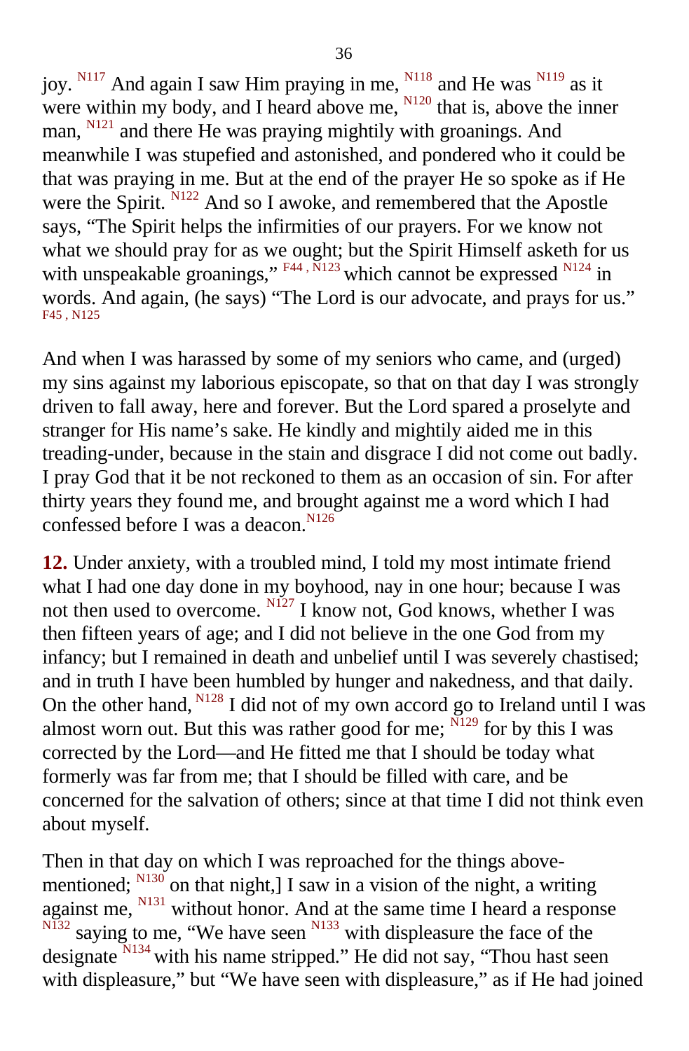joy. [N117] And again I saw Him praying in me, [N118] and He was [N119] as it were within my body, and I heard above me, [N120] that is, above the inner man, [N121] and there He was praying mightily with groanings. And meanwhile I was stupefied and astonished, and pondered who it could be that was praying in me. But at the end of the prayer He so spoke as if He were the Spirit. [N122] And so I awoke, and remembered that the Apostle says, “The Spirit helps the infirmities of our prayers. For we know not what we should pray for as we ought; but the Spirit Himself asketh for us with unspeakable groanings,” [F44, N123] which cannot be expressed [N124] in words. And again, (he says) “The Lord is our advocate, and prays for us.” [F45, N125]

And when I was harassed by some of my seniors who came, and (urged) my sins against my laborious episcopate, so that on that day I was strongly driven to fall away, here and forever. But the Lord spared a proselyte and stranger for His name’s sake. He kindly and mightily aided me in this treading-under, because in the stain and disgrace I did not come out badly. I pray God that it be not reckoned to them as an occasion of sin. For after thirty years they found me, and brought against me a word which I had confessed before I was a deacon.[N126]

**12.** Under anxiety, with a troubled mind, I told my most intimate friend what I had one day done in my boyhood, nay in one hour; because I was not then used to overcome. [N127] I know not, God knows, whether I was then fifteen years of age; and I did not believe in the one God from my infancy; but I remained in death and unbelief until I was severely chastised; and in truth I have been humbled by hunger and nakedness, and that daily. On the other hand, [N128] I did not of my own accord go to Ireland until I was almost worn out. But this was rather good for me; [N129] for by this I was corrected by the Lord—and He fitted me that I should be today what formerly was far from me; that I should be filled with care, and be concerned for the salvation of others; since at that time I did not think even about myself.

Then in that day on which I was reproached for the things above-mentioned; [N130] on that night,] I saw in a vision of the night, a writing against me, [N131] without honor. And at the same time I heard a response [N132] saying to me, “We have seen [N133] with displeasure the face of the designate [N134] with his name stripped.” He did not say, “Thou hast seen with displeasure,” but “We have seen with displeasure,” as if He had joined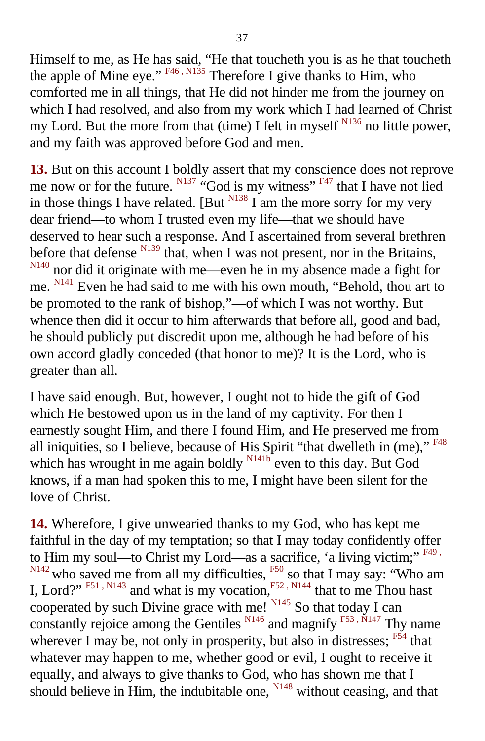Himself to me, as He has said, “He that toucheth you is as he that toucheth the apple of Mine eye.” [F46, N135] Therefore I give thanks to Him, who comforted me in all things, that He did not hinder me from the journey on which I had resolved, and also from my work which I had learned of Christ my Lord. But the more from that (time) I felt in myself [N136] no little power, and my faith was approved before God and men.

**13.** But on this account I boldly assert that my conscience does not reprove me now or for the future. [N137] “God is my witness” [F47] that I have not lied in those things I have related. [But [N138] I am the more sorry for my very dear friend—to whom I trusted even my life—that we should have deserved to hear such a response. And I ascertained from several brethren before that defense [N139] that, when I was not present, nor in the Britains, [N140] nor did it originate with me—even he in my absence made a fight for me. [N141] Even he had said to me with his own mouth, “Behold, thou art to be promoted to the rank of bishop,”—of which I was not worthy. But whence then did it occur to him afterwards that before all, good and bad, he should publicly put discredit upon me, although he had before of his own accord gladly conceded (that honor to me)? It is the Lord, who is greater than all.

I have said enough. But, however, I ought not to hide the gift of God which He bestowed upon us in the land of my captivity. For then I earnestly sought Him, and there I found Him, and He preserved me from all iniquities, so I believe, because of His Spirit “that dwelleth in (me),” [F48] which has wrought in me again boldly [N141b] even to this day. But God knows, if a man had spoken this to me, I might have been silent for the love of Christ.

**14.** Wherefore, I give unwearied thanks to my God, who has kept me faithful in the day of my temptation; so that I may today confidently offer to Him my soul—to Christ my Lord—as a sacrifice, ‘a living victim;” [F49, N142] who saved me from all my difficulties, [F50] so that I may say: “Who am I, Lord?” [F51, N143] and what is my vocation, [F52, N144] that to me Thou hast cooperated by such Divine grace with me! [N145] So that today I can constantly rejoice among the Gentiles [N146] and magnify [F53, N147] Thy name wherever I may be, not only in prosperity, but also in distresses; [F54] that whatever may happen to me, whether good or evil, I ought to receive it equally, and always to give thanks to God, who has shown me that I should believe in Him, the indubitable one, [N148] without ceasing, and that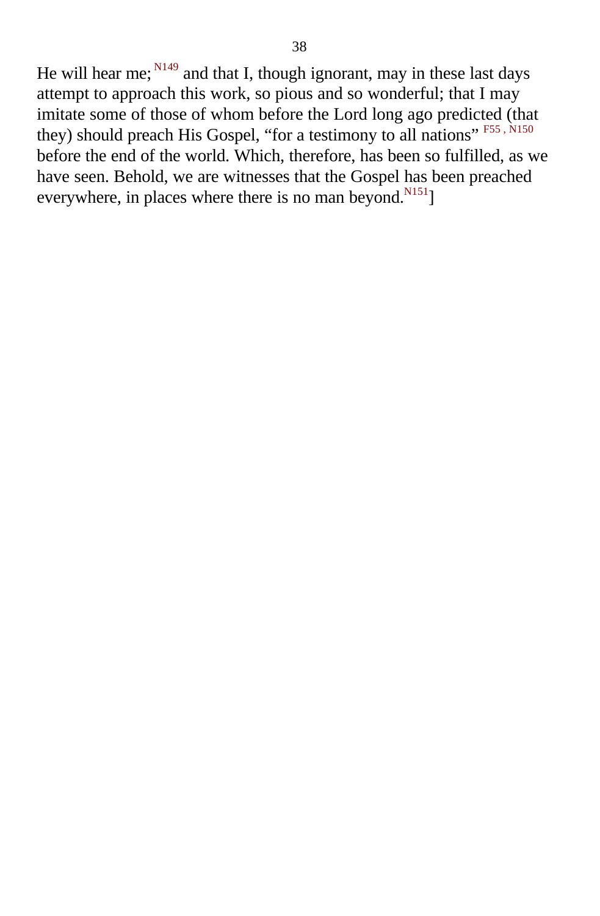He will hear me;[N149] and that I, though ignorant, may in these last days attempt to approach this work, so pious and so wonderful; that I may imitate some of those of whom before the Lord long ago predicted (that they) should preach His Gospel, "for a testimony to all nations" [F55, N150] before the end of the world. Which, therefore, has been so fulfilled, as we have seen. Behold, we are witnesses that the Gospel has been preached everywhere, in places where there is no man beyond.[N151]]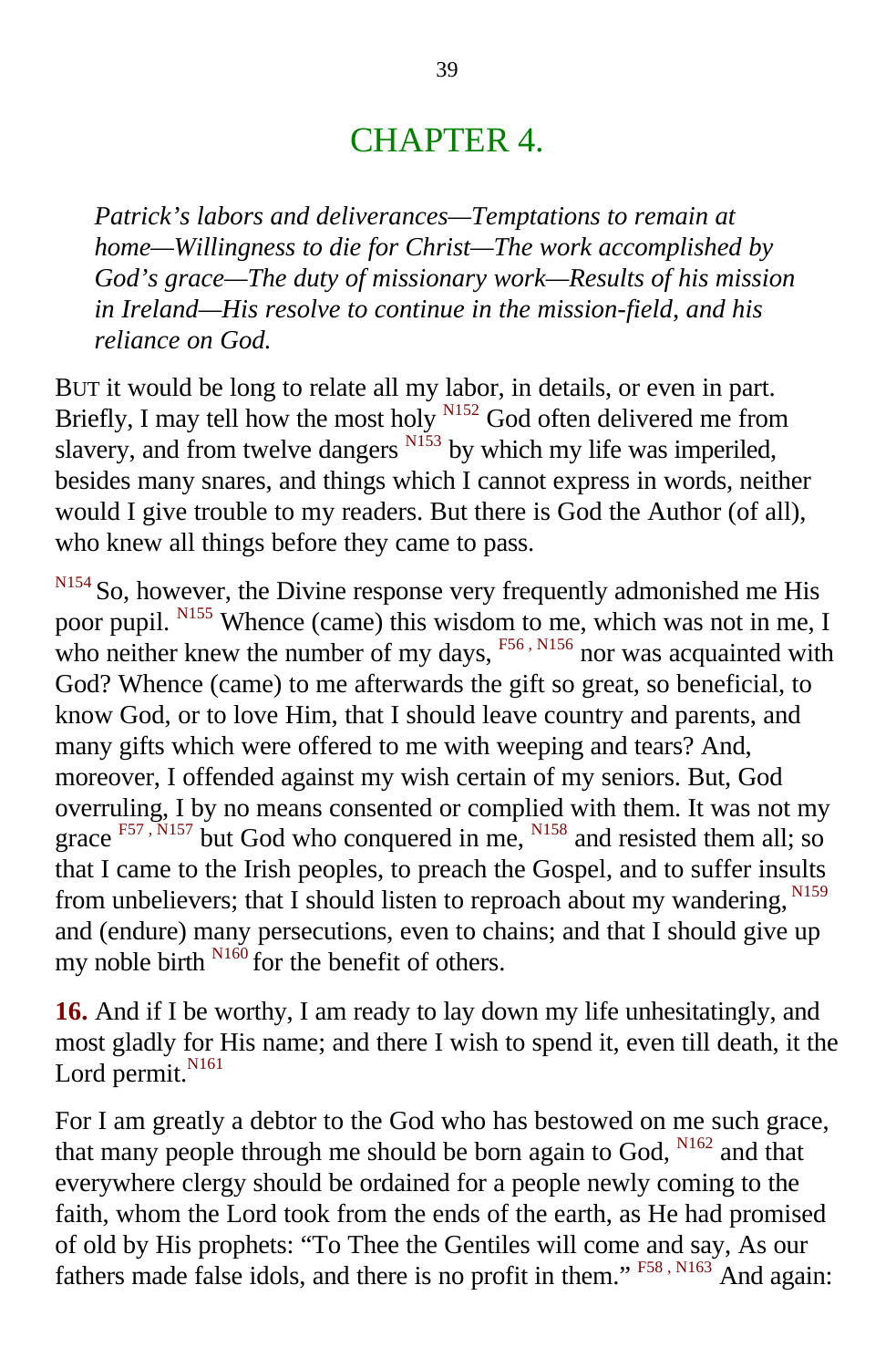# CHAPTER 4.

*Patrick's labors and deliverances—Temptations to remain at home—Willingness to die for Christ—The work accomplished by God's grace—The duty of missionary work—Results of his mission in Ireland—His resolve to continue in the mission-field, and his reliance on God.*

BUT it would be long to relate all my labor, in details, or even in part. Briefly, I may tell how the most holy [N152] God often delivered me from slavery, and from twelve dangers [N153] by which my life was imperiled, besides many snares, and things which I cannot express in words, neither would I give trouble to my readers. But there is God the Author (of all), who knew all things before they came to pass.

[N154] So, however, the Divine response very frequently admonished me His poor pupil. [N155] Whence (came) this wisdom to me, which was not in me, I who neither knew the number of my days, [F56, N156] nor was acquainted with God? Whence (came) to me afterwards the gift so great, so beneficial, to know God, or to love Him, that I should leave country and parents, and many gifts which were offered to me with weeping and tears? And, moreover, I offended against my wish certain of my seniors. But, God overruling, I by no means consented or complied with them. It was not my grace [F57, N157] but God who conquered in me, [N158] and resisted them all; so that I came to the Irish peoples, to preach the Gospel, and to suffer insults from unbelievers; that I should listen to reproach about my wandering, [N159] and (endure) many persecutions, even to chains; and that I should give up my noble birth [N160] for the benefit of others.

**16.** And if I be worthy, I am ready to lay down my life unhesitatingly, and most gladly for His name; and there I wish to spend it, even till death, it the Lord permit.[N161]

For I am greatly a debtor to the God who has bestowed on me such grace, that many people through me should be born again to God, [N162] and that everywhere clergy should be ordained for a people newly coming to the faith, whom the Lord took from the ends of the earth, as He had promised of old by His prophets: "To Thee the Gentiles will come and say, As our fathers made false idols, and there is no profit in them." [F58, N163] And again: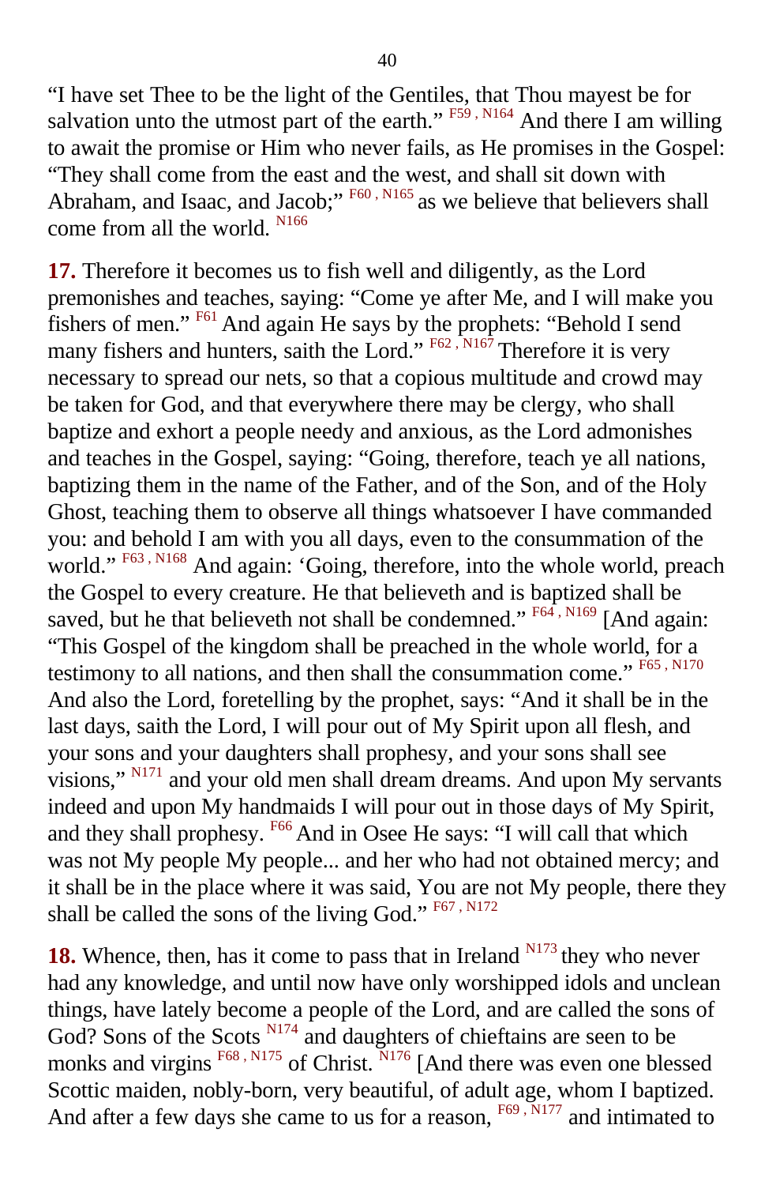"I have set Thee to be the light of the Gentiles, that Thou mayest be for salvation unto the utmost part of the earth." [F59, N164] And there I am willing to await the promise or Him who never fails, as He promises in the Gospel: "They shall come from the east and the west, and shall sit down with Abraham, and Isaac, and Jacob;" [F60, N165] as we believe that believers shall come from all the world. [N166]

**17.** Therefore it becomes us to fish well and diligently, as the Lord premonishes and teaches, saying: "Come ye after Me, and I will make you fishers of men." [F61] And again He says by the prophets: "Behold I send many fishers and hunters, saith the Lord." [F62, N167] Therefore it is very necessary to spread our nets, so that a copious multitude and crowd may be taken for God, and that everywhere there may be clergy, who shall baptize and exhort a people needy and anxious, as the Lord admonishes and teaches in the Gospel, saying: "Going, therefore, teach ye all nations, baptizing them in the name of the Father, and of the Son, and of the Holy Ghost, teaching them to observe all things whatsoever I have commanded you: and behold I am with you all days, even to the consummation of the world." [F63, N168] And again: 'Going, therefore, into the whole world, preach the Gospel to every creature. He that believeth and is baptized shall be saved, but he that believeth not shall be condemned." [F64, N169] [And again: "This Gospel of the kingdom shall be preached in the whole world, for a testimony to all nations, and then shall the consummation come." [F65, N170] And also the Lord, foretelling by the prophet, says: "And it shall be in the last days, saith the Lord, I will pour out of My Spirit upon all flesh, and your sons and your daughters shall prophesy, and your sons shall see visions," [N171] and your old men shall dream dreams. And upon My servants indeed and upon My handmaids I will pour out in those days of My Spirit, and they shall prophesy. [F66] And in Osee He says: "I will call that which was not My people My people... and her who had not obtained mercy; and it shall be in the place where it was said, You are not My people, there they shall be called the sons of the living God." [F67, N172]

**18.** Whence, then, has it come to pass that in Ireland [N173] they who never had any knowledge, and until now have only worshipped idols and unclean things, have lately become a people of the Lord, and are called the sons of God? Sons of the Scots [N174] and daughters of chieftains are seen to be monks and virgins [F68, N175] of Christ. [N176] [And there was even one blessed Scottic maiden, nobly-born, very beautiful, of adult age, whom I baptized. And after a few days she came to us for a reason, [F69, N177] and intimated to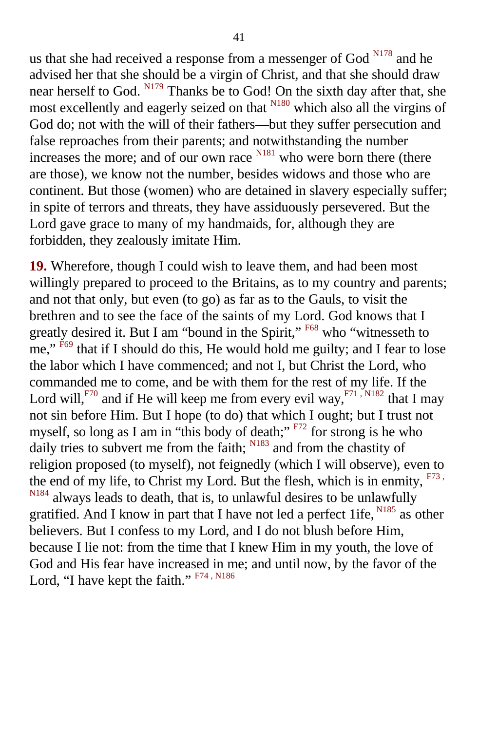us that she had received a response from a messenger of God [N178] and he advised her that she should be a virgin of Christ, and that she should draw near herself to God. [N179] Thanks be to God! On the sixth day after that, she most excellently and eagerly seized on that [N180] which also all the virgins of God do; not with the will of their fathers—but they suffer persecution and false reproaches from their parents; and notwithstanding the number increases the more; and of our own race [N181] who were born there (there are those), we know not the number, besides widows and those who are continent. But those (women) who are detained in slavery especially suffer; in spite of terrors and threats, they have assiduously persevered. But the Lord gave grace to many of my handmaids, for, although they are forbidden, they zealously imitate Him.

**19.** Wherefore, though I could wish to leave them, and had been most willingly prepared to proceed to the Britains, as to my country and parents; and not that only, but even (to go) as far as to the Gauls, to visit the brethren and to see the face of the saints of my Lord. God knows that I greatly desired it. But I am "bound in the Spirit," [F68] who "witnesseth to me," [F69] that if I should do this, He would hold me guilty; and I fear to lose the labor which I have commenced; and not I, but Christ the Lord, who commanded me to come, and be with them for the rest of my life. If the Lord will,[F70] and if He will keep me from every evil way,[F71, N182] that I may not sin before Him. But I hope (to do) that which I ought; but I trust not myself, so long as I am in "this body of death;" [F72] for strong is he who daily tries to subvert me from the faith; [N183] and from the chastity of religion proposed (to myself), not feignedly (which I will observe), even to the end of my life, to Christ my Lord. But the flesh, which is in enmity, [F73, N184] always leads to death, that is, to unlawful desires to be unlawfully gratified. And I know in part that I have not led a perfect 1ife, [N185] as other believers. But I confess to my Lord, and I do not blush before Him, because I lie not: from the time that I knew Him in my youth, the love of God and His fear have increased in me; and until now, by the favor of the Lord, "I have kept the faith." [F74, N186]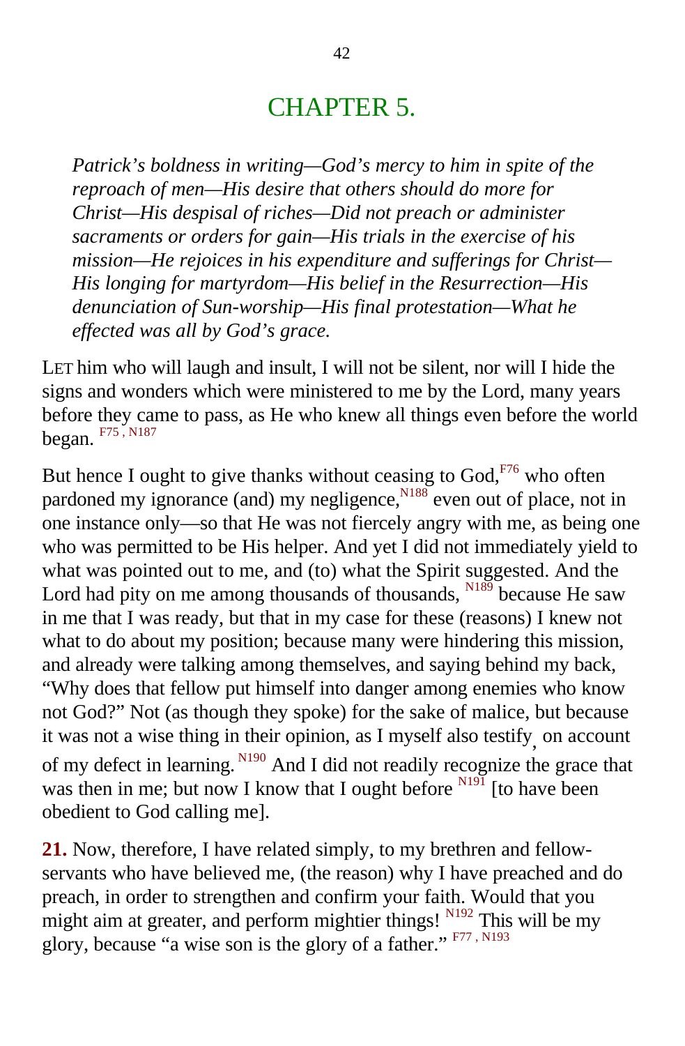# CHAPTER 5.

*Patrick's boldness in writing—God's mercy to him in spite of the reproach of men—His desire that others should do more for Christ—His despisal of riches—Did not preach or administer sacraments or orders for gain—His trials in the exercise of his mission—He rejoices in his expenditure and sufferings for Christ—His longing for martyrdom—His belief in the Resurrection—His denunciation of Sun-worship—His final protestation—What he effected was all by God's grace.*

LET him who will laugh and insult, I will not be silent, nor will I hide the signs and wonders which were ministered to me by the Lord, many years before they came to pass, as He who knew all things even before the world began. [F75, N187]

But hence I ought to give thanks without ceasing to God,[F76] who often pardoned my ignorance (and) my negligence,[N188] even out of place, not in one instance only—so that He was not fiercely angry with me, as being one who was permitted to be His helper. And yet I did not immediately yield to what was pointed out to me, and (to) what the Spirit suggested. And the Lord had pity on me among thousands of thousands, [N189] because He saw in me that I was ready, but that in my case for these (reasons) I knew not what to do about my position; because many were hindering this mission, and already were talking among themselves, and saying behind my back, "Why does that fellow put himself into danger among enemies who know not God?" Not (as though they spoke) for the sake of malice, but because it was not a wise thing in their opinion, as I myself also testify, on account of my defect in learning. [N190] And I did not readily recognize the grace that was then in me; but now I know that I ought before [N191] [to have been obedient to God calling me].

**21.** Now, therefore, I have related simply, to my brethren and fellow-servants who have believed me, (the reason) why I have preached and do preach, in order to strengthen and confirm your faith. Would that you might aim at greater, and perform mightier things! [N192] This will be my glory, because "a wise son is the glory of a father." [F77, N193]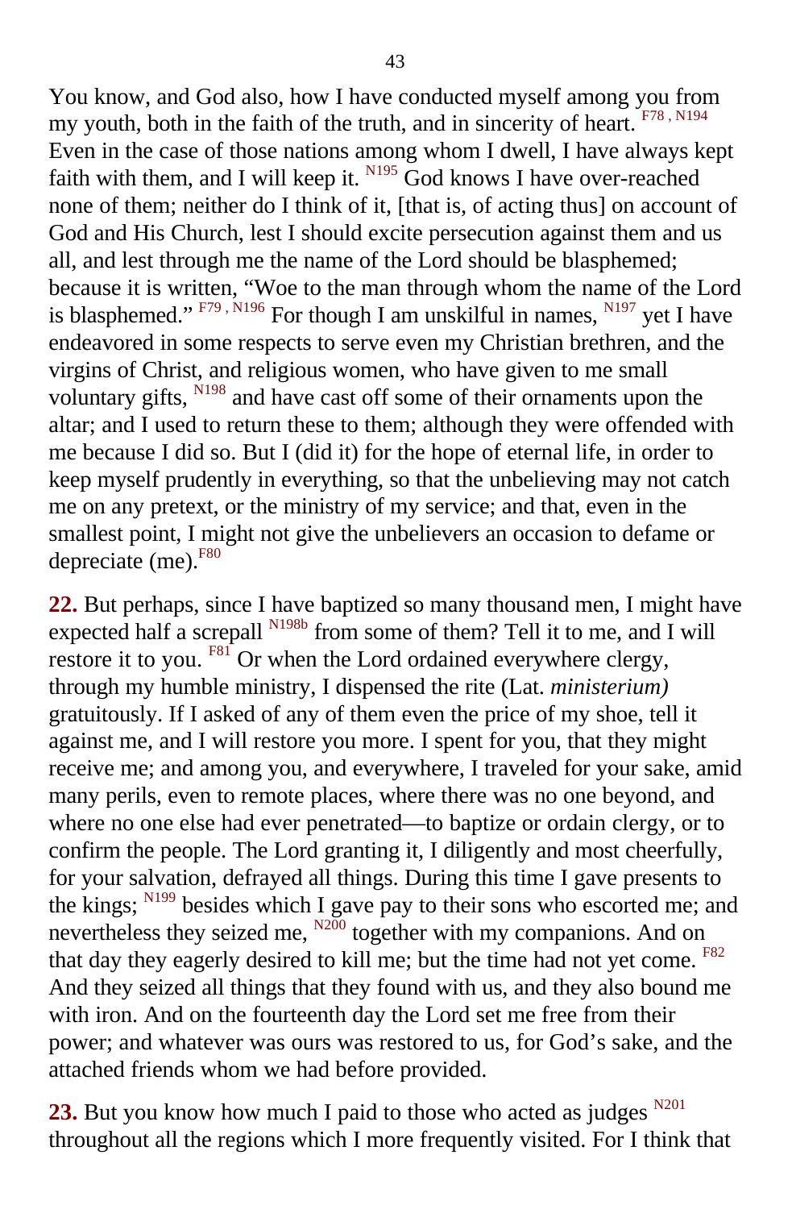You know, and God also, how I have conducted myself among you from my youth, both in the faith of the truth, and in sincerity of heart. [F78 , N194] Even in the case of those nations among whom I dwell, I have always kept faith with them, and I will keep it. [N195] God knows I have over-reached none of them; neither do I think of it, [that is, of acting thus] on account of God and His Church, lest I should excite persecution against them and us all, and lest through me the name of the Lord should be blasphemed; because it is written, "Woe to the man through whom the name of the Lord is blasphemed." [F79 , N196] For though I am unskilful in names, [N197] yet I have endeavored in some respects to serve even my Christian brethren, and the virgins of Christ, and religious women, who have given to me small voluntary gifts, [N198] and have cast off some of their ornaments upon the altar; and I used to return these to them; although they were offended with me because I did so. But I (did it) for the hope of eternal life, in order to keep myself prudently in everything, so that the unbelieving may not catch me on any pretext, or the ministry of my service; and that, even in the smallest point, I might not give the unbelievers an occasion to defame or depreciate (me).[F80]

**22.** But perhaps, since I have baptized so many thousand men, I might have expected half a screpall [N198b] from some of them? Tell it to me, and I will restore it to you. [F81] Or when the Lord ordained everywhere clergy, through my humble ministry, I dispensed the rite (Lat. *ministerium)* gratuitously. If I asked of any of them even the price of my shoe, tell it against me, and I will restore you more. I spent for you, that they might receive me; and among you, and everywhere, I traveled for your sake, amid many perils, even to remote places, where there was no one beyond, and where no one else had ever penetrated—to baptize or ordain clergy, or to confirm the people. The Lord granting it, I diligently and most cheerfully, for your salvation, defrayed all things. During this time I gave presents to the kings; [N199] besides which I gave pay to their sons who escorted me; and nevertheless they seized me, [N200] together with my companions. And on that day they eagerly desired to kill me; but the time had not yet come. [F82] And they seized all things that they found with us, and they also bound me with iron. And on the fourteenth day the Lord set me free from their power; and whatever was ours was restored to us, for God's sake, and the attached friends whom we had before provided.

**23.** But you know how much I paid to those who acted as judges [N201] throughout all the regions which I more frequently visited. For I think that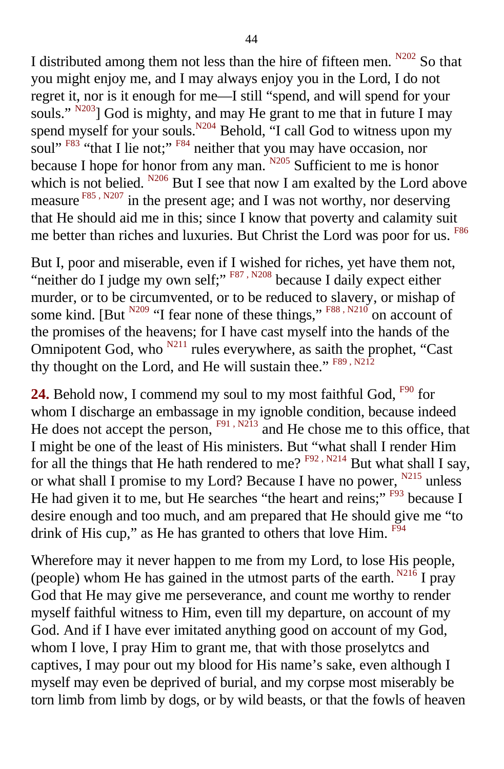I distributed among them not less than the hire of fifteen men. [N202] So that you might enjoy me, and I may always enjoy you in the Lord, I do not regret it, nor is it enough for me—I still "spend, and will spend for your souls." [N203]] God is mighty, and may He grant to me that in future I may spend myself for your souls.[N204] Behold, "I call God to witness upon my soul" [F83] "that I lie not;" [F84] neither that you may have occasion, nor because I hope for honor from any man. [N205] Sufficient to me is honor which is not belied. [N206] But I see that now I am exalted by the Lord above measure [F85, N207] in the present age; and I was not worthy, nor deserving that He should aid me in this; since I know that poverty and calamity suit me better than riches and luxuries. But Christ the Lord was poor for us. [F86]

But I, poor and miserable, even if I wished for riches, yet have them not, "neither do I judge my own self;" [F87, N208] because I daily expect either murder, or to be circumvented, or to be reduced to slavery, or mishap of some kind. [But [N209] "I fear none of these things," [F88, N210] on account of the promises of the heavens; for I have cast myself into the hands of the Omnipotent God, who [N211] rules everywhere, as saith the prophet, "Cast thy thought on the Lord, and He will sustain thee." [F89, N212]

**24.** Behold now, I commend my soul to my most faithful God, [F90] for whom I discharge an embassage in my ignoble condition, because indeed He does not accept the person, [F91, N213] and He chose me to this office, that I might be one of the least of His ministers. But "what shall I render Him for all the things that He hath rendered to me? [F92, N214] But what shall I say, or what shall I promise to my Lord? Because I have no power, [N215] unless He had given it to me, but He searches "the heart and reins;" [F93] because I desire enough and too much, and am prepared that He should give me "to drink of His cup," as He has granted to others that love Him. [F94]

Wherefore may it never happen to me from my Lord, to lose His people, (people) whom He has gained in the utmost parts of the earth. [N216] I pray God that He may give me perseverance, and count me worthy to render myself faithful witness to Him, even till my departure, on account of my God. And if I have ever imitated anything good on account of my God, whom I love, I pray Him to grant me, that with those proselytcs and captives, I may pour out my blood for His name's sake, even although I myself may even be deprived of burial, and my corpse most miserably be torn limb from limb by dogs, or by wild beasts, or that the fowls of heaven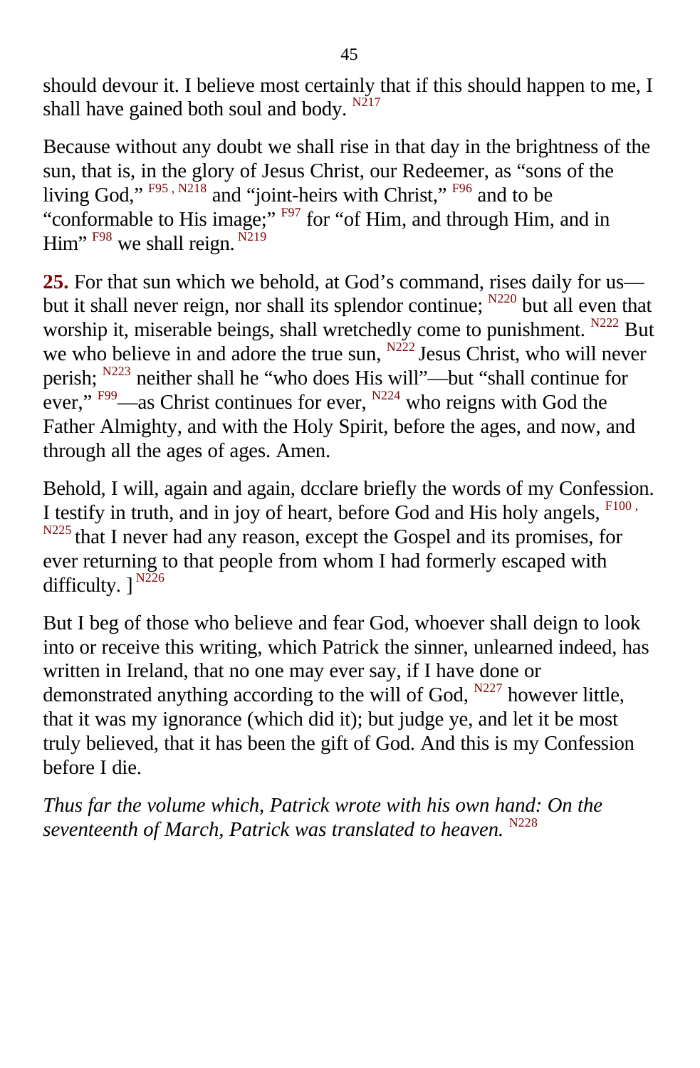should devour it. I believe most certainly that if this should happen to me, I shall have gained both soul and body. [N217]

Because without any doubt we shall rise in that day in the brightness of the sun, that is, in the glory of Jesus Christ, our Redeemer, as “sons of the living God,” [F95, N218] and “joint-heirs with Christ,” [F96] and to be “conformable to His image;” [F97] for “of Him, and through Him, and in Him” [F98] we shall reign. [N219]

**25.** For that sun which we behold, at God’s command, rises daily for us—but it shall never reign, nor shall its splendor continue; [N220] but all even that worship it, miserable beings, shall wretchedly come to punishment. [N222] But we who believe in and adore the true sun, [N222] Jesus Christ, who will never perish; [N223] neither shall he “who does His will”—but “shall continue for ever,” [F99]—as Christ continues for ever, [N224] who reigns with God the Father Almighty, and with the Holy Spirit, before the ages, and now, and through all the ages of ages. Amen.

Behold, I will, again and again, dcclare briefly the words of my Confession. I testify in truth, and in joy of heart, before God and His holy angels, [F100, N225] that I never had any reason, except the Gospel and its promises, for ever returning to that people from whom I had formerly escaped with difficulty. ] [N226]

But I beg of those who believe and fear God, whoever shall deign to look into or receive this writing, which Patrick the sinner, unlearned indeed, has written in Ireland, that no one may ever say, if I have done or demonstrated anything according to the will of God, [N227] however little, that it was my ignorance (which did it); but judge ye, and let it be most truly believed, that it has been the gift of God. And this is my Confession before I die.

*Thus far the volume which, Patrick wrote with his own hand: On the seventeenth of March, Patrick was translated to heaven.* [N228]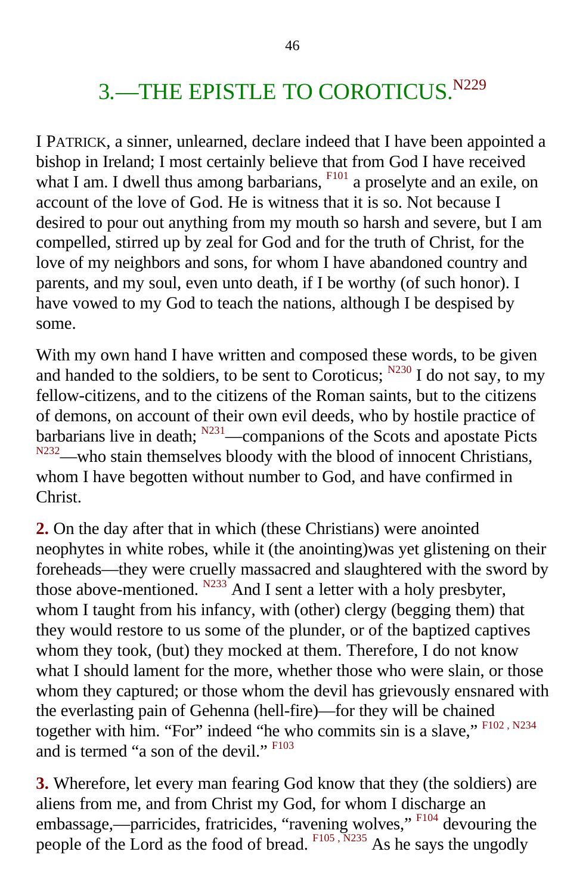# 3.—THE EPISTLE TO COROTICUS.[N229]

I PATRICK, a sinner, unlearned, declare indeed that I have been appointed a bishop in Ireland; I most certainly believe that from God I have received what I am. I dwell thus among barbarians, [F101] a proselyte and an exile, on account of the love of God. He is witness that it is so. Not because I desired to pour out anything from my mouth so harsh and severe, but I am compelled, stirred up by zeal for God and for the truth of Christ, for the love of my neighbors and sons, for whom I have abandoned country and parents, and my soul, even unto death, if I be worthy (of such honor). I have vowed to my God to teach the nations, although I be despised by some.

With my own hand I have written and composed these words, to be given and handed to the soldiers, to be sent to Coroticus; [N230] I do not say, to my fellow-citizens, and to the citizens of the Roman saints, but to the citizens of demons, on account of their own evil deeds, who by hostile practice of barbarians live in death; [N231]—companions of the Scots and apostate Picts [N232]—who stain themselves bloody with the blood of innocent Christians, whom I have begotten without number to God, and have confirmed in Christ.

**2.** On the day after that in which (these Christians) were anointed neophytes in white robes, while it (the anointing)was yet glistening on their foreheads—they were cruelly massacred and slaughtered with the sword by those above-mentioned. [N233] And I sent a letter with a holy presbyter, whom I taught from his infancy, with (other) clergy (begging them) that they would restore to us some of the plunder, or of the baptized captives whom they took, (but) they mocked at them. Therefore, I do not know what I should lament for the more, whether those who were slain, or those whom they captured; or those whom the devil has grievously ensnared with the everlasting pain of Gehenna (hell-fire)—for they will be chained together with him. "For" indeed "he who commits sin is a slave," [F102, N234] and is termed "a son of the devil." [F103]

**3.** Wherefore, let every man fearing God know that they (the soldiers) are aliens from me, and from Christ my God, for whom I discharge an embassage,—parricides, fratricides, "ravening wolves," [F104] devouring the people of the Lord as the food of bread. [F105, N235] As he says the ungodly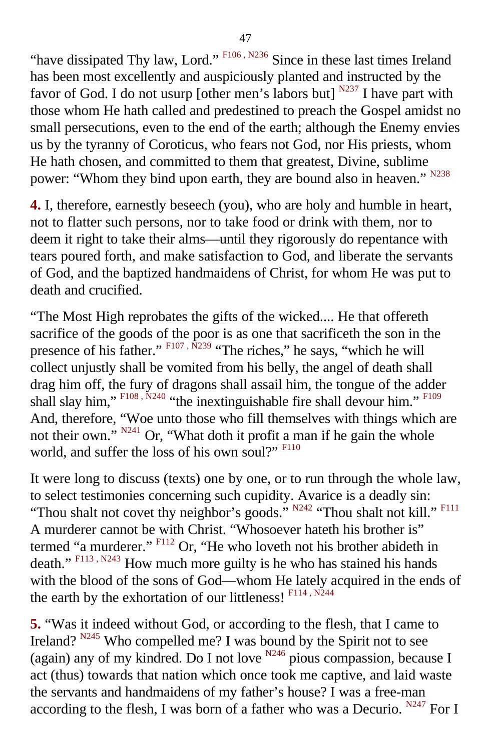"have dissipated Thy law, Lord." [F106, N236] Since in these last times Ireland has been most excellently and auspiciously planted and instructed by the favor of God. I do not usurp [other men's labors but] [N237] I have part with those whom He hath called and predestined to preach the Gospel amidst no small persecutions, even to the end of the earth; although the Enemy envies us by the tyranny of Coroticus, who fears not God, nor His priests, whom He hath chosen, and committed to them that greatest, Divine, sublime power: "Whom they bind upon earth, they are bound also in heaven." [N238]

**4.** I, therefore, earnestly beseech (you), who are holy and humble in heart, not to flatter such persons, nor to take food or drink with them, nor to deem it right to take their alms—until they rigorously do repentance with tears poured forth, and make satisfaction to God, and liberate the servants of God, and the baptized handmaidens of Christ, for whom He was put to death and crucified.

"The Most High reprobates the gifts of the wicked.... He that offereth sacrifice of the goods of the poor is as one that sacrificeth the son in the presence of his father." [F107, N239] "The riches," he says, "which he will collect unjustly shall be vomited from his belly, the angel of death shall drag him off, the fury of dragons shall assail him, the tongue of the adder shall slay him," [F108, N240] "the inextinguishable fire shall devour him." [F109] And, therefore, "Woe unto those who fill themselves with things which are not their own." [N241] Or, "What doth it profit a man if he gain the whole world, and suffer the loss of his own soul?" [F110]

It were long to discuss (texts) one by one, or to run through the whole law, to select testimonies concerning such cupidity. Avarice is a deadly sin: "Thou shalt not covet thy neighbor's goods." [N242] "Thou shalt not kill." [F111] A murderer cannot be with Christ. "Whosoever hateth his brother is" termed "a murderer." [F112] Or, "He who loveth not his brother abideth in death." [F113, N243] How much more guilty is he who has stained his hands with the blood of the sons of God—whom He lately acquired in the ends of the earth by the exhortation of our littleness! [F114, N244]

**5.** "Was it indeed without God, or according to the flesh, that I came to Ireland? [N245] Who compelled me? I was bound by the Spirit not to see (again) any of my kindred. Do I not love [N246] pious compassion, because I act (thus) towards that nation which once took me captive, and laid waste the servants and handmaidens of my father's house? I was a free-man according to the flesh, I was born of a father who was a Decurio. [N247] For I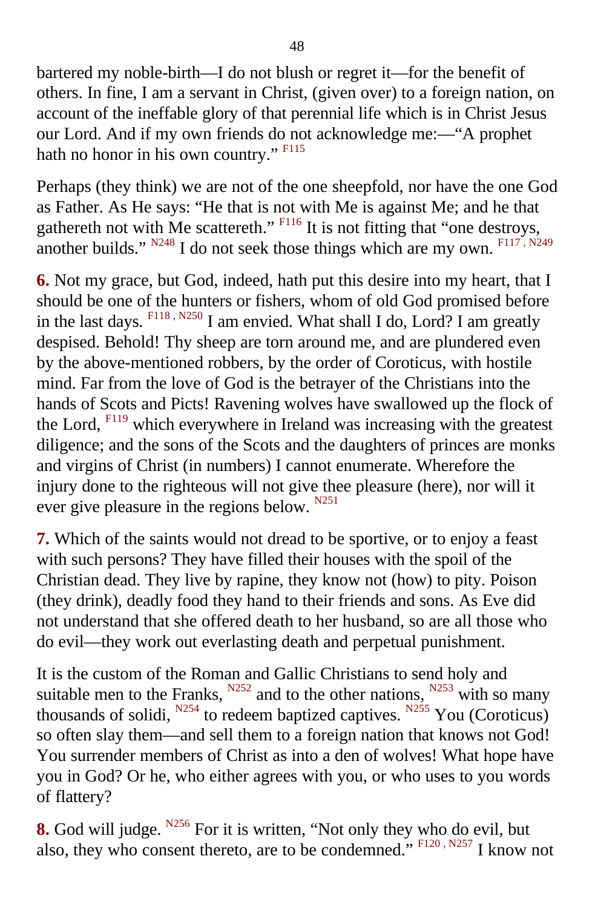bartered my noble-birth—I do not blush or regret it—for the benefit of others. In fine, I am a servant in Christ, (given over) to a foreign nation, on account of the ineffable glory of that perennial life which is in Christ Jesus our Lord. And if my own friends do not acknowledge me:—"A prophet hath no honor in his own country." [F115]

Perhaps (they think) we are not of the one sheepfold, nor have the one God as Father. As He says: "He that is not with Me is against Me; and he that gathereth not with Me scattereth." [F116] It is not fitting that "one destroys, another builds." [N248] I do not seek those things which are my own. [F117, N249]

**6.** Not my grace, but God, indeed, hath put this desire into my heart, that I should be one of the hunters or fishers, whom of old God promised before in the last days. [F118, N250] I am envied. What shall I do, Lord? I am greatly despised. Behold! Thy sheep are torn around me, and are plundered even by the above-mentioned robbers, by the order of Coroticus, with hostile mind. Far from the love of God is the betrayer of the Christians into the hands of Scots and Picts! Ravening wolves have swallowed up the flock of the Lord, [F119] which everywhere in Ireland was increasing with the greatest diligence; and the sons of the Scots and the daughters of princes are monks and virgins of Christ (in numbers) I cannot enumerate. Wherefore the injury done to the righteous will not give thee pleasure (here), nor will it ever give pleasure in the regions below. [N251]

**7.** Which of the saints would not dread to be sportive, or to enjoy a feast with such persons? They have filled their houses with the spoil of the Christian dead. They live by rapine, they know not (how) to pity. Poison (they drink), deadly food they hand to their friends and sons. As Eve did not understand that she offered death to her husband, so are all those who do evil—they work out everlasting death and perpetual punishment.

It is the custom of the Roman and Gallic Christians to send holy and suitable men to the Franks, [N252] and to the other nations, [N253] with so many thousands of solidi, [N254] to redeem baptized captives. [N255] You (Coroticus) so often slay them—and sell them to a foreign nation that knows not God! You surrender members of Christ as into a den of wolves! What hope have you in God? Or he, who either agrees with you, or who uses to you words of flattery?

**8.** God will judge. [N256] For it is written, "Not only they who do evil, but also, they who consent thereto, are to be condemned." [F120, N257] I know not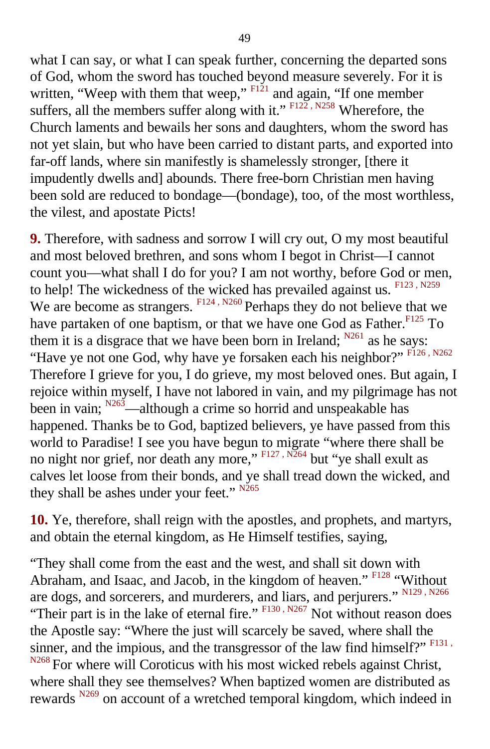what I can say, or what I can speak further, concerning the departed sons of God, whom the sword has touched beyond measure severely. For it is written, “Weep with them that weep,” [F121] and again, “If one member suffers, all the members suffer along with it.” [F122, N258] Wherefore, the Church laments and bewails her sons and daughters, whom the sword has not yet slain, but who have been carried to distant parts, and exported into far-off lands, where sin manifestly is shamelessly stronger, [there it impudently dwells and] abounds. There free-born Christian men having been sold are reduced to bondage—(bondage), too, of the most worthless, the vilest, and apostate Picts!

**9.** Therefore, with sadness and sorrow I will cry out, O my most beautiful and most beloved brethren, and sons whom I begot in Christ—I cannot count you—what shall I do for you? I am not worthy, before God or men, to help! The wickedness of the wicked has prevailed against us. [F123, N259] We are become as strangers. [F124, N260] Perhaps they do not believe that we have partaken of one baptism, or that we have one God as Father.[F125] To them it is a disgrace that we have been born in Ireland; [N261] as he says: “Have ye not one God, why have ye forsaken each his neighbor?” [F126, N262] Therefore I grieve for you, I do grieve, my most beloved ones. But again, I rejoice within myself, I have not labored in vain, and my pilgrimage has not been in vain; [N263]—although a crime so horrid and unspeakable has happened. Thanks be to God, baptized believers, ye have passed from this world to Paradise! I see you have begun to migrate “where there shall be no night nor grief, nor death any more,” [F127, N264] but “ye shall exult as calves let loose from their bonds, and ye shall tread down the wicked, and they shall be ashes under your feet.” [N265]

**10.** Ye, therefore, shall reign with the apostles, and prophets, and martyrs, and obtain the eternal kingdom, as He Himself testifies, saying,

“They shall come from the east and the west, and shall sit down with Abraham, and Isaac, and Jacob, in the kingdom of heaven.” [F128] “Without are dogs, and sorcerers, and murderers, and liars, and perjurers.” [N129, N266] “Their part is in the lake of eternal fire.” [F130, N267] Not without reason does the Apostle say: “Where the just will scarcely be saved, where shall the sinner, and the impious, and the transgressor of the law find himself?” [F131, N268] For where will Coroticus with his most wicked rebels against Christ, where shall they see themselves? When baptized women are distributed as rewards [N269] on account of a wretched temporal kingdom, which indeed in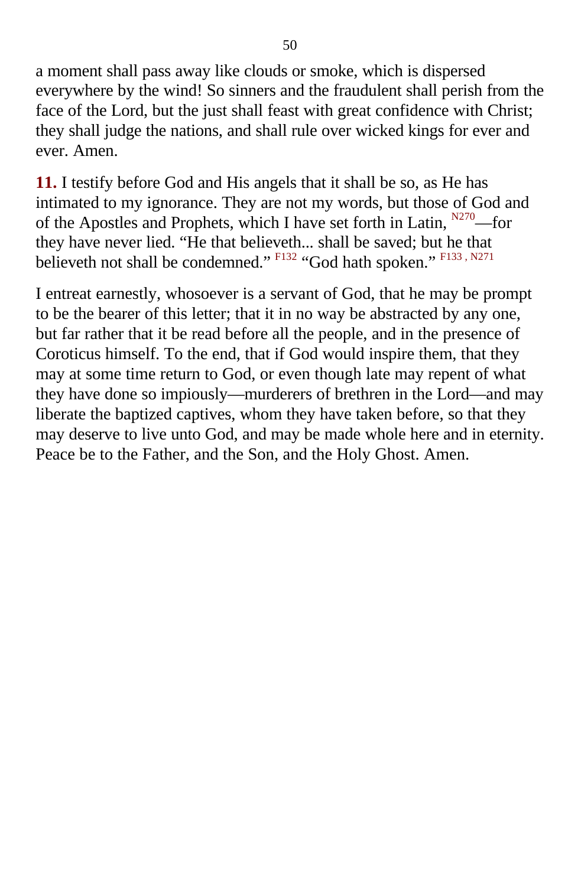a moment shall pass away like clouds or smoke, which is dispersed everywhere by the wind! So sinners and the fraudulent shall perish from the face of the Lord, but the just shall feast with great confidence with Christ; they shall judge the nations, and shall rule over wicked kings for ever and ever. Amen.

**11.** I testify before God and His angels that it shall be so, as He has intimated to my ignorance. They are not my words, but those of God and of the Apostles and Prophets, which I have set forth in Latin, [N270]—for they have never lied. “He that believeth... shall be saved; but he that believeth not shall be condemned.” [F132] “God hath spoken.” [F133, N271]

I entreat earnestly, whosoever is a servant of God, that he may be prompt to be the bearer of this letter; that it in no way be abstracted by any one, but far rather that it be read before all the people, and in the presence of Coroticus himself. To the end, that if God would inspire them, that they may at some time return to God, or even though late may repent of what they have done so impiously—murderers of brethren in the Lord—and may liberate the baptized captives, whom they have taken before, so that they may deserve to live unto God, and may be made whole here and in eternity. Peace be to the Father, and the Son, and the Holy Ghost. Amen.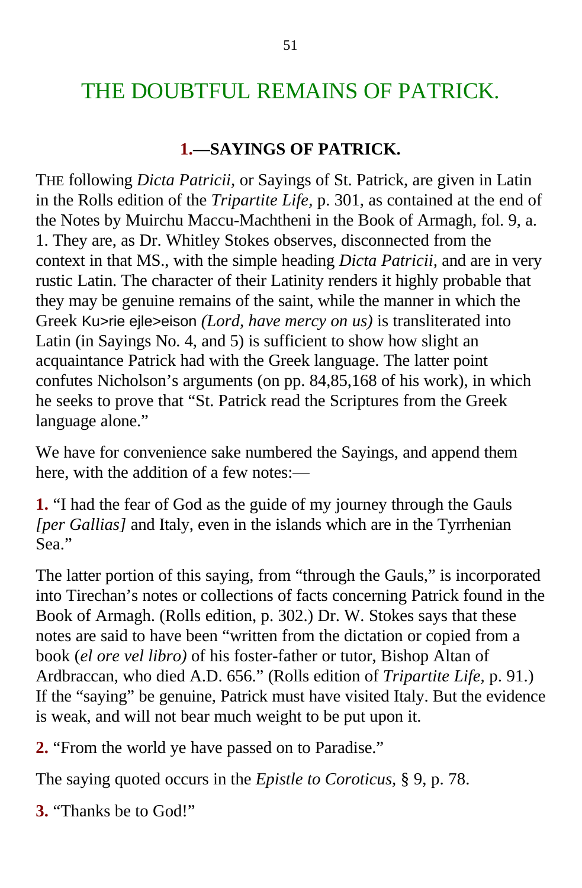# THE DOUBTFUL REMAINS OF PATRICK.

### 1.—SAYINGS OF PATRICK.

THE following *Dicta Patricii,* or Sayings of St. Patrick, are given in Latin in the Rolls edition of the *Tripartite Life,* p. 301, as contained at the end of the Notes by Muirchu Maccu-Machtheni in the Book of Armagh, fol. 9, a. 1. They are, as Dr. Whitley Stokes observes, disconnected from the context in that MS., with the simple heading *Dicta Patricii,* and are in very rustic Latin. The character of their Latinity renders it highly probable that they may be genuine remains of the saint, while the manner in which the Greek Ku>rie ejle>eison *(Lord, have mercy on us)* is transliterated into Latin (in Sayings No. 4, and 5) is sufficient to show how slight an acquaintance Patrick had with the Greek language. The latter point confutes Nicholson's arguments (on pp. 84,85,168 of his work), in which he seeks to prove that "St. Patrick read the Scriptures from the Greek language alone."

We have for convenience sake numbered the Sayings, and append them here, with the addition of a few notes:—

**1.** "I had the fear of God as the guide of my journey through the Gauls *[per Gallias]* and Italy, even in the islands which are in the Tyrrhenian Sea."

The latter portion of this saying, from "through the Gauls," is incorporated into Tirechan's notes or collections of facts concerning Patrick found in the Book of Armagh. (Rolls edition, p. 302.) Dr. W. Stokes says that these notes are said to have been "written from the dictation or copied from a book *(el ore vel libro)* of his foster-father or tutor, Bishop Altan of Ardbraccan, who died A.D. 656." (Rolls edition of *Tripartite Life,* p. 91.) If the "saying" be genuine, Patrick must have visited Italy. But the evidence is weak, and will not bear much weight to be put upon it.

**2.** "From the world ye have passed on to Paradise."

The saying quoted occurs in the *Epistle to Coroticus,* § 9, p. 78.

**3.** "Thanks be to God!"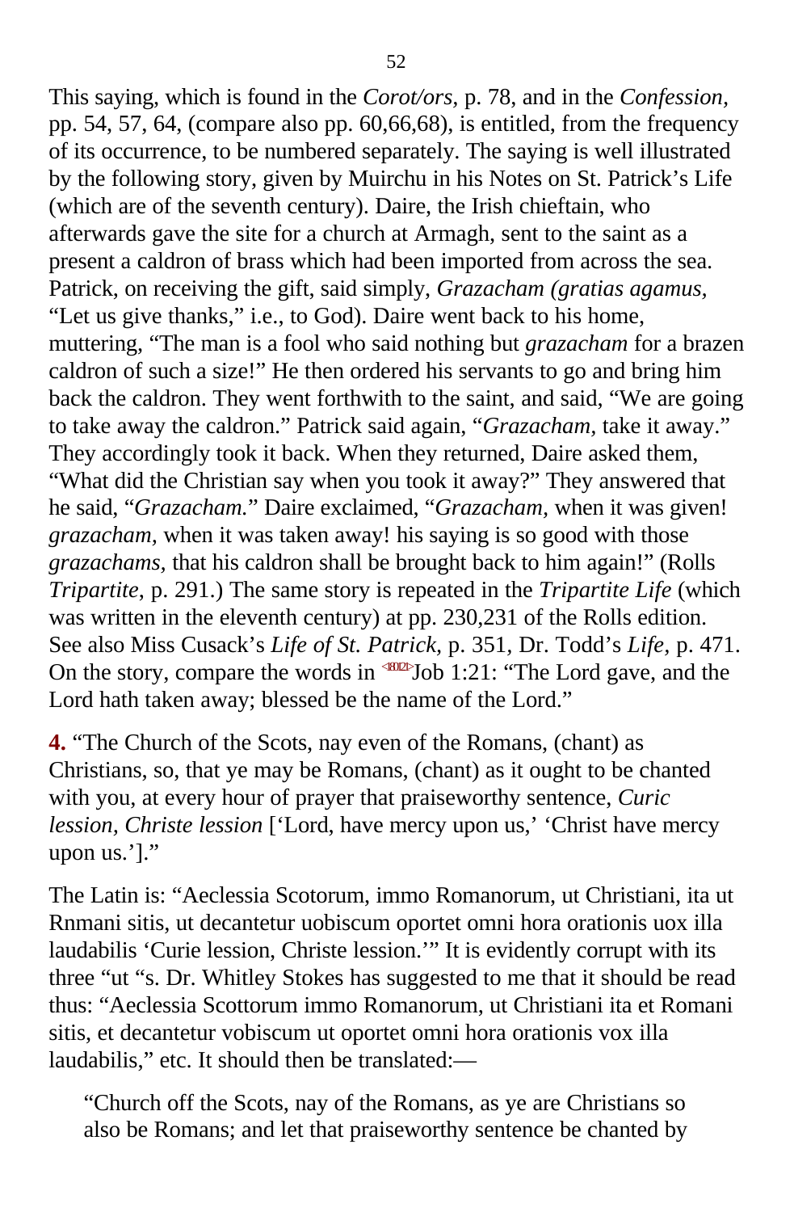This saying, which is found in the *Corot/ors*, p. 78, and in the *Confession*, pp. 54, 57, 64, (compare also pp. 60,66,68), is entitled, from the frequency of its occurrence, to be numbered separately. The saying is well illustrated by the following story, given by Muirchu in his Notes on St. Patrick's Life (which are of the seventh century). Daire, the Irish chieftain, who afterwards gave the site for a church at Armagh, sent to the saint as a present a caldron of brass which had been imported from across the sea. Patrick, on receiving the gift, said simply, *Grazacham (gratias agamus*, "Let us give thanks," i.e., to God). Daire went back to his home, muttering, "The man is a fool who said nothing but *grazacham* for a brazen caldron of such a size!" He then ordered his servants to go and bring him back the caldron. They went forthwith to the saint, and said, "We are going to take away the caldron." Patrick said again, "*Grazacham,* take it away." They accordingly took it back. When they returned, Daire asked them, "What did the Christian say when you took it away?" They answered that he said, "*Grazacham.*" Daire exclaimed, "*Grazacham,* when it was given! *grazacham,* when it was taken away! his saying is so good with those *grazachams,* that his caldron shall be brought back to him again!" (Rolls *Tripartite*, p. 291.) The same story is repeated in the *Tripartite Life* (which was written in the eleventh century) at pp. 230,231 of the Rolls edition. See also Miss Cusack's *Life of St. Patrick*, p. 351, Dr. Todd's *Life*, p. 471. On the story, compare the words in Job 1:21: "The Lord gave, and the Lord hath taken away; blessed be the name of the Lord."

**4.** "The Church of the Scots, nay even of the Romans, (chant) as Christians, so, that ye may be Romans, (chant) as it ought to be chanted with you, at every hour of prayer that praiseworthy sentence, *Curic lession, Christe lession* ['Lord, have mercy upon us,' 'Christ have mercy upon us.']."

The Latin is: "Aeclessia Scotorum, immo Romanorum, ut Christiani, ita ut Rnmani sitis, ut decantetur uobiscum oportet omni hora orationis uox illa laudabilis 'Curie lession, Christe lession.'" It is evidently corrupt with its three "ut "s. Dr. Whitley Stokes has suggested to me that it should be read thus: "Aeclessia Scottorum immo Romanorum, ut Christiani ita et Romani sitis, et decantetur vobiscum ut oportet omni hora orationis vox illa laudabilis," etc. It should then be translated:—

> "Church off the Scots, nay of the Romans, as ye are Christians so also be Romans; and let that praiseworthy sentence be chanted by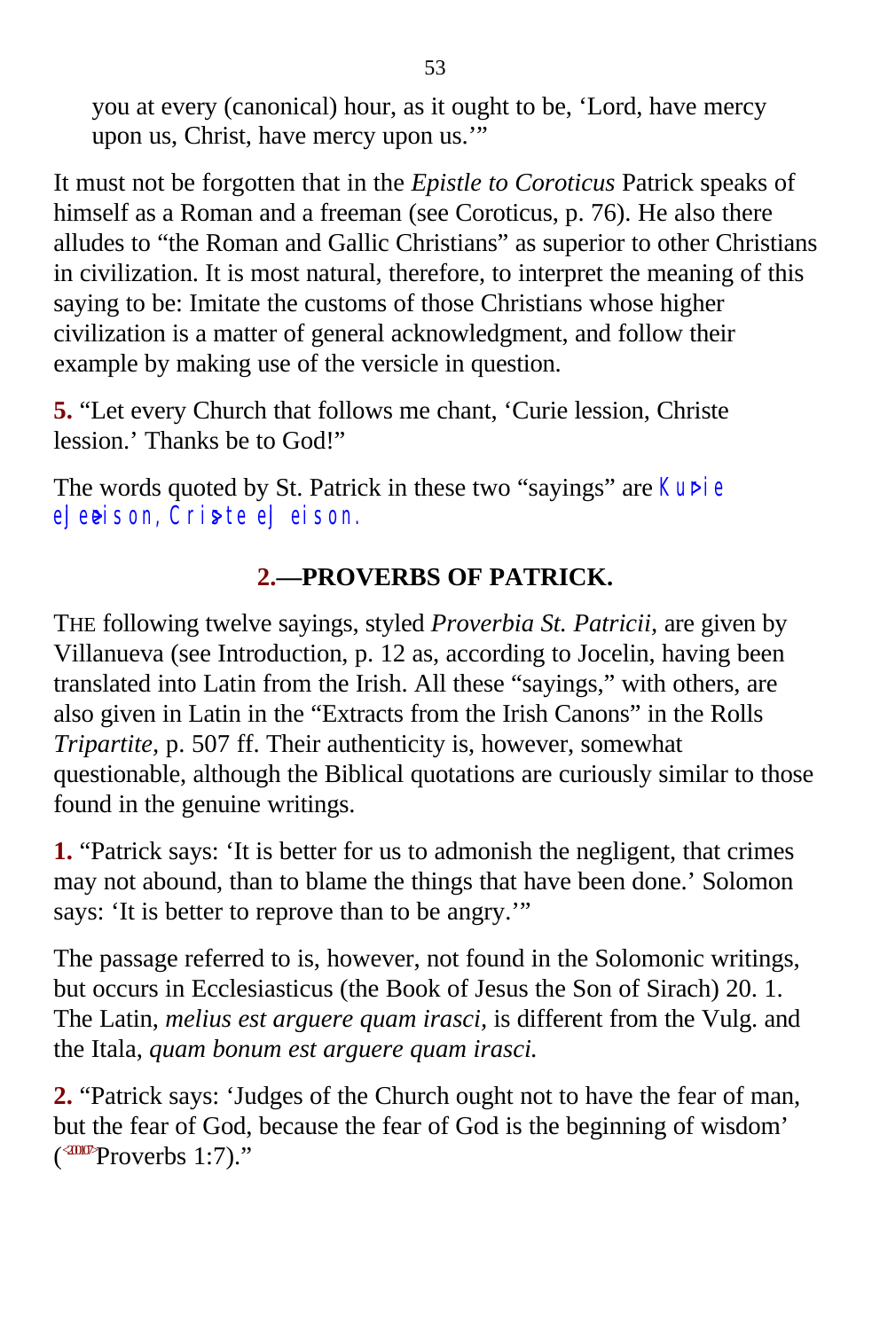you at every (canonical) hour, as it ought to be, 'Lord, have mercy upon us, Christ, have mercy upon us.'"

It must not be forgotten that in the *Epistle to Coroticus* Patrick speaks of himself as a Roman and a freeman (see Coroticus, p. 76). He also there alludes to "the Roman and Gallic Christians" as superior to other Christians in civilization. It is most natural, therefore, to interpret the meaning of this saying to be: Imitate the customs of those Christians whose higher civilization is a matter of general acknowledgment, and follow their example by making use of the versicle in question.

**5.** "Let every Church that follows me chant, 'Curie lession, Christe lession.' Thanks be to God!"

The words quoted by St. Patrick in these two "sayings" are Κύριε ἐλέησον, Χριστὲ ἐλέησον.

## 2.—PROVERBS OF PATRICK.

THE following twelve sayings, styled *Proverbia St. Patricii,* are given by Villanueva (see Introduction, p. 12 as, according to Jocelin, having been translated into Latin from the Irish. All these "sayings," with others, are also given in Latin in the "Extracts from the Irish Canons" in the Rolls *Tripartite,* p. 507 ff. Their authenticity is, however, somewhat questionable, although the Biblical quotations are curiously similar to those found in the genuine writings.

**1.** "Patrick says: 'It is better for us to admonish the negligent, that crimes may not abound, than to blame the things that have been done.' Solomon says: 'It is better to reprove than to be angry.'"

The passage referred to is, however, not found in the Solomonic writings, but occurs in Ecclesiasticus (the Book of Jesus the Son of Sirach) 20. 1. The Latin, *melius est arguere quam irasci,* is different from the Vulg. and the Itala, *quam bonum est arguere quam irasci.*

**2.** "Patrick says: 'Judges of the Church ought not to have the fear of man, but the fear of God, because the fear of God is the beginning of wisdom' (Proverbs 1:7)."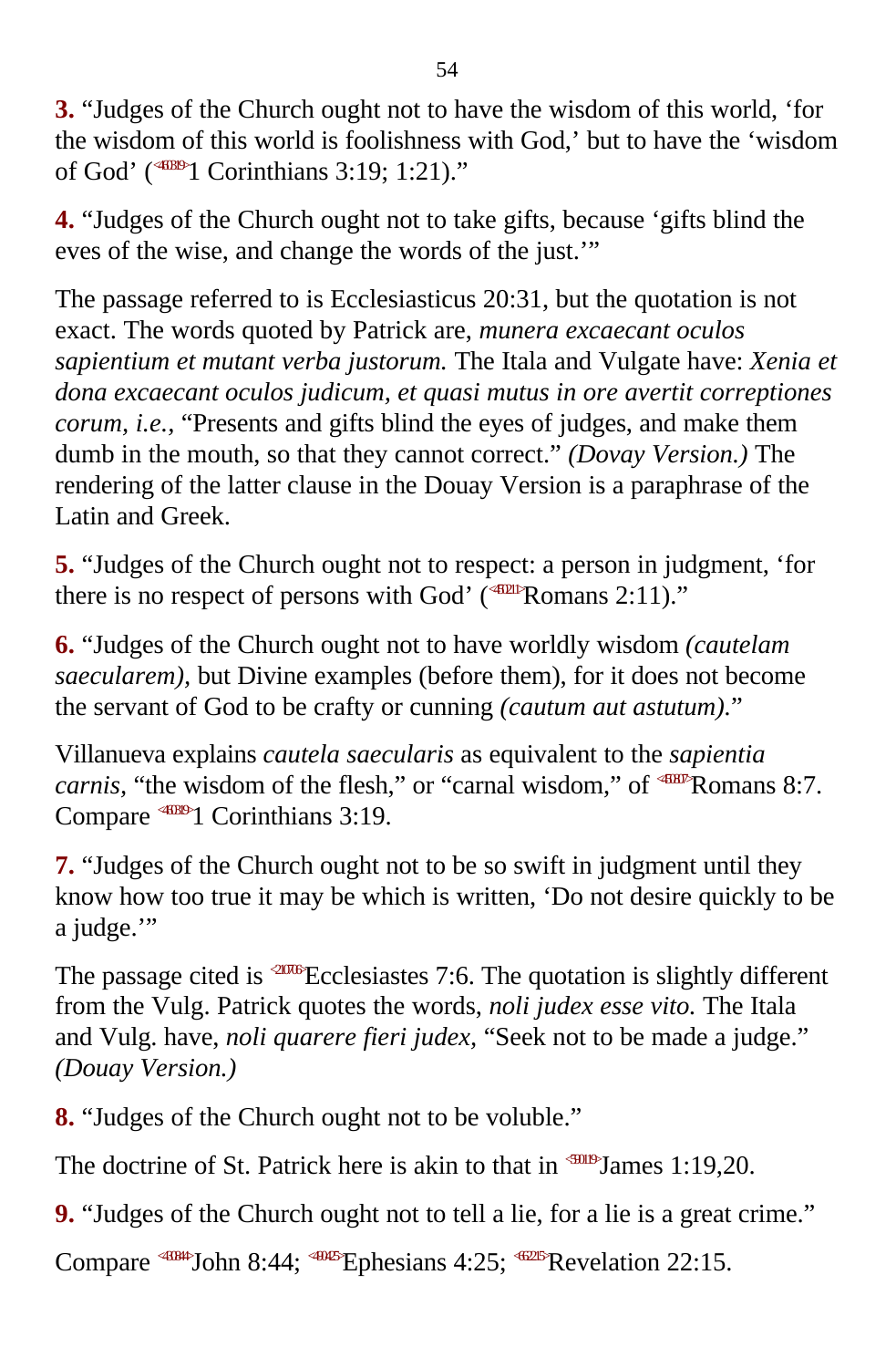**3.** “Judges of the Church ought not to have the wisdom of this world, ‘for the wisdom of this world is foolishness with God,’ but to have the ‘wisdom of God’ (<460319>1 Corinthians 3:19; 1:21).”

**4.** “Judges of the Church ought not to take gifts, because ‘gifts blind the eves of the wise, and change the words of the just.’”

The passage referred to is Ecclesiasticus 20:31, but the quotation is not exact. The words quoted by Patrick are, *munera excaecant oculos sapientium et mutant verba justorum.* The Itala and Vulgate have: *Xenia et dona excaecant oculos judicum, et quasi mutus in ore avertit correptiones corum, i.e.,* “Presents and gifts blind the eyes of judges, and make them dumb in the mouth, so that they cannot correct.” *(Dovay Version.)* The rendering of the latter clause in the Douay Version is a paraphrase of the Latin and Greek.

**5.** “Judges of the Church ought not to respect: a person in judgment, ‘for there is no respect of persons with God’ (<450211>Romans 2:11).”

**6.** “Judges of the Church ought not to have worldly wisdom *(cautelam saecularem),* but Divine examples (before them), for it does not become the servant of God to be crafty or cunning *(cautum aut astutum).*”

Villanueva explains *cautela saecularis* as equivalent to the *sapientia carnis,* “the wisdom of the flesh,” or “carnal wisdom,” of <450807>Romans 8:7. Compare <460319>1 Corinthians 3:19.

**7.** “Judges of the Church ought not to be so swift in judgment until they know how too true it may be which is written, ‘Do not desire quickly to be a judge.’”

The passage cited is <210706>Ecclesiastes 7:6. The quotation is slightly different from the Vulg. Patrick quotes the words, *noli judex esse vito.* The Itala and Vulg. have, *noli quarere fieri judex,* “Seek not to be made a judge.” *(Douay Version.)*

**8.** “Judges of the Church ought not to be voluble.”

The doctrine of St. Patrick here is akin to that in <590119>James 1:19,20.

**9.** “Judges of the Church ought not to tell a lie, for a lie is a great crime.”

Compare <430844>John 8:44; <490425>Ephesians 4:25; <662215>Revelation 22:15.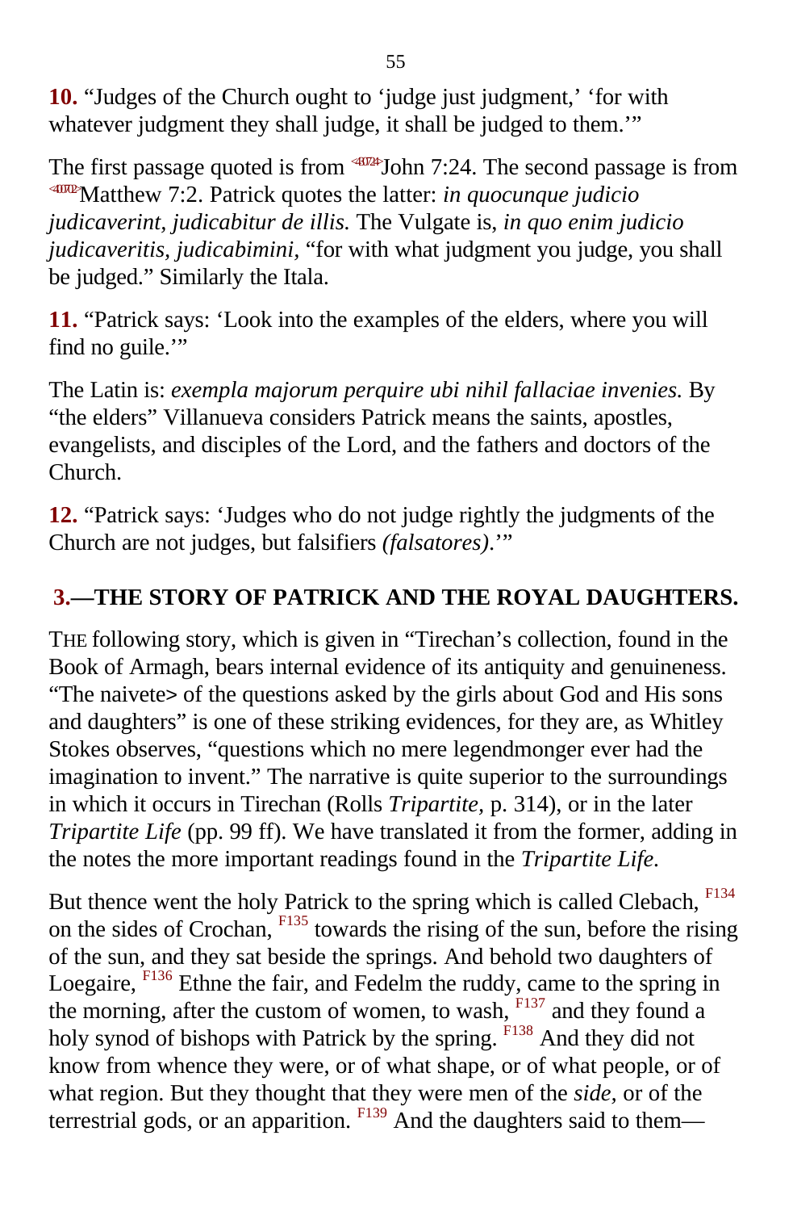**10.** “Judges of the Church ought to ‘judge just judgment,’ ‘for with whatever judgment they shall judge, it shall be judged to them.’”

The first passage quoted is from <430724>John 7:24. The second passage is from <400702>Matthew 7:2. Patrick quotes the latter: *in quocunque judicio judicaverint, judicabitur de illis.* The Vulgate is, *in quo enim judicio judicaveritis, judicabimini,* “for with what judgment you judge, you shall be judged.” Similarly the Itala.

**11.** “Patrick says: ‘Look into the examples of the elders, where you will find no guile.’”

The Latin is: *exempla majorum perquire ubi nihil fallaciae invenies.* By “the elders” Villanueva considers Patrick means the saints, apostles, evangelists, and disciples of the Lord, and the fathers and doctors of the Church.

**12.** “Patrick says: ‘Judges who do not judge rightly the judgments of the Church are not judges, but falsifiers *(falsatores)*.’”

## 3.—THE STORY OF PATRICK AND THE ROYAL DAUGHTERS.

THE following story, which is given in “Tirechan’s collection, found in the Book of Armagh, bears internal evidence of its antiquity and genuineness. “The naivete> of the questions asked by the girls about God and His sons and daughters” is one of these striking evidences, for they are, as Whitley Stokes observes, “questions which no mere legendmonger ever had the imagination to invent.” The narrative is quite superior to the surroundings in which it occurs in Tirechan (Rolls *Tripartite,* p. 314), or in the later *Tripartite Life* (pp. 99 ff). We have translated it from the former, adding in the notes the more important readings found in the *Tripartite Life.*

But thence went the holy Patrick to the spring which is called Clebach, [F134] on the sides of Crochan, [F135] towards the rising of the sun, before the rising of the sun, and they sat beside the springs. And behold two daughters of Loegaire, [F136] Ethne the fair, and Fedelm the ruddy, came to the spring in the morning, after the custom of women, to wash, [F137] and they found a holy synod of bishops with Patrick by the spring. [F138] And they did not know from whence they were, or of what shape, or of what people, or of what region. But they thought that they were men of the *side,* or of the terrestrial gods, or an apparition. [F139] And the daughters said to them—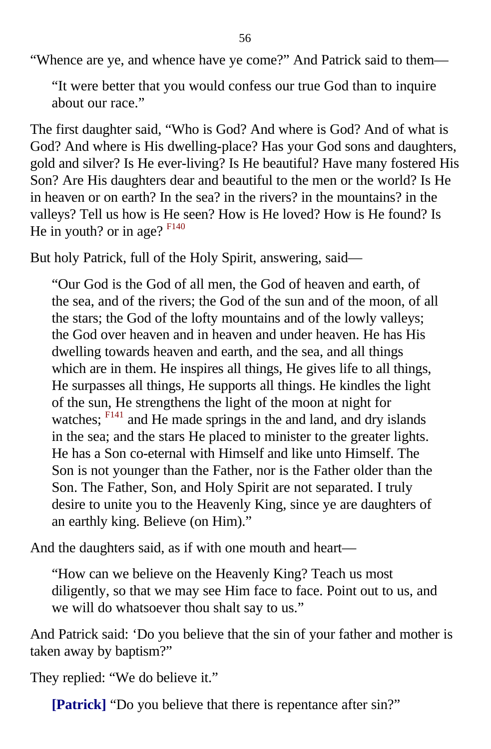“Whence are ye, and whence have ye come?” And Patrick said to them—

> “It were better that you would confess our true God than to inquire about our race.”

The first daughter said, “Who is God? And where is God? And of what is God? And where is His dwelling-place? Has your God sons and daughters, gold and silver? Is He ever-living? Is He beautiful? Have many fostered His Son? Are His daughters dear and beautiful to the men or the world? Is He in heaven or on earth? In the sea? in the rivers? in the mountains? in the valleys? Tell us how is He seen? How is He loved? How is He found? Is He in youth? or in age? [F140]

But holy Patrick, full of the Holy Spirit, answering, said—

> “Our God is the God of all men, the God of heaven and earth, of the sea, and of the rivers; the God of the sun and of the moon, of all the stars; the God of the lofty mountains and of the lowly valleys; the God over heaven and in heaven and under heaven. He has His dwelling towards heaven and earth, and the sea, and all things which are in them. He inspires all things, He gives life to all things, He surpasses all things, He supports all things. He kindles the light of the sun, He strengthens the light of the moon at night for watches; [F141] and He made springs in the and land, and dry islands in the sea; and the stars He placed to minister to the greater lights. He has a Son co-eternal with Himself and like unto Himself. The Son is not younger than the Father, nor is the Father older than the Son. The Father, Son, and Holy Spirit are not separated. I truly desire to unite you to the Heavenly King, since ye are daughters of an earthly king. Believe (on Him).”

And the daughters said, as if with one mouth and heart—

> “How can we believe on the Heavenly King? Teach us most diligently, so that we may see Him face to face. Point out to us, and we will do whatsoever thou shalt say to us.”

And Patrick said: ‘Do you believe that the sin of your father and mother is taken away by baptism?”

They replied: “We do believe it.”

> **[Patrick]** “Do you believe that there is repentance after sin?”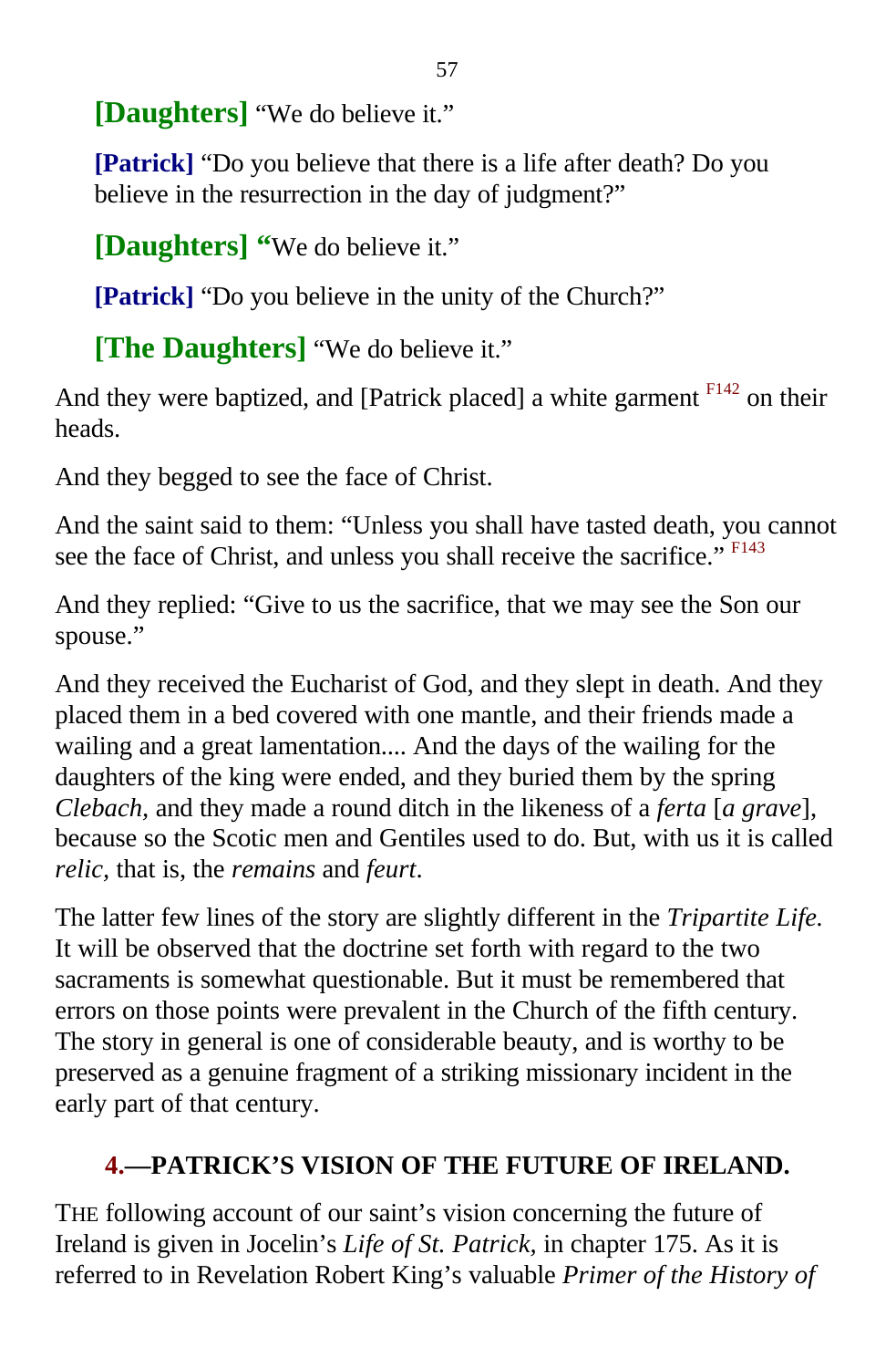**[Daughters]** “We do believe it.”

**[Patrick]** “Do you believe that there is a life after death? Do you believe in the resurrection in the day of judgment?”

**[Daughters] “**We do believe it.”

**[Patrick]** “Do you believe in the unity of the Church?”

**[The Daughters]** “We do believe it.”

And they were baptized, and [Patrick placed] a white garment [F142] on their heads.

And they begged to see the face of Christ.

And the saint said to them: “Unless you shall have tasted death, you cannot see the face of Christ, and unless you shall receive the sacrifice.” [F143]

And they replied: “Give to us the sacrifice, that we may see the Son our spouse.”

And they received the Eucharist of God, and they slept in death. And they placed them in a bed covered with one mantle, and their friends made a wailing and a great lamentation.... And the days of the wailing for the daughters of the king were ended, and they buried them by the spring *Clebach,* and they made a round ditch in the likeness of a *ferta* [*a grave*], because so the Scotic men and Gentiles used to do. But, with us it is called *relic,* that is, the *remains* and *feurt*.

The latter few lines of the story are slightly different in the *Tripartite Life.* It will be observed that the doctrine set forth with regard to the two sacraments is somewhat questionable. But it must be remembered that errors on those points were prevalent in the Church of the fifth century. The story in general is one of considerable beauty, and is worthy to be preserved as a genuine fragment of a striking missionary incident in the early part of that century.

## 4.—PATRICK’S VISION OF THE FUTURE OF IRELAND.

THE following account of our saint’s vision concerning the future of Ireland is given in Jocelin’s *Life of St. Patrick,* in chapter 175. As it is referred to in Revelation Robert King’s valuable *Primer of the History of*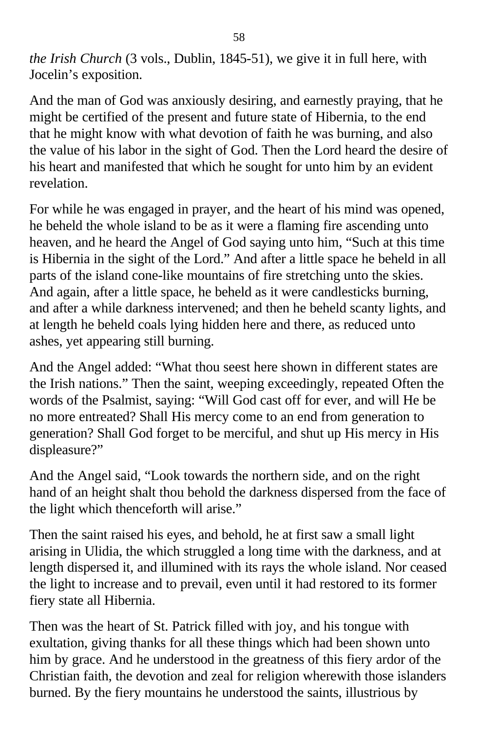*the Irish Church* (3 vols., Dublin, 1845-51), we give it in full here, with Jocelin's exposition.

And the man of God was anxiously desiring, and earnestly praying, that he might be certified of the present and future state of Hibernia, to the end that he might know with what devotion of faith he was burning, and also the value of his labor in the sight of God. Then the Lord heard the desire of his heart and manifested that which he sought for unto him by an evident revelation.

For while he was engaged in prayer, and the heart of his mind was opened, he beheld the whole island to be as it were a flaming fire ascending unto heaven, and he heard the Angel of God saying unto him, "Such at this time is Hibernia in the sight of the Lord." And after a little space he beheld in all parts of the island cone-like mountains of fire stretching unto the skies. And again, after a little space, he beheld as it were candlesticks burning, and after a while darkness intervened; and then he beheld scanty lights, and at length he beheld coals lying hidden here and there, as reduced unto ashes, yet appearing still burning.

And the Angel added: "What thou seest here shown in different states are the Irish nations." Then the saint, weeping exceedingly, repeated Often the words of the Psalmist, saying: "Will God cast off for ever, and will He be no more entreated? Shall His mercy come to an end from generation to generation? Shall God forget to be merciful, and shut up His mercy in His displeasure?"

And the Angel said, "Look towards the northern side, and on the right hand of an height shalt thou behold the darkness dispersed from the face of the light which thenceforth will arise."

Then the saint raised his eyes, and behold, he at first saw a small light arising in Ulidia, the which struggled a long time with the darkness, and at length dispersed it, and illumined with its rays the whole island. Nor ceased the light to increase and to prevail, even until it had restored to its former fiery state all Hibernia.

Then was the heart of St. Patrick filled with joy, and his tongue with exultation, giving thanks for all these things which had been shown unto him by grace. And he understood in the greatness of this fiery ardor of the Christian faith, the devotion and zeal for religion wherewith those islanders burned. By the fiery mountains he understood the saints, illustrious by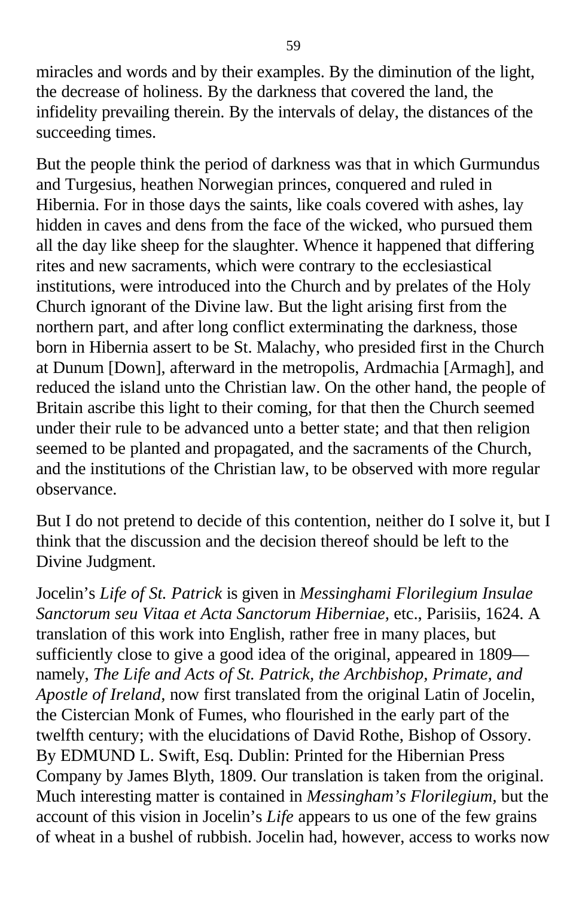miracles and words and by their examples. By the diminution of the light, the decrease of holiness. By the darkness that covered the land, the infidelity prevailing therein. By the intervals of delay, the distances of the succeeding times.

But the people think the period of darkness was that in which Gurmundus and Turgesius, heathen Norwegian princes, conquered and ruled in Hibernia. For in those days the saints, like coals covered with ashes, lay hidden in caves and dens from the face of the wicked, who pursued them all the day like sheep for the slaughter. Whence it happened that differing rites and new sacraments, which were contrary to the ecclesiastical institutions, were introduced into the Church and by prelates of the Holy Church ignorant of the Divine law. But the light arising first from the northern part, and after long conflict exterminating the darkness, those born in Hibernia assert to be St. Malachy, who presided first in the Church at Dunum [Down], afterward in the metropolis, Ardmachia [Armagh], and reduced the island unto the Christian law. On the other hand, the people of Britain ascribe this light to their coming, for that then the Church seemed under their rule to be advanced unto a better state; and that then religion seemed to be planted and propagated, and the sacraments of the Church, and the institutions of the Christian law, to be observed with more regular observance.

But I do not pretend to decide of this contention, neither do I solve it, but I think that the discussion and the decision thereof should be left to the Divine Judgment.

Jocelin's *Life of St. Patrick* is given in *Messinghami Florilegium Insulae Sanctorum seu Vitaa et Acta Sanctorum Hiberniae,* etc., Parisiis, 1624. A translation of this work into English, rather free in many places, but sufficiently close to give a good idea of the original, appeared in 1809— namely, *The Life and Acts of St. Patrick, the Archbishop, Primate, and Apostle of Ireland,* now first translated from the original Latin of Jocelin, the Cistercian Monk of Fumes, who flourished in the early part of the twelfth century; with the elucidations of David Rothe, Bishop of Ossory. By EDMUND L. Swift, Esq. Dublin: Printed for the Hibernian Press Company by James Blyth, 1809. Our translation is taken from the original. Much interesting matter is contained in *Messingham's Florilegium,* but the account of this vision in Jocelin's *Life* appears to us one of the few grains of wheat in a bushel of rubbish. Jocelin had, however, access to works now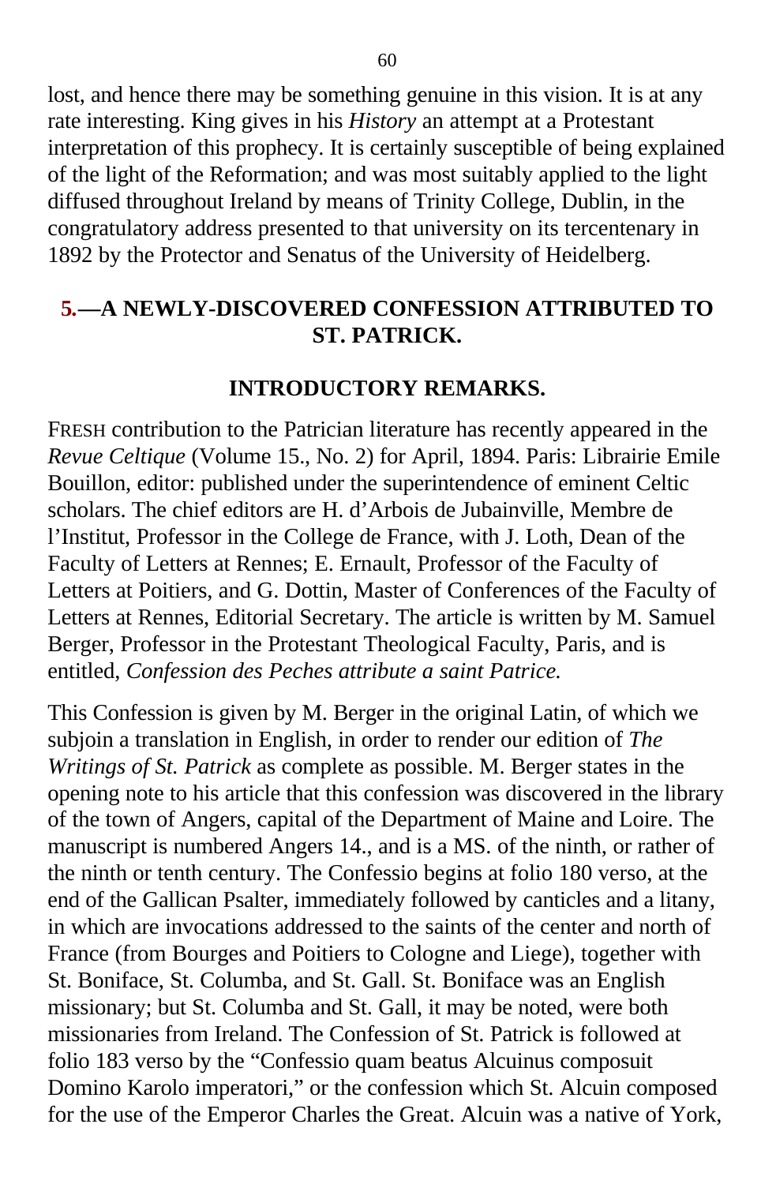lost, and hence there may be something genuine in this vision. It is at any rate interesting. King gives in his *History* an attempt at a Protestant interpretation of this prophecy. It is certainly susceptible of being explained of the light of the Reformation; and was most suitably applied to the light diffused throughout Ireland by means of Trinity College, Dublin, in the congratulatory address presented to that university on its tercentenary in 1892 by the Protector and Senatus of the University of Heidelberg.

## 5.—A NEWLY-DISCOVERED CONFESSION ATTRIBUTED TO ST. PATRICK.

### INTRODUCTORY REMARKS.

FRESH contribution to the Patrician literature has recently appeared in the *Revue Celtique* (Volume 15., No. 2) for April, 1894. Paris: Librairie Emile Bouillon, editor: published under the superintendence of eminent Celtic scholars. The chief editors are H. d'Arbois de Jubainville, Membre de l'Institut, Professor in the College de France, with J. Loth, Dean of the Faculty of Letters at Rennes; E. Ernault, Professor of the Faculty of Letters at Poitiers, and G. Dottin, Master of Conferences of the Faculty of Letters at Rennes, Editorial Secretary. The article is written by M. Samuel Berger, Professor in the Protestant Theological Faculty, Paris, and is entitled, *Confession des Peches attribute a saint Patrice.*

This Confession is given by M. Berger in the original Latin, of which we subjoin a translation in English, in order to render our edition of *The Writings of St. Patrick* as complete as possible. M. Berger states in the opening note to his article that this confession was discovered in the library of the town of Angers, capital of the Department of Maine and Loire. The manuscript is numbered Angers 14., and is a MS. of the ninth, or rather of the ninth or tenth century. The Confessio begins at folio 180 verso, at the end of the Gallican Psalter, immediately followed by canticles and a litany, in which are invocations addressed to the saints of the center and north of France (from Bourges and Poitiers to Cologne and Liege), together with St. Boniface, St. Columba, and St. Gall. St. Boniface was an English missionary; but St. Columba and St. Gall, it may be noted, were both missionaries from Ireland. The Confession of St. Patrick is followed at folio 183 verso by the "Confessio quam beatus Alcuinus composuit Domino Karolo imperatori," or the confession which St. Alcuin composed for the use of the Emperor Charles the Great. Alcuin was a native of York,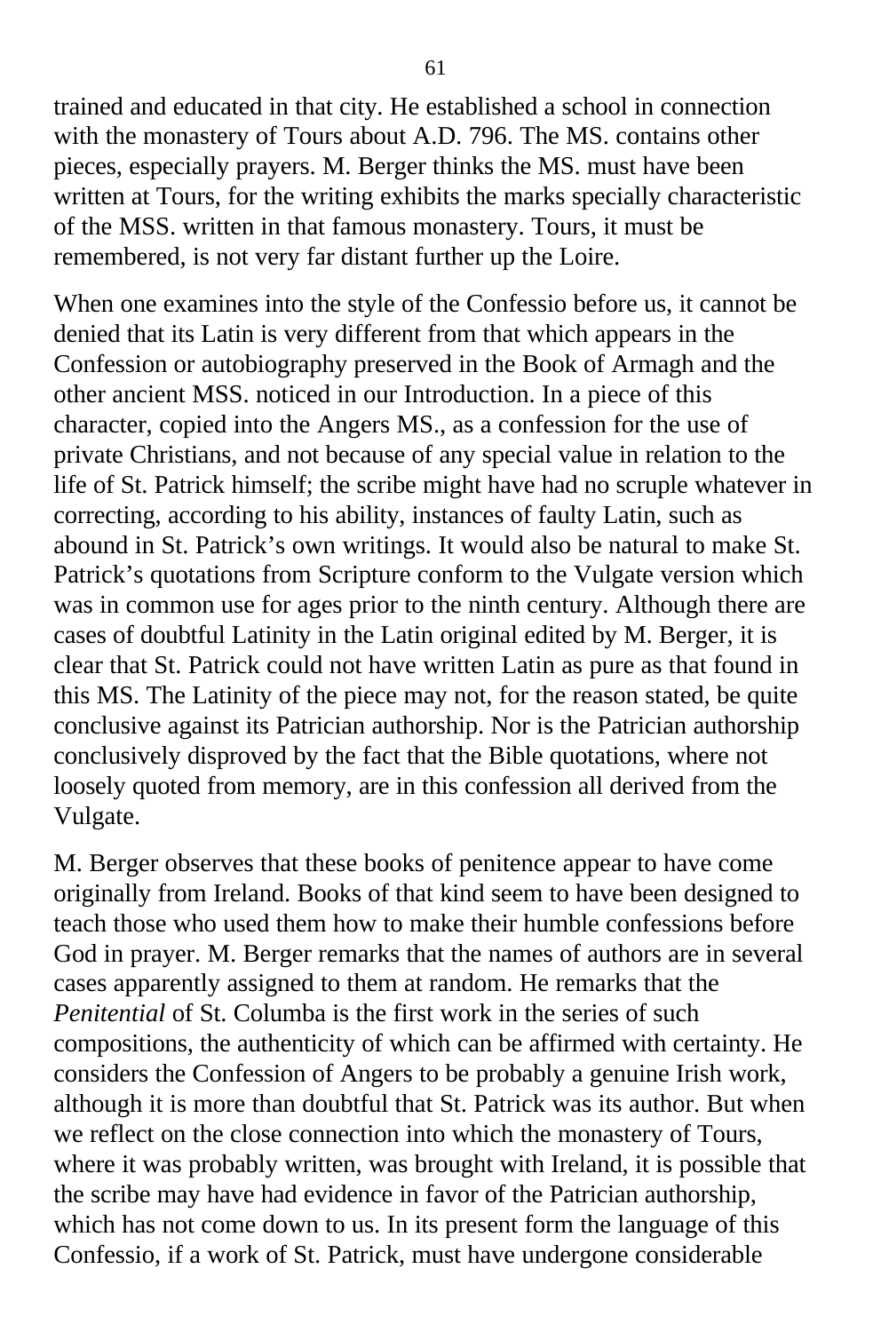trained and educated in that city. He established a school in connection with the monastery of Tours about A.D. 796. The MS. contains other pieces, especially prayers. M. Berger thinks the MS. must have been written at Tours, for the writing exhibits the marks specially characteristic of the MSS. written in that famous monastery. Tours, it must be remembered, is not very far distant further up the Loire.

When one examines into the style of the Confessio before us, it cannot be denied that its Latin is very different from that which appears in the Confession or autobiography preserved in the Book of Armagh and the other ancient MSS. noticed in our Introduction. In a piece of this character, copied into the Angers MS., as a confession for the use of private Christians, and not because of any special value in relation to the life of St. Patrick himself; the scribe might have had no scruple whatever in correcting, according to his ability, instances of faulty Latin, such as abound in St. Patrick's own writings. It would also be natural to make St. Patrick's quotations from Scripture conform to the Vulgate version which was in common use for ages prior to the ninth century. Although there are cases of doubtful Latinity in the Latin original edited by M. Berger, it is clear that St. Patrick could not have written Latin as pure as that found in this MS. The Latinity of the piece may not, for the reason stated, be quite conclusive against its Patrician authorship. Nor is the Patrician authorship conclusively disproved by the fact that the Bible quotations, where not loosely quoted from memory, are in this confession all derived from the Vulgate.

M. Berger observes that these books of penitence appear to have come originally from Ireland. Books of that kind seem to have been designed to teach those who used them how to make their humble confessions before God in prayer. M. Berger remarks that the names of authors are in several cases apparently assigned to them at random. He remarks that the *Penitential* of St. Columba is the first work in the series of such compositions, the authenticity of which can be affirmed with certainty. He considers the Confession of Angers to be probably a genuine Irish work, although it is more than doubtful that St. Patrick was its author. But when we reflect on the close connection into which the monastery of Tours, where it was probably written, was brought with Ireland, it is possible that the scribe may have had evidence in favor of the Patrician authorship, which has not come down to us. In its present form the language of this Confessio, if a work of St. Patrick, must have undergone considerable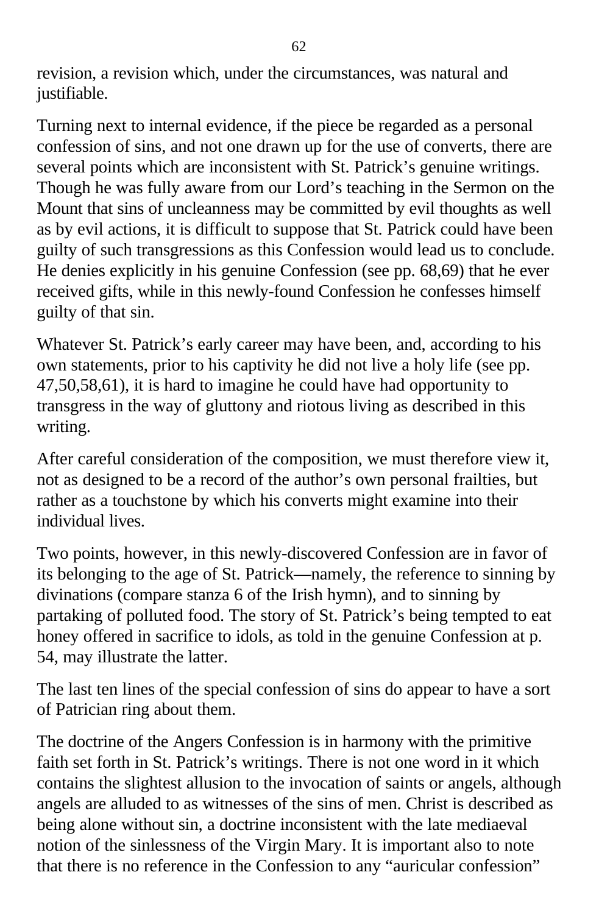revision, a revision which, under the circumstances, was natural and justifiable.

Turning next to internal evidence, if the piece be regarded as a personal confession of sins, and not one drawn up for the use of converts, there are several points which are inconsistent with St. Patrick's genuine writings. Though he was fully aware from our Lord's teaching in the Sermon on the Mount that sins of uncleanness may be committed by evil thoughts as well as by evil actions, it is difficult to suppose that St. Patrick could have been guilty of such transgressions as this Confession would lead us to conclude. He denies explicitly in his genuine Confession (see pp. 68,69) that he ever received gifts, while in this newly-found Confession he confesses himself guilty of that sin.

Whatever St. Patrick's early career may have been, and, according to his own statements, prior to his captivity he did not live a holy life (see pp. 47,50,58,61), it is hard to imagine he could have had opportunity to transgress in the way of gluttony and riotous living as described in this writing.

After careful consideration of the composition, we must therefore view it, not as designed to be a record of the author's own personal frailties, but rather as a touchstone by which his converts might examine into their individual lives.

Two points, however, in this newly-discovered Confession are in favor of its belonging to the age of St. Patrick—namely, the reference to sinning by divinations (compare stanza 6 of the Irish hymn), and to sinning by partaking of polluted food. The story of St. Patrick's being tempted to eat honey offered in sacrifice to idols, as told in the genuine Confession at p. 54, may illustrate the latter.

The last ten lines of the special confession of sins do appear to have a sort of Patrician ring about them.

The doctrine of the Angers Confession is in harmony with the primitive faith set forth in St. Patrick's writings. There is not one word in it which contains the slightest allusion to the invocation of saints or angels, although angels are alluded to as witnesses of the sins of men. Christ is described as being alone without sin, a doctrine inconsistent with the late mediaeval notion of the sinlessness of the Virgin Mary. It is important also to note that there is no reference in the Confession to any "auricular confession"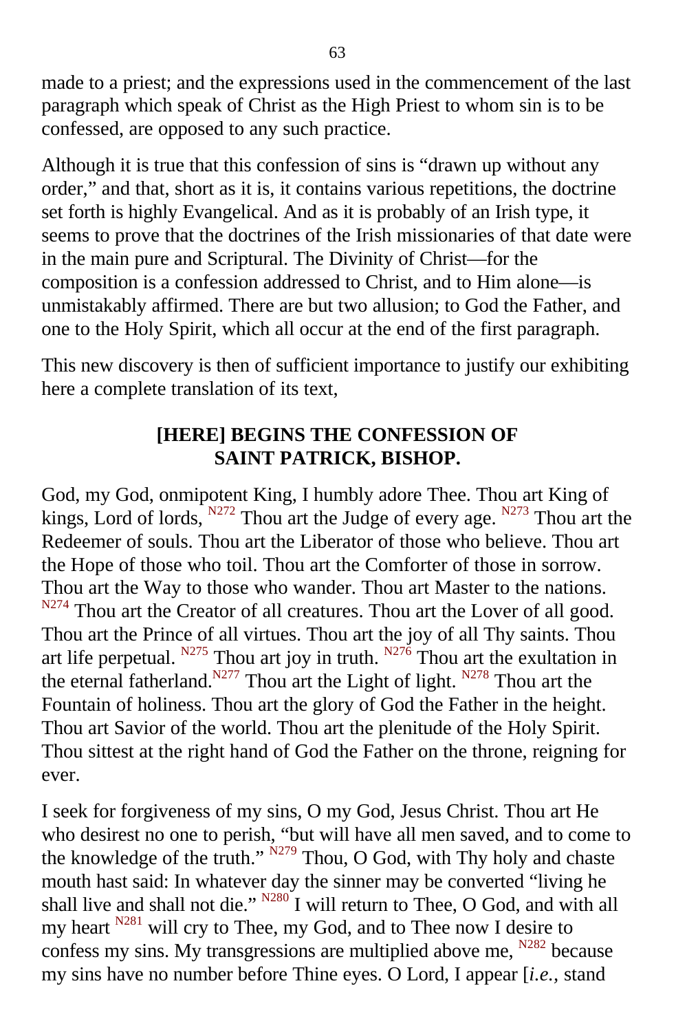made to a priest; and the expressions used in the commencement of the last paragraph which speak of Christ as the High Priest to whom sin is to be confessed, are opposed to any such practice.

Although it is true that this confession of sins is "drawn up without any order," and that, short as it is, it contains various repetitions, the doctrine set forth is highly Evangelical. And as it is probably of an Irish type, it seems to prove that the doctrines of the Irish missionaries of that date were in the main pure and Scriptural. The Divinity of Christ—for the composition is a confession addressed to Christ, and to Him alone—is unmistakably affirmed. There are but two allusion; to God the Father, and one to the Holy Spirit, which all occur at the end of the first paragraph.

This new discovery is then of sufficient importance to justify our exhibiting here a complete translation of its text,

## [HERE] BEGINS THE CONFESSION OF SAINT PATRICK, BISHOP.

God, my God, onmipotent King, I humbly adore Thee. Thou art King of kings, Lord of lords, [N272] Thou art the Judge of every age. [N273] Thou art the Redeemer of souls. Thou art the Liberator of those who believe. Thou art the Hope of those who toil. Thou art the Comforter of those in sorrow. Thou art the Way to those who wander. Thou art Master to the nations. [N274] Thou art the Creator of all creatures. Thou art the Lover of all good. Thou art the Prince of all virtues. Thou art the joy of all Thy saints. Thou art life perpetual. [N275] Thou art joy in truth. [N276] Thou art the exultation in the eternal fatherland.[N277] Thou art the Light of light. [N278] Thou art the Fountain of holiness. Thou art the glory of God the Father in the height. Thou art Savior of the world. Thou art the plenitude of the Holy Spirit. Thou sittest at the right hand of God the Father on the throne, reigning for ever.

I seek for forgiveness of my sins, O my God, Jesus Christ. Thou art He who desirest no one to perish, "but will have all men saved, and to come to the knowledge of the truth." [N279] Thou, O God, with Thy holy and chaste mouth hast said: In whatever day the sinner may be converted "living he shall live and shall not die." [N280] I will return to Thee, O God, and with all my heart [N281] will cry to Thee, my God, and to Thee now I desire to confess my sins. My transgressions are multiplied above me, [N282] because my sins have no number before Thine eyes. O Lord, I appear [*i.e.*, stand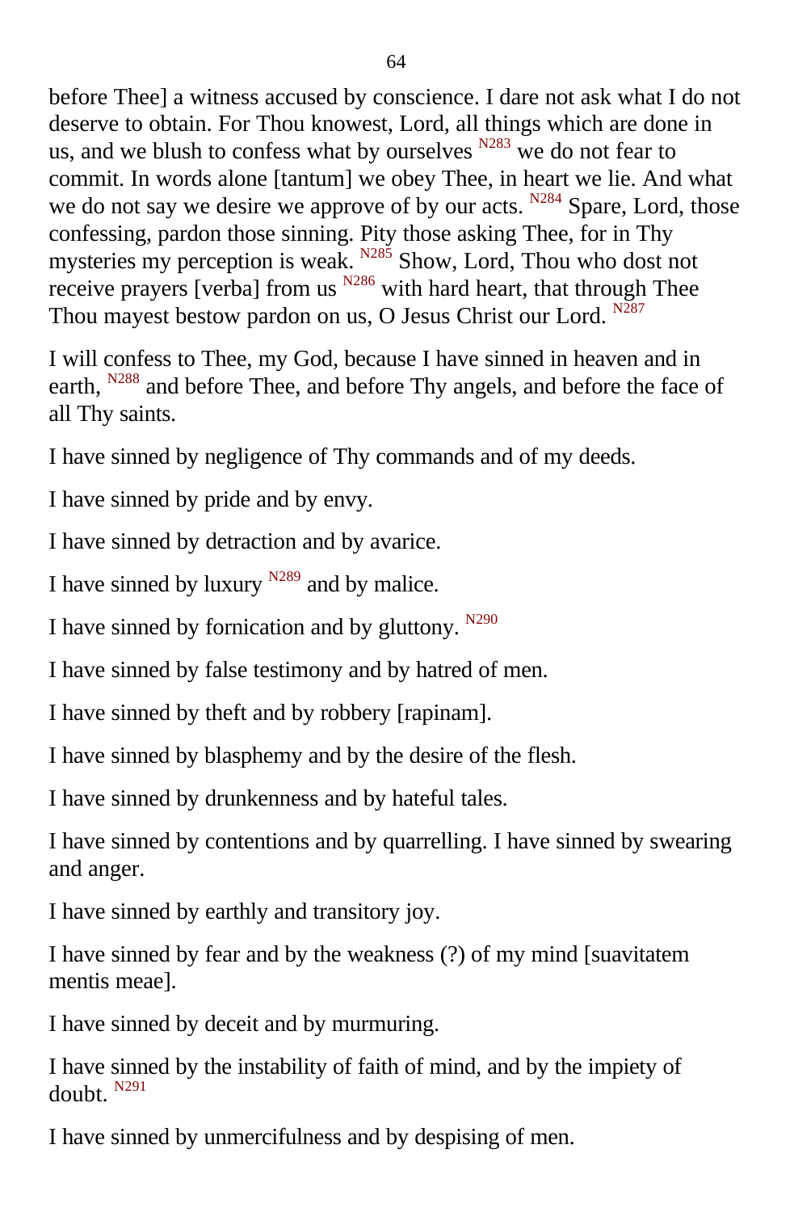before Thee] a witness accused by conscience. I dare not ask what I do not deserve to obtain. For Thou knowest, Lord, all things which are done in us, and we blush to confess what by ourselves [N283] we do not fear to commit. In words alone [tantum] we obey Thee, in heart we lie. And what we do not say we desire we approve of by our acts. [N284] Spare, Lord, those confessing, pardon those sinning. Pity those asking Thee, for in Thy mysteries my perception is weak. [N285] Show, Lord, Thou who dost not receive prayers [verba] from us [N286] with hard heart, that through Thee Thou mayest bestow pardon on us, O Jesus Christ our Lord. [N287]

I will confess to Thee, my God, because I have sinned in heaven and in earth, [N288] and before Thee, and before Thy angels, and before the face of all Thy saints.

I have sinned by negligence of Thy commands and of my deeds.

I have sinned by pride and by envy.

I have sinned by detraction and by avarice.

I have sinned by luxury [N289] and by malice.

I have sinned by fornication and by gluttony. [N290]

I have sinned by false testimony and by hatred of men.

I have sinned by theft and by robbery [rapinam].

I have sinned by blasphemy and by the desire of the flesh.

I have sinned by drunkenness and by hateful tales.

I have sinned by contentions and by quarrelling. I have sinned by swearing and anger.

I have sinned by earthly and transitory joy.

I have sinned by fear and by the weakness (?) of my mind [suavitatem mentis meae].

I have sinned by deceit and by murmuring.

I have sinned by the instability of faith of mind, and by the impiety of doubt. [N291]

I have sinned by unmercifulness and by despising of men.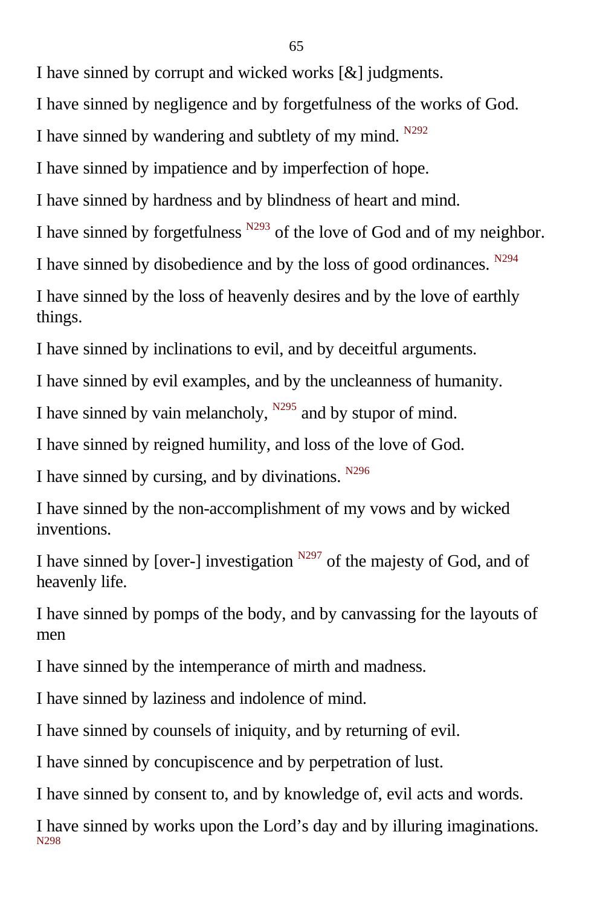I have sinned by corrupt and wicked works [&] judgments.

I have sinned by negligence and by forgetfulness of the works of God.

I have sinned by wandering and subtlety of my mind. [N292]

I have sinned by impatience and by imperfection of hope.

I have sinned by hardness and by blindness of heart and mind.

I have sinned by forgetfulness [N293] of the love of God and of my neighbor.

I have sinned by disobedience and by the loss of good ordinances. [N294]

I have sinned by the loss of heavenly desires and by the love of earthly things.

I have sinned by inclinations to evil, and by deceitful arguments.

I have sinned by evil examples, and by the uncleanness of humanity.

I have sinned by vain melancholy, [N295] and by stupor of mind.

I have sinned by reigned humility, and loss of the love of God.

I have sinned by cursing, and by divinations. [N296]

I have sinned by the non-accomplishment of my vows and by wicked inventions.

I have sinned by [over-] investigation [N297] of the majesty of God, and of heavenly life.

I have sinned by pomps of the body, and by canvassing for the layouts of men

I have sinned by the intemperance of mirth and madness.

I have sinned by laziness and indolence of mind.

I have sinned by counsels of iniquity, and by returning of evil.

I have sinned by concupiscence and by perpetration of lust.

I have sinned by consent to, and by knowledge of, evil acts and words.

I have sinned by works upon the Lord's day and by illuring imaginations. [N298]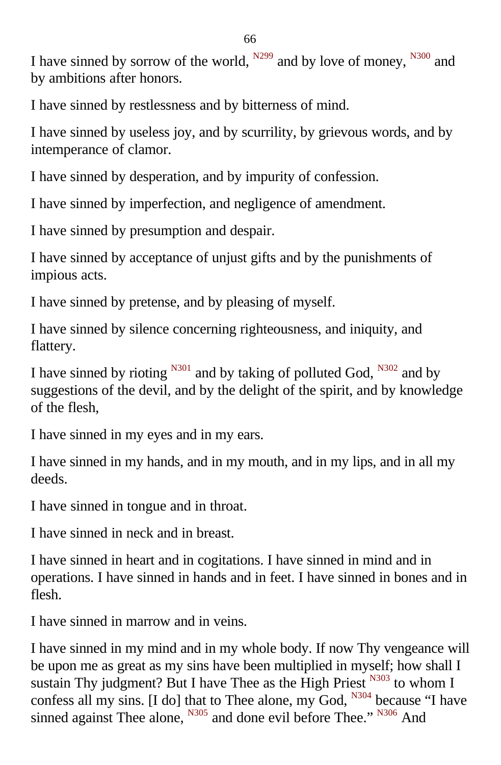I have sinned by sorrow of the world, [N299] and by love of money, [N300] and by ambitions after honors.

I have sinned by restlessness and by bitterness of mind.

I have sinned by useless joy, and by scurrility, by grievous words, and by intemperance of clamor.

I have sinned by desperation, and by impurity of confession.

I have sinned by imperfection, and negligence of amendment.

I have sinned by presumption and despair.

I have sinned by acceptance of unjust gifts and by the punishments of impious acts.

I have sinned by pretense, and by pleasing of myself.

I have sinned by silence concerning righteousness, and iniquity, and flattery.

I have sinned by rioting [N301] and by taking of polluted God, [N302] and by suggestions of the devil, and by the delight of the spirit, and by knowledge of the flesh,

I have sinned in my eyes and in my ears.

I have sinned in my hands, and in my mouth, and in my lips, and in all my deeds.

I have sinned in tongue and in throat.

I have sinned in neck and in breast.

I have sinned in heart and in cogitations. I have sinned in mind and in operations. I have sinned in hands and in feet. I have sinned in bones and in flesh.

I have sinned in marrow and in veins.

I have sinned in my mind and in my whole body. If now Thy vengeance will be upon me as great as my sins have been multiplied in myself; how shall I sustain Thy judgment? But I have Thee as the High Priest [N303] to whom I confess all my sins. [I do] that to Thee alone, my God, [N304] because "I have sinned against Thee alone, [N305] and done evil before Thee." [N306] And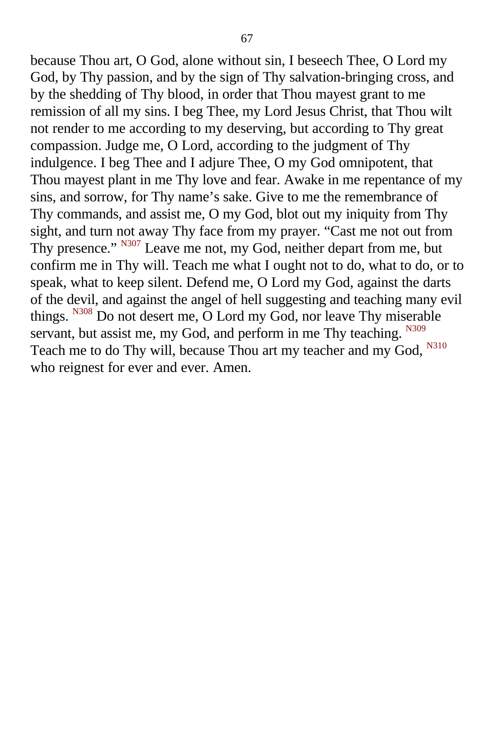because Thou art, O God, alone without sin, I beseech Thee, O Lord my God, by Thy passion, and by the sign of Thy salvation-bringing cross, and by the shedding of Thy blood, in order that Thou mayest grant to me remission of all my sins. I beg Thee, my Lord Jesus Christ, that Thou wilt not render to me according to my deserving, but according to Thy great compassion. Judge me, O Lord, according to the judgment of Thy indulgence. I beg Thee and I adjure Thee, O my God omnipotent, that Thou mayest plant in me Thy love and fear. Awake in me repentance of my sins, and sorrow, for Thy name's sake. Give to me the remembrance of Thy commands, and assist me, O my God, blot out my iniquity from Thy sight, and turn not away Thy face from my prayer. "Cast me not out from Thy presence." [N307] Leave me not, my God, neither depart from me, but confirm me in Thy will. Teach me what I ought not to do, what to do, or to speak, what to keep silent. Defend me, O Lord my God, against the darts of the devil, and against the angel of hell suggesting and teaching many evil things. [N308] Do not desert me, O Lord my God, nor leave Thy miserable servant, but assist me, my God, and perform in me Thy teaching. [N309] Teach me to do Thy will, because Thou art my teacher and my God, [N310] who reignest for ever and ever. Amen.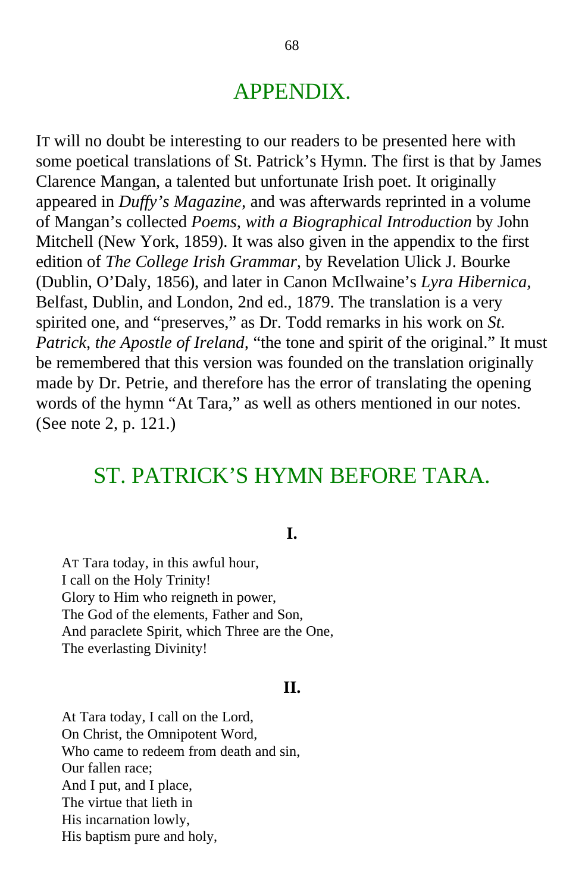## APPENDIX.

It will no doubt be interesting to our readers to be presented here with some poetical translations of St. Patrick's Hymn. The first is that by James Clarence Mangan, a talented but unfortunate Irish poet. It originally appeared in *Duffy's Magazine,* and was afterwards reprinted in a volume of Mangan's collected *Poems, with a Biographical Introduction* by John Mitchell (New York, 1859). It was also given in the appendix to the first edition of *The College Irish Grammar,* by Revelation Ulick J. Bourke (Dublin, O'Daly, 1856), and later in Canon McIlwaine's *Lyra Hibernica,* Belfast, Dublin, and London, 2nd ed., 1879. The translation is a very spirited one, and "preserves," as Dr. Todd remarks in his work on *St. Patrick, the Apostle of Ireland,* "the tone and spirit of the original." It must be remembered that this version was founded on the translation originally made by Dr. Petrie, and therefore has the error of translating the opening words of the hymn "At Tara," as well as others mentioned in our notes. (See note 2, p. 121.)

## ST. PATRICK'S HYMN BEFORE TARA.

**I.**

At Tara today, in this awful hour,  
I call on the Holy Trinity!  
Glory to Him who reigneth in power,  
The God of the elements, Father and Son,  
And paraclete Spirit, which Three are the One,  
The everlasting Divinity!

**II.**

At Tara today, I call on the Lord,  
On Christ, the Omnipotent Word,  
Who came to redeem from death and sin,  
Our fallen race;  
And I put, and I place,  
The virtue that lieth in  
His incarnation lowly,  
His baptism pure and holy,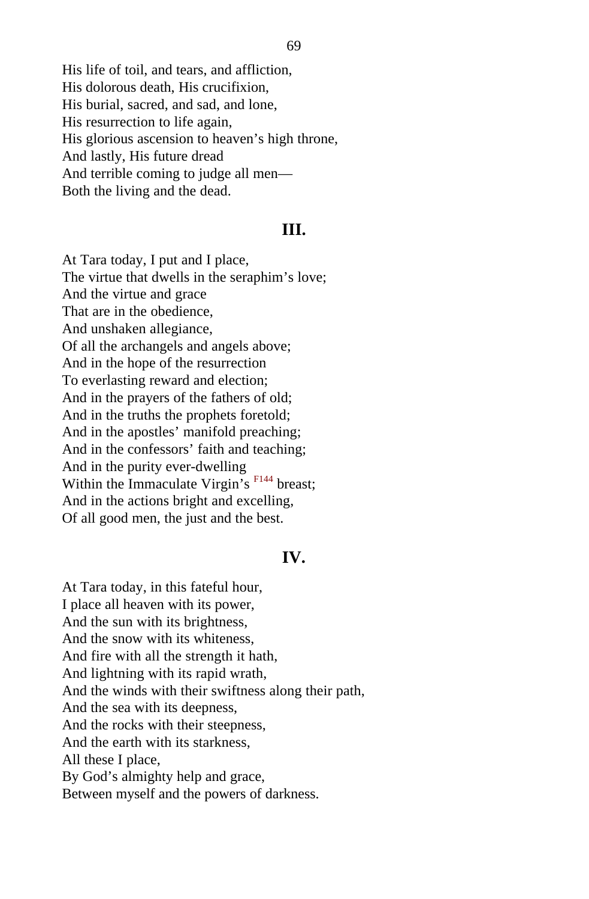His life of toil, and tears, and affliction,  
His dolorous death, His crucifixion,  
His burial, sacred, and sad, and lone,  
His resurrection to life again,  
His glorious ascension to heaven's high throne,  
And lastly, His future dread  
And terrible coming to judge all men—  
Both the living and the dead.

## III.

At Tara today, I put and I place,  
The virtue that dwells in the seraphim's love;  
And the virtue and grace  
That are in the obedience,  
And unshaken allegiance,  
Of all the archangels and angels above;  
And in the hope of the resurrection  
To everlasting reward and election;  
And in the prayers of the fathers of old;  
And in the truths the prophets foretold;  
And in the apostles' manifold preaching;  
And in the confessors' faith and teaching;  
And in the purity ever-dwelling  
Within the Immaculate Virgin's [F144] breast;  
And in the actions bright and excelling,  
Of all good men, the just and the best.

## IV.

At Tara today, in this fateful hour,  
I place all heaven with its power,  
And the sun with its brightness,  
And the snow with its whiteness,  
And fire with all the strength it hath,  
And lightning with its rapid wrath,  
And the winds with their swiftness along their path,  
And the sea with its deepness,  
And the rocks with their steepness,  
And the earth with its starkness,  
All these I place,  
By God's almighty help and grace,  
Between myself and the powers of darkness.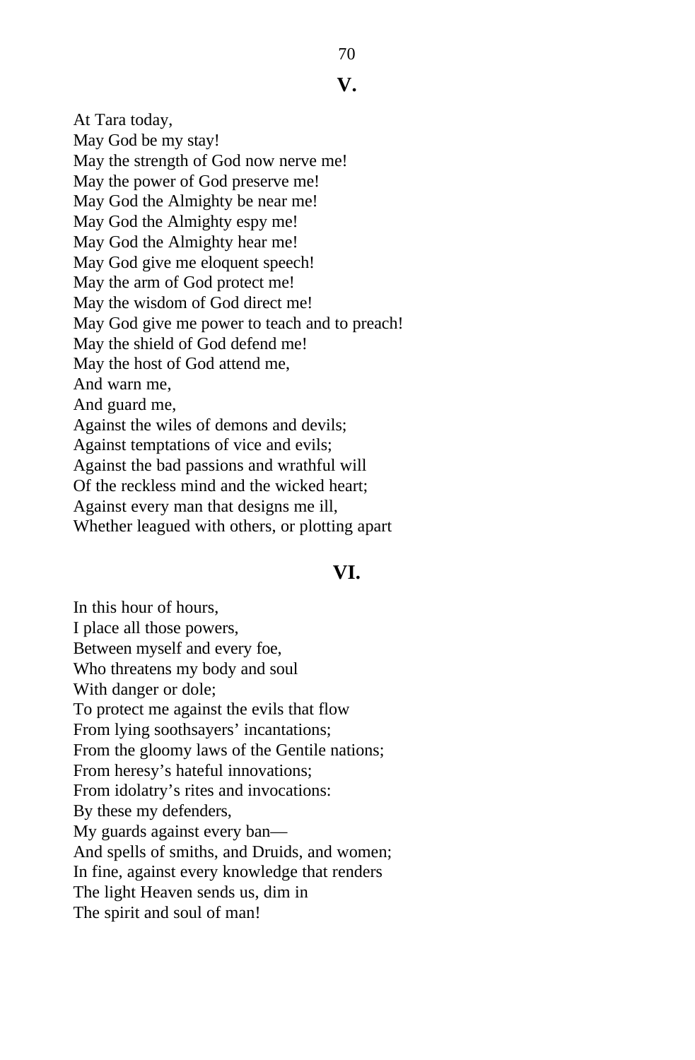## V.

At Tara today,
May God be my stay!
May the strength of God now nerve me!
May the power of God preserve me!
May God the Almighty be near me!
May God the Almighty espy me!
May God the Almighty hear me!
May God give me eloquent speech!
May the arm of God protect me!
May the wisdom of God direct me!
May God give me power to teach and to preach!
May the shield of God defend me!
May the host of God attend me,
And warn me,
And guard me,
Against the wiles of demons and devils;
Against temptations of vice and evils;
Against the bad passions and wrathful will
Of the reckless mind and the wicked heart;
Against every man that designs me ill,
Whether leagued with others, or plotting apart

## VI.

In this hour of hours,
I place all those powers,
Between myself and every foe,
Who threatens my body and soul
With danger or dole;
To protect me against the evils that flow
From lying soothsayers’ incantations;
From the gloomy laws of the Gentile nations;
From heresy’s hateful innovations;
From idolatry’s rites and invocations:
By these my defenders,
My guards against every ban—
And spells of smiths, and Druids, and women;
In fine, against every knowledge that renders
The light Heaven sends us, dim in
The spirit and soul of man!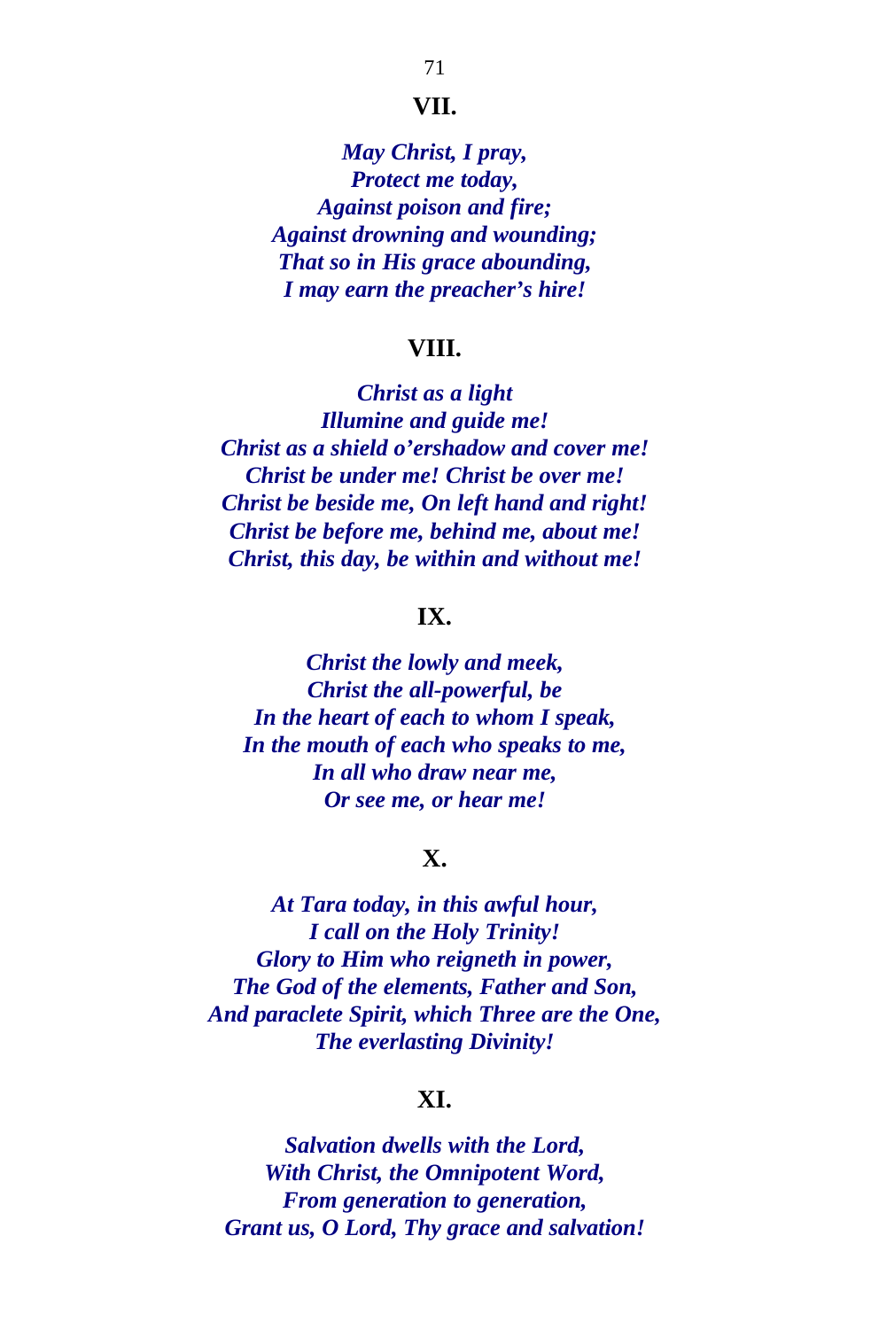### VII.

*May Christ, I pray,*
*Protect me today,*
*Against poison and fire;*
*Against drowning and wounding;*
*That so in His grace abounding,*
*I may earn the preacher's hire!*

### VIII.

*Christ as a light*
*Illumine and guide me!*
*Christ as a shield o'ershadow and cover me!*
*Christ be under me! Christ be over me!*
*Christ be beside me, On left hand and right!*
*Christ be before me, behind me, about me!*
*Christ, this day, be within and without me!*

### IX.

*Christ the lowly and meek,*
*Christ the all-powerful, be*
*In the heart of each to whom I speak,*
*In the mouth of each who speaks to me,*
*In all who draw near me,*
*Or see me, or hear me!*

### X.

*At Tara today, in this awful hour,*
*I call on the Holy Trinity!*
*Glory to Him who reigneth in power,*
*The God of the elements, Father and Son,*
*And paraclete Spirit, which Three are the One,*
*The everlasting Divinity!*

### XI.

*Salvation dwells with the Lord,*
*With Christ, the Omnipotent Word,*
*From generation to generation,*
*Grant us, O Lord, Thy grace and salvation!*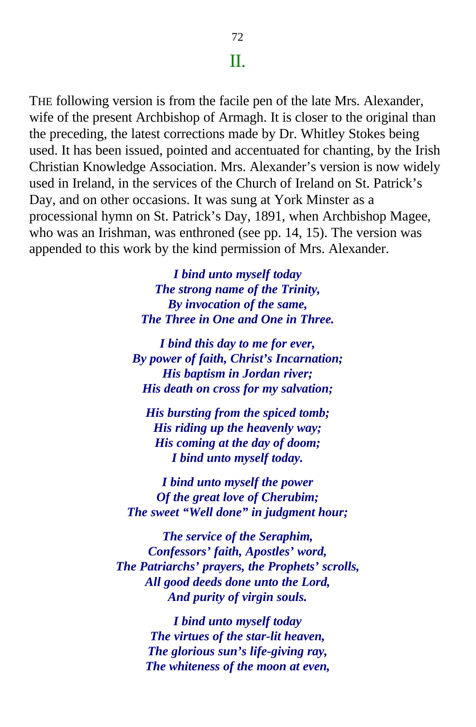## II.

THE following version is from the facile pen of the late Mrs. Alexander, wife of the present Archbishop of Armagh. It is closer to the original than the preceding, the latest corrections made by Dr. Whitley Stokes being used. It has been issued, pointed and accentuated for chanting, by the Irish Christian Knowledge Association. Mrs. Alexander's version is now widely used in Ireland, in the services of the Church of Ireland on St. Patrick's Day, and on other occasions. It was sung at York Minster as a processional hymn on St. Patrick's Day, 1891, when Archbishop Magee, who was an Irishman, was enthroned (see pp. 14, 15). The version was appended to this work by the kind permission of Mrs. Alexander.

***I bind unto myself today***
***The strong name of the Trinity,***
***By invocation of the same,***
***The Three in One and One in Three.***

***I bind this day to me for ever,***
***By power of faith, Christ's Incarnation;***
***His baptism in Jordan river;***
***His death on cross for my salvation;***

***His bursting from the spiced tomb;***
***His riding up the heavenly way;***
***His coming at the day of doom;***
***I bind unto myself today.***

***I bind unto myself the power***
***Of the great love of Cherubim;***
***The sweet "Well done" in judgment hour;***

***The service of the Seraphim,***
***Confessors' faith, Apostles' word,***
***The Patriarchs' prayers, the Prophets' scrolls,***
***All good deeds done unto the Lord,***
***And purity of virgin souls.***

***I bind unto myself today***
***The virtues of the star-lit heaven,***
***The glorious sun's life-giving ray,***
***The whiteness of the moon at even,***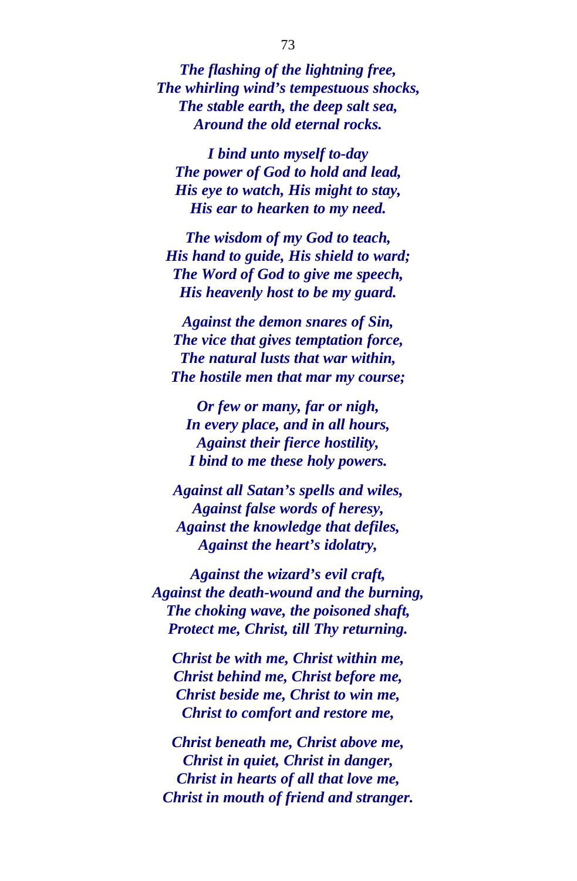*The flashing of the lightning free,*
*The whirling wind's tempestuous shocks,*
*The stable earth, the deep salt sea,*
*Around the old eternal rocks.*

*I bind unto myself to-day*
*The power of God to hold and lead,*
*His eye to watch, His might to stay,*
*His ear to hearken to my need.*

*The wisdom of my God to teach,*
*His hand to guide, His shield to ward;*
*The Word of God to give me speech,*
*His heavenly host to be my guard.*

*Against the demon snares of Sin,*
*The vice that gives temptation force,*
*The natural lusts that war within,*
*The hostile men that mar my course;*

*Or few or many, far or nigh,*
*In every place, and in all hours,*
*Against their fierce hostility,*
*I bind to me these holy powers.*

*Against all Satan's spells and wiles,*
*Against false words of heresy,*
*Against the knowledge that defiles,*
*Against the heart's idolatry,*

*Against the wizard's evil craft,*
*Against the death-wound and the burning,*
*The choking wave, the poisoned shaft,*
*Protect me, Christ, till Thy returning.*

*Christ be with me, Christ within me,*
*Christ behind me, Christ before me,*
*Christ beside me, Christ to win me,*
*Christ to comfort and restore me,*

*Christ beneath me, Christ above me,*
*Christ in quiet, Christ in danger,*
*Christ in hearts of all that love me,*
*Christ in mouth of friend and stranger.*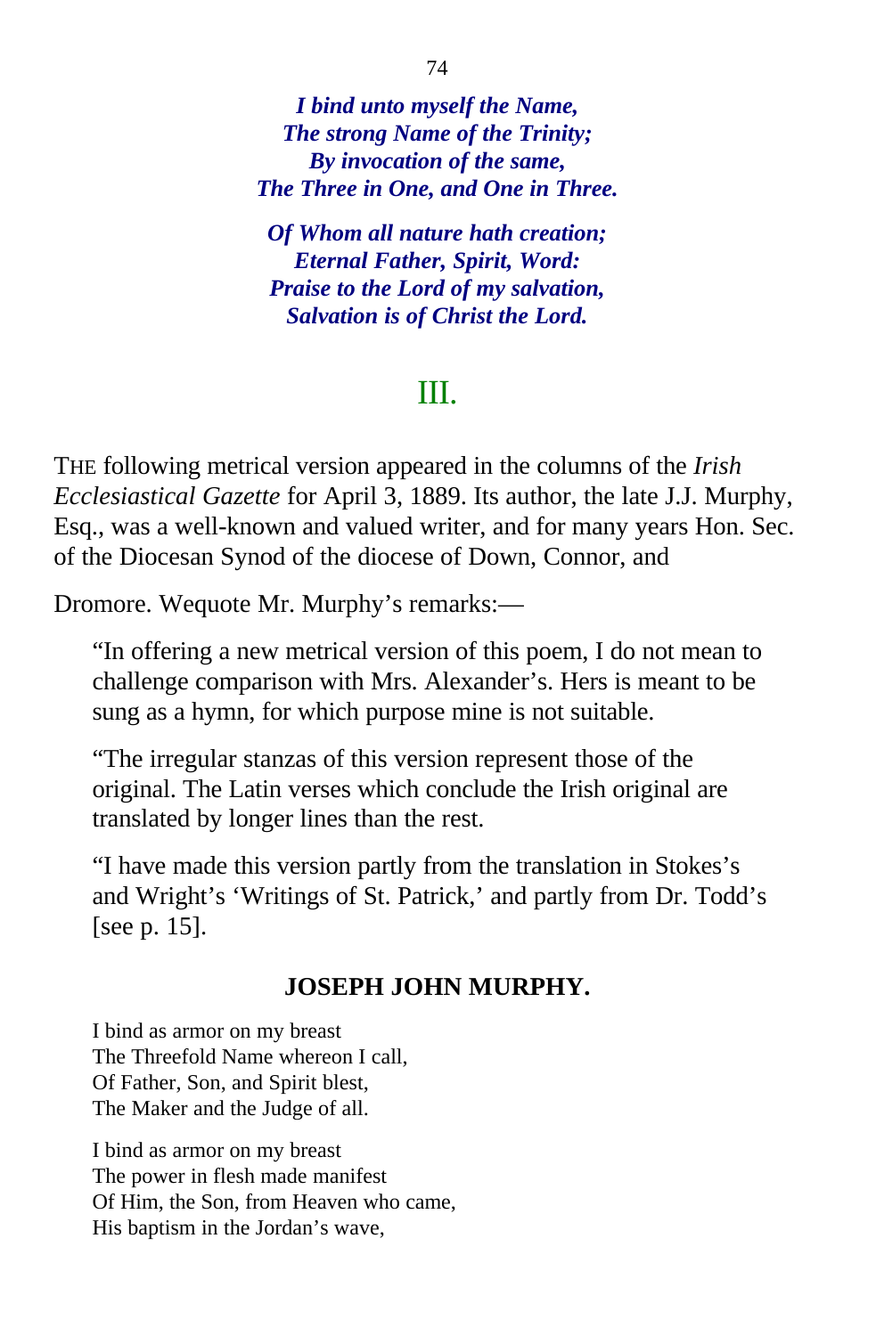*I bind unto myself the Name,*
*The strong Name of the Trinity;*
*By invocation of the same,*
*The Three in One, and One in Three.*

*Of Whom all nature hath creation;*
*Eternal Father, Spirit, Word:*
*Praise to the Lord of my salvation,*
*Salvation is of Christ the Lord.*

## III.

THE following metrical version appeared in the columns of the *Irish Ecclesiastical Gazette* for April 3, 1889. Its author, the late J.J. Murphy, Esq., was a well-known and valued writer, and for many years Hon. Sec. of the Diocesan Synod of the diocese of Down, Connor, and

Dromore. Wequote Mr. Murphy's remarks:—

> "In offering a new metrical version of this poem, I do not mean to challenge comparison with Mrs. Alexander's. Hers is meant to be sung as a hymn, for which purpose mine is not suitable.
>
> "The irregular stanzas of this version represent those of the original. The Latin verses which conclude the Irish original are translated by longer lines than the rest.
>
> "I have made this version partly from the translation in Stokes's and Wright's 'Writings of St. Patrick,' and partly from Dr. Todd's [see p. 15].

**JOSEPH JOHN MURPHY.**

I bind as armor on my breast
The Threefold Name whereon I call,
Of Father, Son, and Spirit blest,
The Maker and the Judge of all.

I bind as armor on my breast
The power in flesh made manifest
Of Him, the Son, from Heaven who came,
His baptism in the Jordan's wave,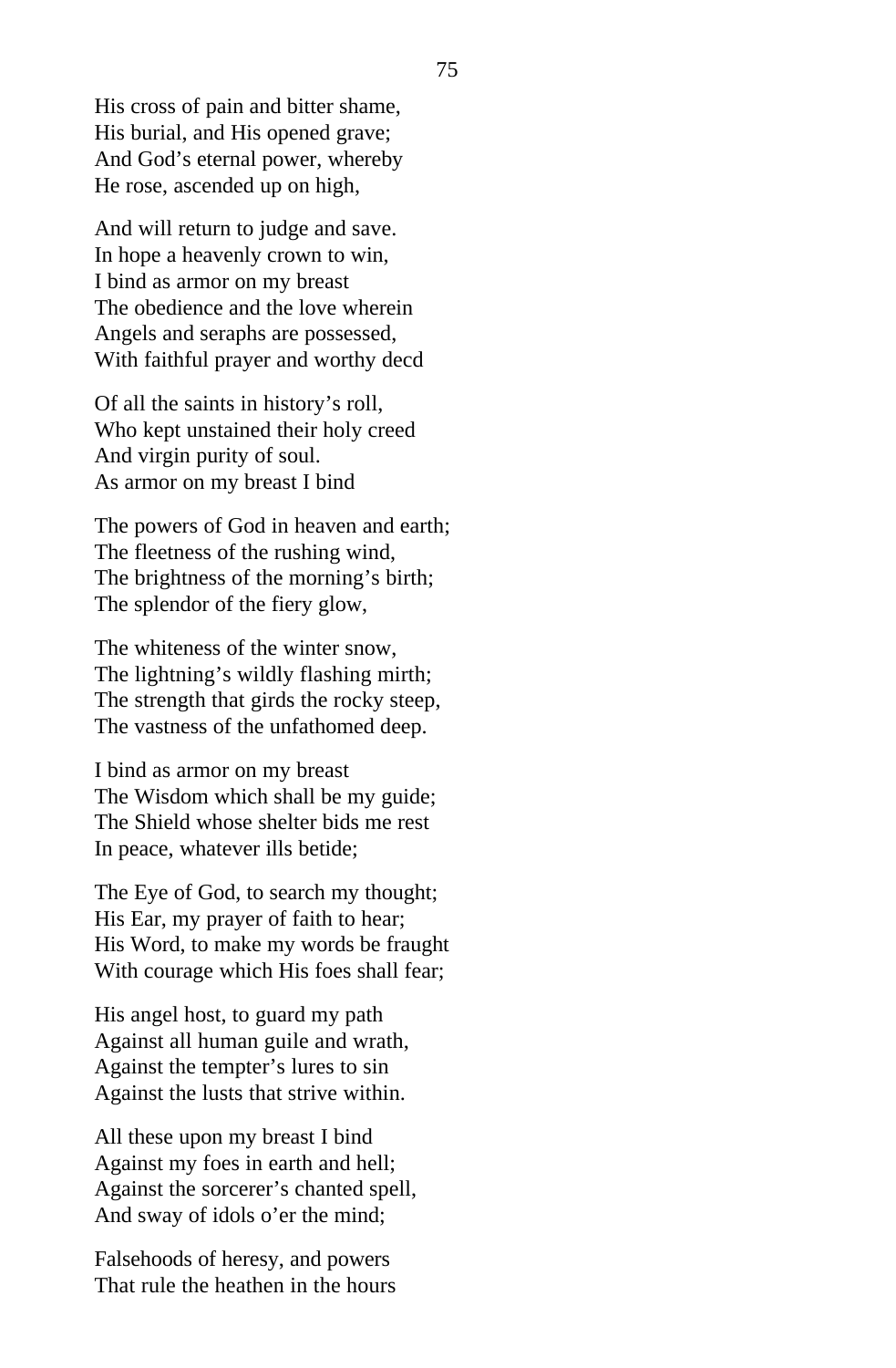His cross of pain and bitter shame,
His burial, and His opened grave;
And God’s eternal power, whereby
He rose, ascended up on high,

And will return to judge and save.
In hope a heavenly crown to win,
I bind as armor on my breast
The obedience and the love wherein
Angels and seraphs are possessed,
With faithful prayer and worthy decd

Of all the saints in history’s roll,
Who kept unstained their holy creed
And virgin purity of soul.
As armor on my breast I bind

The powers of God in heaven and earth;
The fleetness of the rushing wind,
The brightness of the morning’s birth;
The splendor of the fiery glow,

The whiteness of the winter snow,
The lightning’s wildly flashing mirth;
The strength that girds the rocky steep,
The vastness of the unfathomed deep.

I bind as armor on my breast
The Wisdom which shall be my guide;
The Shield whose shelter bids me rest
In peace, whatever ills betide;

The Eye of God, to search my thought;
His Ear, my prayer of faith to hear;
His Word, to make my words be fraught
With courage which His foes shall fear;

His angel host, to guard my path
Against all human guile and wrath,
Against the tempter’s lures to sin
Against the lusts that strive within.

All these upon my breast I bind
Against my foes in earth and hell;
Against the sorcerer’s chanted spell,
And sway of idols o’er the mind;

Falsehoods of heresy, and powers
That rule the heathen in the hours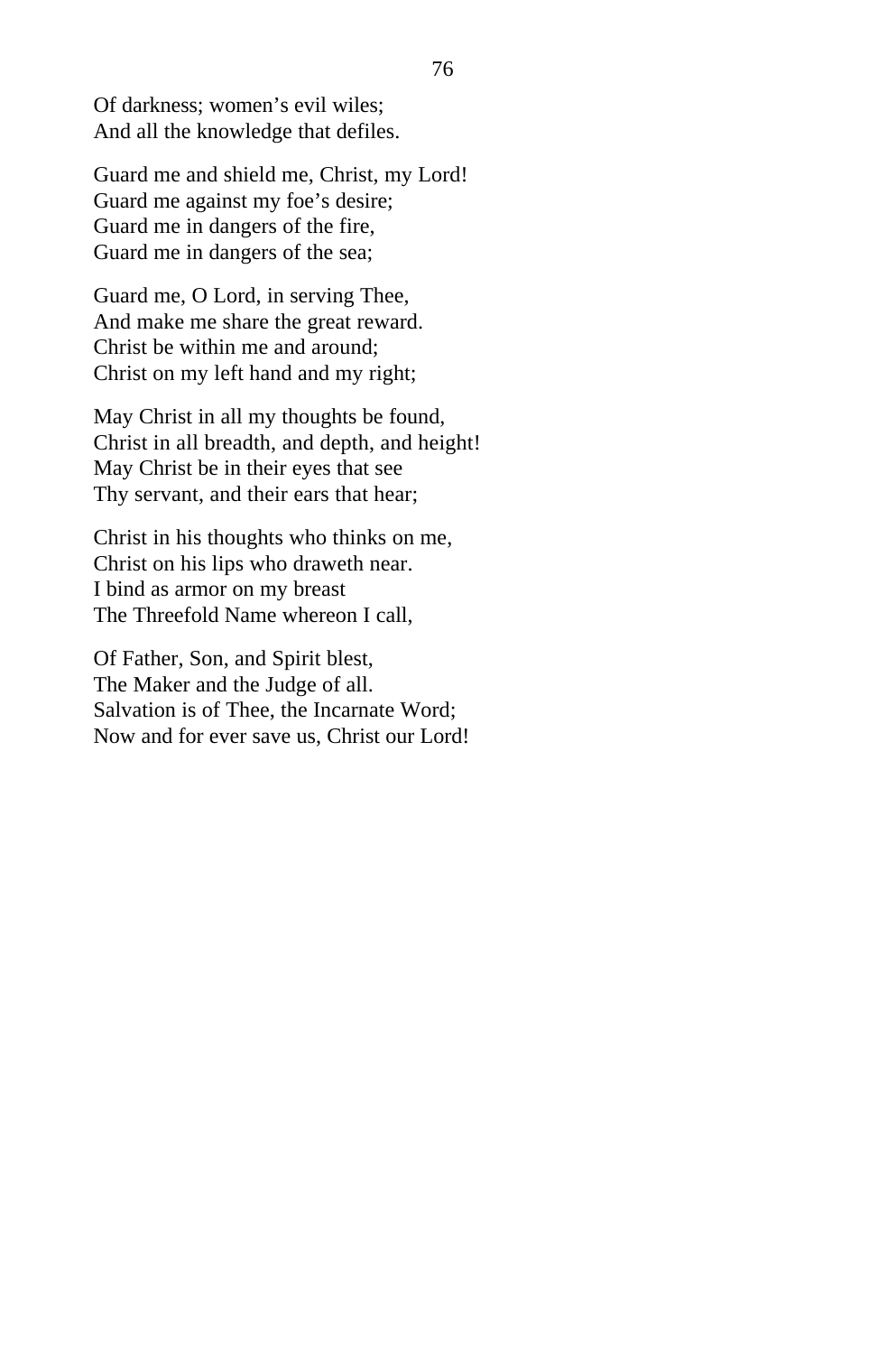Of darkness; women's evil wiles;  
And all the knowledge that defiles.

Guard me and shield me, Christ, my Lord!  
Guard me against my foe's desire;  
Guard me in dangers of the fire,  
Guard me in dangers of the sea;

Guard me, O Lord, in serving Thee,  
And make me share the great reward.  
Christ be within me and around;  
Christ on my left hand and my right;

May Christ in all my thoughts be found,  
Christ in all breadth, and depth, and height!  
May Christ be in their eyes that see  
Thy servant, and their ears that hear;

Christ in his thoughts who thinks on me,  
Christ on his lips who draweth near.  
I bind as armor on my breast  
The Threefold Name whereon I call,

Of Father, Son, and Spirit blest,  
The Maker and the Judge of all.  
Salvation is of Thee, the Incarnate Word;  
Now and for ever save us, Christ our Lord!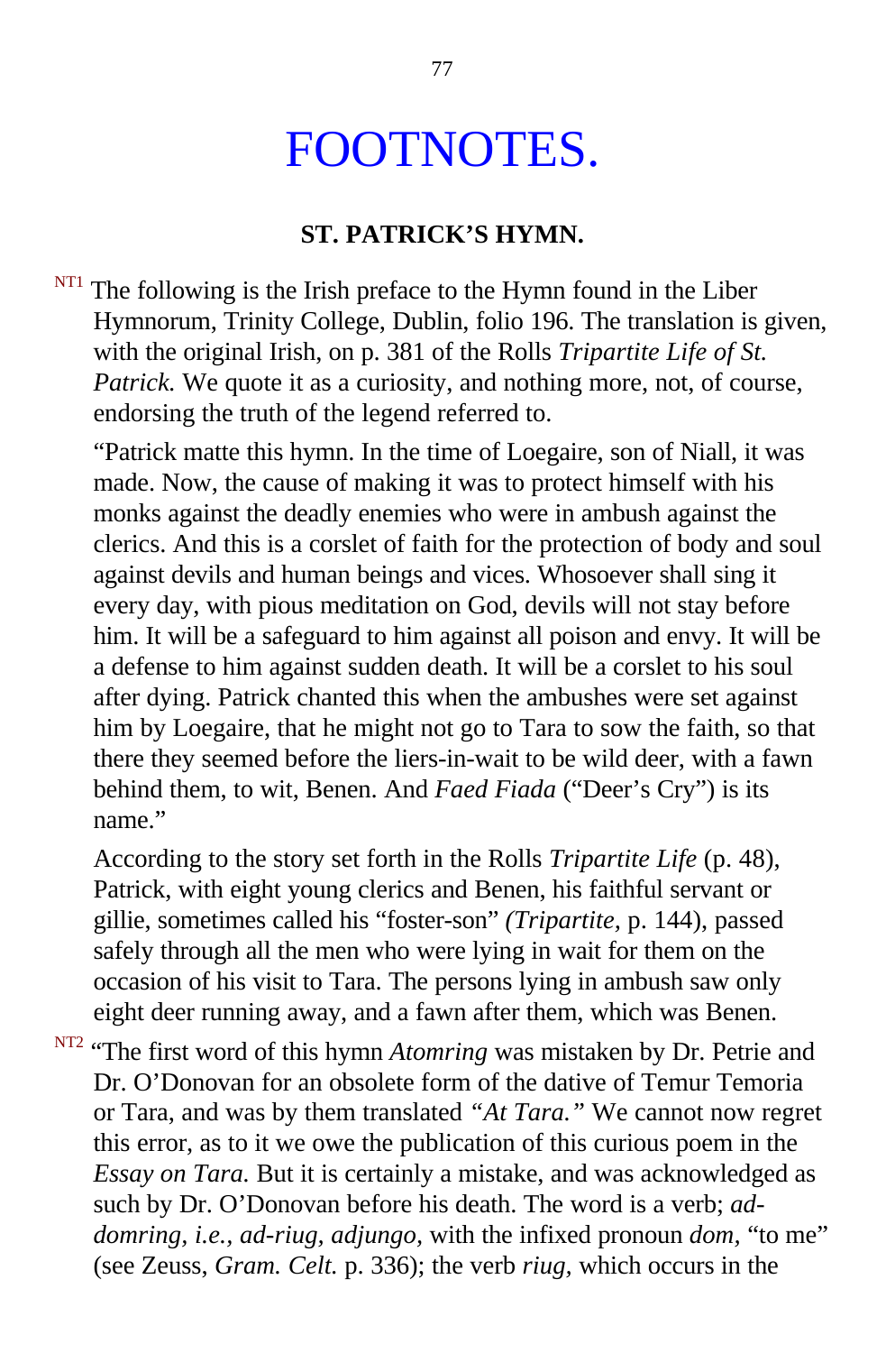# FOOTNOTES.

**ST. PATRICK'S HYMN.**

[NT1] The following is the Irish preface to the Hymn found in the Liber Hymnorum, Trinity College, Dublin, folio 196. The translation is given, with the original Irish, on p. 381 of the Rolls *Tripartite Life of St. Patrick.* We quote it as a curiosity, and nothing more, not, of course, endorsing the truth of the legend referred to.

"Patrick matte this hymn. In the time of Loegaire, son of Niall, it was made. Now, the cause of making it was to protect himself with his monks against the deadly enemies who were in ambush against the clerics. And this is a corslet of faith for the protection of body and soul against devils and human beings and vices. Whosoever shall sing it every day, with pious meditation on God, devils will not stay before him. It will be a safeguard to him against all poison and envy. It will be a defense to him against sudden death. It will be a corslet to his soul after dying. Patrick chanted this when the ambushes were set against him by Loegaire, that he might not go to Tara to sow the faith, so that there they seemed before the liers-in-wait to be wild deer, with a fawn behind them, to wit, Benen. And *Faed Fiada* ("Deer's Cry") is its name."

According to the story set forth in the Rolls *Tripartite Life* (p. 48), Patrick, with eight young clerics and Benen, his faithful servant or gillie, sometimes called his "foster-son" *(Tripartite,* p. 144), passed safely through all the men who were lying in wait for them on the occasion of his visit to Tara. The persons lying in ambush saw only eight deer running away, and a fawn after them, which was Benen.

[NT2] "The first word of this hymn *Atomring* was mistaken by Dr. Petrie and Dr. O'Donovan for an obsolete form of the dative of Temur Temoria or Tara, and was by them translated *"At Tara."* We cannot now regret this error, as to it we owe the publication of this curious poem in the *Essay on Tara.* But it is certainly a mistake, and was acknowledged as such by Dr. O'Donovan before his death. The word is a verb; *ad-domring, i.e., ad-riug, adjungo,* with the infixed pronoun *dom,* "to me" (see Zeuss, *Gram. Celt.* p. 336); the verb *riug,* which occurs in the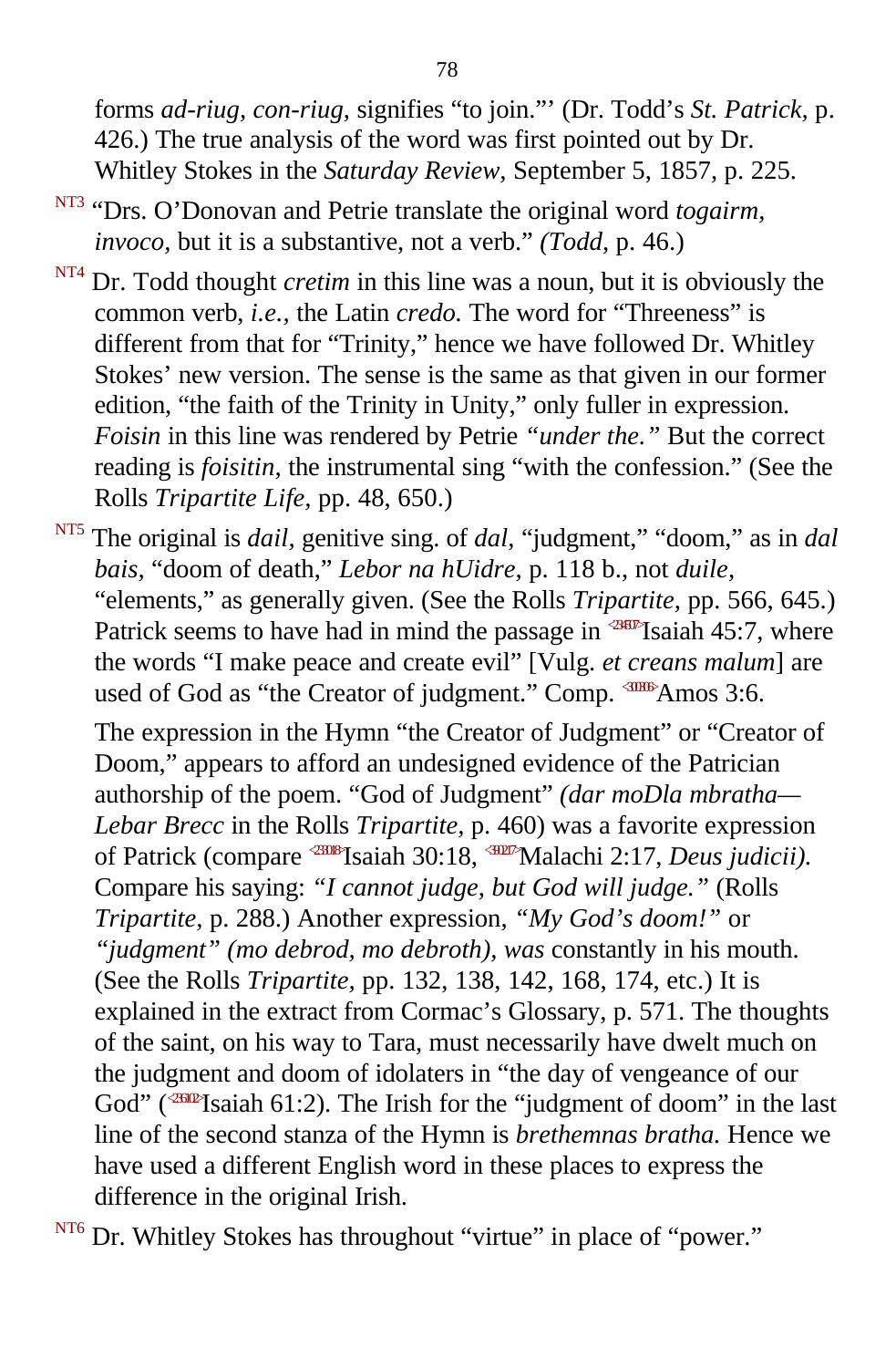forms *ad-riug, con-riug,* signifies "to join."' (Dr. Todd's *St. Patrick,* p. 426.) The true analysis of the word was first pointed out by Dr. Whitley Stokes in the *Saturday Review,* September 5, 1857, p. 225.

[NT3] "Drs. O'Donovan and Petrie translate the original word *togairm, invoco,* but it is a substantive, not a verb." *(Todd,* p. 46.)

[NT4] Dr. Todd thought *cretim* in this line was a noun, but it is obviously the common verb, *i.e.,* the Latin *credo.* The word for "Threeness" is different from that for "Trinity," hence we have followed Dr. Whitley Stokes' new version. The sense is the same as that given in our former edition, "the faith of the Trinity in Unity," only fuller in expression. *Foisin* in this line was rendered by Petrie *"under the."* But the correct reading is *foisitin,* the instrumental sing "with the confession." (See the Rolls *Tripartite Life,* pp. 48, 650.)

[NT5] The original is *dail,* genitive sing. of *dal,* "judgment," "doom," as in *dal bais,* "doom of death," *Lebor na hUidre,* p. 118 b., not *duile,* "elements," as generally given. (See the Rolls *Tripartite,* pp. 566, 645.) Patrick seems to have had in mind the passage in Isaiah 45:7, where the words "I make peace and create evil" [Vulg. *et creans malum*] are used of God as "the Creator of judgment." Comp. Amos 3:6.

The expression in the Hymn "the Creator of Judgment" or "Creator of Doom," appears to afford an undesigned evidence of the Patrician authorship of the poem. "God of Judgment" *(dar moDla mbratha— Lebar Brecc* in the Rolls *Tripartite,* p. 460) was a favorite expression of Patrick (compare Isaiah 30:18, Malachi 2:17, *Deus judicii).* Compare his saying: *"I cannot judge, but God will judge."* (Rolls *Tripartite,* p. 288.) Another expression, *"My God's doom!"* or *"judgment" (mo debrod, mo debroth), was* constantly in his mouth. (See the Rolls *Tripartite,* pp. 132, 138, 142, 168, 174, etc.) It is explained in the extract from Cormac's Glossary, p. 571. The thoughts of the saint, on his way to Tara, must necessarily have dwelt much on the judgment and doom of idolaters in "the day of vengeance of our God" (Isaiah 61:2). The Irish for the "judgment of doom" in the last line of the second stanza of the Hymn is *brethemnas bratha.* Hence we have used a different English word in these places to express the difference in the original Irish.

[NT6] Dr. Whitley Stokes has throughout "virtue" in place of "power."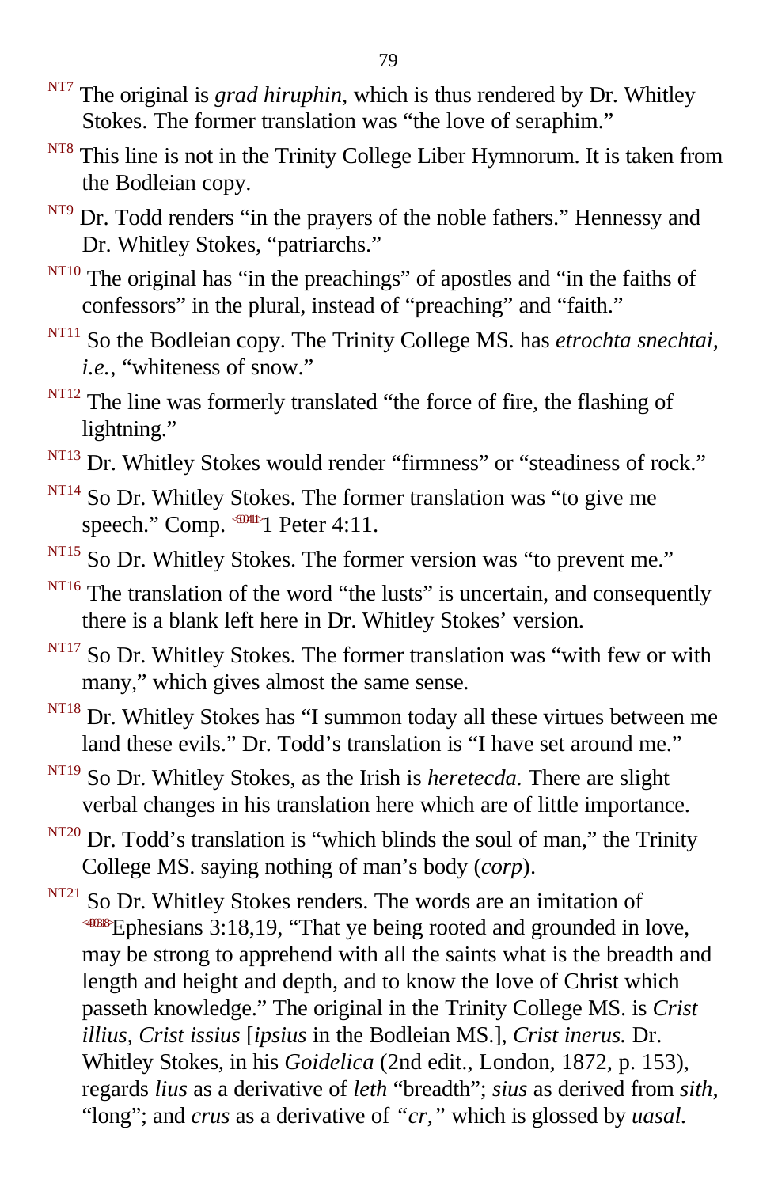[NT7] The original is *grad hiruphin,* which is thus rendered by Dr. Whitley Stokes. The former translation was “the love of seraphim.”

[NT8] This line is not in the Trinity College Liber Hymnorum. It is taken from the Bodleian copy.

[NT9] Dr. Todd renders “in the prayers of the noble fathers.” Hennessy and Dr. Whitley Stokes, “patriarchs.”

[NT10] The original has “in the preachings” of apostles and “in the faiths of confessors” in the plural, instead of “preaching” and “faith.”

[NT11] So the Bodleian copy. The Trinity College MS. has *etrochta snechtai, i.e.,* “whiteness of snow.”

[NT12] The line was formerly translated “the force of fire, the flashing of lightning.”

[NT13] Dr. Whitley Stokes would render “firmness” or “steadiness of rock.”

[NT14] So Dr. Whitley Stokes. The former translation was “to give me speech.” Comp. 1 Peter 4:11.

[NT15] So Dr. Whitley Stokes. The former version was “to prevent me.”

[NT16] The translation of the word “the lusts” is uncertain, and consequently there is a blank left here in Dr. Whitley Stokes’ version.

[NT17] So Dr. Whitley Stokes. The former translation was “with few or with many,” which gives almost the same sense.

[NT18] Dr. Whitley Stokes has “I summon today all these virtues between me land these evils.” Dr. Todd’s translation is “I have set around me.”

[NT19] So Dr. Whitley Stokes, as the Irish is *heretecda.* There are slight verbal changes in his translation here which are of little importance.

[NT20] Dr. Todd’s translation is “which blinds the soul of man,” the Trinity College MS. saying nothing of man’s body (*corp*).

[NT21] So Dr. Whitley Stokes renders. The words are an imitation of Ephesians 3:18,19, “That ye being rooted and grounded in love, may be strong to apprehend with all the saints what is the breadth and length and height and depth, and to know the love of Christ which passeth knowledge.” The original in the Trinity College MS. is *Crist illius, Crist issius* [*ipsius* in the Bodleian MS.], *Crist inerus.* Dr. Whitley Stokes, in his *Goidelica* (2nd edit., London, 1872, p. 153), regards *lius* as a derivative of *leth* “breadth”; *sius* as derived from *sith,* “long”; and *crus* as a derivative of *“cr,”* which is glossed by *uasal.*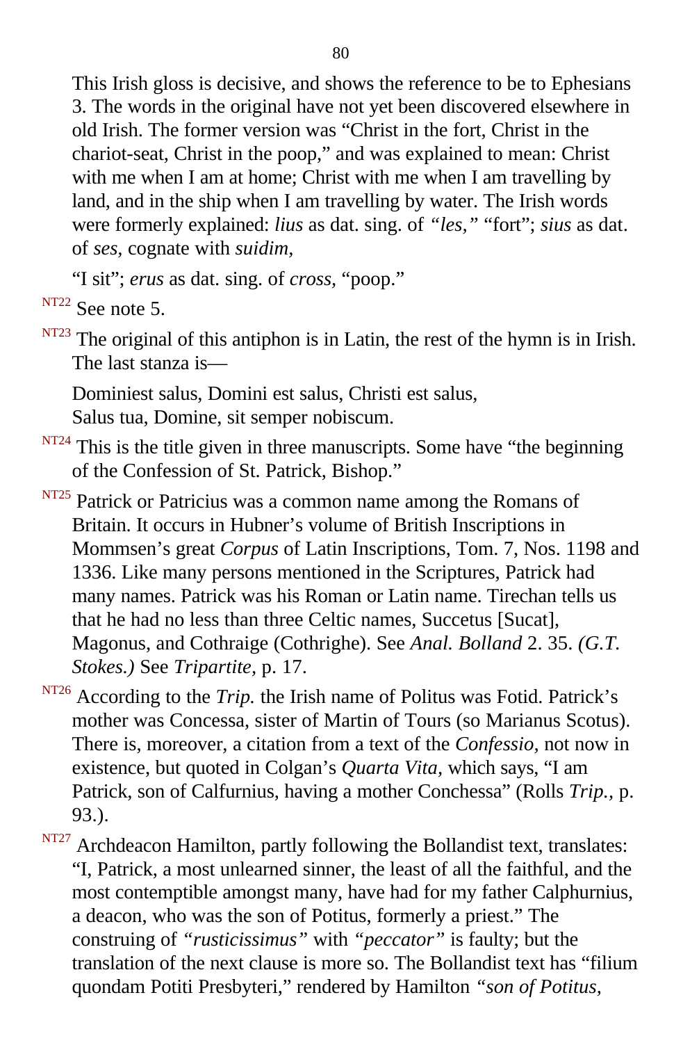This Irish gloss is decisive, and shows the reference to be to Ephesians 3. The words in the original have not yet been discovered elsewhere in old Irish. The former version was “Christ in the fort, Christ in the chariot-seat, Christ in the poop,” and was explained to mean: Christ with me when I am at home; Christ with me when I am travelling by land, and in the ship when I am travelling by water. The Irish words were formerly explained: *lius* as dat. sing. of *“les,”* “fort”; *sius* as dat. of *ses,* cognate with *suidim,*

“I sit”; *erus* as dat. sing. of *cross,* “poop.”

[NT22] See note 5.

[NT23] The original of this antiphon is in Latin, the rest of the hymn is in Irish. The last stanza is—

Dominiest salus, Domini est salus, Christi est salus,
Salus tua, Domine, sit semper nobiscum.

[NT24] This is the title given in three manuscripts. Some have “the beginning of the Confession of St. Patrick, Bishop.”

[NT25] Patrick or Patricius was a common name among the Romans of Britain. It occurs in Hubner’s volume of British Inscriptions in Mommsen’s great *Corpus* of Latin Inscriptions, Tom. 7, Nos. 1198 and 1336. Like many persons mentioned in the Scriptures, Patrick had many names. Patrick was his Roman or Latin name. Tirechan tells us that he had no less than three Celtic names, Succetus [Sucat], Magonus, and Cothraige (Cothrighe). See *Anal. Bolland* 2. 35. *(G.T. Stokes.)* See *Tripartite,* p. 17.

[NT26] According to the *Trip.* the Irish name of Politus was Fotid. Patrick’s mother was Concessa, sister of Martin of Tours (so Marianus Scotus). There is, moreover, a citation from a text of the *Confessio,* not now in existence, but quoted in Colgan’s *Quarta Vita,* which says, “I am Patrick, son of Calfurnius, having a mother Conchessa” (Rolls *Trip.,* p. 93.).

[NT27] Archdeacon Hamilton, partly following the Bollandist text, translates: “I, Patrick, a most unlearned sinner, the least of all the faithful, and the most contemptible amongst many, have had for my father Calphurnius, a deacon, who was the son of Potitus, formerly a priest.” The construing of *“rusticissimus”* with *“peccator”* is faulty; but the translation of the next clause is more so. The Bollandist text has “filium quondam Potiti Presbyteri,” rendered by Hamilton *“son of Potitus,*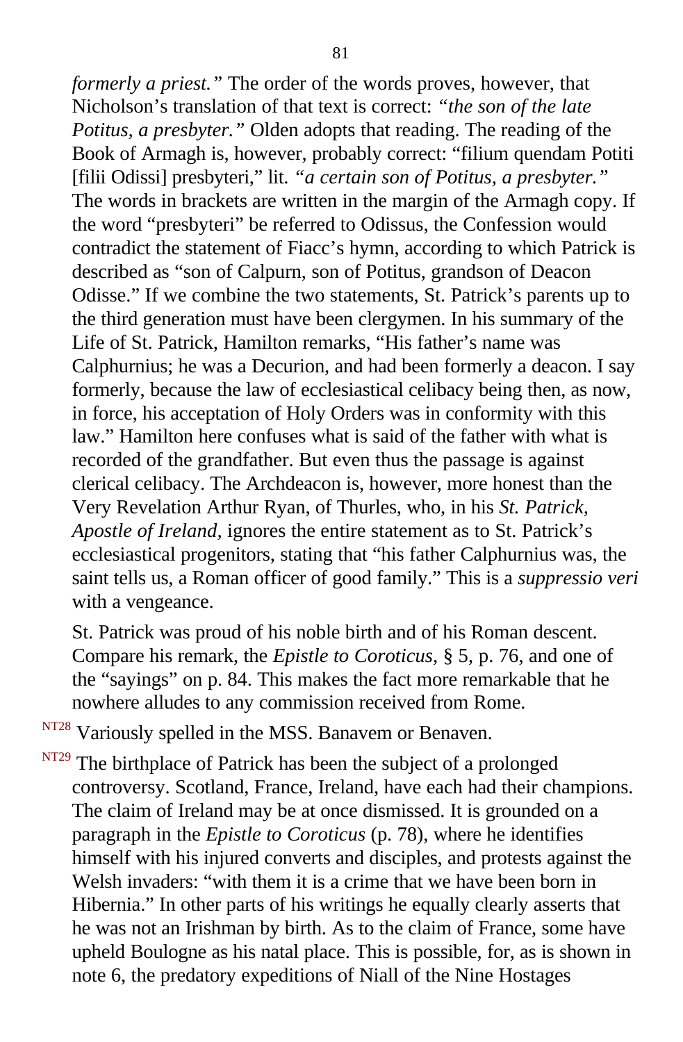*formerly a priest."* The order of the words proves, however, that Nicholson's translation of that text is correct: *"the son of the late Potitus, a presbyter."* Olden adopts that reading. The reading of the Book of Armagh is, however, probably correct: "filium quendam Potiti [filii Odissi] presbyteri," lit. *"a certain son of Potitus, a presbyter."* The words in brackets are written in the margin of the Armagh copy. If the word "presbyteri" be referred to Odissus, the Confession would contradict the statement of Fiacc's hymn, according to which Patrick is described as "son of Calpurn, son of Potitus, grandson of Deacon Odisse." If we combine the two statements, St. Patrick's parents up to the third generation must have been clergymen. In his summary of the Life of St. Patrick, Hamilton remarks, "His father's name was Calphurnius; he was a Decurion, and had been formerly a deacon. I say formerly, because the law of ecclesiastical celibacy being then, as now, in force, his acceptation of Holy Orders was in conformity with this law." Hamilton here confuses what is said of the father with what is recorded of the grandfather. But even thus the passage is against clerical celibacy. The Archdeacon is, however, more honest than the Very Revelation Arthur Ryan, of Thurles, who, in his *St. Patrick, Apostle of Ireland,* ignores the entire statement as to St. Patrick's ecclesiastical progenitors, stating that "his father Calphurnius was, the saint tells us, a Roman officer of good family." This is a *suppressio veri* with a vengeance.

St. Patrick was proud of his noble birth and of his Roman descent. Compare his remark, the *Epistle to Coroticus,* § 5, p. 76, and one of the "sayings" on p. 84. This makes the fact more remarkable that he nowhere alludes to any commission received from Rome.

NT28 Variously spelled in the MSS. Banavem or Benaven.

NT29 The birthplace of Patrick has been the subject of a prolonged controversy. Scotland, France, Ireland, have each had their champions. The claim of Ireland may be at once dismissed. It is grounded on a paragraph in the *Epistle to Coroticus* (p. 78), where he identifies himself with his injured converts and disciples, and protests against the Welsh invaders: "with them it is a crime that we have been born in Hibernia." In other parts of his writings he equally clearly asserts that he was not an Irishman by birth. As to the claim of France, some have upheld Boulogne as his natal place. This is possible, for, as is shown in note 6, the predatory expeditions of Niall of the Nine Hostages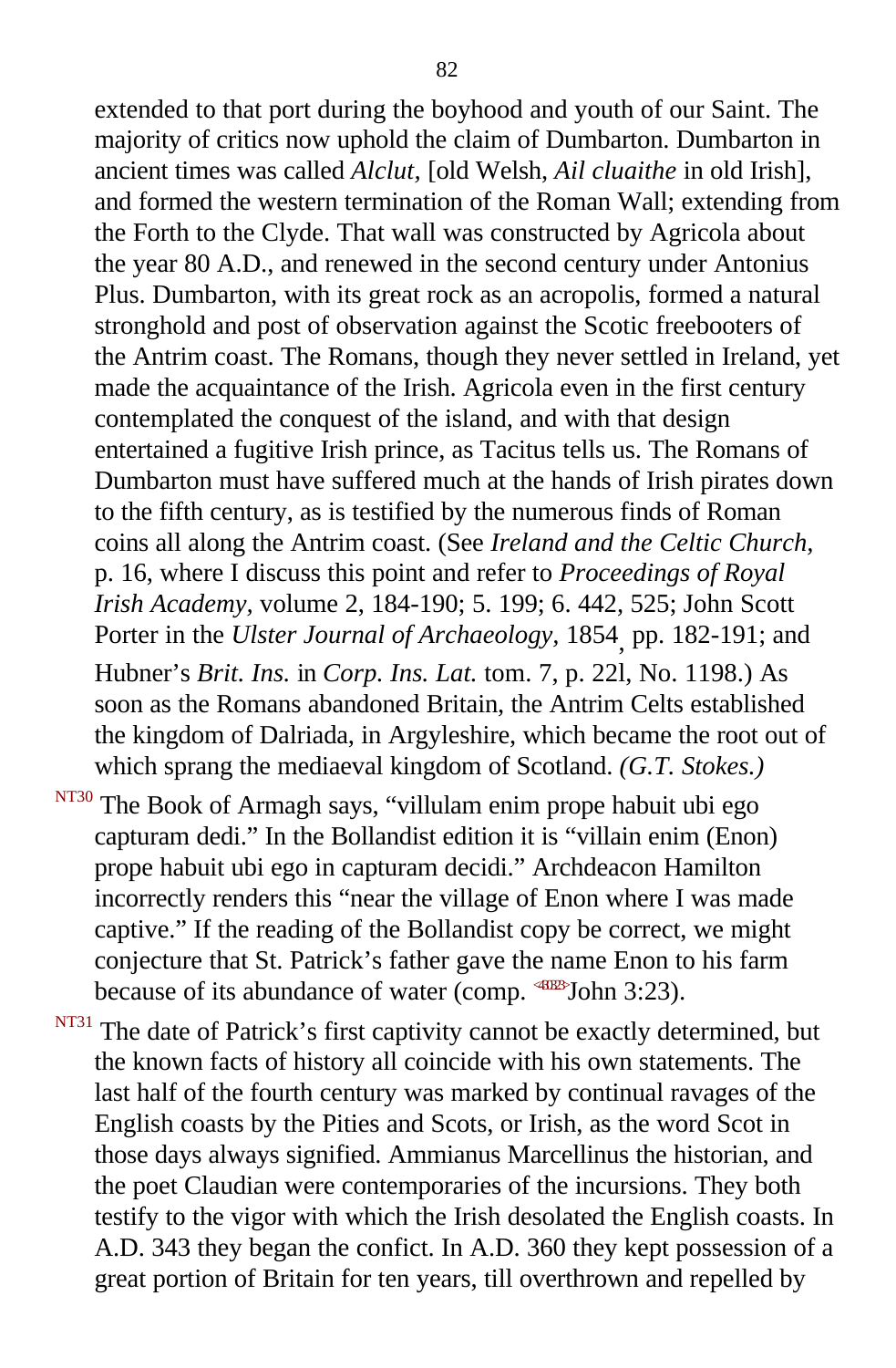extended to that port during the boyhood and youth of our Saint. The majority of critics now uphold the claim of Dumbarton. Dumbarton in ancient times was called *Alclut,* [old Welsh, *Ail cluaithe* in old Irish], and formed the western termination of the Roman Wall; extending from the Forth to the Clyde. That wall was constructed by Agricola about the year 80 A.D., and renewed in the second century under Antonius Plus. Dumbarton, with its great rock as an acropolis, formed a natural stronghold and post of observation against the Scotic freebooters of the Antrim coast. The Romans, though they never settled in Ireland, yet made the acquaintance of the Irish. Agricola even in the first century contemplated the conquest of the island, and with that design entertained a fugitive Irish prince, as Tacitus tells us. The Romans of Dumbarton must have suffered much at the hands of Irish pirates down to the fifth century, as is testified by the numerous finds of Roman coins all along the Antrim coast. (See *Ireland and the Celtic Church,* p. 16, where I discuss this point and refer to *Proceedings of Royal Irish Academy,* volume 2, 184-190; 5. 199; 6. 442, 525; John Scott Porter in the *Ulster Journal of Archaeology,* 1854, pp. 182-191; and Hubner's *Brit. Ins.* in *Corp. Ins. Lat.* tom. 7, p. 22l, No. 1198.) As soon as the Romans abandoned Britain, the Antrim Celts established the kingdom of Dalriada, in Argyleshire, which became the root out of which sprang the mediaeval kingdom of Scotland. *(G.T. Stokes.)*

[NT30] The Book of Armagh says, "villulam enim prope habuit ubi ego capturam dedi." In the Bollandist edition it is "villain enim (Enon) prope habuit ubi ego in capturam decidi." Archdeacon Hamilton incorrectly renders this "near the village of Enon where I was made captive." If the reading of the Bollandist copy be correct, we might conjecture that St. Patrick's father gave the name Enon to his farm because of its abundance of water (comp. John 3:23).

[NT31] The date of Patrick's first captivity cannot be exactly determined, but the known facts of history all coincide with his own statements. The last half of the fourth century was marked by continual ravages of the English coasts by the Pities and Scots, or Irish, as the word Scot in those days always signified. Ammianus Marcellinus the historian, and the poet Claudian were contemporaries of the incursions. They both testify to the vigor with which the Irish desolated the English coasts. In A.D. 343 they began the confict. In A.D. 360 they kept possession of a great portion of Britain for ten years, till overthrown and repelled by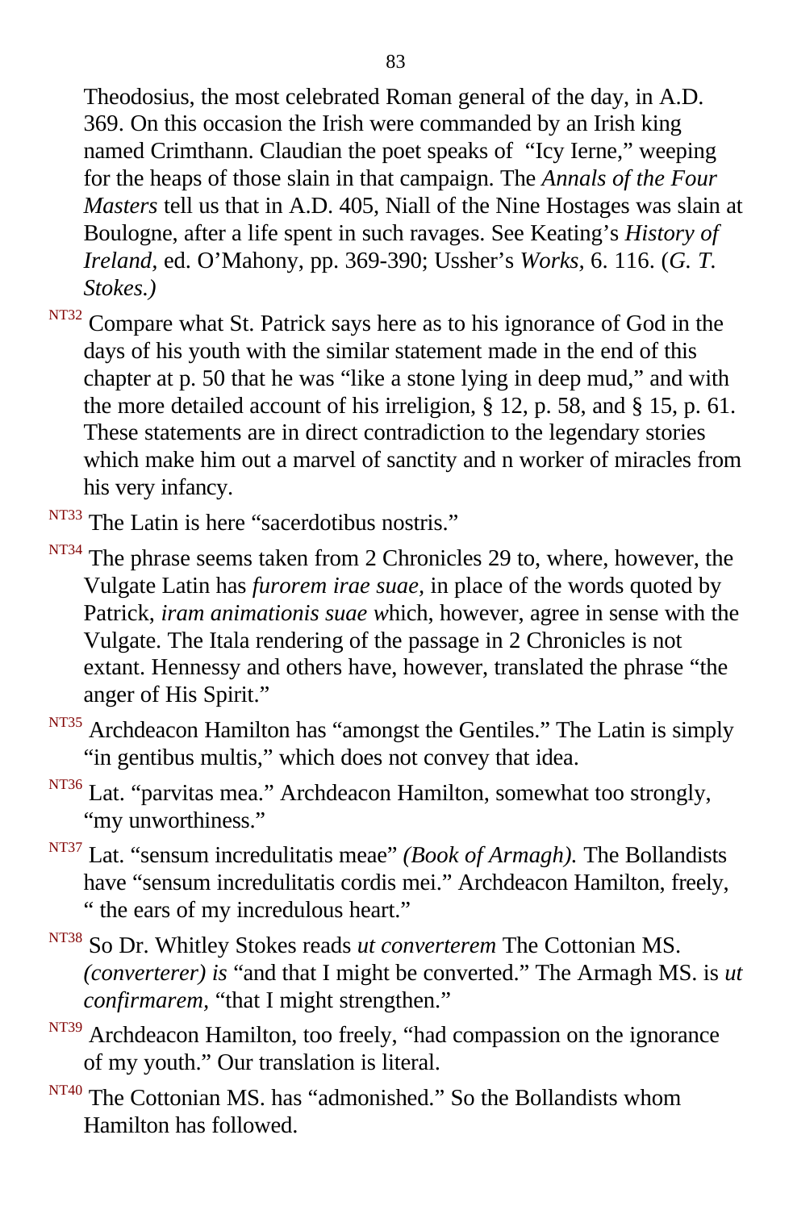Theodosius, the most celebrated Roman general of the day, in A.D. 369. On this occasion the Irish were commanded by an Irish king named Crimthann. Claudian the poet speaks of "Icy Ierne," weeping for the heaps of those slain in that campaign. The *Annals of the Four Masters* tell us that in A.D. 405, Niall of the Nine Hostages was slain at Boulogne, after a life spent in such ravages. See Keating's *History of Ireland,* ed. O'Mahony, pp. 369-390; Ussher's *Works,* 6. 116. (*G. T. Stokes.)*

[NT32] Compare what St. Patrick says here as to his ignorance of God in the days of his youth with the similar statement made in the end of this chapter at p. 50 that he was "like a stone lying in deep mud," and with the more detailed account of his irreligion, § 12, p. 58, and § 15, p. 61. These statements are in direct contradiction to the legendary stories which make him out a marvel of sanctity and n worker of miracles from his very infancy.

[NT33] The Latin is here "sacerdotibus nostris."

[NT34] The phrase seems taken from 2 Chronicles 29 to, where, however, the Vulgate Latin has *furorem irae suae,* in place of the words quoted by Patrick, *iram animationis suae w*hich, however, agree in sense with the Vulgate. The Itala rendering of the passage in 2 Chronicles is not extant. Hennessy and others have, however, translated the phrase "the anger of His Spirit."

[NT35] Archdeacon Hamilton has "amongst the Gentiles." The Latin is simply "in gentibus multis," which does not convey that idea.

[NT36] Lat. "parvitas mea." Archdeacon Hamilton, somewhat too strongly, "my unworthiness."

[NT37] Lat. "sensum incredulitatis meae" *(Book of Armagh).* The Bollandists have "sensum incredulitatis cordis mei." Archdeacon Hamilton, freely, " the ears of my incredulous heart."

[NT38] So Dr. Whitley Stokes reads *ut converterem* The Cottonian MS. *(converterer) is* "and that I might be converted." The Armagh MS. is *ut confirmarem*, "that I might strengthen."

[NT39] Archdeacon Hamilton, too freely, "had compassion on the ignorance of my youth." Our translation is literal.

[NT40] The Cottonian MS. has "admonished." So the Bollandists whom Hamilton has followed.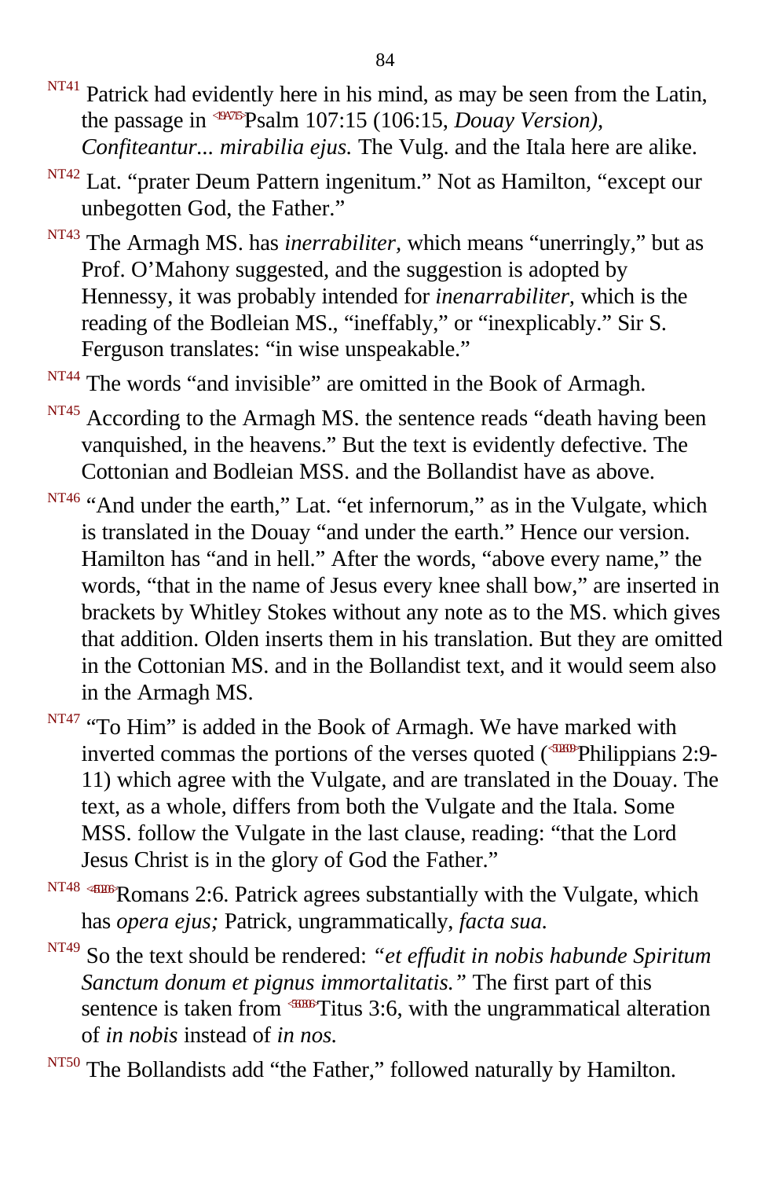NT41 Patrick had evidently here in his mind, as may be seen from the Latin, the passage in Psalm 107:15 (106:15, *Douay Version), Confiteantur... mirabilia ejus.* The Vulg. and the Itala here are alike.

NT42 Lat. "prater Deum Pattern ingenitum." Not as Hamilton, "except our unbegotten God, the Father."

NT43 The Armagh MS. has *inerrabiliter,* which means "unerringly," but as Prof. O'Mahony suggested, and the suggestion is adopted by Hennessy, it was probably intended for *inenarrabiliter,* which is the reading of the Bodleian MS., "ineffably," or "inexplicably." Sir S. Ferguson translates: "in wise unspeakable."

NT44 The words "and invisible" are omitted in the Book of Armagh.

NT45 According to the Armagh MS. the sentence reads "death having been vanquished, in the heavens." But the text is evidently defective. The Cottonian and Bodleian MSS. and the Bollandist have as above.

NT46 "And under the earth," Lat. "et infernorum," as in the Vulgate, which is translated in the Douay "and under the earth." Hence our version. Hamilton has "and in hell." After the words, "above every name," the words, "that in the name of Jesus every knee shall bow," are inserted in brackets by Whitley Stokes without any note as to the MS. which gives that addition. Olden inserts them in his translation. But they are omitted in the Cottonian MS. and in the Bollandist text, and it would seem also in the Armagh MS.

NT47 "To Him" is added in the Book of Armagh. We have marked with inverted commas the portions of the verses quoted (Philippians 2:9-11) which agree with the Vulgate, and are translated in the Douay. The text, as a whole, differs from both the Vulgate and the Itala. Some MSS. follow the Vulgate in the last clause, reading: "that the Lord Jesus Christ is in the glory of God the Father."

NT48 Romans 2:6. Patrick agrees substantially with the Vulgate, which has *opera ejus;* Patrick, ungrammatically, *facta sua.*

NT49 So the text should be rendered: *"et effudit in nobis habunde Spiritum Sanctum donum et pignus immortalitatis."* The first part of this sentence is taken from Titus 3:6, with the ungrammatical alteration of *in nobis* instead of *in nos.*

NT50 The Bollandists add "the Father," followed naturally by Hamilton.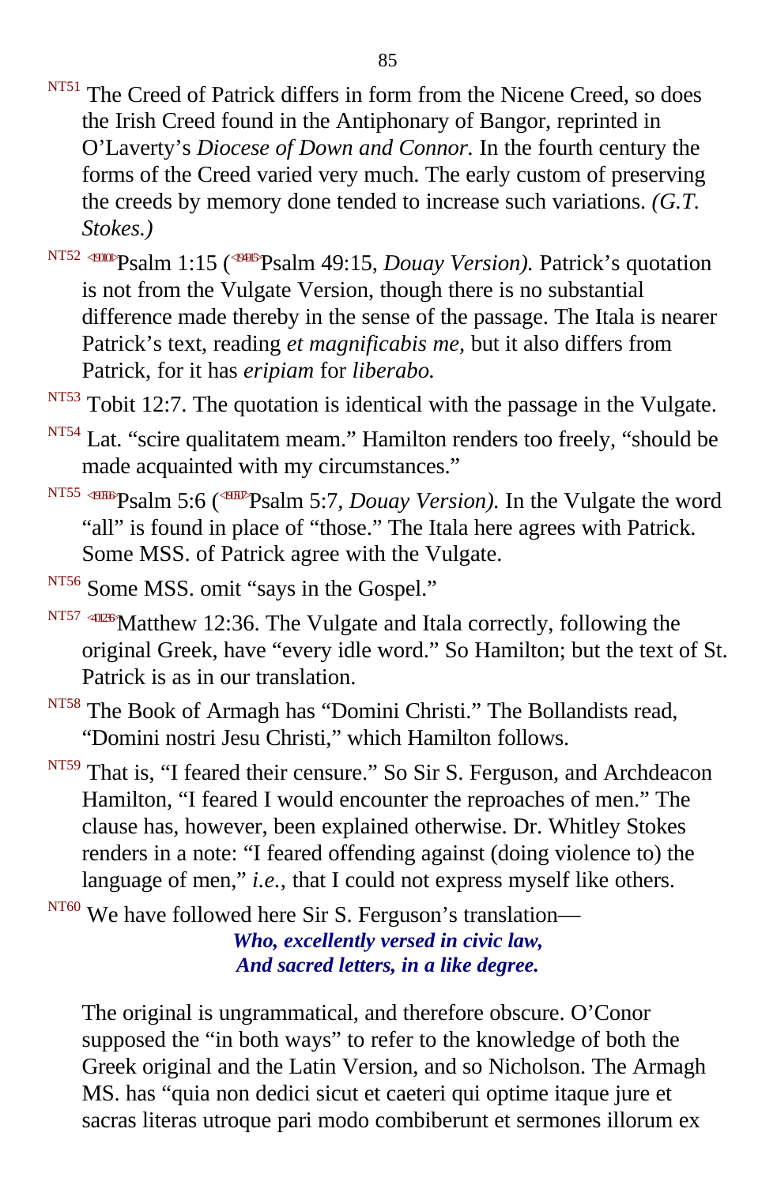NT51 The Creed of Patrick differs in form from the Nicene Creed, so does the Irish Creed found in the Antiphonary of Bangor, reprinted in O'Laverty's *Diocese of Down and Connor.* In the fourth century the forms of the Creed varied very much. The early custom of preserving the creeds by memory done tended to increase such variations. *(G.T. Stokes.)*

NT52 Psalm 1:15 (Psalm 49:15, *Douay Version).* Patrick's quotation is not from the Vulgate Version, though there is no substantial difference made thereby in the sense of the passage. The Itala is nearer Patrick's text, reading *et magnificabis me,* but it also differs from Patrick, for it has *eripiam* for *liberabo.*

NT53 Tobit 12:7. The quotation is identical with the passage in the Vulgate.

NT54 Lat. "scire qualitatem meam." Hamilton renders too freely, "should be made acquainted with my circumstances."

NT55 Psalm 5:6 (Psalm 5:7, *Douay Version).* In the Vulgate the word "all" is found in place of "those." The Itala here agrees with Patrick. Some MSS. of Patrick agree with the Vulgate.

NT56 Some MSS. omit "says in the Gospel."

NT57 Matthew 12:36. The Vulgate and Itala correctly, following the original Greek, have "every idle word." So Hamilton; but the text of St. Patrick is as in our translation.

NT58 The Book of Armagh has "Domini Christi." The Bollandists read, "Domini nostri Jesu Christi," which Hamilton follows.

NT59 That is, "I feared their censure." So Sir S. Ferguson, and Archdeacon Hamilton, "I feared I would encounter the reproaches of men." The clause has, however, been explained otherwise. Dr. Whitley Stokes renders in a note: "I feared offending against (doing violence to) the language of men," *i.e.,* that I could not express myself like others.

NT60 We have followed here Sir S. Ferguson's translation—

***Who, excellently versed in civic law,***
***And sacred letters, in a like degree.***

The original is ungrammatical, and therefore obscure. O'Conor supposed the "in both ways" to refer to the knowledge of both the Greek original and the Latin Version, and so Nicholson. The Armagh MS. has "quia non dedici sicut et caeteri qui optime itaque jure et sacras literas utroque pari modo combiberunt et sermones illorum ex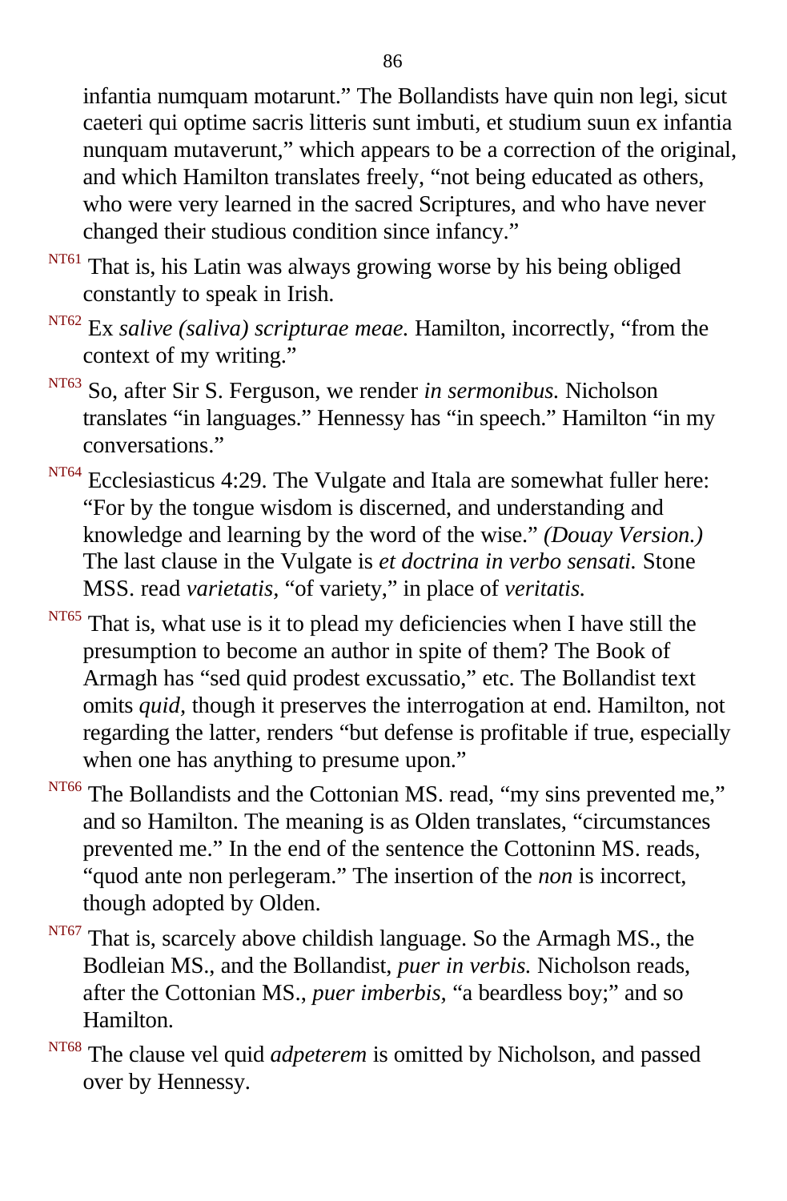infantia numquam motarunt." The Bollandists have quin non legi, sicut caeteri qui optime sacris litteris sunt imbuti, et studium suun ex infantia nunquam mutaverunt," which appears to be a correction of the original, and which Hamilton translates freely, "not being educated as others, who were very learned in the sacred Scriptures, and who have never changed their studious condition since infancy."

[NT61] That is, his Latin was always growing worse by his being obliged constantly to speak in Irish.

[NT62] Ex *salive (saliva) scripturae meae.* Hamilton, incorrectly, "from the context of my writing."

[NT63] So, after Sir S. Ferguson, we render *in sermonibus.* Nicholson translates "in languages." Hennessy has "in speech." Hamilton "in my conversations."

[NT64] Ecclesiasticus 4:29. The Vulgate and Itala are somewhat fuller here: "For by the tongue wisdom is discerned, and understanding and knowledge and learning by the word of the wise." *(Douay Version.)* The last clause in the Vulgate is *et doctrina in verbo sensati.* Stone MSS. read *varietatis,* "of variety," in place of *veritatis.*

[NT65] That is, what use is it to plead my deficiencies when I have still the presumption to become an author in spite of them? The Book of Armagh has "sed quid prodest excussatio," etc. The Bollandist text omits *quid,* though it preserves the interrogation at end. Hamilton, not regarding the latter, renders "but defense is profitable if true, especially when one has anything to presume upon."

[NT66] The Bollandists and the Cottonian MS. read, "my sins prevented me," and so Hamilton. The meaning is as Olden translates, "circumstances prevented me." In the end of the sentence the Cottoninn MS. reads, "quod ante non perlegeram." The insertion of the *non* is incorrect, though adopted by Olden.

[NT67] That is, scarcely above childish language. So the Armagh MS., the Bodleian MS., and the Bollandist, *puer in verbis.* Nicholson reads, after the Cottonian MS., *puer imberbis,* "a beardless boy;" and so Hamilton.

[NT68] The clause vel quid *adpeterem* is omitted by Nicholson, and passed over by Hennessy.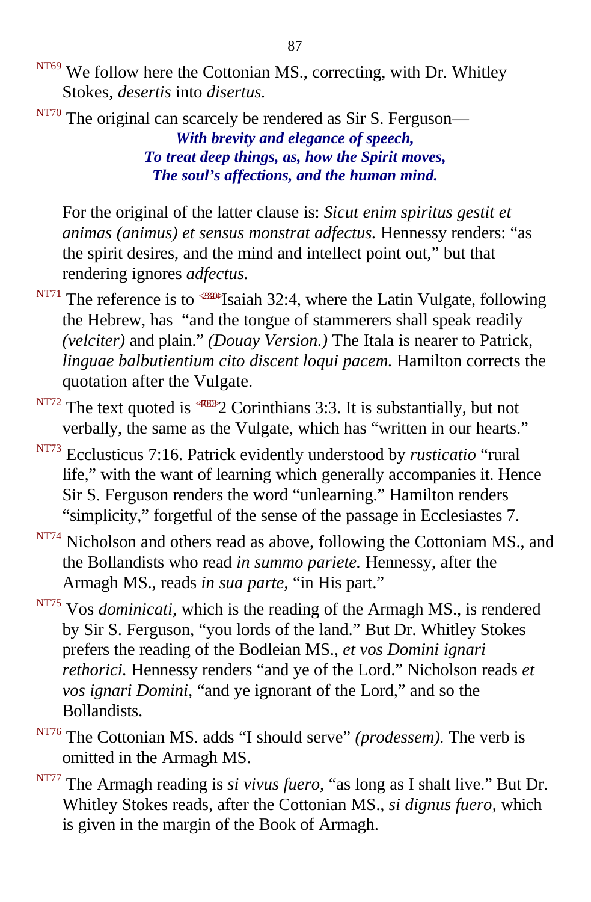[NT69] We follow here the Cottonian MS., correcting, with Dr. Whitley Stokes, *desertis* into *disertus.*

[NT70] The original can scarcely be rendered as Sir S. Ferguson—

***With brevity and elegance of speech,***
***To treat deep things, as, how the Spirit moves,***
***The soul's affections, and the human mind.***

For the original of the latter clause is: *Sicut enim spiritus gestit et animas (animus) et sensus monstrat adfectus.* Hennessy renders: "as the spirit desires, and the mind and intellect point out," but that rendering ignores *adfectus.*

[NT71] The reference is to Isaiah 32:4, where the Latin Vulgate, following the Hebrew, has "and the tongue of stammerers shall speak readily *(velciter)* and plain." *(Douay Version.)* The Itala is nearer to Patrick, *linguae balbutientium cito discent loqui pacem.* Hamilton corrects the quotation after the Vulgate.

[NT72] The text quoted is 2 Corinthians 3:3. It is substantially, but not verbally, the same as the Vulgate, which has "written in our hearts."

[NT73] Ecclusticus 7:16. Patrick evidently understood by *rusticatio* "rural life," with the want of learning which generally accompanies it. Hence Sir S. Ferguson renders the word "unlearning." Hamilton renders "simplicity," forgetful of the sense of the passage in Ecclesiastes 7.

[NT74] Nicholson and others read as above, following the Cottoniam MS., and the Bollandists who read *in summo pariete.* Hennessy, after the Armagh MS., reads *in sua parte,* "in His part."

[NT75] Vos *dominicati,* which is the reading of the Armagh MS., is rendered by Sir S. Ferguson, "you lords of the land." But Dr. Whitley Stokes prefers the reading of the Bodleian MS., *et vos Domini ignari rethorici.* Hennessy renders "and ye of the Lord." Nicholson reads *et vos ignari Domini,* "and ye ignorant of the Lord," and so the Bollandists.

[NT76] The Cottonian MS. adds "I should serve" *(prodessem).* The verb is omitted in the Armagh MS.

[NT77] The Armagh reading is *si vivus fuero,* "as long as I shalt live." But Dr. Whitley Stokes reads, after the Cottonian MS., *si dignus fuero,* which is given in the margin of the Book of Armagh.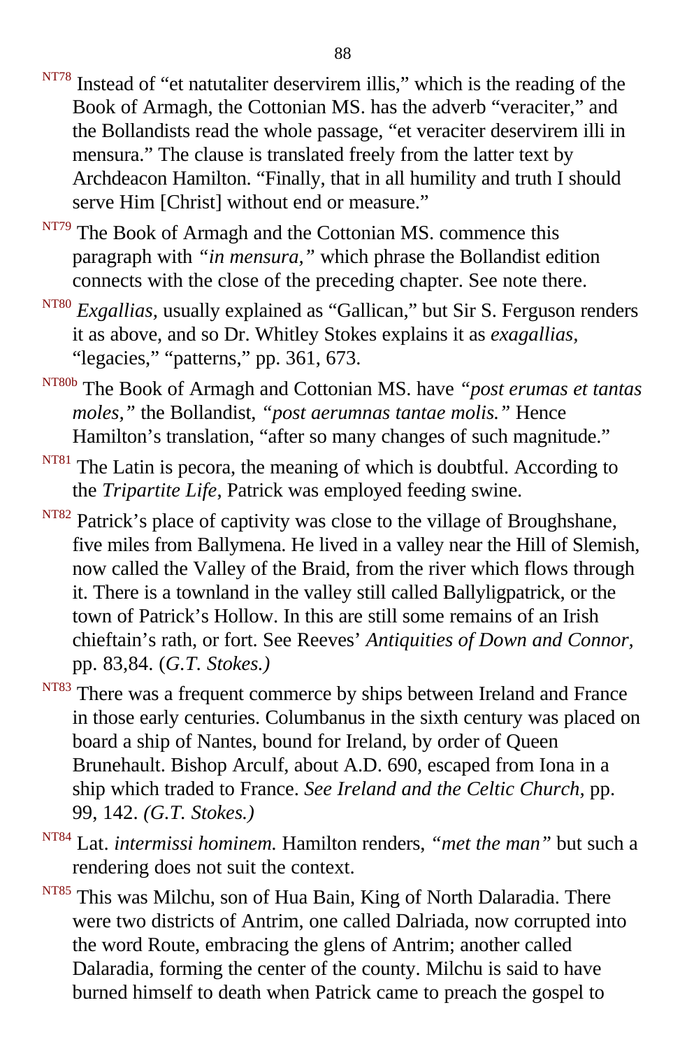[NT78] Instead of “et natutaliter deservirem illis,” which is the reading of the Book of Armagh, the Cottonian MS. has the adverb “veraciter,” and the Bollandists read the whole passage, “et veraciter deservirem illi in mensura.” The clause is translated freely from the latter text by Archdeacon Hamilton. “Finally, that in all humility and truth I should serve Him [Christ] without end or measure.”

[NT79] The Book of Armagh and the Cottonian MS. commence this paragraph with *“in mensura,”* which phrase the Bollandist edition connects with the close of the preceding chapter. See note there.

[NT80] *Exgallias,* usually explained as “Gallican,” but Sir S. Ferguson renders it as above, and so Dr. Whitley Stokes explains it as *exagallias,* “legacies,” “patterns,” pp. 361, 673.

[NT80b] The Book of Armagh and Cottonian MS. have *“post erumas et tantas moles,”* the Bollandist, *“post aerumnas tantae molis.”* Hence Hamilton’s translation, “after so many changes of such magnitude.”

[NT81] The Latin is pecora, the meaning of which is doubtful. According to the *Tripartite Life,* Patrick was employed feeding swine.

[NT82] Patrick’s place of captivity was close to the village of Broughshane, five miles from Ballymena. He lived in a valley near the Hill of Slemish, now called the Valley of the Braid, from the river which flows through it. There is a townland in the valley still called Ballyligpatrick, or the town of Patrick’s Hollow. In this are still some remains of an Irish chieftain’s rath, or fort. See Reeves’ *Antiquities of Down and Connor,* pp. 83,84. (*G.T. Stokes.)*

[NT83] There was a frequent commerce by ships between Ireland and France in those early centuries. Columbanus in the sixth century was placed on board a ship of Nantes, bound for Ireland, by order of Queen Brunehault. Bishop Arculf, about A.D. 690, escaped from Iona in a ship which traded to France. *See Ireland and the Celtic Church,* pp. 99, 142. *(G.T. Stokes.)*

[NT84] Lat. *intermissi hominem.* Hamilton renders, *“met the man”* but such a rendering does not suit the context.

[NT85] This was Milchu, son of Hua Bain, King of North Dalaradia. There were two districts of Antrim, one called Dalriada, now corrupted into the word Route, embracing the glens of Antrim; another called Dalaradia, forming the center of the county. Milchu is said to have burned himself to death when Patrick came to preach the gospel to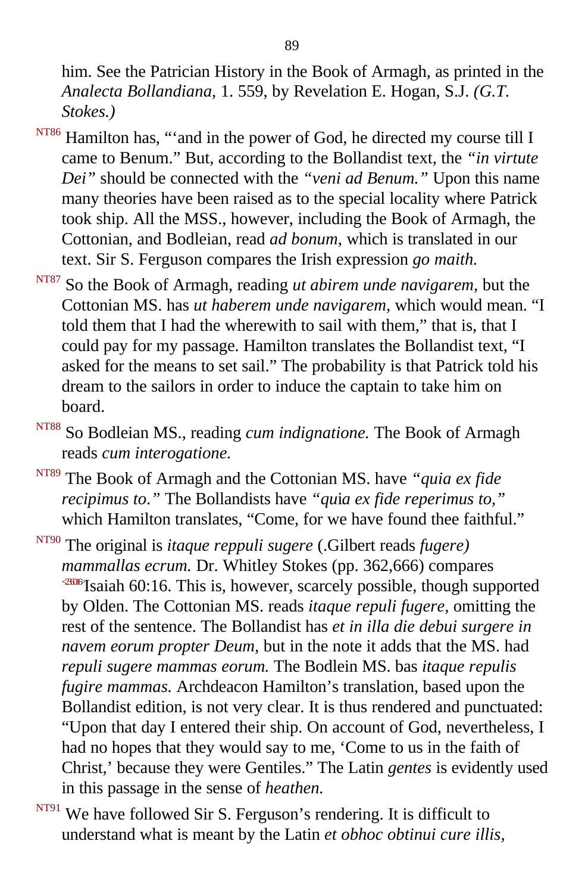him. See the Patrician History in the Book of Armagh, as printed in the *Analecta Bollandiana,* 1. 559, by Revelation E. Hogan, S.J. *(G.T. Stokes.)*

NT86 Hamilton has, "'and in the power of God, he directed my course till I came to Benum." But, according to the Bollandist text, the *"in virtute Dei"* should be connected with the *"veni ad Benum."* Upon this name many theories have been raised as to the special locality where Patrick took ship. All the MSS., however, including the Book of Armagh, the Cottonian, and Bodleian, read *ad bonum,* which is translated in our text. Sir S. Ferguson compares the Irish expression *go maith.*

NT87 So the Book of Armagh, reading *ut abirem unde navigarem,* but the Cottonian MS. has *ut haberem unde navigarem,* which would mean. "I told them that I had the wherewith to sail with them," that is, that I could pay for my passage. Hamilton translates the Bollandist text, "I asked for the means to set sail." The probability is that Patrick told his dream to the sailors in order to induce the captain to take him on board.

NT88 So Bodleian MS., reading *cum indignatione.* The Book of Armagh reads *cum interogatione.*

NT89 The Book of Armagh and the Cottonian MS. have *"quia ex fide recipimus to."* The Bollandists have *"quia ex fide reperimus to,"* which Hamilton translates, "Come, for we have found thee faithful."

NT90 The original is *itaque reppuli sugere* (.Gilbert reads *fugere) mammallas ecrum.* Dr. Whitley Stokes (pp. 362,666) compares <236016>Isaiah 60:16. This is, however, scarcely possible, though supported by Olden. The Cottonian MS. reads *itaque repuli fugere,* omitting the rest of the sentence. The Bollandist has *et in illa die debui surgere in navem eorum propter Deum,* but in the note it adds that the MS. had *repuli sugere mammas eorum.* The Bodlein MS. bas *itaque repulis fugire mammas.* Archdeacon Hamilton's translation, based upon the Bollandist edition, is not very clear. It is thus rendered and punctuated: "Upon that day I entered their ship. On account of God, nevertheless, I had no hopes that they would say to me, 'Come to us in the faith of Christ,' because they were Gentiles." The Latin *gentes* is evidently used in this passage in the sense of *heathen.*

NT91 We have followed Sir S. Ferguson's rendering. It is difficult to understand what is meant by the Latin *et obhoc obtinui cure illis,*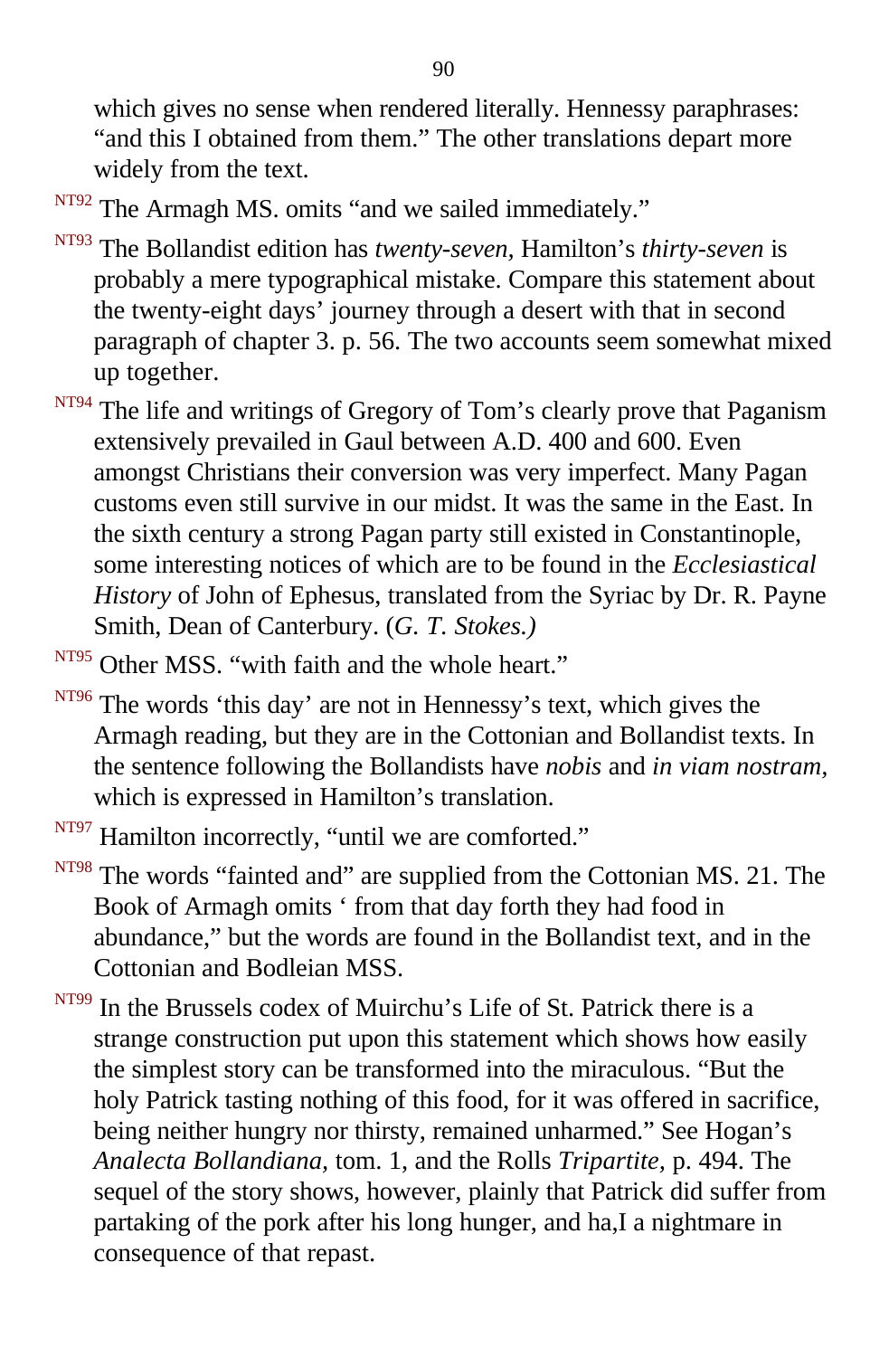which gives no sense when rendered literally. Hennessy paraphrases: “and this I obtained from them.” The other translations depart more widely from the text.

NT92 The Armagh MS. omits “and we sailed immediately.”

NT93 The Bollandist edition has *twenty-seven*, Hamilton’s *thirty-seven* is probably a mere typographical mistake. Compare this statement about the twenty-eight days’ journey through a desert with that in second paragraph of chapter 3. p. 56. The two accounts seem somewhat mixed up together.

NT94 The life and writings of Gregory of Tom’s clearly prove that Paganism extensively prevailed in Gaul between A.D. 400 and 600. Even amongst Christians their conversion was very imperfect. Many Pagan customs even still survive in our midst. It was the same in the East. In the sixth century a strong Pagan party still existed in Constantinople, some interesting notices of which are to be found in the *Ecclesiastical History* of John of Ephesus, translated from the Syriac by Dr. R. Payne Smith, Dean of Canterbury. (*G. T. Stokes.)*

NT95 Other MSS. “with faith and the whole heart.”

NT96 The words ‘this day’ are not in Hennessy’s text, which gives the Armagh reading, but they are in the Cottonian and Bollandist texts. In the sentence following the Bollandists have *nobis* and *in viam nostram*, which is expressed in Hamilton’s translation.

NT97 Hamilton incorrectly, “until we are comforted.”

NT98 The words “fainted and” are supplied from the Cottonian MS. 21. The Book of Armagh omits ‘ from that day forth they had food in abundance,” but the words are found in the Bollandist text, and in the Cottonian and Bodleian MSS.

NT99 In the Brussels codex of Muirchu’s Life of St. Patrick there is a strange construction put upon this statement which shows how easily the simplest story can be transformed into the miraculous. “But the holy Patrick tasting nothing of this food, for it was offered in sacrifice, being neither hungry nor thirsty, remained unharmed.” See Hogan’s *Analecta Bollandiana,* tom. 1, and the Rolls *Tripartite,* p. 494. The sequel of the story shows, however, plainly that Patrick did suffer from partaking of the pork after his long hunger, and ha,I a nightmare in consequence of that repast.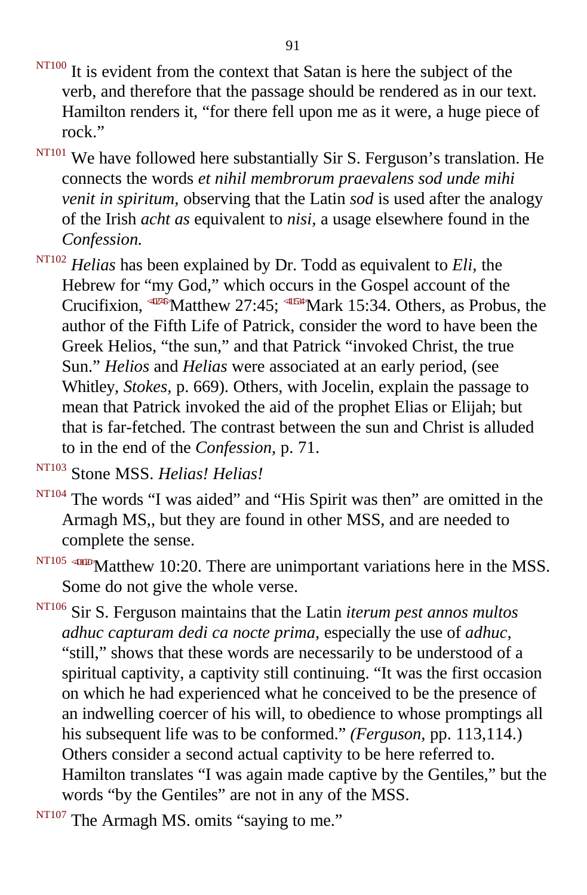NT100 It is evident from the context that Satan is here the subject of the verb, and therefore that the passage should be rendered as in our text. Hamilton renders it, “for there fell upon me as it were, a huge piece of rock.”

NT101 We have followed here substantially Sir S. Ferguson’s translation. He connects the words *et nihil membrorum praevalens sod unde mihi venit in spiritum*, observing that the Latin *sod* is used after the analogy of the Irish *acht as* equivalent to *nisi*, a usage elsewhere found in the *Confession.*

NT102 *Helias* has been explained by Dr. Todd as equivalent to *Eli*, the Hebrew for “my God,” which occurs in the Gospel account of the Crucifixion, Matthew 27:45; Mark 15:34. Others, as Probus, the author of the Fifth Life of Patrick, consider the word to have been the Greek Helios, “the sun,” and that Patrick “invoked Christ, the true Sun.” *Helios* and *Helias* were associated at an early period, (see Whitley, *Stokes*, p. 669). Others, with Jocelin, explain the passage to mean that Patrick invoked the aid of the prophet Elias or Elijah; but that is far-fetched. The contrast between the sun and Christ is alluded to in the end of the *Confession*, p. 71.

NT103 Stone MSS. *Helias! Helias!*

NT104 The words “I was aided” and “His Spirit was then” are omitted in the Armagh MS,, but they are found in other MSS, and are needed to complete the sense.

NT105 Matthew 10:20. There are unimportant variations here in the MSS. Some do not give the whole verse.

NT106 Sir S. Ferguson maintains that the Latin *iterum pest annos multos adhuc capturam dedi ca nocte prima*, especially the use of *adhuc*, “still,” shows that these words are necessarily to be understood of a spiritual captivity, a captivity still continuing. “It was the first occasion on which he had experienced what he conceived to be the presence of an indwelling coercer of his will, to obedience to whose promptings all his subsequent life was to be conformed.” *(Ferguson*, pp. 113,114.) Others consider a second actual captivity to be here referred to. Hamilton translates “I was again made captive by the Gentiles,” but the words “by the Gentiles” are not in any of the MSS.

NT107 The Armagh MS. omits “saying to me.”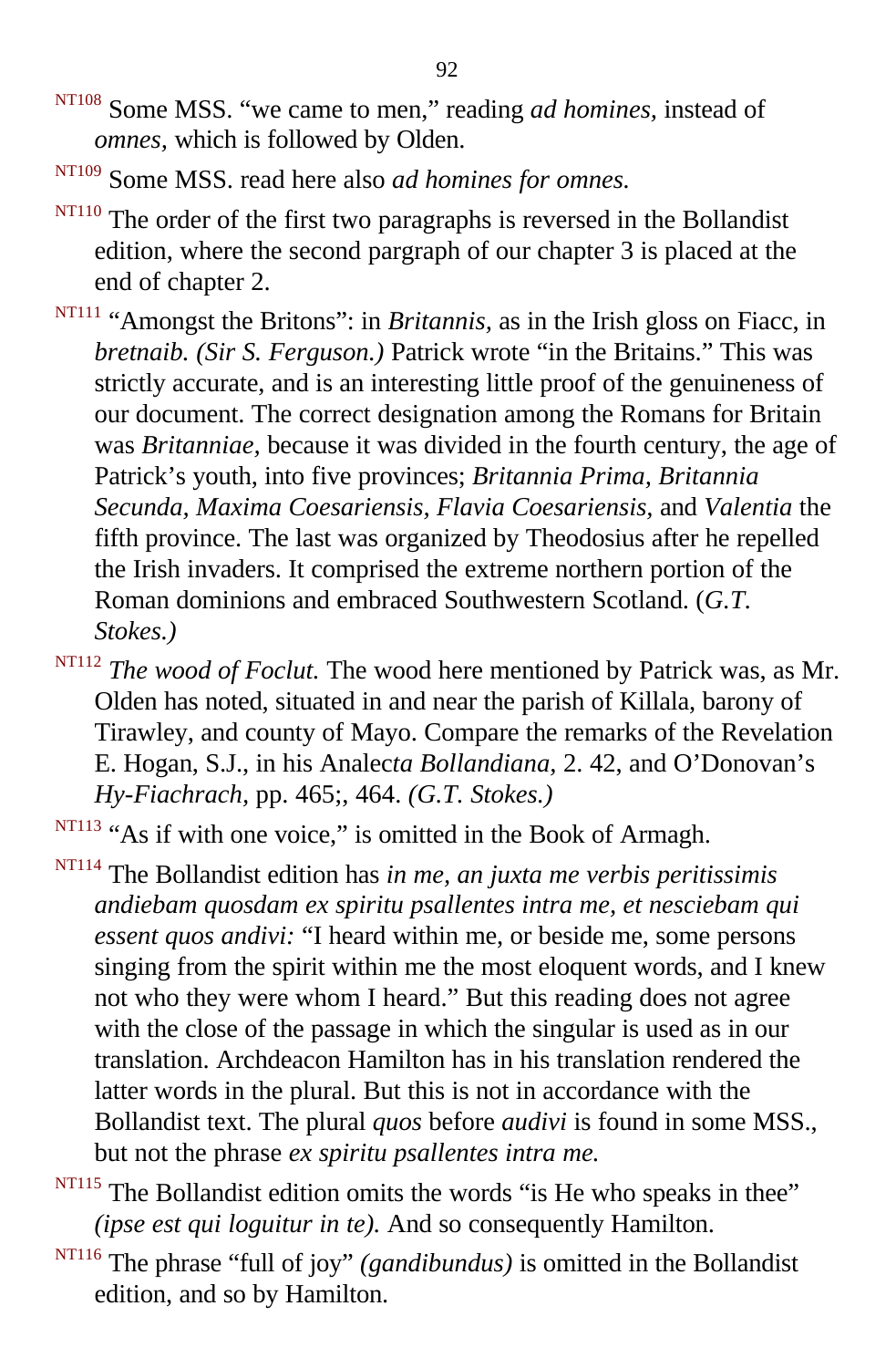[NT108] Some MSS. "we came to men," reading *ad homines,* instead of *omnes,* which is followed by Olden.

[NT109] Some MSS. read here also *ad homines for omnes.*

[NT110] The order of the first two paragraphs is reversed in the Bollandist edition, where the second pargraph of our chapter 3 is placed at the end of chapter 2.

[NT111] "Amongst the Britons": in *Britannis,* as in the Irish gloss on Fiacc, in *bretnaib. (Sir S. Ferguson.)* Patrick wrote "in the Britains." This was strictly accurate, and is an interesting little proof of the genuineness of our document. The correct designation among the Romans for Britain was *Britanniae,* because it was divided in the fourth century, the age of Patrick's youth, into five provinces; *Britannia Prima, Britannia Secunda, Maxima Coesariensis, Flavia Coesariensis,* and *Valentia* the fifth province. The last was organized by Theodosius after he repelled the Irish invaders. It comprised the extreme northern portion of the Roman dominions and embraced Southwestern Scotland. (*G.T. Stokes.)*

[NT112] *The wood of Foclut.* The wood here mentioned by Patrick was, as Mr. Olden has noted, situated in and near the parish of Killala, barony of Tirawley, and county of Mayo. Compare the remarks of the Revelation E. Hogan, S.J., in his Analec*ta Bollandiana,* 2. 42, and O'Donovan's *Hy-Fiachrach,* pp. 465;, 464. *(G.T. Stokes.)*

[NT113] "As if with one voice," is omitted in the Book of Armagh.

[NT114] The Bollandist edition has *in me, an juxta me verbis peritissimis andiebam quosdam ex spiritu psallentes intra me, et nesciebam qui essent quos andivi:* "I heard within me, or beside me, some persons singing from the spirit within me the most eloquent words, and I knew not who they were whom I heard." But this reading does not agree with the close of the passage in which the singular is used as in our translation. Archdeacon Hamilton has in his translation rendered the latter words in the plural. But this is not in accordance with the Bollandist text. The plural *quos* before *audivi* is found in some MSS., but not the phrase *ex spiritu psallentes intra me.*

[NT115] The Bollandist edition omits the words "is He who speaks in thee" *(ipse est qui loguitur in te).* And so consequently Hamilton.

[NT116] The phrase "full of joy" *(gandibundus)* is omitted in the Bollandist edition, and so by Hamilton.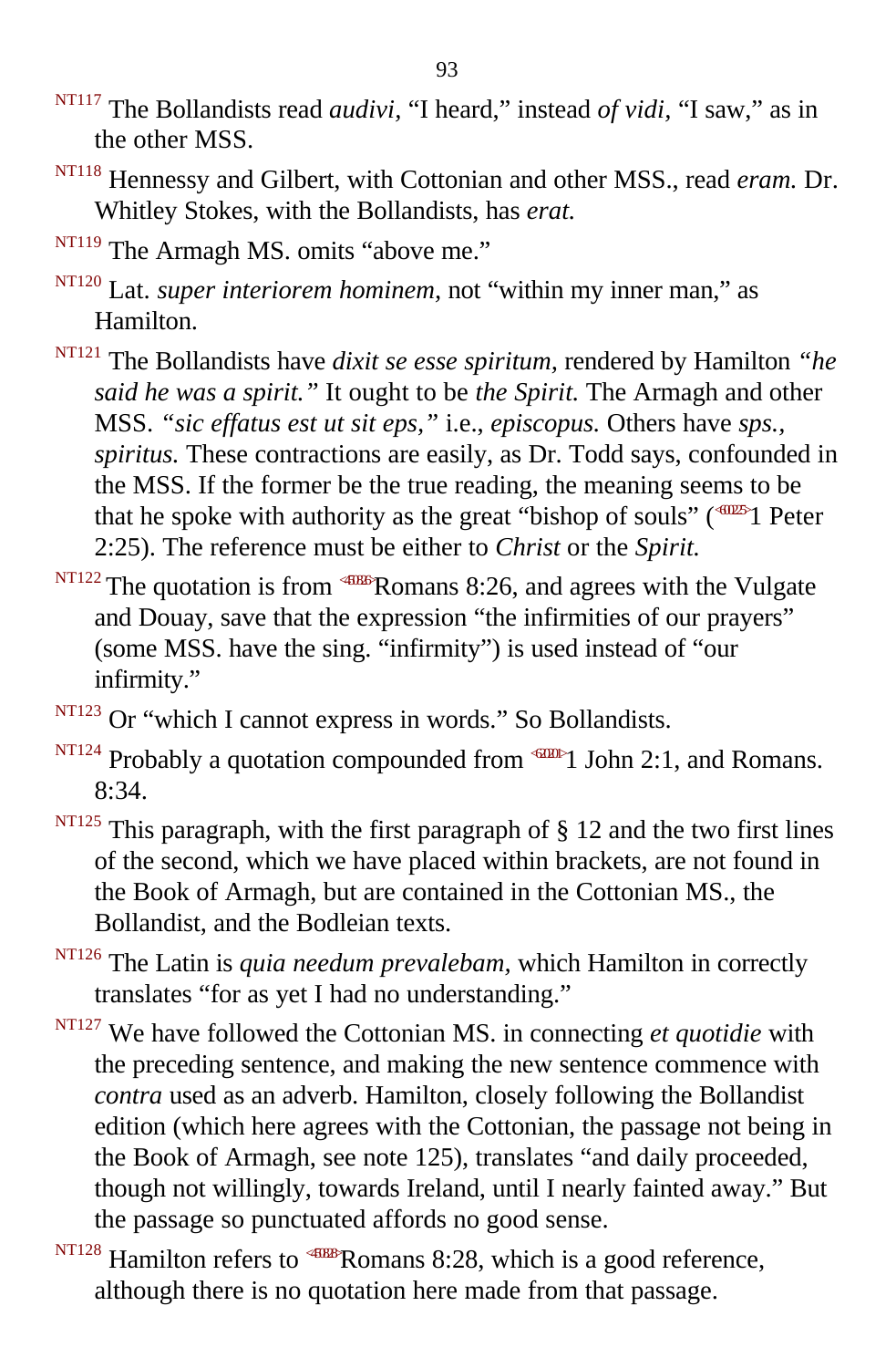[NT117] The Bollandists read *audivi*, "I heard," instead *of vidi*, "I saw," as in the other MSS.

[NT118] Hennessy and Gilbert, with Cottonian and other MSS., read *eram.* Dr. Whitley Stokes, with the Bollandists, has *erat.*

[NT119] The Armagh MS. omits "above me."

[NT120] Lat. *super interiorem hominem,* not "within my inner man," as Hamilton.

[NT121] The Bollandists have *dixit se esse spiritum,* rendered by Hamilton *"he said he was a spirit."* It ought to be *the Spirit.* The Armagh and other MSS. *"sic effatus est ut sit eps,"* i.e., *episcopus.* Others have *sps., spiritus.* These contractions are easily, as Dr. Todd says, confounded in the MSS. If the former be the true reading, the meaning seems to be that he spoke with authority as the great "bishop of souls" (1 Peter 2:25). The reference must be either to *Christ* or the *Spirit.*

[NT122] The quotation is from Romans 8:26, and agrees with the Vulgate and Douay, save that the expression "the infirmities of our prayers" (some MSS. have the sing. "infirmity") is used instead of "our infirmity."

[NT123] Or "which I cannot express in words." So Bollandists.

[NT124] Probably a quotation compounded from 1 John 2:1, and Romans. 8:34.

[NT125] This paragraph, with the first paragraph of § 12 and the two first lines of the second, which we have placed within brackets, are not found in the Book of Armagh, but are contained in the Cottonian MS., the Bollandist, and the Bodleian texts.

[NT126] The Latin is *quia needum prevalebam,* which Hamilton in correctly translates "for as yet I had no understanding."

[NT127] We have followed the Cottonian MS. in connecting *et quotidie* with the preceding sentence, and making the new sentence commence with *contra* used as an adverb. Hamilton, closely following the Bollandist edition (which here agrees with the Cottonian, the passage not being in the Book of Armagh, see note 125), translates "and daily proceeded, though not willingly, towards Ireland, until I nearly fainted away." But the passage so punctuated affords no good sense.

[NT128] Hamilton refers to Romans 8:28, which is a good reference, although there is no quotation here made from that passage.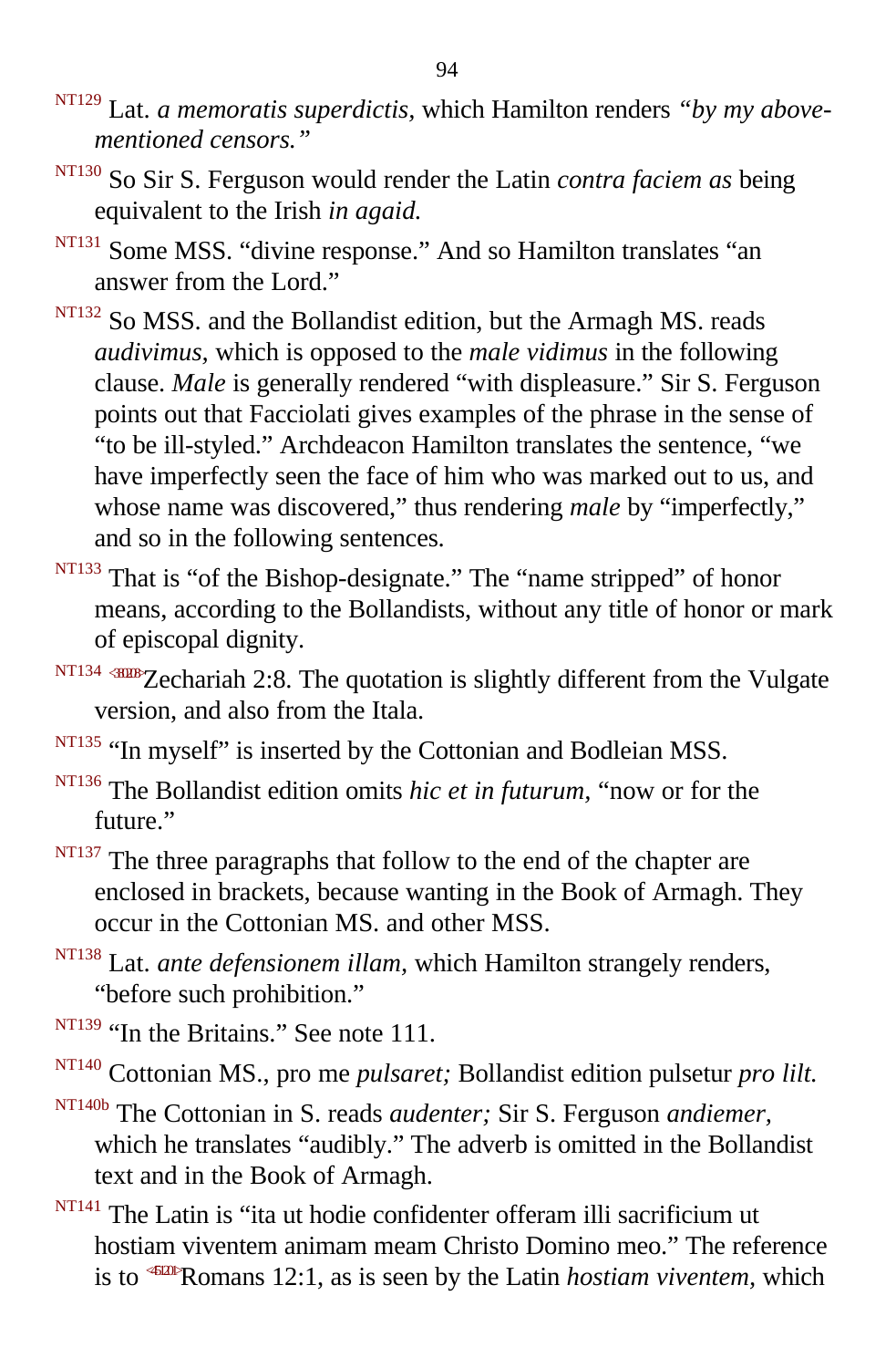NT129 Lat. *a memoratis superdictis,* which Hamilton renders *"by my above-mentioned censors."*

NT130 So Sir S. Ferguson would render the Latin *contra faciem as* being equivalent to the Irish *in agaid.*

NT131 Some MSS. "divine response." And so Hamilton translates "an answer from the Lord."

NT132 So MSS. and the Bollandist edition, but the Armagh MS. reads *audivimus,* which is opposed to the *male vidimus* in the following clause. *Male* is generally rendered "with displeasure." Sir S. Ferguson points out that Facciolati gives examples of the phrase in the sense of "to be ill-styled." Archdeacon Hamilton translates the sentence, "we have imperfectly seen the face of him who was marked out to us, and whose name was discovered," thus rendering *male* by "imperfectly," and so in the following sentences.

NT133 That is "of the Bishop-designate." The "name stripped" of honor means, according to the Bollandists, without any title of honor or mark of episcopal dignity.

NT134 <3808>Zechariah 2:8. The quotation is slightly different from the Vulgate version, and also from the Itala.

NT135 "In myself" is inserted by the Cottonian and Bodleian MSS.

NT136 The Bollandist edition omits *hic et in futurum,* "now or for the future."

NT137 The three paragraphs that follow to the end of the chapter are enclosed in brackets, because wanting in the Book of Armagh. They occur in the Cottonian MS. and other MSS.

NT138 Lat. *ante defensionem illam,* which Hamilton strangely renders, "before such prohibition."

NT139 "In the Britains." See note 111.

NT140 Cottonian MS., pro me *pulsaret;* Bollandist edition pulsetur *pro lilt.*

NT140b The Cottonian in S. reads *audenter;* Sir S. Ferguson *andiemer,* which he translates "audibly." The adverb is omitted in the Bollandist text and in the Book of Armagh.

NT141 The Latin is "ita ut hodie confidenter offeram illi sacrificium ut hostiam viventem animam meam Christo Domino meo." The reference is to <451201>Romans 12:1, as is seen by the Latin *hostiam viventem,* which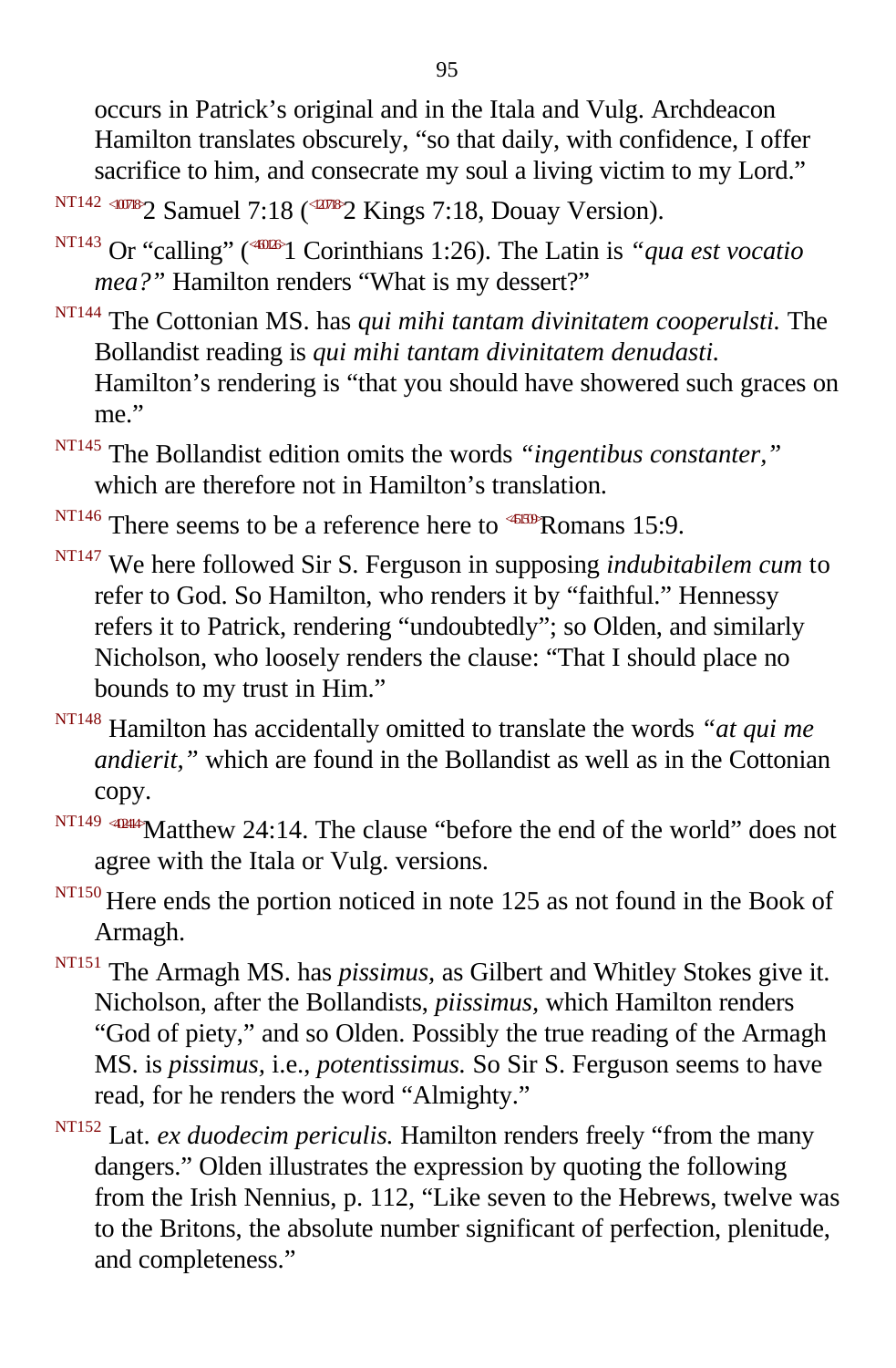occurs in Patrick's original and in the Itala and Vulg. Archdeacon Hamilton translates obscurely, "so that daily, with confidence, I offer sacrifice to him, and consecrate my soul a living victim to my Lord."

[NT142] 2 Samuel 7:18 (2 Kings 7:18, Douay Version).

[NT143] Or "calling" (1 Corinthians 1:26). The Latin is *"qua est vocatio mea?"* Hamilton renders "What is my dessert?"

[NT144] The Cottonian MS. has *qui mihi tantam divinitatem cooperulsti.* The Bollandist reading is *qui mihi tantam divinitatem denudasti.* Hamilton's rendering is "that you should have showered such graces on me."

[NT145] The Bollandist edition omits the words *"ingentibus constanter,"* which are therefore not in Hamilton's translation.

[NT146] There seems to be a reference here to Romans 15:9.

[NT147] We here followed Sir S. Ferguson in supposing *indubitabilem cum* to refer to God. So Hamilton, who renders it by "faithful." Hennessy refers it to Patrick, rendering "undoubtedly"; so Olden, and similarly Nicholson, who loosely renders the clause: "That I should place no bounds to my trust in Him."

[NT148] Hamilton has accidentally omitted to translate the words *"at qui me andierit,"* which are found in the Bollandist as well as in the Cottonian copy.

[NT149] Matthew 24:14. The clause "before the end of the world" does not agree with the Itala or Vulg. versions.

[NT150] Here ends the portion noticed in note 125 as not found in the Book of Armagh.

[NT151] The Armagh MS. has *pissimus,* as Gilbert and Whitley Stokes give it. Nicholson, after the Bollandists, *piissimus,* which Hamilton renders "God of piety," and so Olden. Possibly the true reading of the Armagh MS. is *pissimus,* i.e., *potentissimus.* So Sir S. Ferguson seems to have read, for he renders the word "Almighty."

[NT152] Lat. *ex duodecim periculis.* Hamilton renders freely "from the many dangers." Olden illustrates the expression by quoting the following from the Irish Nennius, p. 112, "Like seven to the Hebrews, twelve was to the Britons, the absolute number significant of perfection, plenitude, and completeness."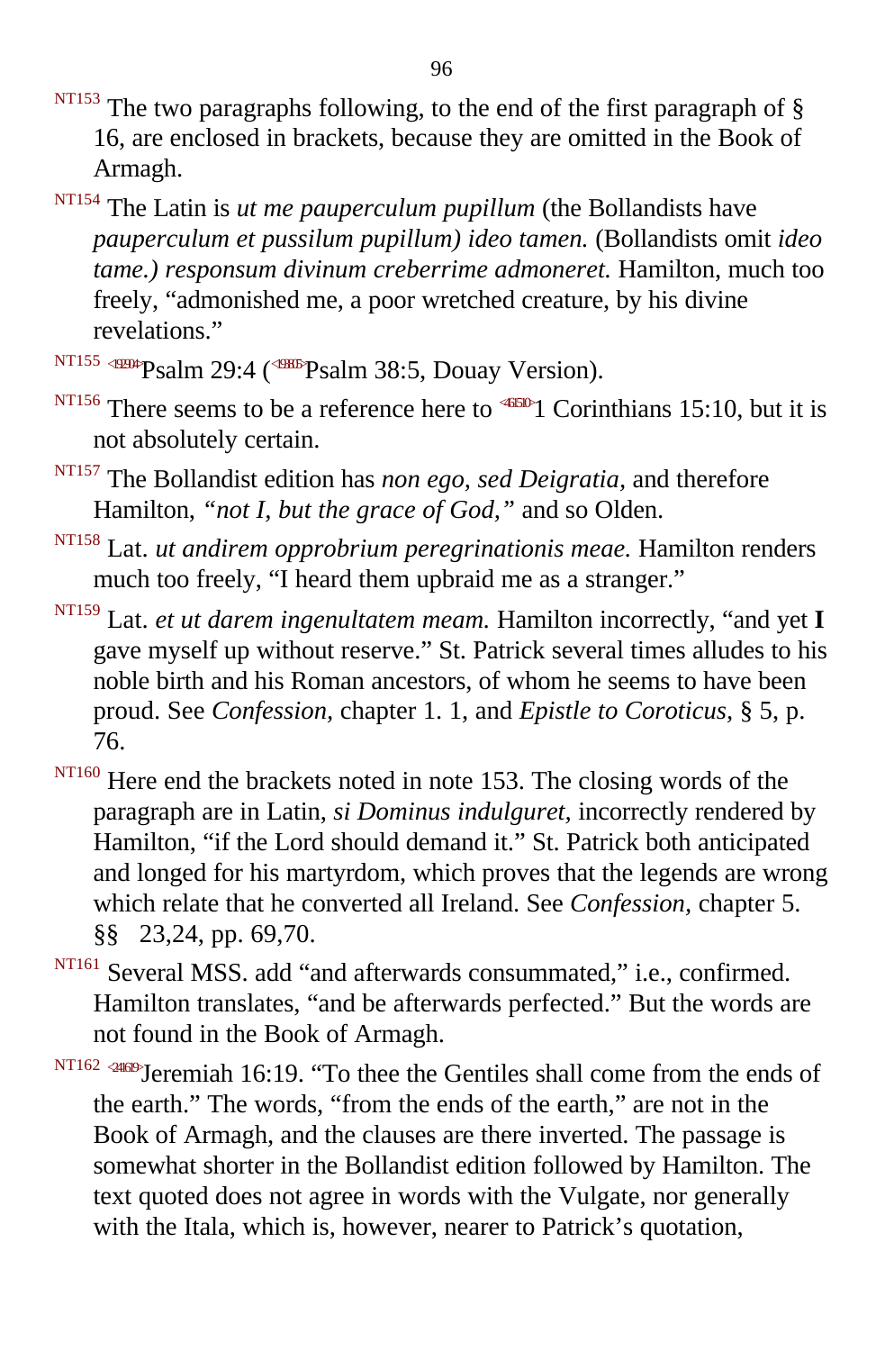NT153 The two paragraphs following, to the end of the first paragraph of § 16, are enclosed in brackets, because they are omitted in the Book of Armagh.

NT154 The Latin is *ut me pauperculum pupillum* (the Bollandists have *pauperculum et pussilum pupillum) ideo tamen.* (Bollandists omit *ideo tame.) responsum divinum creberrime admoneret.* Hamilton, much too freely, "admonished me, a poor wretched creature, by his divine revelations."

NT155 Psalm 29:4 (Psalm 38:5, Douay Version).

NT156 There seems to be a reference here to 1 Corinthians 15:10, but it is not absolutely certain.

NT157 The Bollandist edition has *non ego, sed Deigratia*, and therefore Hamilton, *"not I, but the grace of God,"* and so Olden.

NT158 Lat. *ut andirem opprobrium peregrinationis meae.* Hamilton renders much too freely, "I heard them upbraid me as a stranger."

NT159 Lat. *et ut darem ingenultatem meam.* Hamilton incorrectly, "and yet **I** gave myself up without reserve." St. Patrick several times alludes to his noble birth and his Roman ancestors, of whom he seems to have been proud. See *Confession,* chapter 1. 1, and *Epistle to Coroticus,* § 5, p. 76.

NT160 Here end the brackets noted in note 153. The closing words of the paragraph are in Latin, *si Dominus indulguret*, incorrectly rendered by Hamilton, "if the Lord should demand it." St. Patrick both anticipated and longed for his martyrdom, which proves that the legends are wrong which relate that he converted all Ireland. See *Confession,* chapter 5. §§ 23,24, pp. 69,70.

NT161 Several MSS. add "and afterwards consummated," i.e., confirmed. Hamilton translates, "and be afterwards perfected." But the words are not found in the Book of Armagh.

NT162 Jeremiah 16:19. "To thee the Gentiles shall come from the ends of the earth." The words, "from the ends of the earth," are not in the Book of Armagh, and the clauses are there inverted. The passage is somewhat shorter in the Bollandist edition followed by Hamilton. The text quoted does not agree in words with the Vulgate, nor generally with the Itala, which is, however, nearer to Patrick's quotation,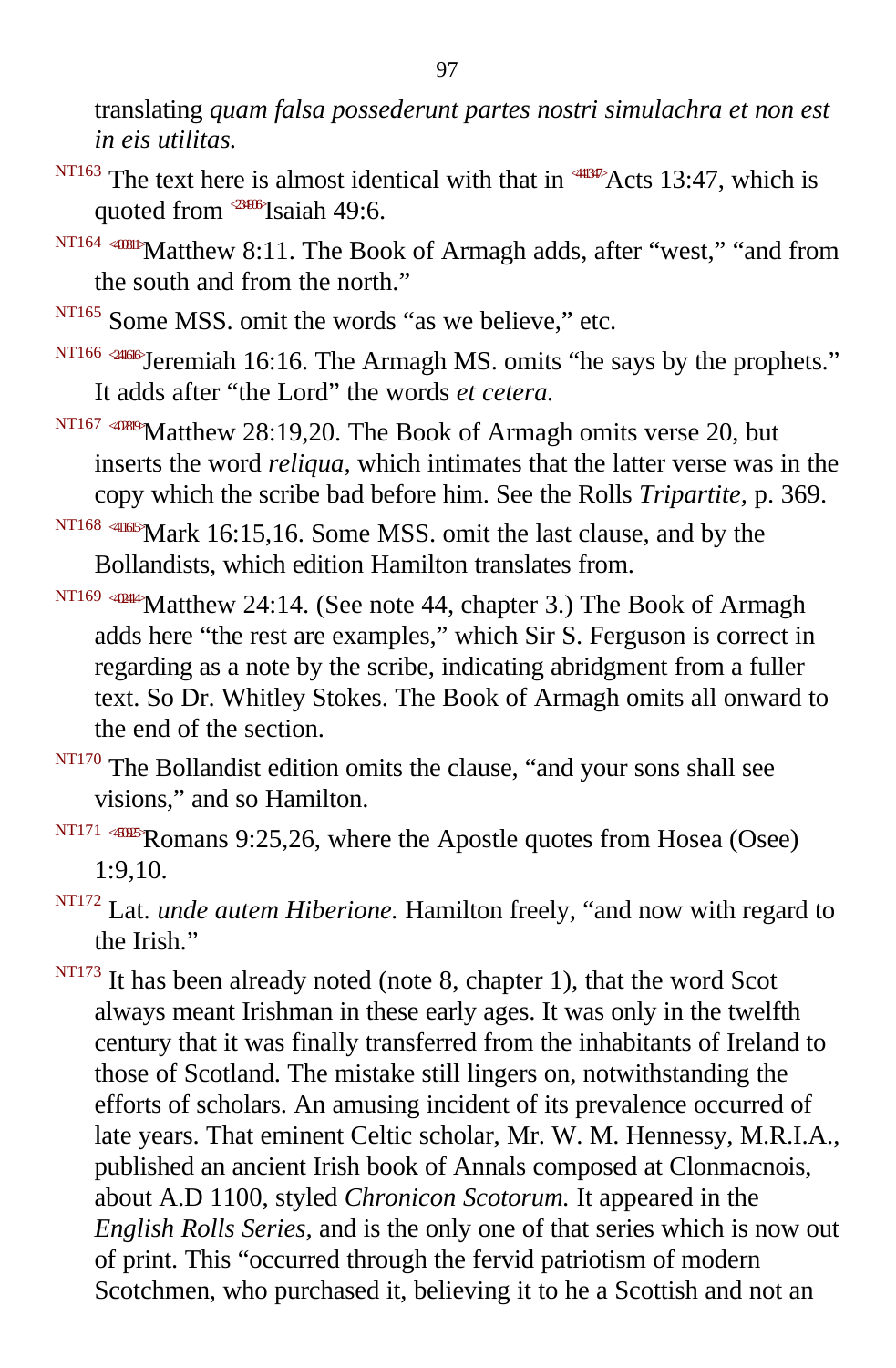translating *quam falsa possederunt partes nostri simulachra et non est in eis utilitas.*

NT163 The text here is almost identical with that in <441347>Acts 13:47, which is quoted from <234906>Isaiah 49:6.

NT164 <400811>Matthew 8:11. The Book of Armagh adds, after "west," "and from the south and from the north."

NT165 Some MSS. omit the words "as we believe," etc.

NT166 <241616>Jeremiah 16:16. The Armagh MS. omits "he says by the prophets." It adds after "the Lord" the words *et cetera.*

NT167 <402819>Matthew 28:19,20. The Book of Armagh omits verse 20, but inserts the word *reliqua,* which intimates that the latter verse was in the copy which the scribe bad before him. See the Rolls *Tripartite,* p. 369.

NT168 <411615>Mark 16:15,16. Some MSS. omit the last clause, and by the Bollandists, which edition Hamilton translates from.

NT169 <402414>Matthew 24:14. (See note 44, chapter 3.) The Book of Armagh adds here "the rest are examples," which Sir S. Ferguson is correct in regarding as a note by the scribe, indicating abridgment from a fuller text. So Dr. Whitley Stokes. The Book of Armagh omits all onward to the end of the section.

NT170 The Bollandist edition omits the clause, "and your sons shall see visions," and so Hamilton.

NT171 <450925>Romans 9:25,26, where the Apostle quotes from Hosea (Osee) 1:9,10.

NT172 Lat. *unde autem Hiberione.* Hamilton freely, "and now with regard to the Irish."

NT173 It has been already noted (note 8, chapter 1), that the word Scot always meant Irishman in these early ages. It was only in the twelfth century that it was finally transferred from the inhabitants of Ireland to those of Scotland. The mistake still lingers on, notwithstanding the efforts of scholars. An amusing incident of its prevalence occurred of late years. That eminent Celtic scholar, Mr. W. M. Hennessy, M.R.I.A., published an ancient Irish book of Annals composed at Clonmacnois, about A.D 1100, styled *Chronicon Scotorum.* It appeared in the *English Rolls Series,* and is the only one of that series which is now out of print. This "occurred through the fervid patriotism of modern Scotchmen, who purchased it, believing it to he a Scottish and not an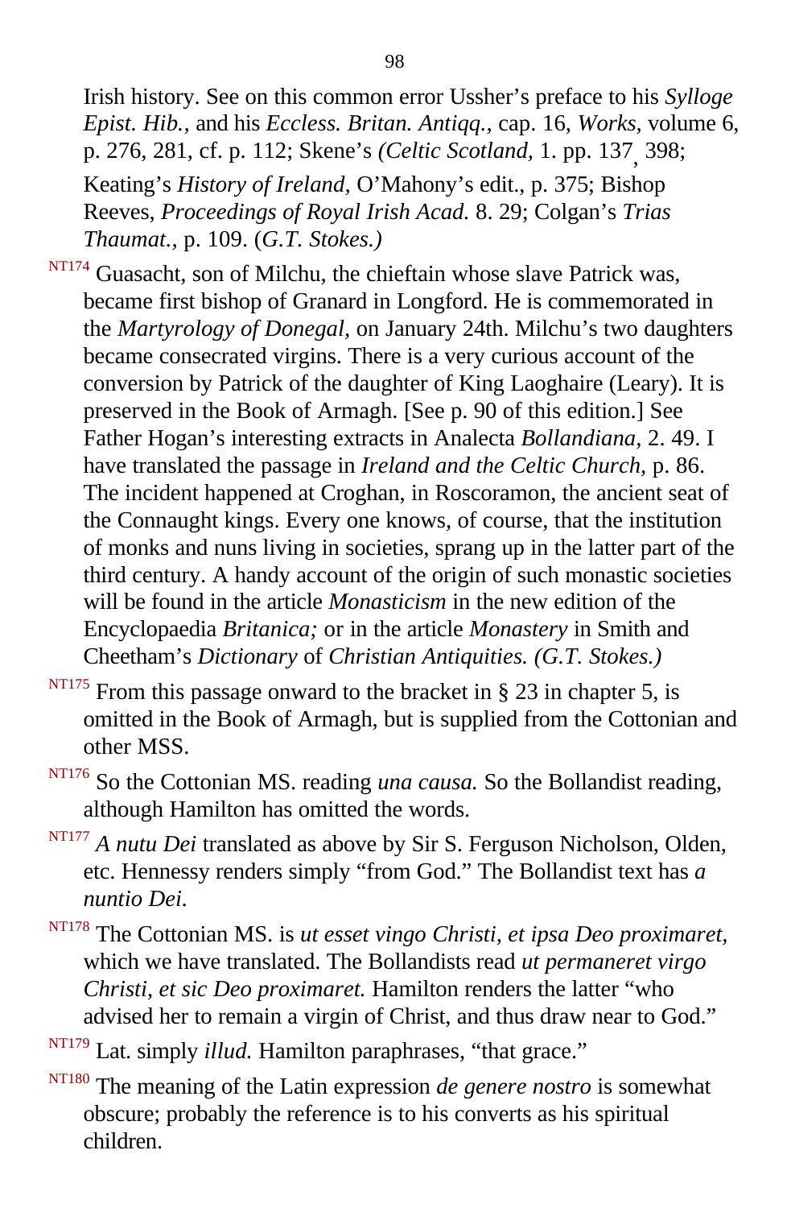Irish history. See on this common error Ussher's preface to his *Sylloge Epist. Hib.*, and his *Eccless. Britan. Antiqq.*, cap. 16, *Works*, volume 6, p. 276, 281, cf. p. 112; Skene's *(Celtic Scotland*, 1. pp. 137, 398; Keating's *History of Ireland*, O'Mahony's edit., p. 375; Bishop Reeves, *Proceedings of Royal Irish Acad.* 8. 29; Colgan's *Trias Thaumat.*, p. 109. (*G.T. Stokes.)*

NT174 Guasacht, son of Milchu, the chieftain whose slave Patrick was, became first bishop of Granard in Longford. He is commemorated in the *Martyrology of Donegal*, on January 24th. Milchu's two daughters became consecrated virgins. There is a very curious account of the conversion by Patrick of the daughter of King Laoghaire (Leary). It is preserved in the Book of Armagh. [See p. 90 of this edition.] See Father Hogan's interesting extracts in Analecta *Bollandiana*, 2. 49. I have translated the passage in *Ireland and the Celtic Church*, p. 86. The incident happened at Croghan, in Roscoramon, the ancient seat of the Connaught kings. Every one knows, of course, that the institution of monks and nuns living in societies, sprang up in the latter part of the third century. A handy account of the origin of such monastic societies will be found in the article *Monasticism* in the new edition of the Encyclopaedia *Britanica;* or in the article *Monastery* in Smith and Cheetham's *Dictionary* of *Christian Antiquities. (G.T. Stokes.)*

NT175 From this passage onward to the bracket in § 23 in chapter 5, is omitted in the Book of Armagh, but is supplied from the Cottonian and other MSS.

NT176 So the Cottonian MS. reading *una causa.* So the Bollandist reading, although Hamilton has omitted the words.

NT177 *A nutu Dei* translated as above by Sir S. Ferguson Nicholson, Olden, etc. Hennessy renders simply "from God." The Bollandist text has *a nuntio Dei.*

NT178 The Cottonian MS. is *ut esset vingo Christi, et ipsa Deo proximaret*, which we have translated. The Bollandists read *ut permaneret virgo Christi, et sic Deo proximaret.* Hamilton renders the latter "who advised her to remain a virgin of Christ, and thus draw near to God."

NT179 Lat. simply *illud.* Hamilton paraphrases, "that grace."

NT180 The meaning of the Latin expression *de genere nostro* is somewhat obscure; probably the reference is to his converts as his spiritual children.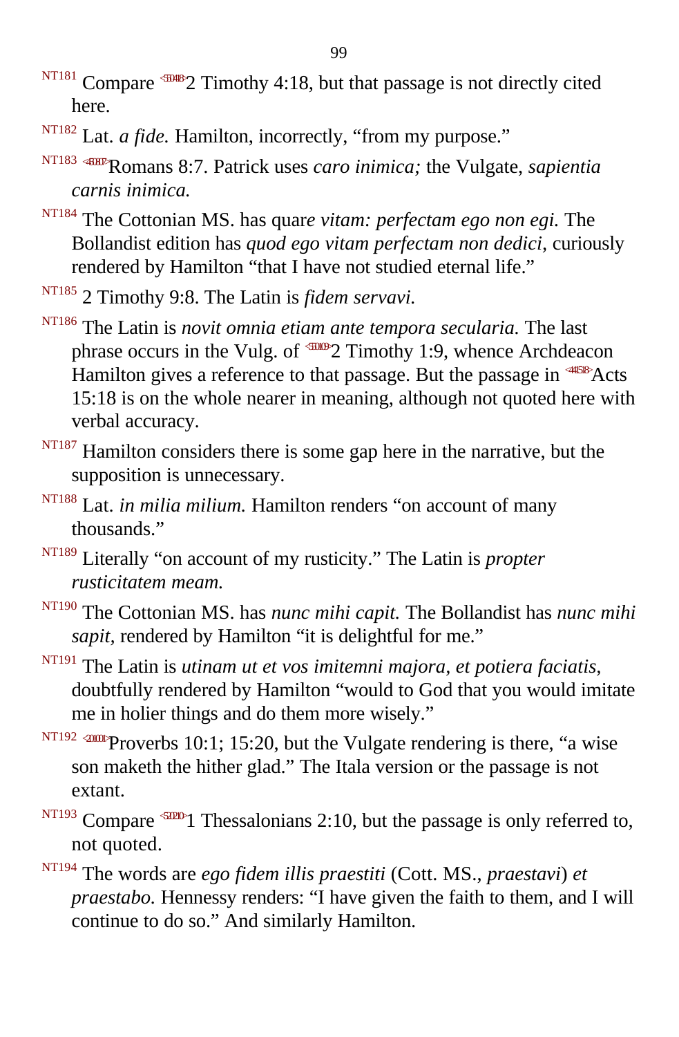NT181 Compare <550418>2 Timothy 4:18, but that passage is not directly cited here.

NT182 Lat. *a fide.* Hamilton, incorrectly, “from my purpose.”

NT183 <450807>Romans 8:7. Patrick uses *caro inimica;* the Vulgate, *sapientia carnis inimica.*

NT184 The Cottonian MS. has quar*e vitam: perfectam ego non egi.* The Bollandist edition has *quod ego vitam perfectam non dedici,* curiously rendered by Hamilton “that I have not studied eternal life.”

NT185 2 Timothy 9:8. The Latin is *fidem servavi.*

NT186 The Latin is *novit omnia etiam ante tempora secularia.* The last phrase occurs in the Vulg. of <550109>2 Timothy 1:9, whence Archdeacon Hamilton gives a reference to that passage. But the passage in <441518>Acts 15:18 is on the whole nearer in meaning, although not quoted here with verbal accuracy.

NT187 Hamilton considers there is some gap here in the narrative, but the supposition is unnecessary.

NT188 Lat. *in milia milium.* Hamilton renders “on account of many thousands.”

NT189 Literally “on account of my rusticity.” The Latin is *propter rusticitatem meam.*

NT190 The Cottonian MS. has *nunc mihi capit.* The Bollandist has *nunc mihi sapit,* rendered by Hamilton “it is delightful for me.”

NT191 The Latin is *utinam ut et vos imitemni majora, et potiera faciatis,* doubtfully rendered by Hamilton “would to God that you would imitate me in holier things and do them more wisely.”

NT192 <201001>Proverbs 10:1; 15:20, but the Vulgate rendering is there, “a wise son maketh the hither glad.” The Itala version or the passage is not extant.

NT193 Compare <520210>1 Thessalonians 2:10, but the passage is only referred to, not quoted.

NT194 The words are *ego fidem illis praestiti* (Cott. MS., *praestavi*) *et praestabo.* Hennessy renders: “I have given the faith to them, and I will continue to do so.” And similarly Hamilton.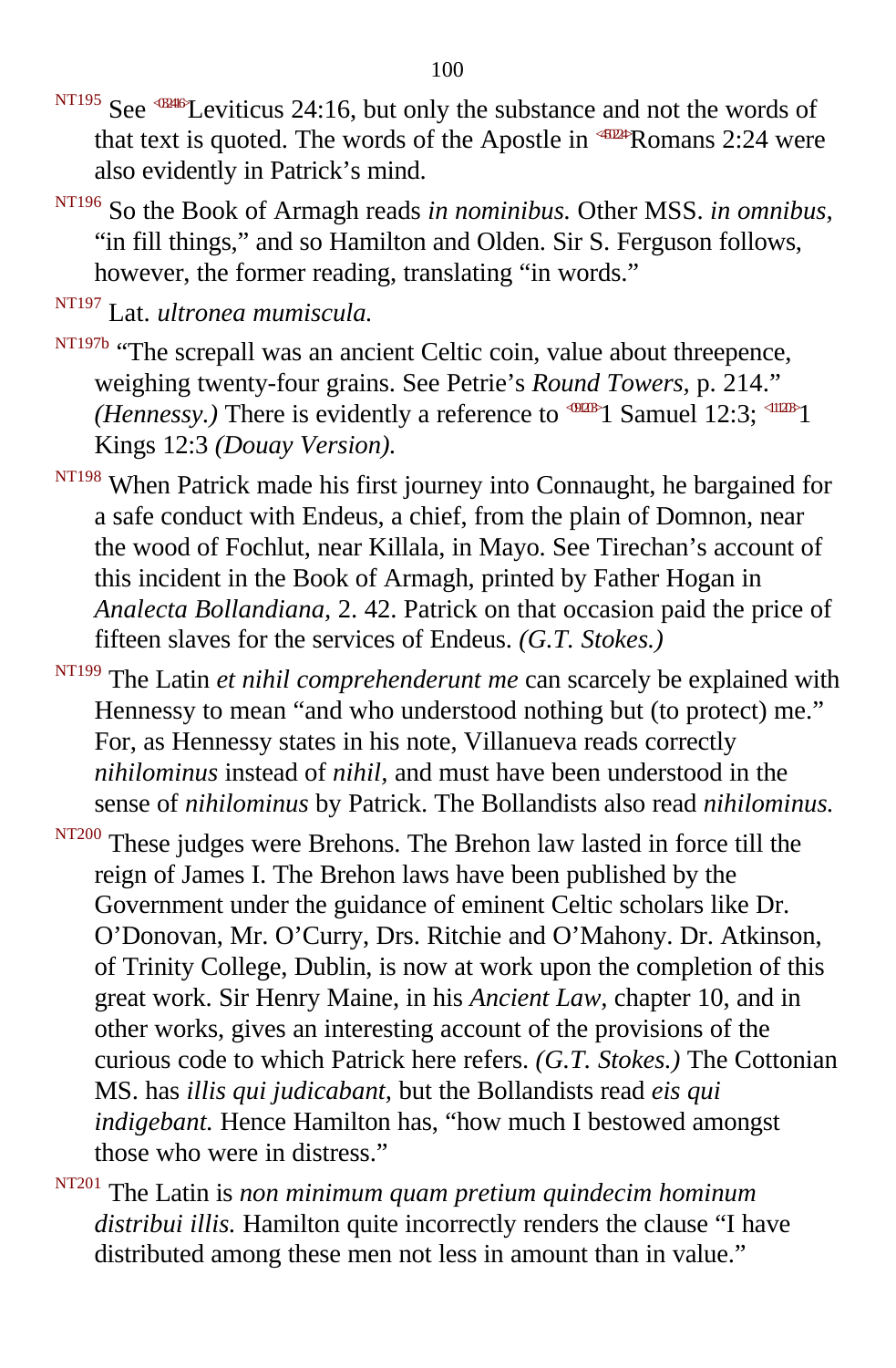NT195 See Leviticus 24:16, but only the substance and not the words of that text is quoted. The words of the Apostle in Romans 2:24 were also evidently in Patrick's mind.

NT196 So the Book of Armagh reads *in nominibus.* Other MSS. *in omnibus,* "in fill things," and so Hamilton and Olden. Sir S. Ferguson follows, however, the former reading, translating "in words."

NT197 Lat. *ultronea mumiscula.*

NT197b "The screpall was an ancient Celtic coin, value about threepence, weighing twenty-four grains. See Petrie's *Round Towers,* p. 214." *(Hennessy.)* There is evidently a reference to 1 Samuel 12:3; 1 Kings 12:3 *(Douay Version).*

NT198 When Patrick made his first journey into Connaught, he bargained for a safe conduct with Endeus, a chief, from the plain of Domnon, near the wood of Fochlut, near Killala, in Mayo. See Tirechan's account of this incident in the Book of Armagh, printed by Father Hogan in *Analecta Bollandiana,* 2. 42. Patrick on that occasion paid the price of fifteen slaves for the services of Endeus. *(G.T. Stokes.)*

NT199 The Latin *et nihil comprehenderunt me* can scarcely be explained with Hennessy to mean "and who understood nothing but (to protect) me." For, as Hennessy states in his note, Villanueva reads correctly *nihilominus* instead of *nihil,* and must have been understood in the sense of *nihilominus* by Patrick. The Bollandists also read *nihilominus.*

NT200 These judges were Brehons. The Brehon law lasted in force till the reign of James I. The Brehon laws have been published by the Government under the guidance of eminent Celtic scholars like Dr. O'Donovan, Mr. O'Curry, Drs. Ritchie and O'Mahony. Dr. Atkinson, of Trinity College, Dublin, is now at work upon the completion of this great work. Sir Henry Maine, in his *Ancient Law,* chapter 10, and in other works, gives an interesting account of the provisions of the curious code to which Patrick here refers. *(G.T. Stokes.)* The Cottonian MS. has *illis qui judicabant,* but the Bollandists read *eis qui indigebant.* Hence Hamilton has, "how much I bestowed amongst those who were in distress."

NT201 The Latin is *non minimum quam pretium quindecim hominum distribui illis.* Hamilton quite incorrectly renders the clause "I have distributed among these men not less in amount than in value."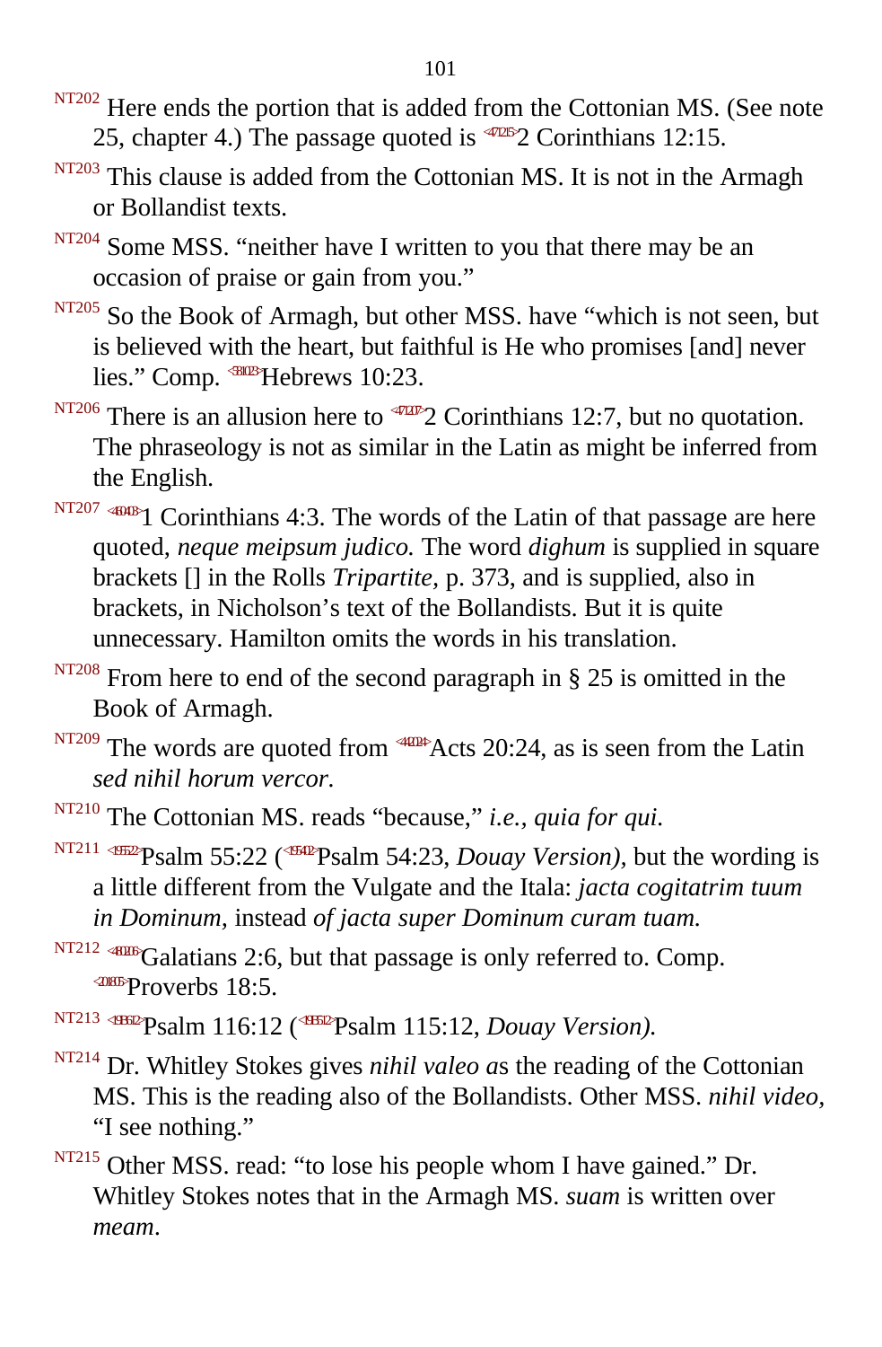NT202 Here ends the portion that is added from the Cottonian MS. (See note 25, chapter 4.) The passage quoted is <471215>2 Corinthians 12:15.

NT203 This clause is added from the Cottonian MS. It is not in the Armagh or Bollandist texts.

NT204 Some MSS. "neither have I written to you that there may be an occasion of praise or gain from you."

NT205 So the Book of Armagh, but other MSS. have "which is not seen, but is believed with the heart, but faithful is He who promises [and] never lies." Comp. <581023>Hebrews 10:23.

NT206 There is an allusion here to <471207>2 Corinthians 12:7, but no quotation. The phraseology is not as similar in the Latin as might be inferred from the English.

NT207 <460403>1 Corinthians 4:3. The words of the Latin of that passage are here quoted, *neque meipsum judico.* The word *dighum* is supplied in square brackets [] in the Rolls *Tripartite,* p. 373, and is supplied, also in brackets, in Nicholson's text of the Bollandists. But it is quite unnecessary. Hamilton omits the words in his translation.

NT208 From here to end of the second paragraph in § 25 is omitted in the Book of Armagh.

NT209 The words are quoted from <442024>Acts 20:24, as is seen from the Latin *sed nihil horum vercor.*

NT210 The Cottonian MS. reads "because," *i.e., quia for qui.*

NT211 <195522>Psalm 55:22 (<195412>Psalm 54:23, *Douay Version),* but the wording is a little different from the Vulgate and the Itala: *jacta cogitatrim tuum in Dominum,* instead *of jacta super Dominum curam tuam.*

NT212 <480206>Galatians 2:6, but that passage is only referred to. Comp. <201805>Proverbs 18:5.

NT213 <191612>Psalm 116:12 (<191512>Psalm 115:12, *Douay Version).*

NT214 Dr. Whitley Stokes gives *nihil valeo a*s the reading of the Cottonian MS. This is the reading also of the Bollandists. Other MSS. *nihil video,* "I see nothing."

NT215 Other MSS. read: "to lose his people whom I have gained." Dr. Whitley Stokes notes that in the Armagh MS. *suam* is written over *meam*.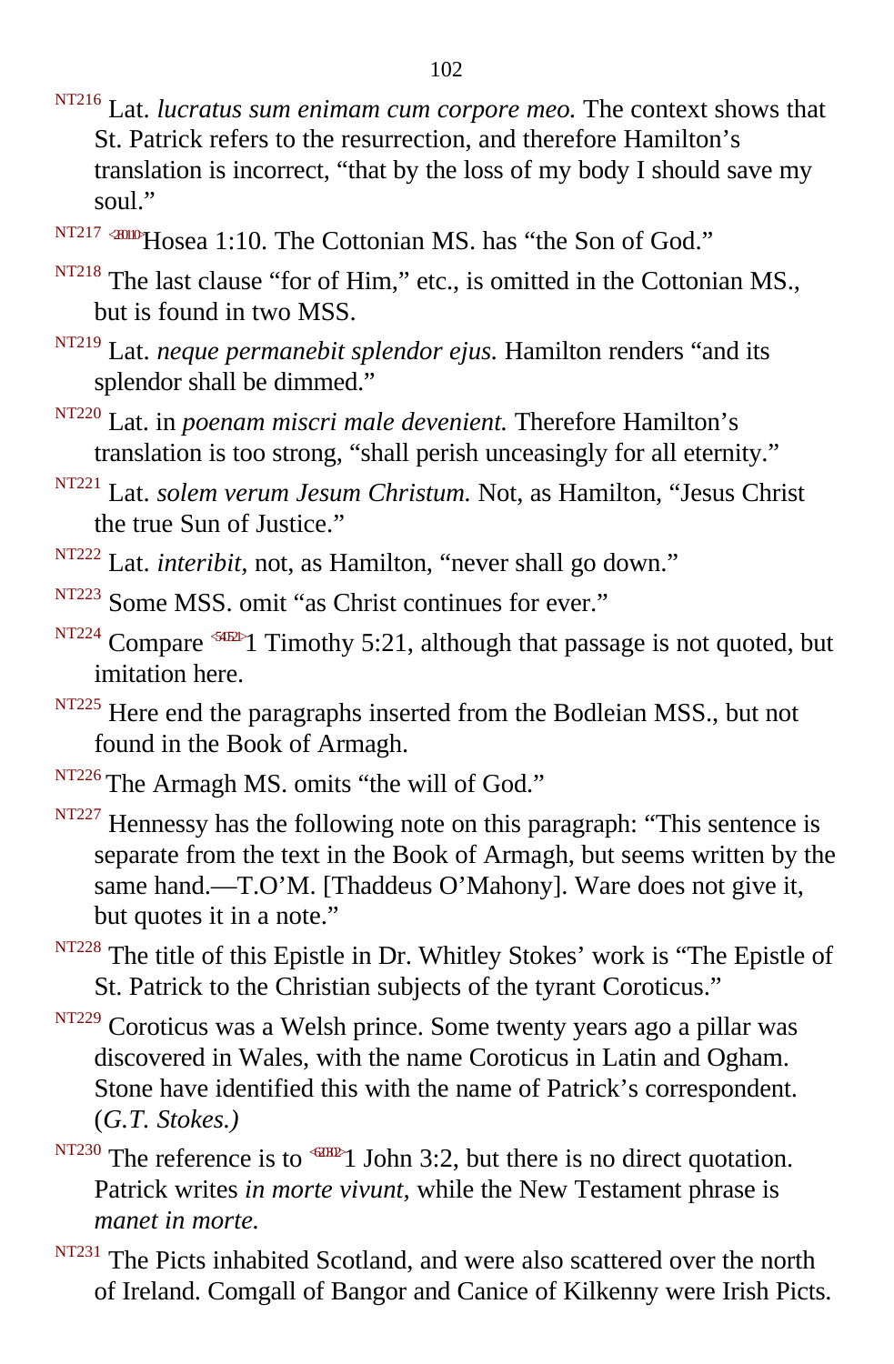NT216 Lat. *lucratus sum enimam cum corpore meo.* The context shows that St. Patrick refers to the resurrection, and therefore Hamilton's translation is incorrect, "that by the loss of my body I should save my soul."

NT217 <280110>Hosea 1:10. The Cottonian MS. has "the Son of God."

NT218 The last clause "for of Him," etc., is omitted in the Cottonian MS., but is found in two MSS.

NT219 Lat. *neque permanebit splendor ejus.* Hamilton renders "and its splendor shall be dimmed."

NT220 Lat. in *poenam miscri male devenient.* Therefore Hamilton's translation is too strong, "shall perish unceasingly for all eternity."

NT221 Lat. *solem verum Jesum Christum.* Not, as Hamilton, "Jesus Christ the true Sun of Justice."

NT222 Lat. *interibit*, not, as Hamilton, "never shall go down."

NT223 Some MSS. omit "as Christ continues for ever."

NT224 Compare <540521>1 Timothy 5:21, although that passage is not quoted, but imitation here.

NT225 Here end the paragraphs inserted from the Bodleian MSS., but not found in the Book of Armagh.

NT226 The Armagh MS. omits "the will of God."

NT227 Hennessy has the following note on this paragraph: "This sentence is separate from the text in the Book of Armagh, but seems written by the same hand.—T.O'M. [Thaddeus O'Mahony]. Ware does not give it, but quotes it in a note."

NT228 The title of this Epistle in Dr. Whitley Stokes' work is "The Epistle of St. Patrick to the Christian subjects of the tyrant Coroticus."

NT229 Coroticus was a Welsh prince. Some twenty years ago a pillar was discovered in Wales, with the name Coroticus in Latin and Ogham. Stone have identified this with the name of Patrick's correspondent. (*G.T. Stokes.)*

NT230 The reference is to <620302>1 John 3:2, but there is no direct quotation. Patrick writes *in morte vivunt,* while the New Testament phrase is *manet in morte.*

NT231 The Picts inhabited Scotland, and were also scattered over the north of Ireland. Comgall of Bangor and Canice of Kilkenny were Irish Picts.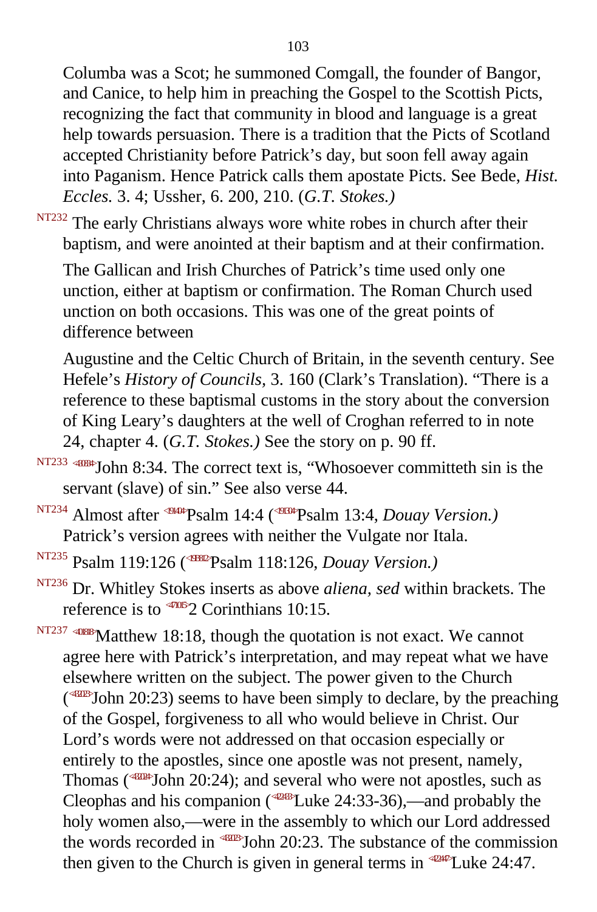Columba was a Scot; he summoned Comgall, the founder of Bangor, and Canice, to help him in preaching the Gospel to the Scottish Picts, recognizing the fact that community in blood and language is a great help towards persuasion. There is a tradition that the Picts of Scotland accepted Christianity before Patrick's day, but soon fell away again into Paganism. Hence Patrick calls them apostate Picts. See Bede, *Hist. Eccles.* 3. 4; Ussher, 6. 200, 210. (*G.T. Stokes.)*

NT232 The early Christians always wore white robes in church after their baptism, and were anointed at their baptism and at their confirmation.

The Gallican and Irish Churches of Patrick's time used only one unction, either at baptism or confirmation. The Roman Church used unction on both occasions. This was one of the great points of difference between

Augustine and the Celtic Church of Britain, in the seventh century. See Hefele's *History of Councils*, 3. 160 (Clark's Translation). "There is a reference to these baptismal customs in the story about the conversion of King Leary's daughters at the well of Croghan referred to in note 24, chapter 4. (*G.T. Stokes.)* See the story on p. 90 ff.

NT233 <430834>John 8:34. The correct text is, "Whosoever committeth sin is the servant (slave) of sin." See also verse 44.

NT234 Almost after <191404>Psalm 14:4 (<191304>Psalm 13:4, *Douay Version.)* Patrick's version agrees with neither the Vulgate nor Itala.

NT235 Psalm 119:126 (<19B812>Psalm 118:126, *Douay Version.)*

NT236 Dr. Whitley Stokes inserts as above *aliena, sed* within brackets. The reference is to <471015>2 Corinthians 10:15.

NT237 <401818>Matthew 18:18, though the quotation is not exact. We cannot agree here with Patrick's interpretation, and may repeat what we have elsewhere written on the subject. The power given to the Church (<432023>John 20:23) seems to have been simply to declare, by the preaching of the Gospel, forgiveness to all who would believe in Christ. Our Lord's words were not addressed on that occasion especially or entirely to the apostles, since one apostle was not present, namely, Thomas (<432024>John 20:24); and several who were not apostles, such as Cleophas and his companion (<422433>Luke 24:33-36),—and probably the holy women also,—were in the assembly to which our Lord addressed the words recorded in <432023>John 20:23. The substance of the commission then given to the Church is given in general terms in <422447>Luke 24:47.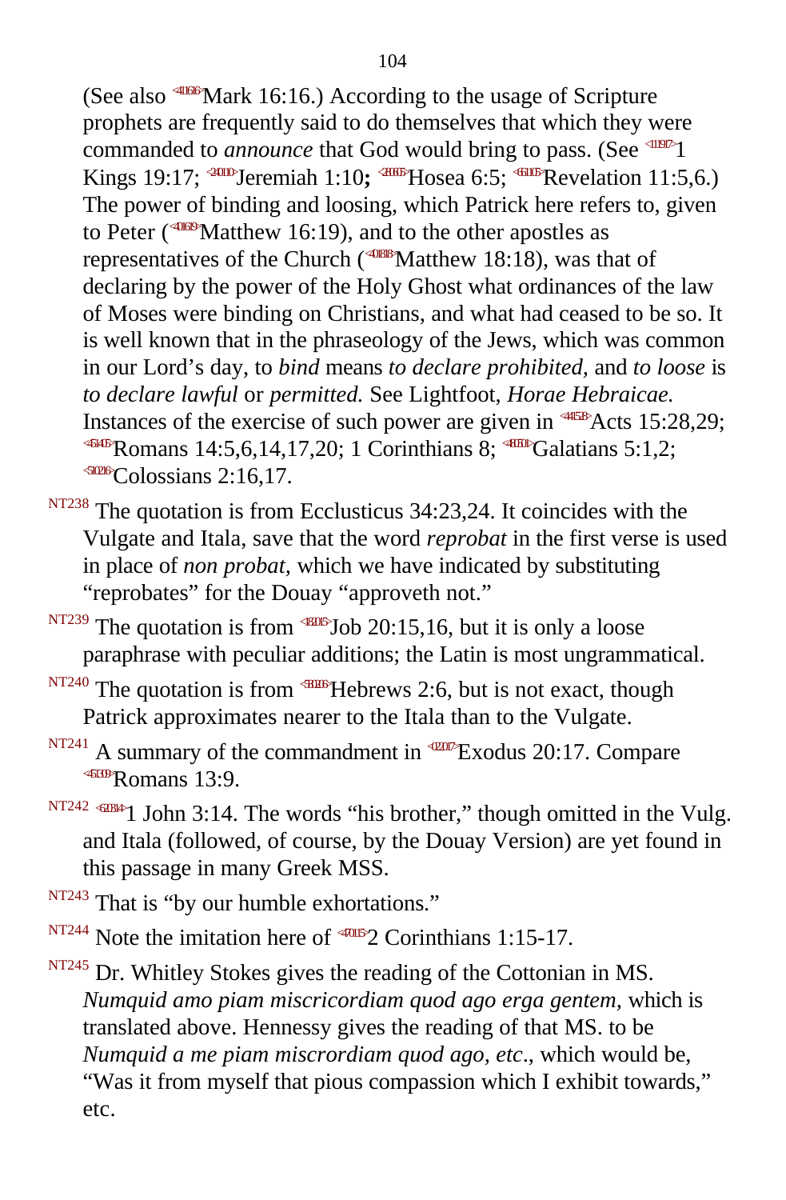(See also <411616>Mark 16:16.) According to the usage of Scripture prophets are frequently said to do themselves that which they were commanded to *announce* that God would bring to pass. (See <111917>1 Kings 19:17; <240110>Jeremiah 1:10**;** <280605>Hosea 6:5; <661105>Revelation 11:5,6.) The power of binding and loosing, which Patrick here refers to, given to Peter (<401619>Matthew 16:19), and to the other apostles as representatives of the Church (<401818>Matthew 18:18), was that of declaring by the power of the Holy Ghost what ordinances of the law of Moses were binding on Christians, and what had ceased to be so. It is well known that in the phraseology of the Jews, which was common in our Lord's day, to *bind* means *to declare prohibited,* and *to loose* is *to declare lawful* or *permitted.* See Lightfoot, *Horae Hebraicae.* Instances of the exercise of such power are given in <441528>Acts 15:28,29; <451405>Romans 14:5,6,14,17,20; 1 Corinthians 8; <480501>Galatians 5:1,2; <510216>Colossians 2:16,17.

NT238 The quotation is from Ecclusticus 34:23,24. It coincides with the Vulgate and Itala, save that the word *reprobat* in the first verse is used in place of *non probat,* which we have indicated by substituting "reprobates" for the Douay "approveth not."

NT239 The quotation is from <182015>Job 20:15,16, but it is only a loose paraphrase with peculiar additions; the Latin is most ungrammatical.

NT240 The quotation is from <580206>Hebrews 2:6, but is not exact, though Patrick approximates nearer to the Itala than to the Vulgate.

NT241 A summary of the commandment in <022017>Exodus 20:17. Compare <451309>Romans 13:9.

NT242 <620314>1 John 3:14. The words "his brother," though omitted in the Vulg. and Itala (followed, of course, by the Douay Version) are yet found in this passage in many Greek MSS.

NT243 That is "by our humble exhortations."

NT244 Note the imitation here of <470115>2 Corinthians 1:15-17.

NT245 Dr. Whitley Stokes gives the reading of the Cottonian in MS. *Numquid amo piam miscricordiam quod ago erga gentem,* which is translated above. Hennessy gives the reading of that MS. to be *Numquid a me piam miscrordiam quod ago, etc*., which would be, "Was it from myself that pious compassion which I exhibit towards," etc.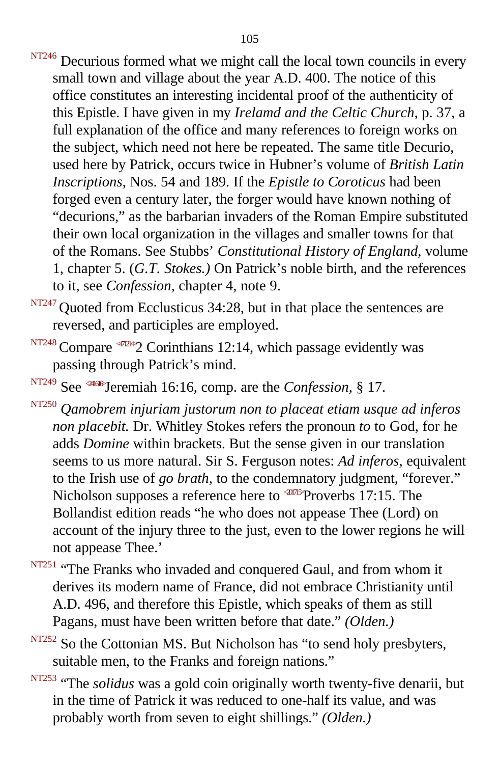NT246 Decurious formed what we might call the local town councils in every small town and village about the year A.D. 400. The notice of this office constitutes an interesting incidental proof of the authenticity of this Epistle. I have given in my *Irelamd and the Celtic Church,* p. 37, a full explanation of the office and many references to foreign works on the subject, which need not here be repeated. The same title Decurio, used here by Patrick, occurs twice in Hubner's volume of *British Latin Inscriptions,* Nos. 54 and 189. If the *Epistle to Coroticus* had been forged even a century later, the forger would have known nothing of "decurions," as the barbarian invaders of the Roman Empire substituted their own local organization in the villages and smaller towns for that of the Romans. See Stubbs' *Constitutional History of England,* volume 1, chapter 5. (*G.T. Stokes.)* On Patrick's noble birth, and the references to it, see *Confession,* chapter 4, note 9.

NT247 Quoted from Ecclusticus 34:28, but in that place the sentences are reversed, and participles are employed.

NT248 Compare <471214>2 Corinthians 12:14, which passage evidently was passing through Patrick's mind.

NT249 See <241616>Jeremiah 16:16, comp. are the *Confession,* § 17.

NT250 *Qamobrem injuriam justorum non to placeat etiam usque ad inferos non placebit.* Dr. Whitley Stokes refers the pronoun *to* to God, for he adds *Domine* within brackets. But the sense given in our translation seems to us more natural. Sir S. Ferguson notes: *Ad inferos,* equivalent to the Irish use of *go brath,* to the condemnatory judgment, "forever." Nicholson supposes a reference here to <201715>Proverbs 17:15. The Bollandist edition reads "he who does not appease Thee (Lord) on account of the injury three to the just, even to the lower regions he will not appease Thee.'

NT251 "The Franks who invaded and conquered Gaul, and from whom it derives its modern name of France, did not embrace Christianity until A.D. 496, and therefore this Epistle, which speaks of them as still Pagans, must have been written before that date." *(Olden.)*

NT252 So the Cottonian MS. But Nicholson has "to send holy presbyters, suitable men, to the Franks and foreign nations."

NT253 "The *solidus* was a gold coin originally worth twenty-five denarii, but in the time of Patrick it was reduced to one-half its value, and was probably worth from seven to eight shillings." *(Olden.)*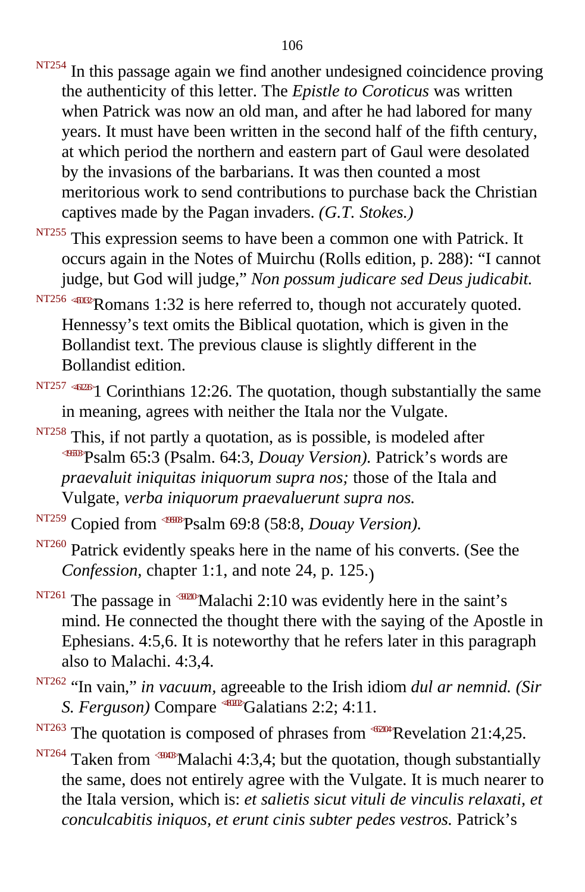NT254 In this passage again we find another undesigned coincidence proving the authenticity of this letter. The *Epistle to Coroticus* was written when Patrick was now an old man, and after he had labored for many years. It must have been written in the second half of the fifth century, at which period the northern and eastern part of Gaul were desolated by the invasions of the barbarians. It was then counted a most meritorious work to send contributions to purchase back the Christian captives made by the Pagan invaders. *(G.T. Stokes.)*

NT255 This expression seems to have been a common one with Patrick. It occurs again in the Notes of Muirchu (Rolls edition, p. 288): "I cannot judge, but God will judge," *Non possum judicare sed Deus judicabit.*

NT256 Romans 1:32 is here referred to, though not accurately quoted. Hennessy's text omits the Biblical quotation, which is given in the Bollandist text. The previous clause is slightly different in the Bollandist edition.

NT257 1 Corinthians 12:26. The quotation, though substantially the same in meaning, agrees with neither the Itala nor the Vulgate.

NT258 This, if not partly a quotation, as is possible, is modeled after Psalm 65:3 (Psalm. 64:3, *Douay Version).* Patrick's words are *praevaluit iniquitas iniquorum supra nos;* those of the Itala and Vulgate, *verba iniquorum praevaluerunt supra nos.*

NT259 Copied from Psalm 69:8 (58:8, *Douay Version).*

NT260 Patrick evidently speaks here in the name of his converts. (See the *Confession,* chapter 1:1, and note 24, p. 125.)

NT261 The passage in Malachi 2:10 was evidently here in the saint's mind. He connected the thought there with the saying of the Apostle in Ephesians. 4:5,6. It is noteworthy that he refers later in this paragraph also to Malachi. 4:3,4.

NT262 "In vain," *in vacuum,* agreeable to the Irish idiom *dul ar nemnid. (Sir S. Ferguson)* Compare Galatians 2:2; 4:11.

NT263 The quotation is composed of phrases from Revelation 21:4,25.

NT264 Taken from Malachi 4:3,4; but the quotation, though substantially the same, does not entirely agree with the Vulgate. It is much nearer to the Itala version, which is: *et salietis sicut vituli de vinculis relaxati, et conculcabitis iniquos, et erunt cinis subter pedes vestros.* Patrick's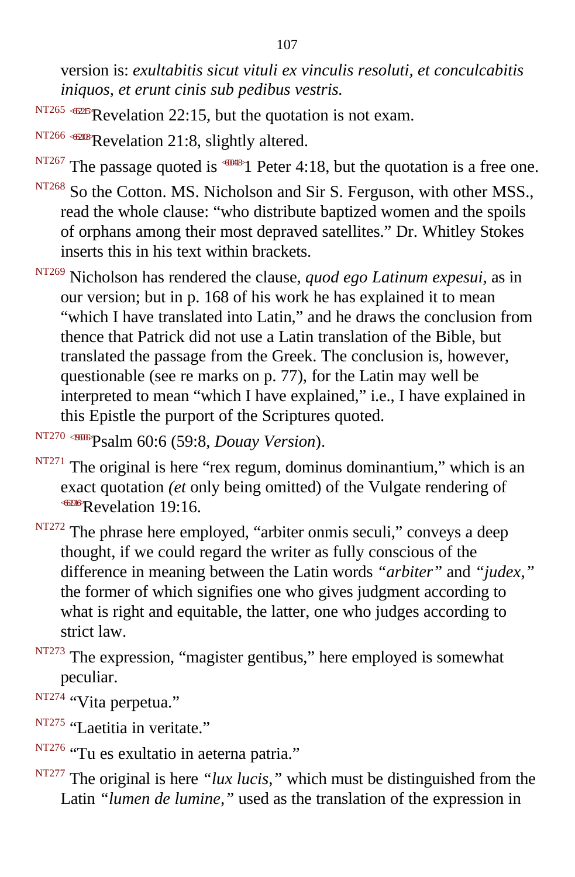version is: *exultabitis sicut vituli ex vinculis resoluti, et conculcabitis iniquos, et erunt cinis sub pedibus vestris.*

NT265 <662215>Revelation 22:15, but the quotation is not exam.

NT266 <662108>Revelation 21:8, slightly altered.

NT267 The passage quoted is <600418>1 Peter 4:18, but the quotation is a free one.

NT268 So the Cotton. MS. Nicholson and Sir S. Ferguson, with other MSS., read the whole clause: "who distribute baptized women and the spoils of orphans among their most depraved satellites." Dr. Whitley Stokes inserts this in his text within brackets.

NT269 Nicholson has rendered the clause, *quod ego Latinum expesui,* as in our version; but in p. 168 of his work he has explained it to mean "which I have translated into Latin," and he draws the conclusion from thence that Patrick did not use a Latin translation of the Bible, but translated the passage from the Greek. The conclusion is, however, questionable (see re marks on p. 77), for the Latin may well be interpreted to mean "which I have explained," i.e., I have explained in this Epistle the purport of the Scriptures quoted.

NT270 <196006>Psalm 60:6 (59:8, *Douay Version*).

NT271 The original is here "rex regum, dominus dominantium," which is an exact quotation *(et* only being omitted) of the Vulgate rendering of <661916>Revelation 19:16.

NT272 The phrase here employed, "arbiter onmis seculi," conveys a deep thought, if we could regard the writer as fully conscious of the difference in meaning between the Latin words *"arbiter"* and *"judex,"* the former of which signifies one who gives judgment according to what is right and equitable, the latter, one who judges according to strict law.

NT273 The expression, "magister gentibus," here employed is somewhat peculiar.

NT274 "Vita perpetua."

NT275 "Laetitia in veritate."

NT276 "Tu es exultatio in aeterna patria."

NT277 The original is here *"lux lucis,"* which must be distinguished from the Latin *"lumen de lumine,"* used as the translation of the expression in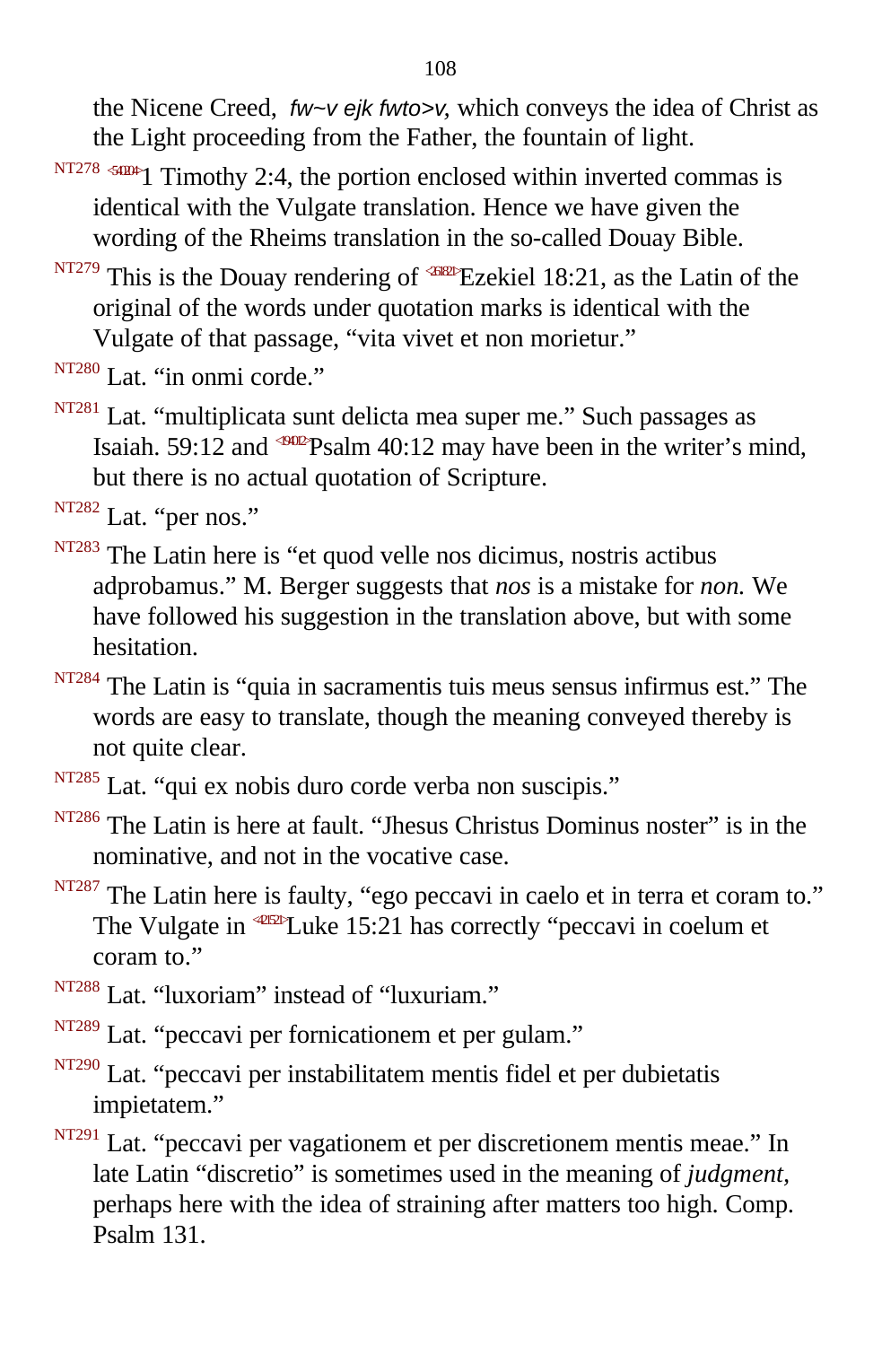the Nicene Creed, *fw~v ejk fwto>v,* which conveys the idea of Christ as the Light proceeding from the Father, the fountain of light.

NT278 <540204>1 Timothy 2:4, the portion enclosed within inverted commas is identical with the Vulgate translation. Hence we have given the wording of the Rheims translation in the so-called Douay Bible.

NT279 This is the Douay rendering of <261821>Ezekiel 18:21, as the Latin of the original of the words under quotation marks is identical with the Vulgate of that passage, "vita vivet et non morietur."

NT280 Lat. "in onmi corde."

NT281 Lat. "multiplicata sunt delicta mea super me." Such passages as Isaiah. 59:12 and <194012>Psalm 40:12 may have been in the writer's mind, but there is no actual quotation of Scripture.

NT282 Lat. "per nos."

NT283 The Latin here is "et quod velle nos dicimus, nostris actibus adprobamus." M. Berger suggests that *nos* is a mistake for *non.* We have followed his suggestion in the translation above, but with some hesitation.

NT284 The Latin is "quia in sacramentis tuis meus sensus infirmus est." The words are easy to translate, though the meaning conveyed thereby is not quite clear.

NT285 Lat. "qui ex nobis duro corde verba non suscipis."

NT286 The Latin is here at fault. "Jhesus Christus Dominus noster" is in the nominative, and not in the vocative case.

NT287 The Latin here is faulty, "ego peccavi in caelo et in terra et coram to." The Vulgate in <421521>Luke 15:21 has correctly "peccavi in coelum et coram to."

NT288 Lat. "luxoriam" instead of "luxuriam."

NT289 Lat. "peccavi per fornicationem et per gulam."

NT290 Lat. "peccavi per instabilitatem mentis fidel et per dubietatis impietatem."

NT291 Lat. "peccavi per vagationem et per discretionem mentis meae." In late Latin "discretio" is sometimes used in the meaning of *judgment,* perhaps here with the idea of straining after matters too high. Comp. Psalm 131.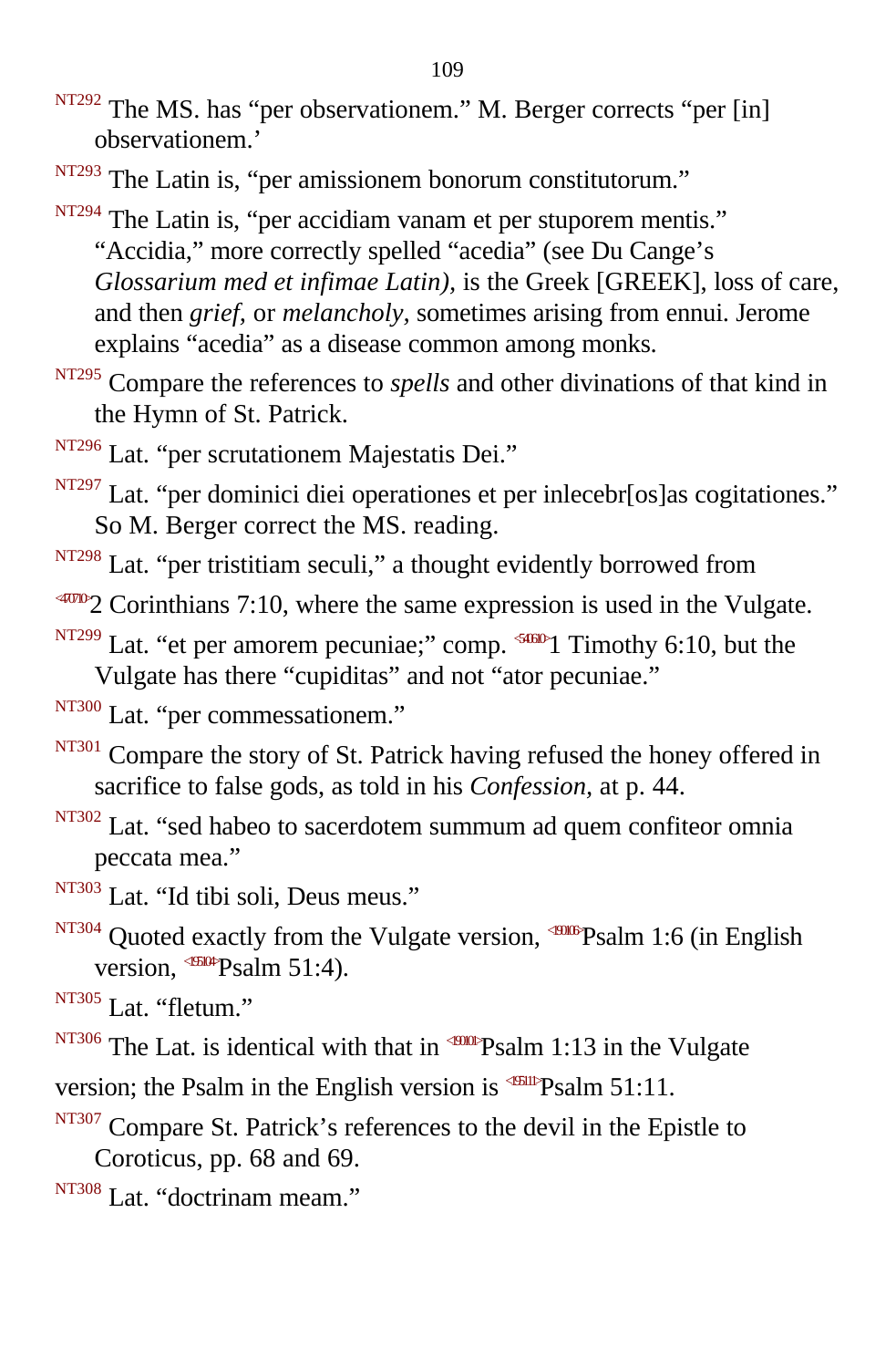NT292 The MS. has “per observationem.” M. Berger corrects “per [in] observationem.’

NT293 The Latin is, “per amissionem bonorum constitutorum.”

NT294 The Latin is, “per accidiam vanam et per stuporem mentis.” “Accidia,” more correctly spelled “acedia” (see Du Cange’s *Glossarium med et infimae Latin),* is the Greek [GREEK], loss of care, and then *grief,* or *melancholy,* sometimes arising from ennui. Jerome explains “acedia” as a disease common among monks.

NT295 Compare the references to *spells* and other divinations of that kind in the Hymn of St. Patrick.

NT296 Lat. “per scrutationem Majestatis Dei.”

NT297 Lat. “per dominici diei operationes et per inlecebr[os]as cogitationes.” So M. Berger correct the MS. reading.

NT298 Lat. “per tristitiam seculi,” a thought evidently borrowed from <470710>2 Corinthians 7:10, where the same expression is used in the Vulgate.

NT299 Lat. “et per amorem pecuniae;” comp. <540610>1 Timothy 6:10, but the Vulgate has there “cupiditas” and not “ator pecuniae.”

NT300 Lat. “per commessationem.”

NT301 Compare the story of St. Patrick having refused the honey offered in sacrifice to false gods, as told in his *Confession,* at p. 44.

NT302 Lat. “sed habeo to sacerdotem summum ad quem confiteor omnia peccata mea.”

NT303 Lat. “Id tibi soli, Deus meus.”

NT304 Quoted exactly from the Vulgate version, <190106>Psalm 1:6 (in English version, <195104>Psalm 51:4).

NT305 Lat. “fletum.”

NT306 The Lat. is identical with that in <190101>Psalm 1:13 in the Vulgate version; the Psalm in the English version is <195111>Psalm 51:11.

NT307 Compare St. Patrick’s references to the devil in the Epistle to Coroticus, pp. 68 and 69.

NT308 Lat. “doctrinam meam.”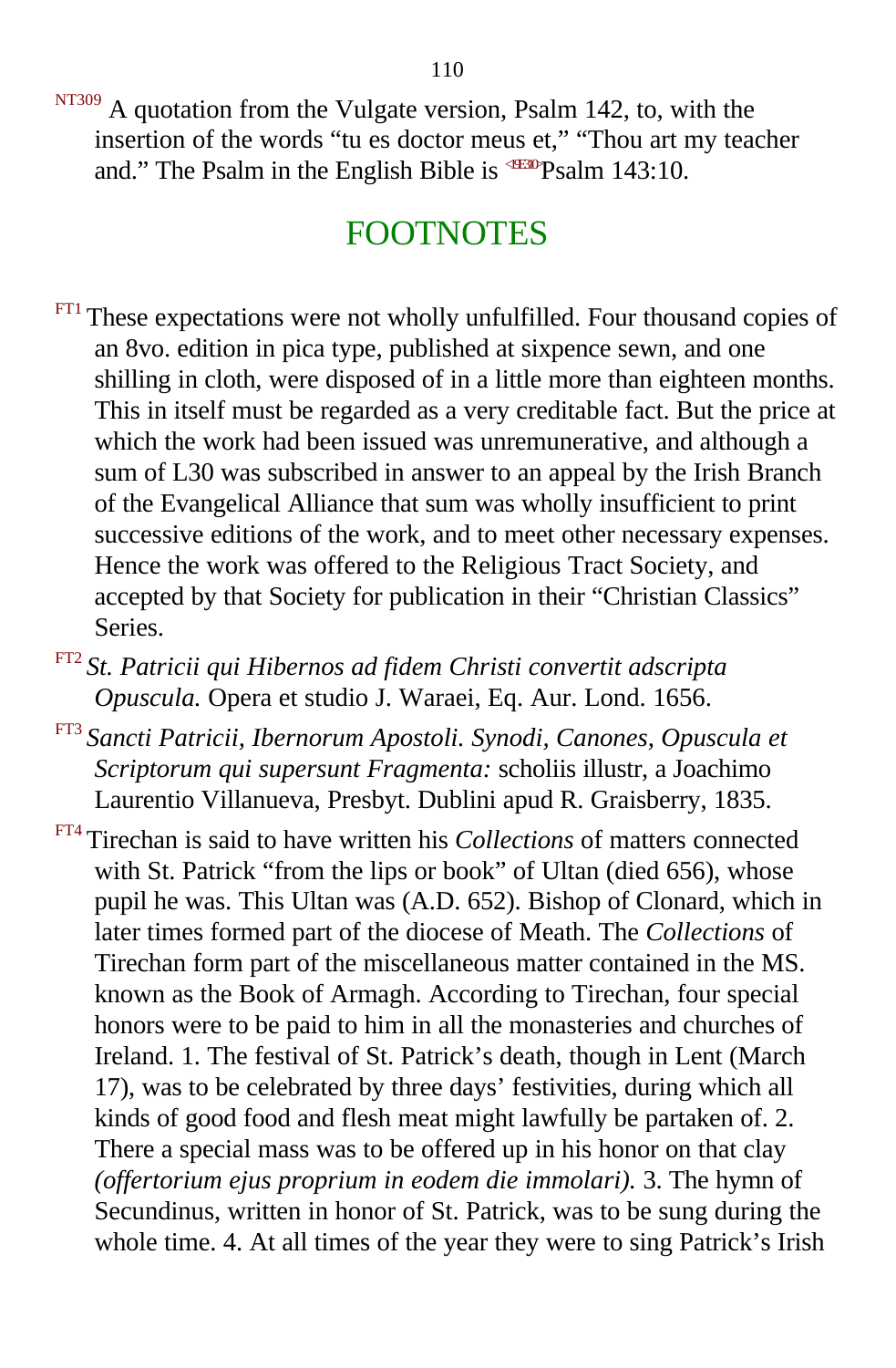[NT309] A quotation from the Vulgate version, Psalm 142, to, with the insertion of the words “tu es doctor meus et,” “Thou art my teacher and.” The Psalm in the English Bible is <191310>Psalm 143:10.

## FOOTNOTES

[FT1] These expectations were not wholly unfulfilled. Four thousand copies of an 8vo. edition in pica type, published at sixpence sewn, and one shilling in cloth, were disposed of in a little more than eighteen months. This in itself must be regarded as a very creditable fact. But the price at which the work had been issued was unremunerative, and although a sum of L30 was subscribed in answer to an appeal by the Irish Branch of the Evangelical Alliance that sum was wholly insufficient to print successive editions of the work, and to meet other necessary expenses. Hence the work was offered to the Religious Tract Society, and accepted by that Society for publication in their “Christian Classics” Series.

[FT2] *St. Patricii qui Hibernos ad fidem Christi convertit adscripta Opuscula.* Opera et studio J. Waraei, Eq. Aur. Lond. 1656.

[FT3] *Sancti Patricii, Ibernorum Apostoli. Synodi, Canones, Opuscula et Scriptorum qui supersunt Fragmenta:* scholiis illustr, a Joachimo Laurentio Villanueva, Presbyt. Dublini apud R. Graisberry, 1835.

[FT4] Tirechan is said to have written his *Collections* of matters connected with St. Patrick “from the lips or book” of Ultan (died 656), whose pupil he was. This Ultan was (A.D. 652). Bishop of Clonard, which in later times formed part of the diocese of Meath. The *Collections* of Tirechan form part of the miscellaneous matter contained in the MS. known as the Book of Armagh. According to Tirechan, four special honors were to be paid to him in all the monasteries and churches of Ireland. 1. The festival of St. Patrick’s death, though in Lent (March 17), was to be celebrated by three days’ festivities, during which all kinds of good food and flesh meat might lawfully be partaken of. 2. There a special mass was to be offered up in his honor on that clay *(offertorium ejus proprium in eodem die immolari).* 3. The hymn of Secundinus, written in honor of St. Patrick, was to be sung during the whole time. 4. At all times of the year they were to sing Patrick’s Irish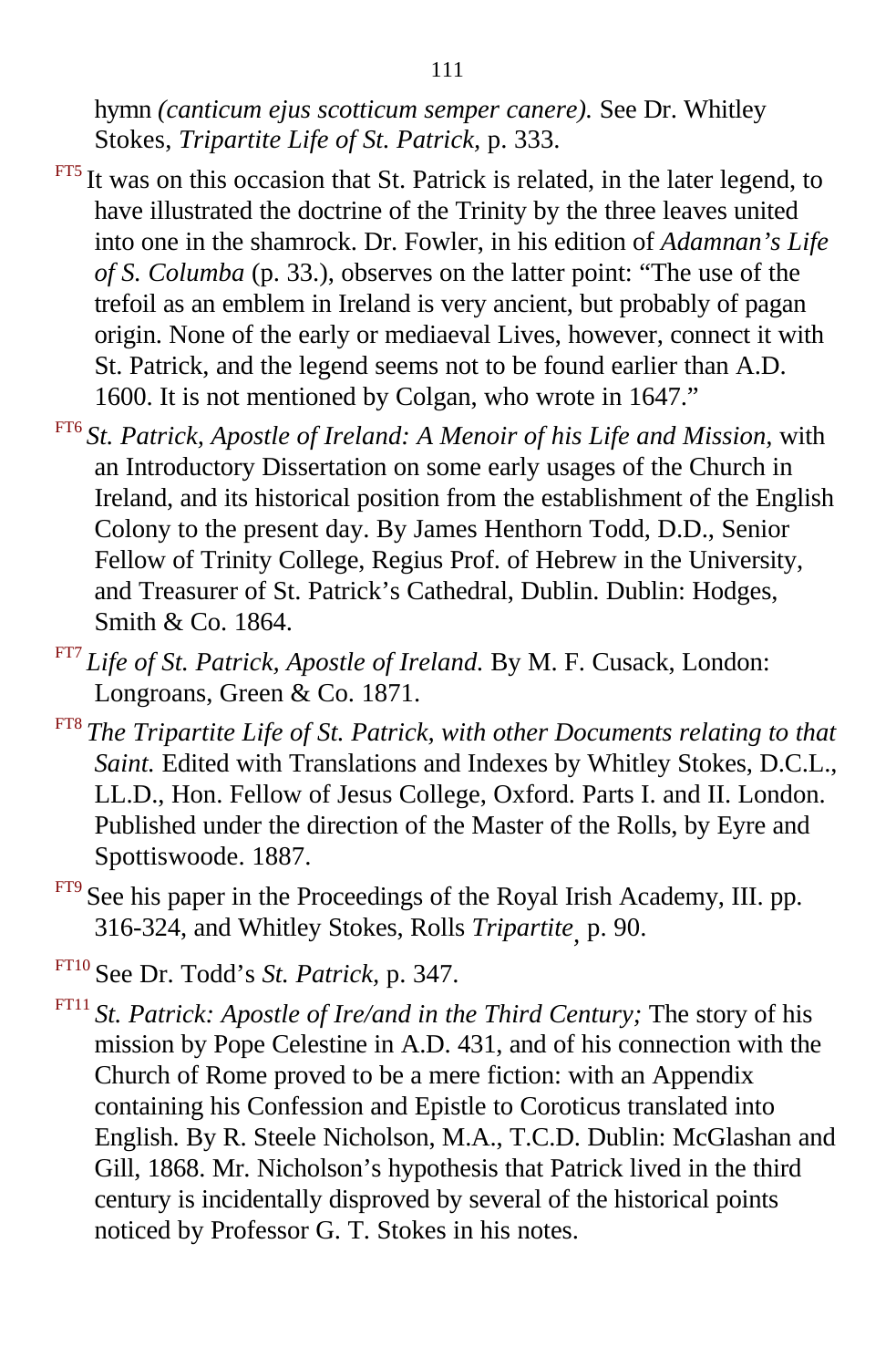hymn *(canticum ejus scotticum semper canere).* See Dr. Whitley Stokes, *Tripartite Life of St. Patrick,* p. 333.

[FT5] It was on this occasion that St. Patrick is related, in the later legend, to have illustrated the doctrine of the Trinity by the three leaves united into one in the shamrock. Dr. Fowler, in his edition of *Adamnan's Life of S. Columba* (p. 33.), observes on the latter point: "The use of the trefoil as an emblem in Ireland is very ancient, but probably of pagan origin. None of the early or mediaeval Lives, however, connect it with St. Patrick, and the legend seems not to be found earlier than A.D. 1600. It is not mentioned by Colgan, who wrote in 1647."

[FT6] *St. Patrick, Apostle of Ireland: A Menoir of his Life and Mission,* with an Introductory Dissertation on some early usages of the Church in Ireland, and its historical position from the establishment of the English Colony to the present day. By James Henthorn Todd, D.D., Senior Fellow of Trinity College, Regius Prof. of Hebrew in the University, and Treasurer of St. Patrick's Cathedral, Dublin. Dublin: Hodges, Smith & Co. 1864.

[FT7] *Life of St. Patrick, Apostle of Ireland.* By M. F. Cusack, London: Longroans, Green & Co. 1871.

[FT8] *The Tripartite Life of St. Patrick, with other Documents relating to that Saint.* Edited with Translations and Indexes by Whitley Stokes, D.C.L., LL.D., Hon. Fellow of Jesus College, Oxford. Parts I. and II. London. Published under the direction of the Master of the Rolls, by Eyre and Spottiswoode. 1887.

[FT9] See his paper in the Proceedings of the Royal Irish Academy, III. pp. 316-324, and Whitley Stokes, Rolls *Tripartite*, p. 90.

[FT10] See Dr. Todd's *St. Patrick,* p. 347.

[FT11] *St. Patrick: Apostle of Ire/and in the Third Century;* The story of his mission by Pope Celestine in A.D. 431, and of his connection with the Church of Rome proved to be a mere fiction: with an Appendix containing his Confession and Epistle to Coroticus translated into English. By R. Steele Nicholson, M.A., T.C.D. Dublin: McGlashan and Gill, 1868. Mr. Nicholson's hypothesis that Patrick lived in the third century is incidentally disproved by several of the historical points noticed by Professor G. T. Stokes in his notes.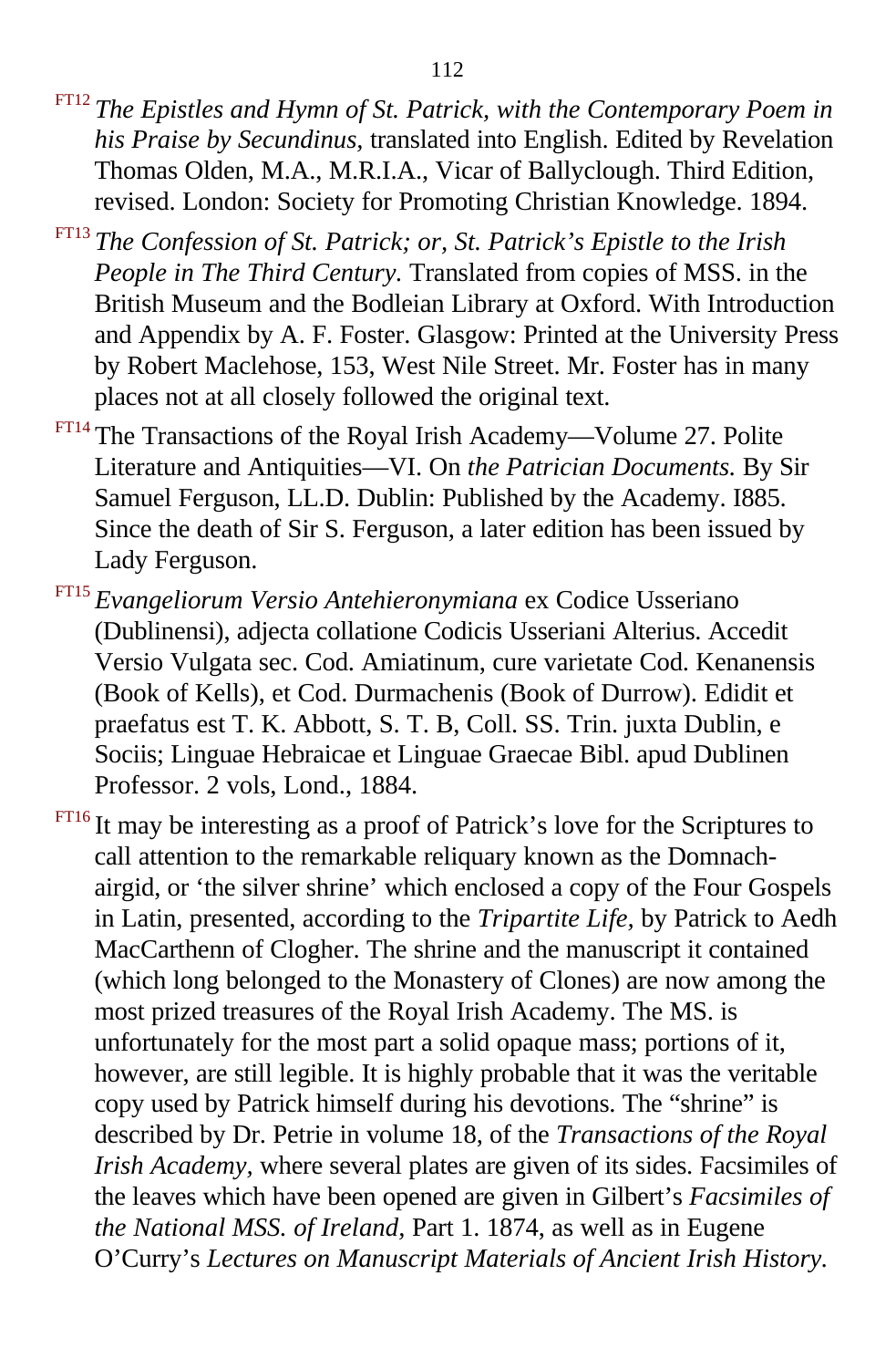[FT12] *The Epistles and Hymn of St. Patrick, with the Contemporary Poem in his Praise by Secundinus,* translated into English. Edited by Revelation Thomas Olden, M.A., M.R.I.A., Vicar of Ballyclough. Third Edition, revised. London: Society for Promoting Christian Knowledge. 1894.

[FT13] *The Confession of St. Patrick; or, St. Patrick's Epistle to the Irish People in The Third Century.* Translated from copies of MSS. in the British Museum and the Bodleian Library at Oxford. With Introduction and Appendix by A. F. Foster. Glasgow: Printed at the University Press by Robert Maclehose, 153, West Nile Street. Mr. Foster has in many places not at all closely followed the original text.

[FT14] The Transactions of the Royal Irish Academy—Volume 27. Polite Literature and Antiquities—VI. On *the Patrician Documents.* By Sir Samuel Ferguson, LL.D. Dublin: Published by the Academy. I885. Since the death of Sir S. Ferguson, a later edition has been issued by Lady Ferguson.

[FT15] *Evangeliorum Versio Antehieronymiana* ex Codice Usseriano (Dublinensi), adjecta collatione Codicis Usseriani Alterius. Accedit Versio Vulgata sec. Cod. Amiatinum, cure varietate Cod. Kenanensis (Book of Kells), et Cod. Durmachenis (Book of Durrow). Edidit et praefatus est T. K. Abbott, S. T. B, Coll. SS. Trin. juxta Dublin, e Sociis; Linguae Hebraicae et Linguae Graecae Bibl. apud Dublinen Professor. 2 vols, Lond., 1884.

[FT16] It may be interesting as a proof of Patrick's love for the Scriptures to call attention to the remarkable reliquary known as the Domnach-airgid, or 'the silver shrine' which enclosed a copy of the Four Gospels in Latin, presented, according to the *Tripartite Life,* by Patrick to Aedh MacCarthenn of Clogher. The shrine and the manuscript it contained (which long belonged to the Monastery of Clones) are now among the most prized treasures of the Royal Irish Academy. The MS. is unfortunately for the most part a solid opaque mass; portions of it, however, are still legible. It is highly probable that it was the veritable copy used by Patrick himself during his devotions. The "shrine" is described by Dr. Petrie in volume 18, of the *Transactions of the Royal Irish Academy,* where several plates are given of its sides. Facsimiles of the leaves which have been opened are given in Gilbert's *Facsimiles of the National MSS. of Ireland,* Part 1. 1874, as well as in Eugene O'Curry's *Lectures on Manuscript Materials of Ancient Irish History.*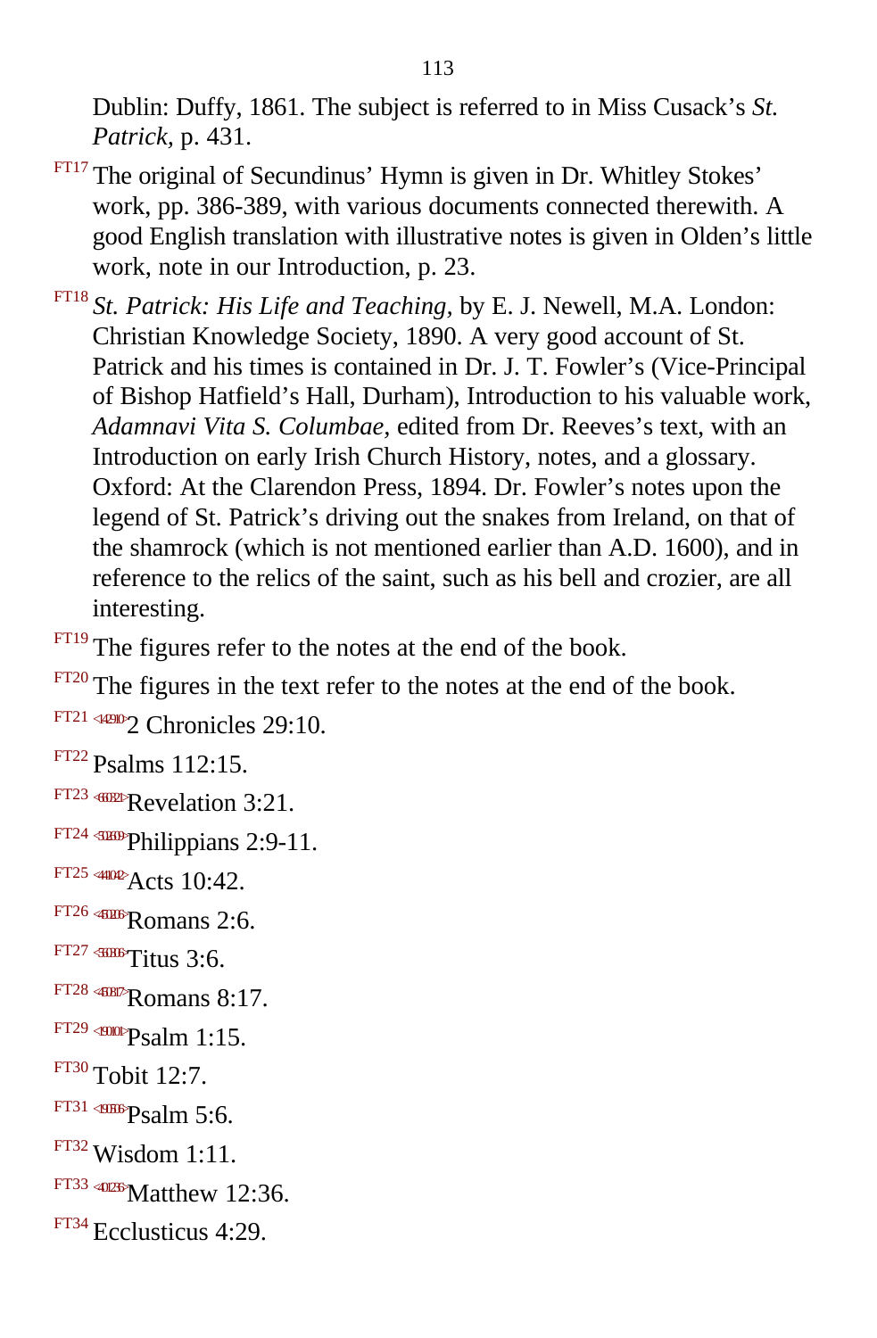Dublin: Duffy, 1861. The subject is referred to in Miss Cusack's *St. Patrick*, p. 431.

FT17 The original of Secundinus' Hymn is given in Dr. Whitley Stokes' work, pp. 386-389, with various documents connected therewith. A good English translation with illustrative notes is given in Olden's little work, note in our Introduction, p. 23.

FT18 *St. Patrick: His Life and Teaching*, by E. J. Newell, M.A. London: Christian Knowledge Society, 1890. A very good account of St. Patrick and his times is contained in Dr. J. T. Fowler's (Vice-Principal of Bishop Hatfield's Hall, Durham), Introduction to his valuable work, *Adamnavi Vita S. Columbae*, edited from Dr. Reeves's text, with an Introduction on early Irish Church History, notes, and a glossary. Oxford: At the Clarendon Press, 1894. Dr. Fowler's notes upon the legend of St. Patrick's driving out the snakes from Ireland, on that of the shamrock (which is not mentioned earlier than A.D. 1600), and in reference to the relics of the saint, such as his bell and crozier, are all interesting.

FT19 The figures refer to the notes at the end of the book.

FT20 The figures in the text refer to the notes at the end of the book.

FT21 <142910>2 Chronicles 29:10.

FT22 Psalms 112:15.

FT23 <660321>Revelation 3:21.

FT24 <500209>Philippians 2:9-11.

FT25 <441042>Acts 10:42.

FT26 <450206>Romans 2:6.

FT27 <560306>Titus 3:6.

FT28 <450817>Romans 8:17.

FT29 <190101>Psalm 1:15.

FT30 Tobit 12:7.

FT31 <190506>Psalm 5:6.

FT32 Wisdom 1:11.

FT33 <401236>Matthew 12:36.

FT34 Ecclusticus 4:29.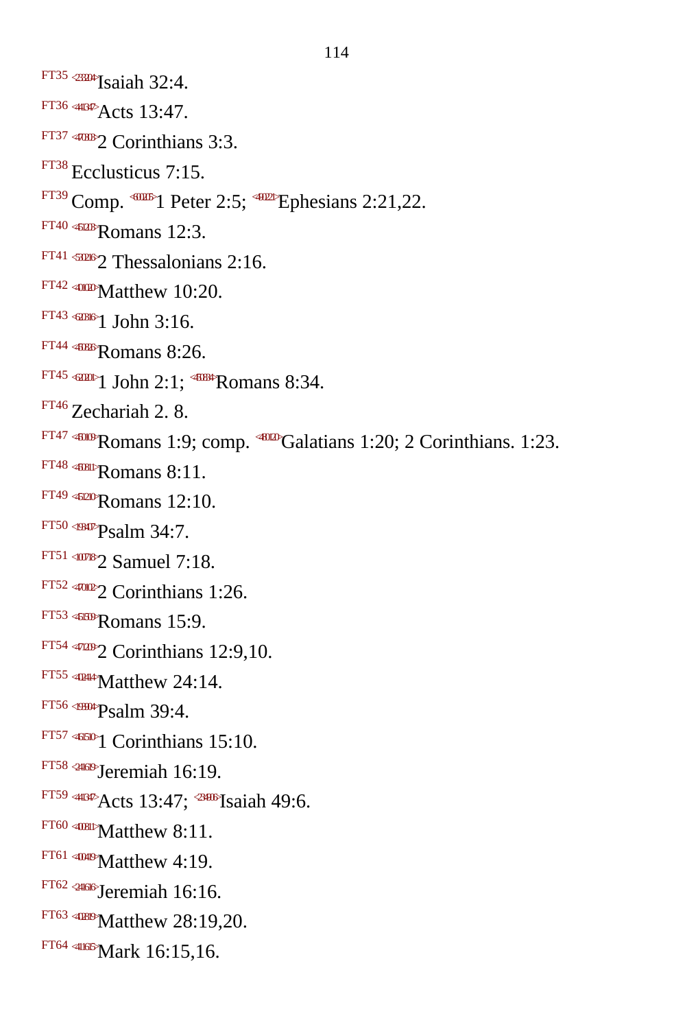FT35 <233204>Isaiah 32:4.

FT36 <441347>Acts 13:47.

FT37 <470303>2 Corinthians 3:3.

FT38 Ecclusticus 7:15.

FT39 Comp. <600205>1 Peter 2:5; <490221>Ephesians 2:21,22.

FT40 <451203>Romans 12:3.

FT41 <530216>2 Thessalonians 2:16.

FT42 <401020>Matthew 10:20.

FT43 <620316>1 John 3:16.

FT44 <450826>Romans 8:26.

FT45 <620201>1 John 2:1; <450834>Romans 8:34.

FT46 Zechariah 2. 8.

FT47 <450109>Romans 1:9; comp. <480120>Galatians 1:20; 2 Corinthians. 1:23.

FT48 <450811>Romans 8:11.

FT49 <451210>Romans 12:10.

FT50 <193407>Psalm 34:7.

FT51 <100718>2 Samuel 7:18.

FT52 <470102>2 Corinthians 1:26.

FT53 <451509>Romans 15:9.

FT54 <471209>2 Corinthians 12:9,10.

FT55 <402414>Matthew 24:14.

FT56 <193904>Psalm 39:4.

FT57 <461510>1 Corinthians 15:10.

FT58 <241619>Jeremiah 16:19.

FT59 <441347>Acts 13:47; <234906>Isaiah 49:6.

FT60 <400811>Matthew 8:11.

FT61 <400419>Matthew 4:19.

FT62 <241616>Jeremiah 16:16.

FT63 <402819>Matthew 28:19,20.

FT64 <411615>Mark 16:15,16.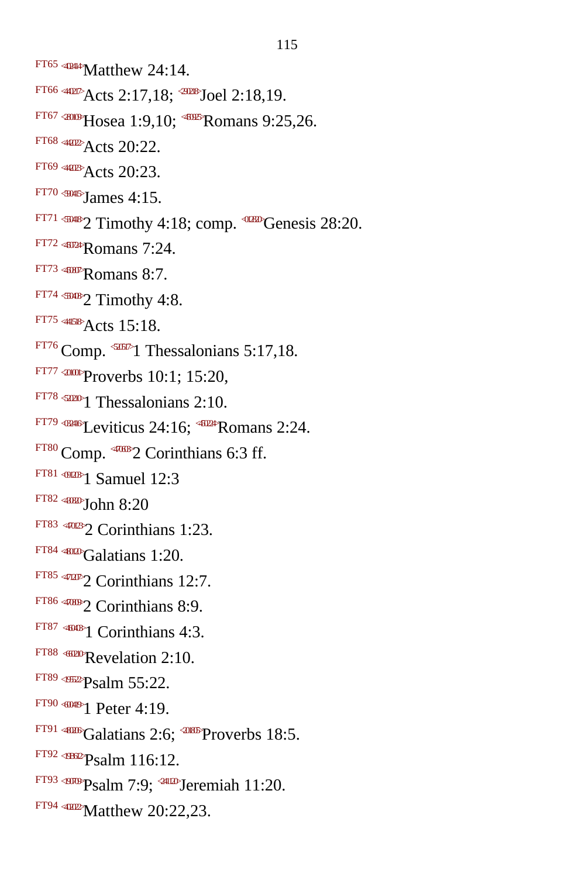FT65 <402414>Matthew 24:14.

FT66 <440217>Acts 2:17,18; <290218>Joel 2:18,19.

FT67 <280109>Hosea 1:9,10; <450925>Romans 9:25,26.

FT68 <442022>Acts 20:22.

FT69 <442023>Acts 20:23.

FT70 <590415>James 4:15.

FT71 <550418>2 Timothy 4:18; comp. <012820>Genesis 28:20.

FT72 <450724>Romans 7:24.

FT73 <450807>Romans 8:7.

FT74 <550408>2 Timothy 4:8.

FT75 <441518>Acts 15:18.

FT76 Comp. <520517>1 Thessalonians 5:17,18.

FT77 <201001>Proverbs 10:1; 15:20,

FT78 <520210>1 Thessalonians 2:10.

FT79 <032416>Leviticus 24:16; <450224>Romans 2:24.

FT80 Comp. <470603>2 Corinthians 6:3 ff.

FT81 <091203>1 Samuel 12:3

FT82 <430820>John 8:20

FT83 <470123>2 Corinthians 1:23.

FT84 <480120>Galatians 1:20.

FT85 <471207>2 Corinthians 12:7.

FT86 <470809>2 Corinthians 8:9.

FT87 <460403>1 Corinthians 4:3.

FT88 <660210>Revelation 2:10.

FT89 <195522>Psalm 55:22.

FT90 <600419>1 Peter 4:19.

FT91 <480206>Galatians 2:6; <201805>Proverbs 18:5.

FT92 <19B612>Psalm 116:12.

FT93 <190709>Psalm 7:9; <241120>Jeremiah 11:20.

FT94 <402022>Matthew 20:22,23.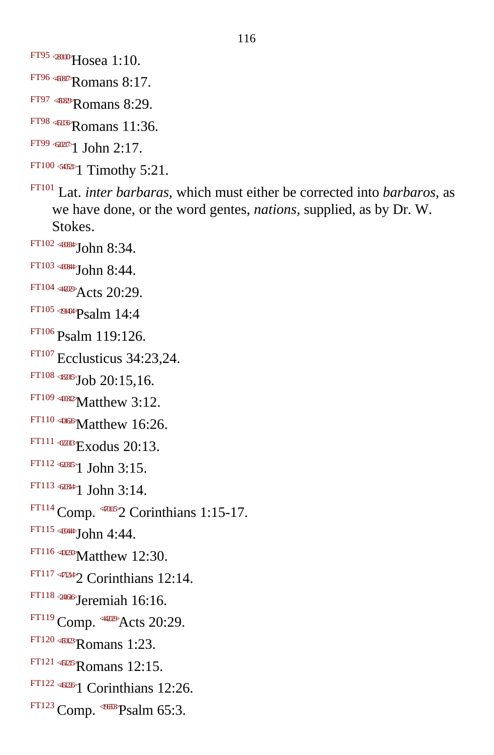FT95 <281010>Hosea 1:10.

FT96 <450817>Romans 8:17.

FT97 <450829>Romans 8:29.

FT98 <451136>Romans 11:36.

FT99 <620217>1 John 2:17.

FT100 <540521>1 Timothy 5:21.

FT101 Lat. *inter barbaras*, which must either be corrected into *barbaros*, as we have done, or the word gentes, *nations*, supplied, as by Dr. W. Stokes.

FT102 <430834>John 8:34.

FT103 <430844>John 8:44.

FT104 <442029>Acts 20:29.

FT105 <191404>Psalm 14:4

FT106 Psalm 119:126.

FT107 Ecclusticus 34:23,24.

FT108 <182015>Job 20:15,16.

FT109 <400312>Matthew 3:12.

FT110 <401626>Matthew 16:26.

FT111 <022013>Exodus 20:13.

FT112 <620315>1 John 3:15.

FT113 <620314>1 John 3:14.

FT114 Comp. <470115>2 Corinthians 1:15-17.

FT115 <430444>John 4:44.

FT116 <401230>Matthew 12:30.

FT117 <471214>2 Corinthians 12:14.

FT118 <241616>Jeremiah 16:16.

FT119 Comp. <442029>Acts 20:29.

FT120 <450123>Romans 1:23.

FT121 <451215>Romans 12:15.

FT122 <461226>1 Corinthians 12:26.

FT123 Comp. <196503>Psalm 65:3.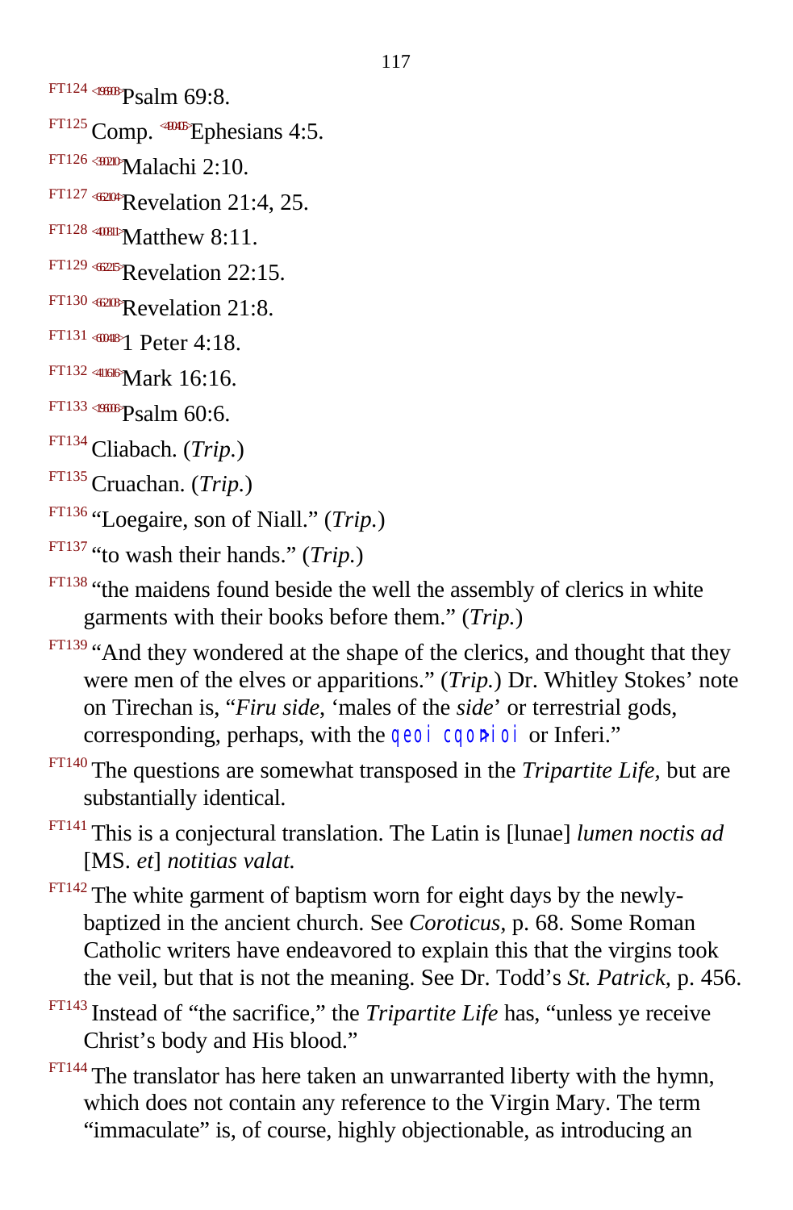FT124 <196908>Psalm 69:8.

FT125 Comp. <490405>Ephesians 4:5.

FT126 <390210>Malachi 2:10.

FT127 <662104>Revelation 21:4, 25.

FT128 <400811>Matthew 8:11.

FT129 <662215>Revelation 22:15.

FT130 <662108>Revelation 21:8.

FT131 <600418>1 Peter 4:18.

FT132 <411616>Mark 16:16.

FT133 <196006>Psalm 60:6.

FT134 Cliabach. (*Trip.*)

FT135 Cruachan. (*Trip.*)

FT136 "Loegaire, son of Niall." (*Trip.*)

FT137 "to wash their hands." (*Trip.*)

FT138 "the maidens found beside the well the assembly of clerics in white garments with their books before them." (*Trip.*)

FT139 "And they wondered at the shape of the clerics, and thought that they were men of the elves or apparitions." (*Trip.*) Dr. Whitley Stokes' note on Tirechan is, "*Firu side*, 'males of the *side*' or terrestrial gods, corresponding, perhaps, with the θεοὶ χθόνιοι or Inferi."

FT140 The questions are somewhat transposed in the *Tripartite Life*, but are substantially identical.

FT141 This is a conjectural translation. The Latin is [lunae] *lumen noctis ad* [MS. *et*] *notitias valat.*

FT142 The white garment of baptism worn for eight days by the newly-baptized in the ancient church. See *Coroticus,* p. 68. Some Roman Catholic writers have endeavored to explain this that the virgins took the veil, but that is not the meaning. See Dr. Todd's *St. Patrick,* p. 456.

FT143 Instead of "the sacrifice," the *Tripartite Life* has, "unless ye receive Christ's body and His blood."

FT144 The translator has here taken an unwarranted liberty with the hymn, which does not contain any reference to the Virgin Mary. The term "immaculate" is, of course, highly objectionable, as introducing an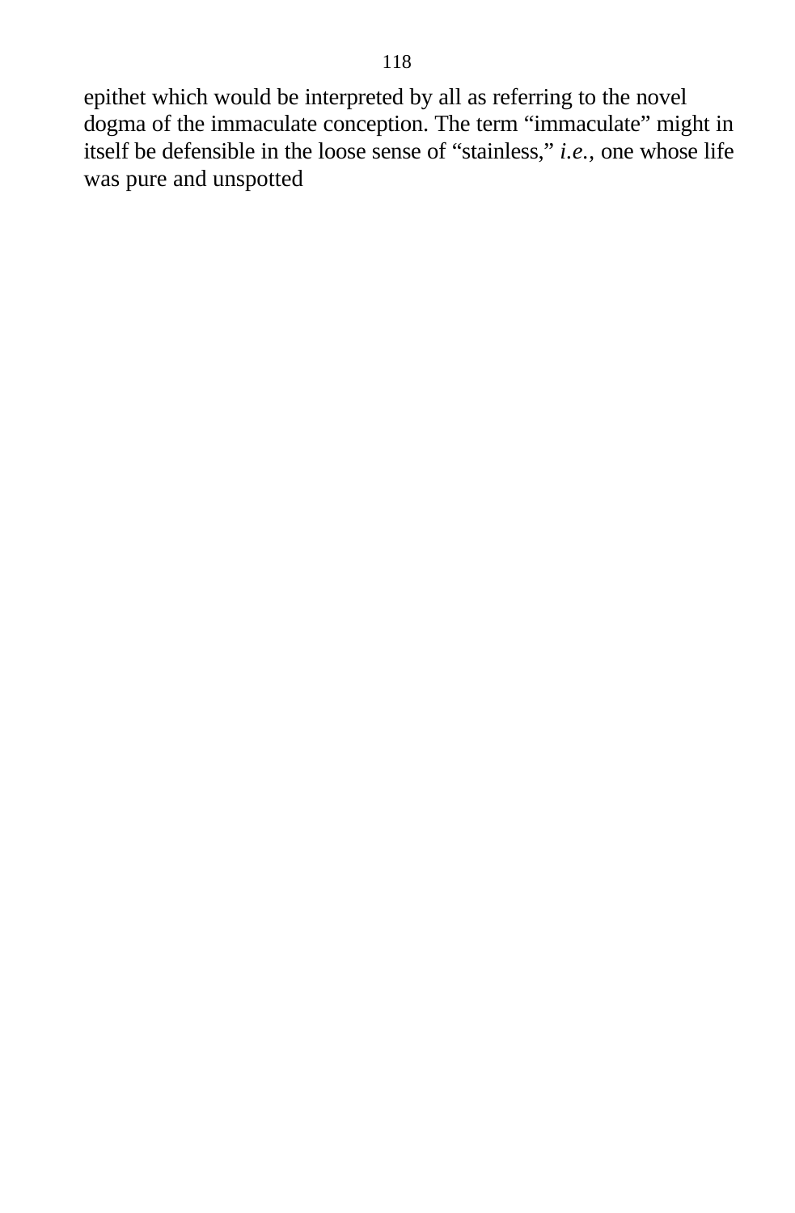epithet which would be interpreted by all as referring to the novel dogma of the immaculate conception. The term “immaculate” might in itself be defensible in the loose sense of “stainless,” *i.e.*, one whose life was pure and unspotted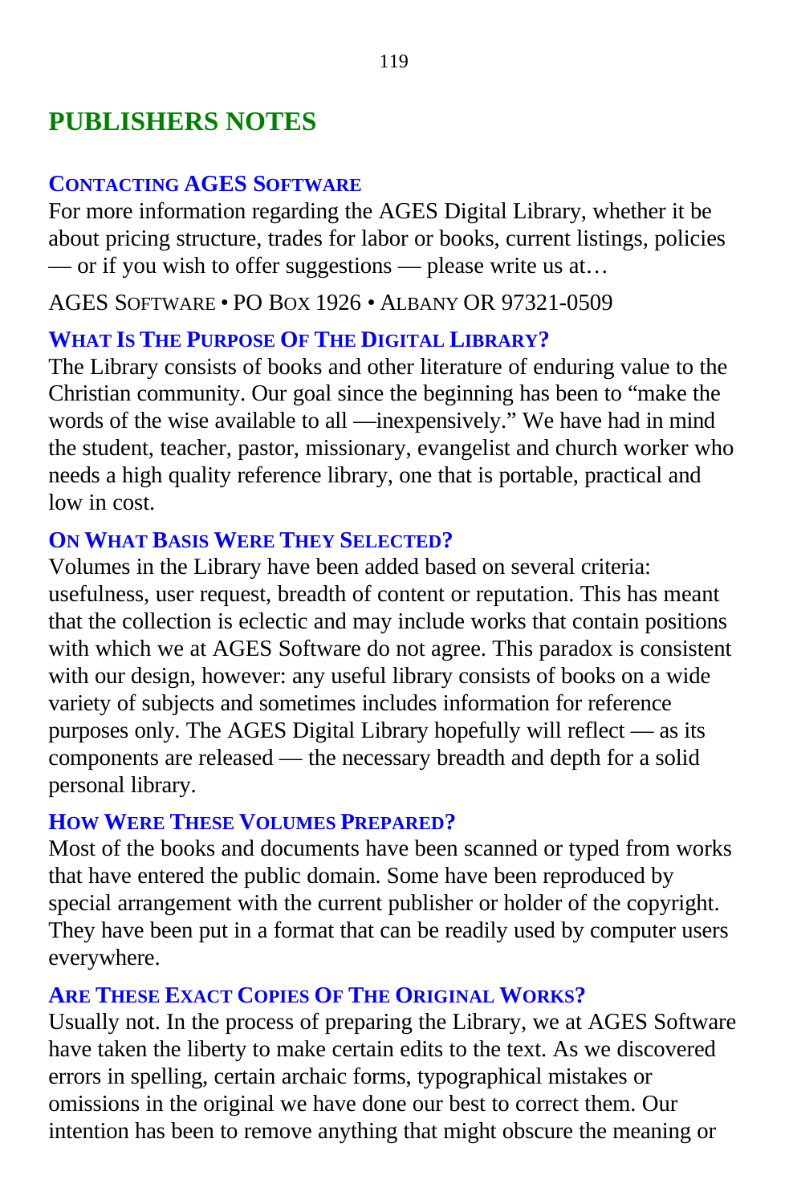# PUBLISHERS NOTES

### CONTACTING AGES SOFTWARE

For more information regarding the AGES Digital Library, whether it be about pricing structure, trades for labor or books, current listings, policies — or if you wish to offer suggestions — please write us at…

AGES SOFTWARE • PO BOX 1926 • ALBANY OR 97321-0509

### WHAT IS THE PURPOSE OF THE DIGITAL LIBRARY?

The Library consists of books and other literature of enduring value to the Christian community. Our goal since the beginning has been to "make the words of the wise available to all —inexpensively." We have had in mind the student, teacher, pastor, missionary, evangelist and church worker who needs a high quality reference library, one that is portable, practical and low in cost.

### ON WHAT BASIS WERE THEY SELECTED?

Volumes in the Library have been added based on several criteria: usefulness, user request, breadth of content or reputation. This has meant that the collection is eclectic and may include works that contain positions with which we at AGES Software do not agree. This paradox is consistent with our design, however: any useful library consists of books on a wide variety of subjects and sometimes includes information for reference purposes only. The AGES Digital Library hopefully will reflect — as its components are released — the necessary breadth and depth for a solid personal library.

### HOW WERE THESE VOLUMES PREPARED?

Most of the books and documents have been scanned or typed from works that have entered the public domain. Some have been reproduced by special arrangement with the current publisher or holder of the copyright. They have been put in a format that can be readily used by computer users everywhere.

### ARE THESE EXACT COPIES OF THE ORIGINAL WORKS?

Usually not. In the process of preparing the Library, we at AGES Software have taken the liberty to make certain edits to the text. As we discovered errors in spelling, certain archaic forms, typographical mistakes or omissions in the original we have done our best to correct them. Our intention has been to remove anything that might obscure the meaning or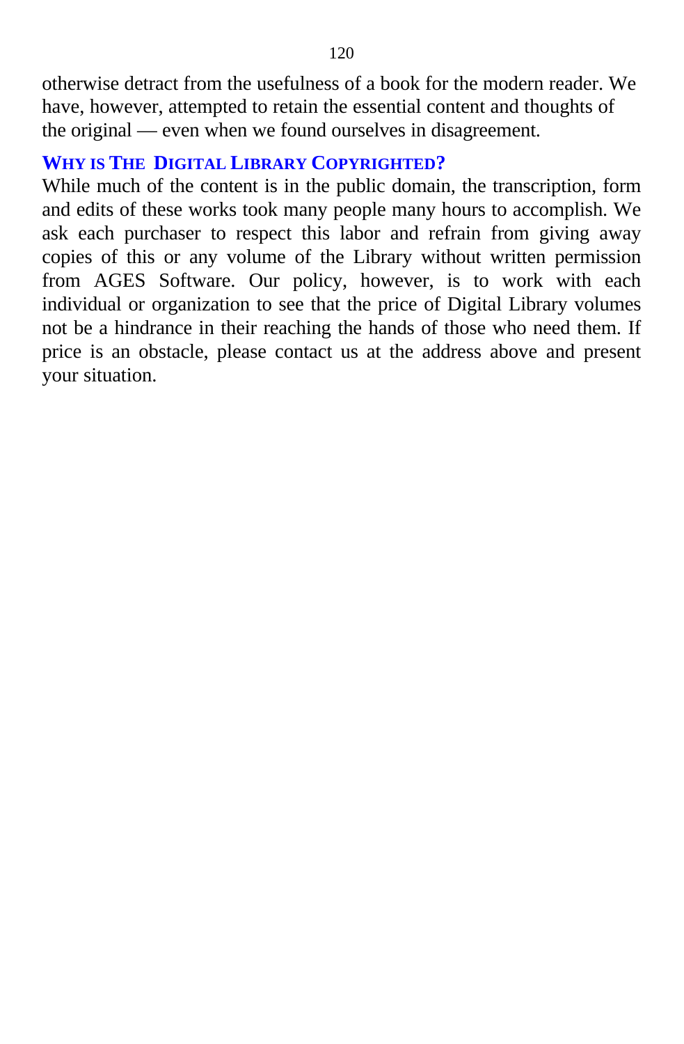otherwise detract from the usefulness of a book for the modern reader. We have, however, attempted to retain the essential content and thoughts of the original — even when we found ourselves in disagreement.

### WHY IS THE DIGITAL LIBRARY COPYRIGHTED?

While much of the content is in the public domain, the transcription, form and edits of these works took many people many hours to accomplish. We ask each purchaser to respect this labor and refrain from giving away copies of this or any volume of the Library without written permission from AGES Software. Our policy, however, is to work with each individual or organization to see that the price of Digital Library volumes not be a hindrance in their reaching the hands of those who need them. If price is an obstacle, please contact us at the address above and present your situation.